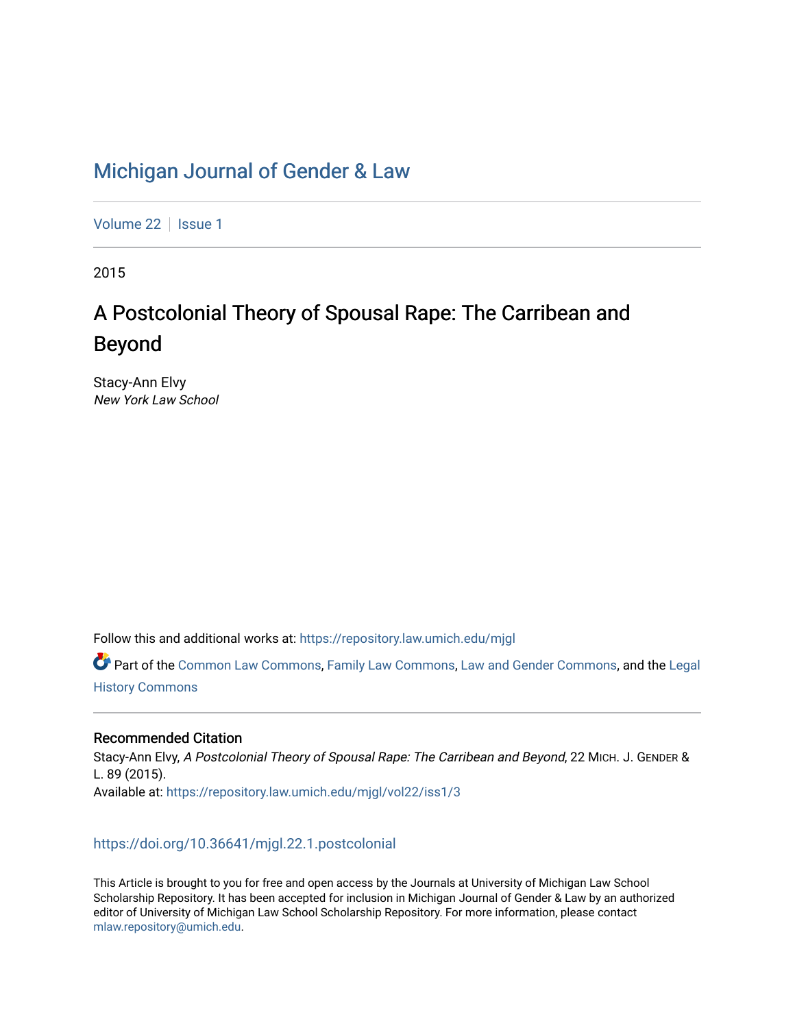# Michigan Journal of Gender & Law

Volume 22 | Issue 1

2015

## A Postcolonial Theory of Spousal Rape: The Carribean and Beyond

Stacy-Ann Elvy
*New York Law School*

Follow this and additional works at: https://repository.law.umich.edu/mjgl

Part of the Common Law Commons, Family Law Commons, Law and Gender Commons, and the Legal History Commons

### Recommended Citation

Stacy-Ann Elvy, *A Postcolonial Theory of Spousal Rape: The Carribean and Beyond*, 22 MICH. J. GENDER & L. 89 (2015).
Available at: https://repository.law.umich.edu/mjgl/vol22/iss1/3

https://doi.org/10.36641/mjgl.22.1.postcolonial

This Article is brought to you for free and open access by the Journals at University of Michigan Law School Scholarship Repository. It has been accepted for inclusion in Michigan Journal of Gender & Law by an authorized editor of University of Michigan Law School Scholarship Repository. For more information, please contact mlaw.repository@umich.edu.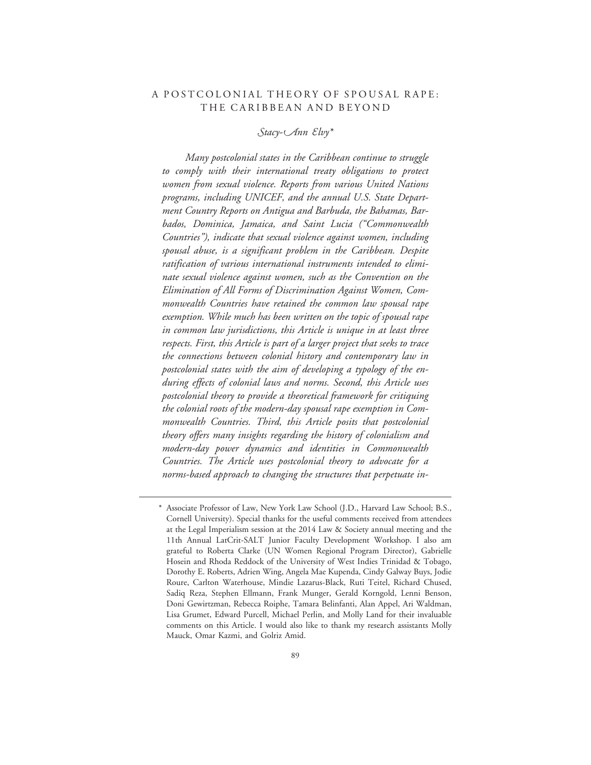# A POSTCOLONIAL THEORY OF SPOUSAL RAPE: THE CARIBBEAN AND BEYOND

*Stacy-Ann Elvy**

*Many postcolonial states in the Caribbean continue to struggle to comply with their international treaty obligations to protect women from sexual violence. Reports from various United Nations programs, including UNICEF, and the annual U.S. State Department Country Reports on Antigua and Barbuda, the Bahamas, Barbados, Dominica, Jamaica, and Saint Lucia ("Commonwealth Countries"), indicate that sexual violence against women, including spousal abuse, is a significant problem in the Caribbean. Despite ratification of various international instruments intended to eliminate sexual violence against women, such as the Convention on the Elimination of All Forms of Discrimination Against Women, Commonwealth Countries have retained the common law spousal rape exemption. While much has been written on the topic of spousal rape in common law jurisdictions, this Article is unique in at least three respects. First, this Article is part of a larger project that seeks to trace the connections between colonial history and contemporary law in postcolonial states with the aim of developing a typology of the enduring effects of colonial laws and norms. Second, this Article uses postcolonial theory to provide a theoretical framework for critiquing the colonial roots of the modern-day spousal rape exemption in Commonwealth Countries. Third, this Article posits that postcolonial theory offers many insights regarding the history of colonialism and modern-day power dynamics and identities in Commonwealth Countries. The Article uses postcolonial theory to advocate for a norms-based approach to changing the structures that perpetuate in-*

---

\* Associate Professor of Law, New York Law School (J.D., Harvard Law School; B.S., Cornell University). Special thanks for the useful comments received from attendees at the Legal Imperialism session at the 2014 Law & Society annual meeting and the 11th Annual LatCrit-SALT Junior Faculty Development Workshop. I also am grateful to Roberta Clarke (UN Women Regional Program Director), Gabrielle Hosein and Rhoda Reddock of the University of West Indies Trinidad & Tobago, Dorothy E. Roberts, Adrien Wing, Angela Mae Kupenda, Cindy Galway Buys, Jodie Roure, Carlton Waterhouse, Mindie Lazarus-Black, Ruti Teitel, Richard Chused, Sadiq Reza, Stephen Ellmann, Frank Munger, Gerald Korngold, Lenni Benson, Doni Gewirtzman, Rebecca Roiphe, Tamara Belinfanti, Alan Appel, Ari Waldman, Lisa Grumet, Edward Purcell, Michael Perlin, and Molly Land for their invaluable comments on this Article. I would also like to thank my research assistants Molly Mauck, Omar Kazmi, and Golriz Amid.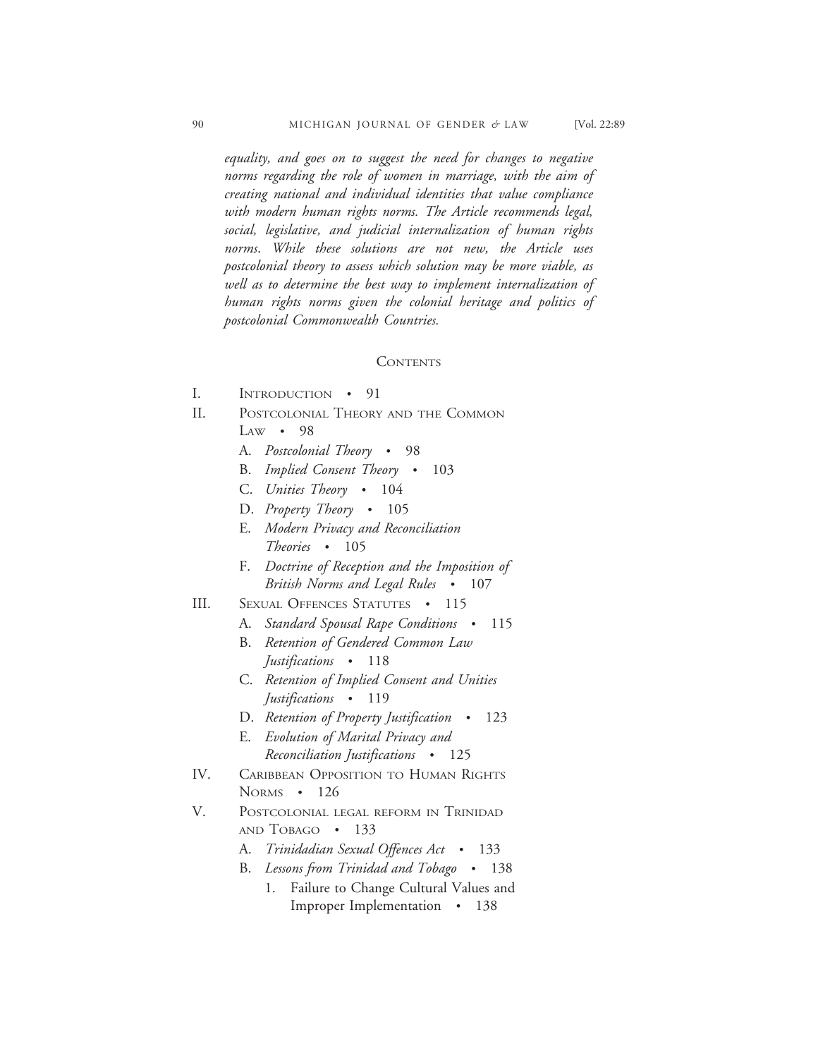*equality, and goes on to suggest the need for changes to negative norms regarding the role of women in marriage, with the aim of creating national and individual identities that value compliance with modern human rights norms. The Article recommends legal, social, legislative, and judicial internalization of human rights norms. While these solutions are not new, the Article uses postcolonial theory to assess which solution may be more viable, as well as to determine the best way to implement internalization of human rights norms given the colonial heritage and politics of postcolonial Commonwealth Countries.*

## Contents

- I. Introduction • 91
- II. Postcolonial Theory and the Common Law • 98
  - A. *Postcolonial Theory* • 98
  - B. *Implied Consent Theory* • 103
  - C. *Unities Theory* • 104
  - D. *Property Theory* • 105
  - E. *Modern Privacy and Reconciliation Theories* • 105
  - F. *Doctrine of Reception and the Imposition of British Norms and Legal Rules* • 107
- III. Sexual Offences Statutes • 115
  - A. *Standard Spousal Rape Conditions* • 115
  - B. *Retention of Gendered Common Law Justifications* • 118
  - C. *Retention of Implied Consent and Unities Justifications* • 119
  - D. *Retention of Property Justification* • 123
  - E. *Evolution of Marital Privacy and Reconciliation Justifications* • 125
- IV. Caribbean Opposition to Human Rights Norms • 126
- V. Postcolonial legal reform in Trinidad and Tobago • 133
  - A. *Trinidadian Sexual Offences Act* • 133
  - B. *Lessons from Trinidad and Tobago* • 138
    - 1. Failure to Change Cultural Values and Improper Implementation • 138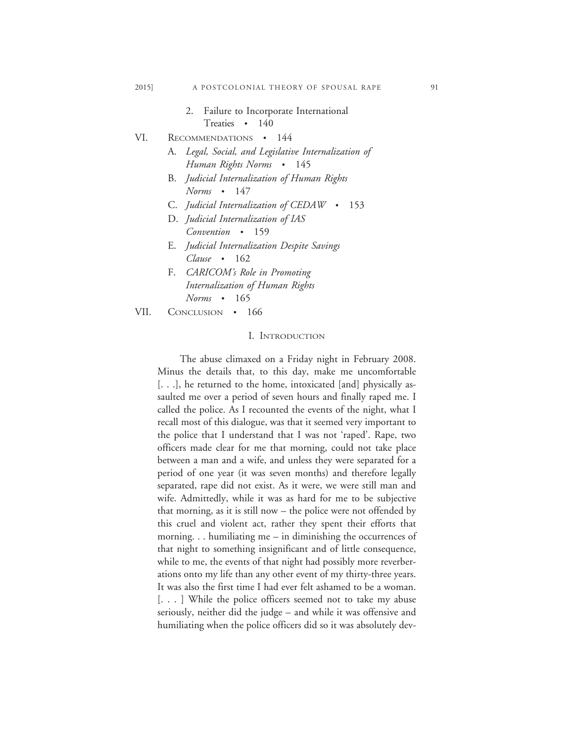2. Failure to Incorporate International Treaties • 140

VI. Recommendations • 144

A. *Legal, Social, and Legislative Internalization of Human Rights Norms* • 145

B. *Judicial Internalization of Human Rights Norms* • 147

C. *Judicial Internalization of CEDAW* • 153

D. *Judicial Internalization of IAS Convention* • 159

E. *Judicial Internalization Despite Savings Clause* • 162

F. *CARICOM's Role in Promoting Internalization of Human Rights Norms* • 165

VII. Conclusion • 166

## I. Introduction

The abuse climaxed on a Friday night in February 2008. Minus the details that, to this day, make me uncomfortable [. . .], he returned to the home, intoxicated [and] physically assaulted me over a period of seven hours and finally raped me. I called the police. As I recounted the events of the night, what I recall most of this dialogue, was that it seemed very important to the police that I understand that I was not 'raped'. Rape, two officers made clear for me that morning, could not take place between a man and a wife, and unless they were separated for a period of one year (it was seven months) and therefore legally separated, rape did not exist. As it were, we were still man and wife. Admittedly, while it was as hard for me to be subjective that morning, as it is still now – the police were not offended by this cruel and violent act, rather they spent their efforts that morning. . . humiliating me – in diminishing the occurrences of that night to something insignificant and of little consequence, while to me, the events of that night had possibly more reverberations onto my life than any other event of my thirty-three years. It was also the first time I had ever felt ashamed to be a woman. [. . . ] While the police officers seemed not to take my abuse seriously, neither did the judge – and while it was offensive and humiliating when the police officers did so it was absolutely dev-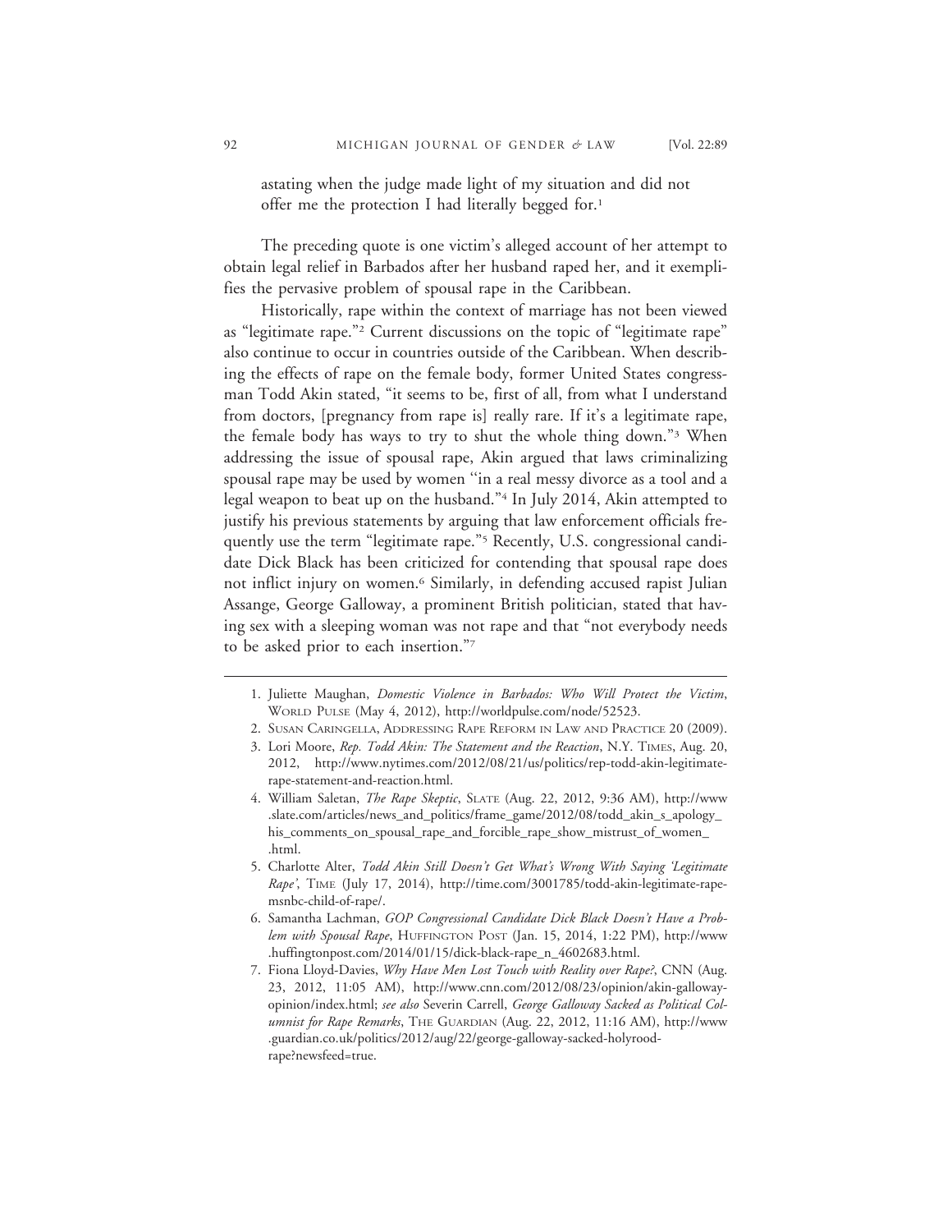astating when the judge made light of my situation and did not offer me the protection I had literally begged for.[1]

The preceding quote is one victim's alleged account of her attempt to obtain legal relief in Barbados after her husband raped her, and it exemplifies the pervasive problem of spousal rape in the Caribbean.

Historically, rape within the context of marriage has not been viewed as "legitimate rape."[2] Current discussions on the topic of "legitimate rape" also continue to occur in countries outside of the Caribbean. When describing the effects of rape on the female body, former United States congressman Todd Akin stated, "it seems to be, first of all, from what I understand from doctors, [pregnancy from rape is] really rare. If it's a legitimate rape, the female body has ways to try to shut the whole thing down."[3] When addressing the issue of spousal rape, Akin argued that laws criminalizing spousal rape may be used by women "in a real messy divorce as a tool and a legal weapon to beat up on the husband."[4] In July 2014, Akin attempted to justify his previous statements by arguing that law enforcement officials frequently use the term "legitimate rape."[5] Recently, U.S. congressional candidate Dick Black has been criticized for contending that spousal rape does not inflict injury on women.[6] Similarly, in defending accused rapist Julian Assange, George Galloway, a prominent British politician, stated that having sex with a sleeping woman was not rape and that "not everybody needs to be asked prior to each insertion."[7]

---

1. Juliette Maughan, *Domestic Violence in Barbados: Who Will Protect the Victim*, WORLD PULSE (May 4, 2012), http://worldpulse.com/node/52523.
2. SUSAN CARINGELLA, ADDRESSING RAPE REFORM IN LAW AND PRACTICE 20 (2009).
3. Lori Moore, *Rep. Todd Akin: The Statement and the Reaction*, N.Y. TIMES, Aug. 20, 2012, http://www.nytimes.com/2012/08/21/us/politics/rep-todd-akin-legitimate-rape-statement-and-reaction.html.
4. William Saletan, *The Rape Skeptic*, SLATE (Aug. 22, 2012, 9:36 AM), http://www.slate.com/articles/news_and_politics/frame_game/2012/08/todd_akin_s_apology_his_comments_on_spousal_rape_and_forcible_rape_show_mistrust_of_women_.html.
5. Charlotte Alter, *Todd Akin Still Doesn't Get What's Wrong With Saying 'Legitimate Rape'*, TIME (July 17, 2014), http://time.com/3001785/todd-akin-legitimate-rape-msnbc-child-of-rape/.
6. Samantha Lachman, *GOP Congressional Candidate Dick Black Doesn't Have a Problem with Spousal Rape*, HUFFINGTON POST (Jan. 15, 2014, 1:22 PM), http://www.huffingtonpost.com/2014/01/15/dick-black-rape_n_4602683.html.
7. Fiona Lloyd-Davies, *Why Have Men Lost Touch with Reality over Rape?*, CNN (Aug. 23, 2012, 11:05 AM), http://www.cnn.com/2012/08/23/opinion/akin-galloway-opinion/index.html; *see also* Severin Carrell, *George Galloway Sacked as Political Columnist for Rape Remarks*, THE GUARDIAN (Aug. 22, 2012, 11:16 AM), http://www.guardian.co.uk/politics/2012/aug/22/george-galloway-sacked-holyrood-rape?newsfeed=true.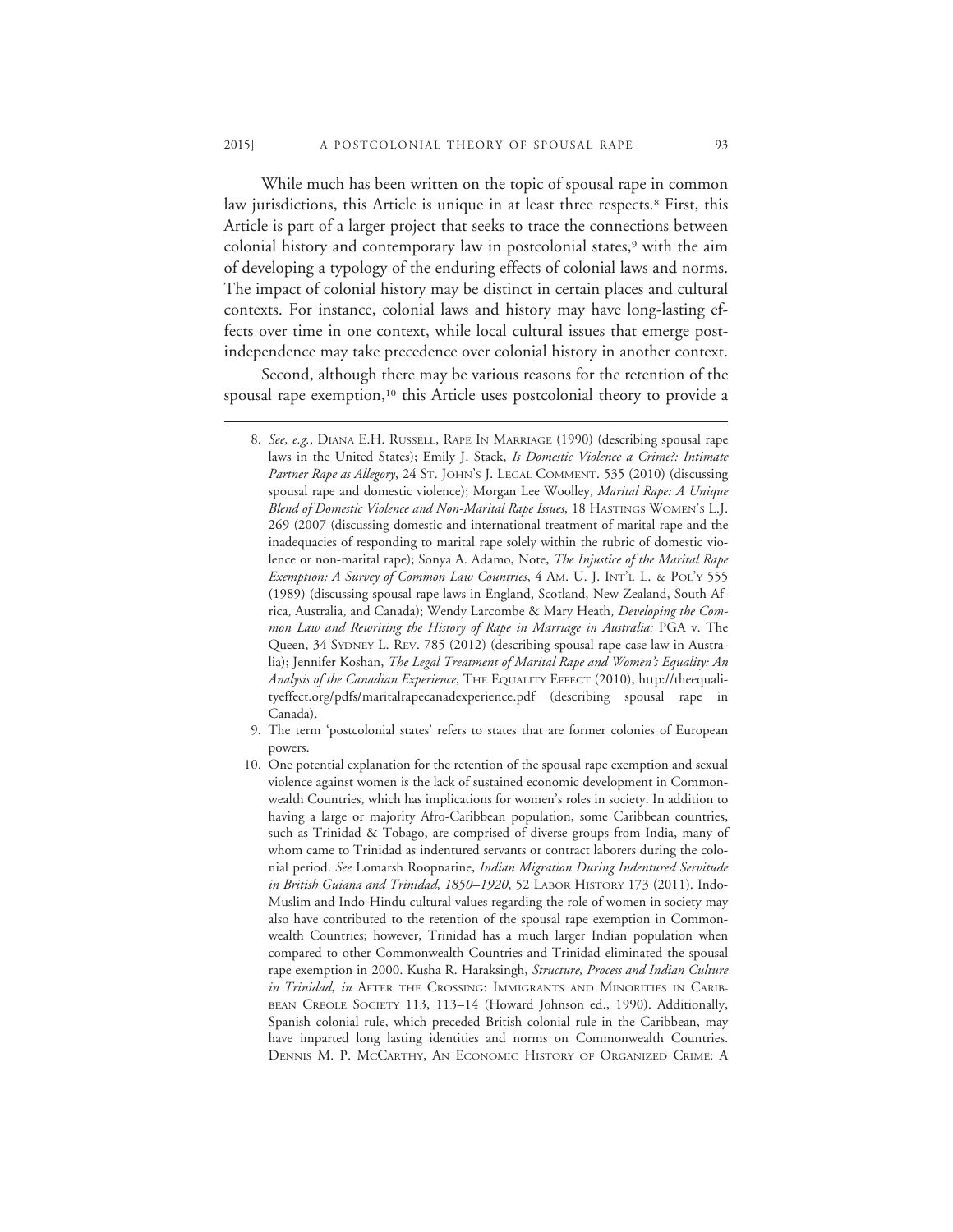While much has been written on the topic of spousal rape in common law jurisdictions, this Article is unique in at least three respects.[8] First, this Article is part of a larger project that seeks to trace the connections between colonial history and contemporary law in postcolonial states,[9] with the aim of developing a typology of the enduring effects of colonial laws and norms. The impact of colonial history may be distinct in certain places and cultural contexts. For instance, colonial laws and history may have long-lasting effects over time in one context, while local cultural issues that emerge post-independence may take precedence over colonial history in another context.

Second, although there may be various reasons for the retention of the spousal rape exemption,[10] this Article uses postcolonial theory to provide a

---

8. *See, e.g.*, DIANA E.H. RUSSELL, RAPE IN MARRIAGE (1990) (describing spousal rape laws in the United States); Emily J. Stack, *Is Domestic Violence a Crime?: Intimate Partner Rape as Allegory*, 24 ST. JOHN'S J. LEGAL COMMENT. 535 (2010) (discussing spousal rape and domestic violence); Morgan Lee Woolley, *Marital Rape: A Unique Blend of Domestic Violence and Non-Marital Rape Issues*, 18 HASTINGS WOMEN'S L.J. 269 (2007 (discussing domestic and international treatment of marital rape and the inadequacies of responding to marital rape solely within the rubric of domestic violence or non-marital rape); Sonya A. Adamo, Note, *The Injustice of the Marital Rape Exemption: A Survey of Common Law Countries*, 4 AM. U. J. INT'L L. & POL'Y 555 (1989) (discussing spousal rape laws in England, Scotland, New Zealand, South Africa, Australia, and Canada); Wendy Larcombe & Mary Heath, *Developing the Common Law and Rewriting the History of Rape in Marriage in Australia:* PGA v. The Queen, 34 SYDNEY L. REV. 785 (2012) (describing spousal rape case law in Australia); Jennifer Koshan, *The Legal Treatment of Marital Rape and Women's Equality: An Analysis of the Canadian Experience*, THE EQUALITY EFFECT (2010), http://theequalityeffect.org/pdfs/maritalrapecanadexperience.pdf (describing spousal rape in Canada).

9. The term 'postcolonial states' refers to states that are former colonies of European powers.

10. One potential explanation for the retention of the spousal rape exemption and sexual violence against women is the lack of sustained economic development in Commonwealth Countries, which has implications for women's roles in society. In addition to having a large or majority Afro-Caribbean population, some Caribbean countries, such as Trinidad & Tobago, are comprised of diverse groups from India, many of whom came to Trinidad as indentured servants or contract laborers during the colonial period. *See* Lomarsh Roopnarine, *Indian Migration During Indentured Servitude in British Guiana and Trinidad, 1850–1920*, 52 LABOR HISTORY 173 (2011). Indo-Muslim and Indo-Hindu cultural values regarding the role of women in society may also have contributed to the retention of the spousal rape exemption in Commonwealth Countries; however, Trinidad has a much larger Indian population when compared to other Commonwealth Countries and Trinidad eliminated the spousal rape exemption in 2000. Kusha R. Haraksingh, *Structure, Process and Indian Culture in Trinidad*, *in* AFTER THE CROSSING: IMMIGRANTS AND MINORITIES IN CARIBBEAN CREOLE SOCIETY 113, 113–14 (Howard Johnson ed., 1990). Additionally, Spanish colonial rule, which preceded British colonial rule in the Caribbean, may have imparted long lasting identities and norms on Commonwealth Countries. DENNIS M. P. MCCARTHY, AN ECONOMIC HISTORY OF ORGANIZED CRIME: A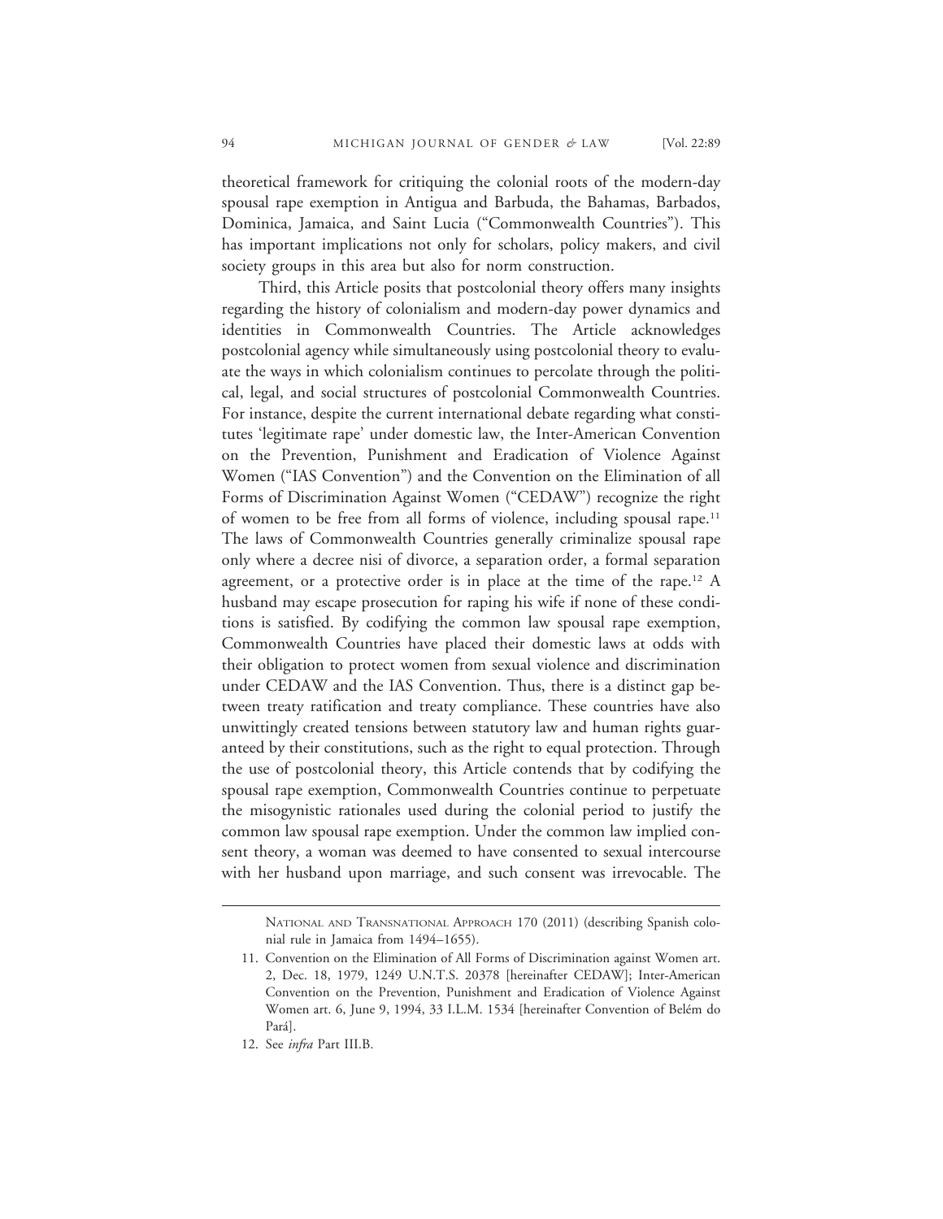theoretical framework for critiquing the colonial roots of the modern-day spousal rape exemption in Antigua and Barbuda, the Bahamas, Barbados, Dominica, Jamaica, and Saint Lucia ("Commonwealth Countries"). This has important implications not only for scholars, policy makers, and civil society groups in this area but also for norm construction.

Third, this Article posits that postcolonial theory offers many insights regarding the history of colonialism and modern-day power dynamics and identities in Commonwealth Countries. The Article acknowledges postcolonial agency while simultaneously using postcolonial theory to evaluate the ways in which colonialism continues to percolate through the political, legal, and social structures of postcolonial Commonwealth Countries. For instance, despite the current international debate regarding what constitutes 'legitimate rape' under domestic law, the Inter-American Convention on the Prevention, Punishment and Eradication of Violence Against Women ("IAS Convention") and the Convention on the Elimination of all Forms of Discrimination Against Women ("CEDAW") recognize the right of women to be free from all forms of violence, including spousal rape.[11] The laws of Commonwealth Countries generally criminalize spousal rape only where a decree nisi of divorce, a separation order, a formal separation agreement, or a protective order is in place at the time of the rape.[12] A husband may escape prosecution for raping his wife if none of these conditions is satisfied. By codifying the common law spousal rape exemption, Commonwealth Countries have placed their domestic laws at odds with their obligation to protect women from sexual violence and discrimination under CEDAW and the IAS Convention. Thus, there is a distinct gap between treaty ratification and treaty compliance. These countries have also unwittingly created tensions between statutory law and human rights guaranteed by their constitutions, such as the right to equal protection. Through the use of postcolonial theory, this Article contends that by codifying the spousal rape exemption, Commonwealth Countries continue to perpetuate the misogynistic rationales used during the colonial period to justify the common law spousal rape exemption. Under the common law implied consent theory, a woman was deemed to have consented to sexual intercourse with her husband upon marriage, and such consent was irrevocable. The

---

National and Transnational Approach 170 (2011) (describing Spanish colonial rule in Jamaica from 1494–1655).

11. Convention on the Elimination of All Forms of Discrimination against Women art. 2, Dec. 18, 1979, 1249 U.N.T.S. 20378 [hereinafter CEDAW]; Inter-American Convention on the Prevention, Punishment and Eradication of Violence Against Women art. 6, June 9, 1994, 33 I.L.M. 1534 [hereinafter Convention of Belém do Pará].
12. See *infra* Part III.B.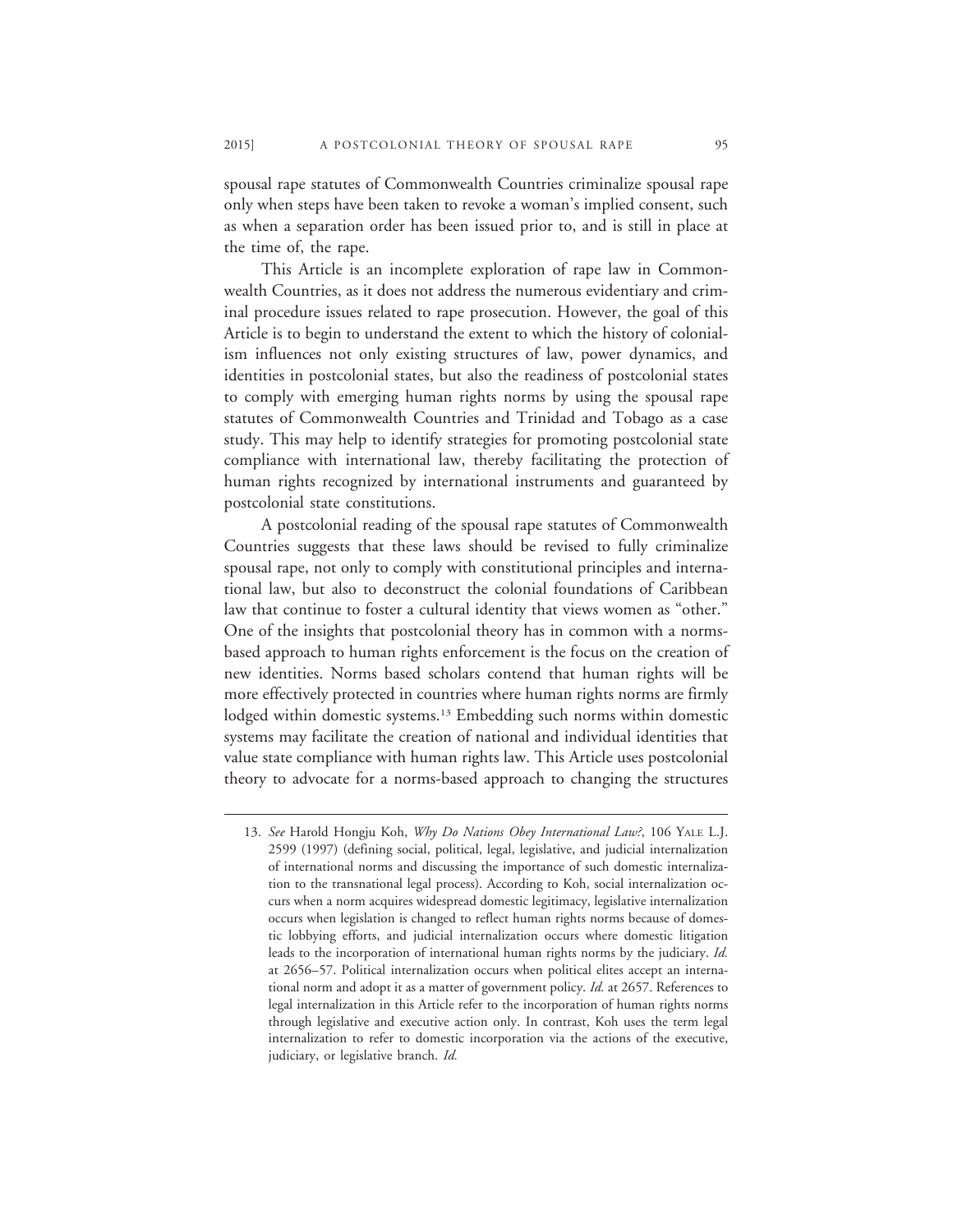spousal rape statutes of Commonwealth Countries criminalize spousal rape only when steps have been taken to revoke a woman's implied consent, such as when a separation order has been issued prior to, and is still in place at the time of, the rape.

This Article is an incomplete exploration of rape law in Commonwealth Countries, as it does not address the numerous evidentiary and criminal procedure issues related to rape prosecution. However, the goal of this Article is to begin to understand the extent to which the history of colonialism influences not only existing structures of law, power dynamics, and identities in postcolonial states, but also the readiness of postcolonial states to comply with emerging human rights norms by using the spousal rape statutes of Commonwealth Countries and Trinidad and Tobago as a case study. This may help to identify strategies for promoting postcolonial state compliance with international law, thereby facilitating the protection of human rights recognized by international instruments and guaranteed by postcolonial state constitutions.

A postcolonial reading of the spousal rape statutes of Commonwealth Countries suggests that these laws should be revised to fully criminalize spousal rape, not only to comply with constitutional principles and international law, but also to deconstruct the colonial foundations of Caribbean law that continue to foster a cultural identity that views women as "other." One of the insights that postcolonial theory has in common with a norms-based approach to human rights enforcement is the focus on the creation of new identities. Norms based scholars contend that human rights will be more effectively protected in countries where human rights norms are firmly lodged within domestic systems.[13] Embedding such norms within domestic systems may facilitate the creation of national and individual identities that value state compliance with human rights law. This Article uses postcolonial theory to advocate for a norms-based approach to changing the structures

13. *See* Harold Hongju Koh, *Why Do Nations Obey International Law?*, 106 YALE L.J. 2599 (1997) (defining social, political, legal, legislative, and judicial internalization of international norms and discussing the importance of such domestic internalization to the transnational legal process). According to Koh, social internalization occurs when a norm acquires widespread domestic legitimacy, legislative internalization occurs when legislation is changed to reflect human rights norms because of domestic lobbying efforts, and judicial internalization occurs where domestic litigation leads to the incorporation of international human rights norms by the judiciary. *Id.* at 2656–57. Political internalization occurs when political elites accept an international norm and adopt it as a matter of government policy. *Id.* at 2657. References to legal internalization in this Article refer to the incorporation of human rights norms through legislative and executive action only. In contrast, Koh uses the term legal internalization to refer to domestic incorporation via the actions of the executive, judiciary, or legislative branch. *Id.*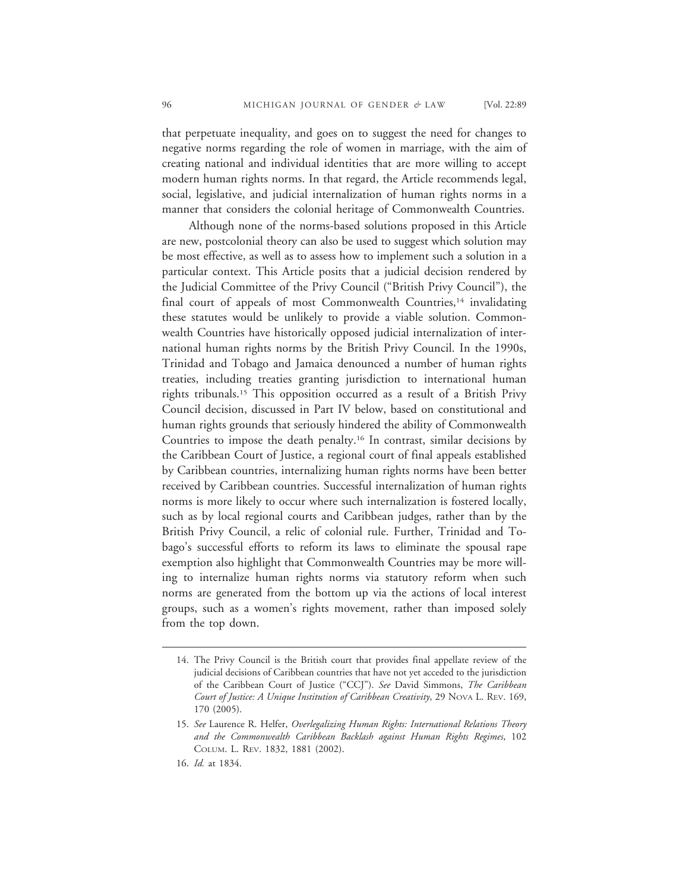that perpetuate inequality, and goes on to suggest the need for changes to negative norms regarding the role of women in marriage, with the aim of creating national and individual identities that are more willing to accept modern human rights norms. In that regard, the Article recommends legal, social, legislative, and judicial internalization of human rights norms in a manner that considers the colonial heritage of Commonwealth Countries.

Although none of the norms-based solutions proposed in this Article are new, postcolonial theory can also be used to suggest which solution may be most effective, as well as to assess how to implement such a solution in a particular context. This Article posits that a judicial decision rendered by the Judicial Committee of the Privy Council ("British Privy Council"), the final court of appeals of most Commonwealth Countries,[14] invalidating these statutes would be unlikely to provide a viable solution. Commonwealth Countries have historically opposed judicial internalization of international human rights norms by the British Privy Council. In the 1990s, Trinidad and Tobago and Jamaica denounced a number of human rights treaties, including treaties granting jurisdiction to international human rights tribunals.[15] This opposition occurred as a result of a British Privy Council decision, discussed in Part IV below, based on constitutional and human rights grounds that seriously hindered the ability of Commonwealth Countries to impose the death penalty.[16] In contrast, similar decisions by the Caribbean Court of Justice, a regional court of final appeals established by Caribbean countries, internalizing human rights norms have been better received by Caribbean countries. Successful internalization of human rights norms is more likely to occur where such internalization is fostered locally, such as by local regional courts and Caribbean judges, rather than by the British Privy Council, a relic of colonial rule. Further, Trinidad and Tobago's successful efforts to reform its laws to eliminate the spousal rape exemption also highlight that Commonwealth Countries may be more willing to internalize human rights norms via statutory reform when such norms are generated from the bottom up via the actions of local interest groups, such as a women's rights movement, rather than imposed solely from the top down.

---

14. The Privy Council is the British court that provides final appellate review of the judicial decisions of Caribbean countries that have not yet acceded to the jurisdiction of the Caribbean Court of Justice ("CCJ"). *See* David Simmons, *The Caribbean Court of Justice: A Unique Institution of Caribbean Creativity*, 29 NOVA L. REV. 169, 170 (2005).

15. *See* Laurence R. Helfer, *Overlegalizing Human Rights: International Relations Theory and the Commonwealth Caribbean Backlash against Human Rights Regimes*, 102 COLUM. L. REV. 1832, 1881 (2002).

16. *Id.* at 1834.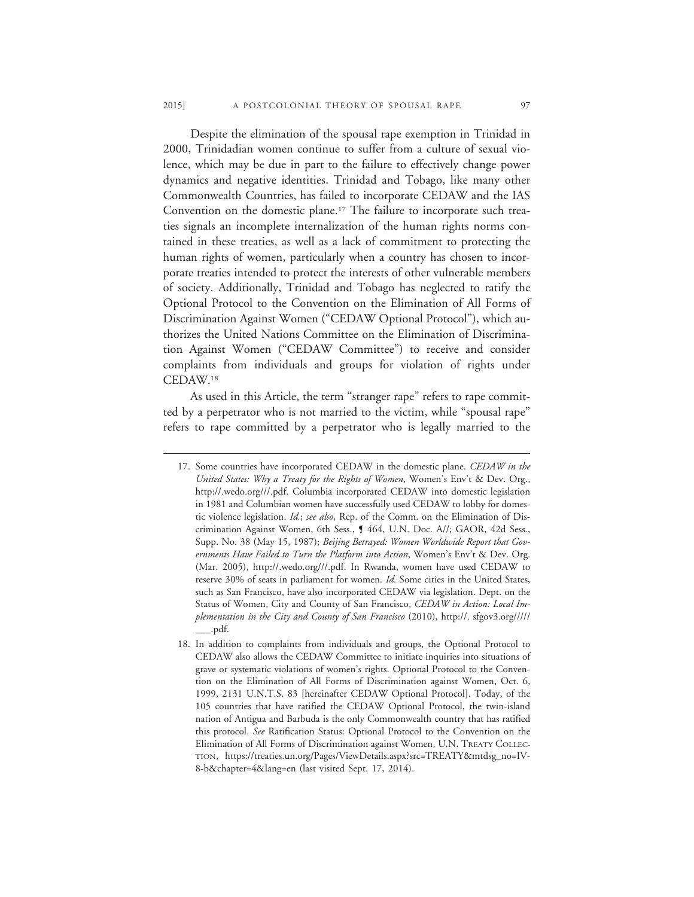Despite the elimination of the spousal rape exemption in Trinidad in 2000, Trinidadian women continue to suffer from a culture of sexual violence, which may be due in part to the failure to effectively change power dynamics and negative identities. Trinidad and Tobago, like many other Commonwealth Countries, has failed to incorporate CEDAW and the IAS Convention on the domestic plane.[17] The failure to incorporate such treaties signals an incomplete internalization of the human rights norms contained in these treaties, as well as a lack of commitment to protecting the human rights of women, particularly when a country has chosen to incorporate treaties intended to protect the interests of other vulnerable members of society. Additionally, Trinidad and Tobago has neglected to ratify the Optional Protocol to the Convention on the Elimination of All Forms of Discrimination Against Women ("CEDAW Optional Protocol"), which authorizes the United Nations Committee on the Elimination of Discrimination Against Women ("CEDAW Committee") to receive and consider complaints from individuals and groups for violation of rights under CEDAW.[18]

As used in this Article, the term "stranger rape" refers to rape committed by a perpetrator who is not married to the victim, while "spousal rape" refers to rape committed by a perpetrator who is legally married to the

---

17. Some countries have incorporated CEDAW in the domestic plane. *CEDAW in the United States: Why a Treaty for the Rights of Women*, Women's Env't & Dev. Org., http://.wedo.org///.pdf. Columbia incorporated CEDAW into domestic legislation in 1981 and Columbian women have successfully used CEDAW to lobby for domestic violence legislation. *Id.*; *see also*, Rep. of the Comm. on the Elimination of Discrimination Against Women, 6th Sess., ¶ 464, U.N. Doc. A//; GAOR, 42d Sess., Supp. No. 38 (May 15, 1987); *Beijing Betrayed: Women Worldwide Report that Governments Have Failed to Turn the Platform into Action*, Women's Env't & Dev. Org. (Mar. 2005), http://.wedo.org///.pdf. In Rwanda, women have used CEDAW to reserve 30% of seats in parliament for women. *Id.* Some cities in the United States, such as San Francisco, have also incorporated CEDAW via legislation. Dept. on the Status of Women, City and County of San Francisco, *CEDAW in Action: Local Implementation in the City and County of San Francisco* (2010), http://. sfgov3.org///// ___.pdf.

18. In addition to complaints from individuals and groups, the Optional Protocol to CEDAW also allows the CEDAW Committee to initiate inquiries into situations of grave or systematic violations of women's rights. Optional Protocol to the Convention on the Elimination of All Forms of Discrimination against Women, Oct. 6, 1999, 2131 U.N.T.S. 83 [hereinafter CEDAW Optional Protocol]. Today, of the 105 countries that have ratified the CEDAW Optional Protocol, the twin-island nation of Antigua and Barbuda is the only Commonwealth country that has ratified this protocol. *See* Ratification Status: Optional Protocol to the Convention on the Elimination of All Forms of Discrimination against Women, U.N. TREATY COLLECTION, https://treaties.un.org/Pages/ViewDetails.aspx?src=TREATY&mtdsg_no=IV-8-b&chapter=4&lang=en (last visited Sept. 17, 2014).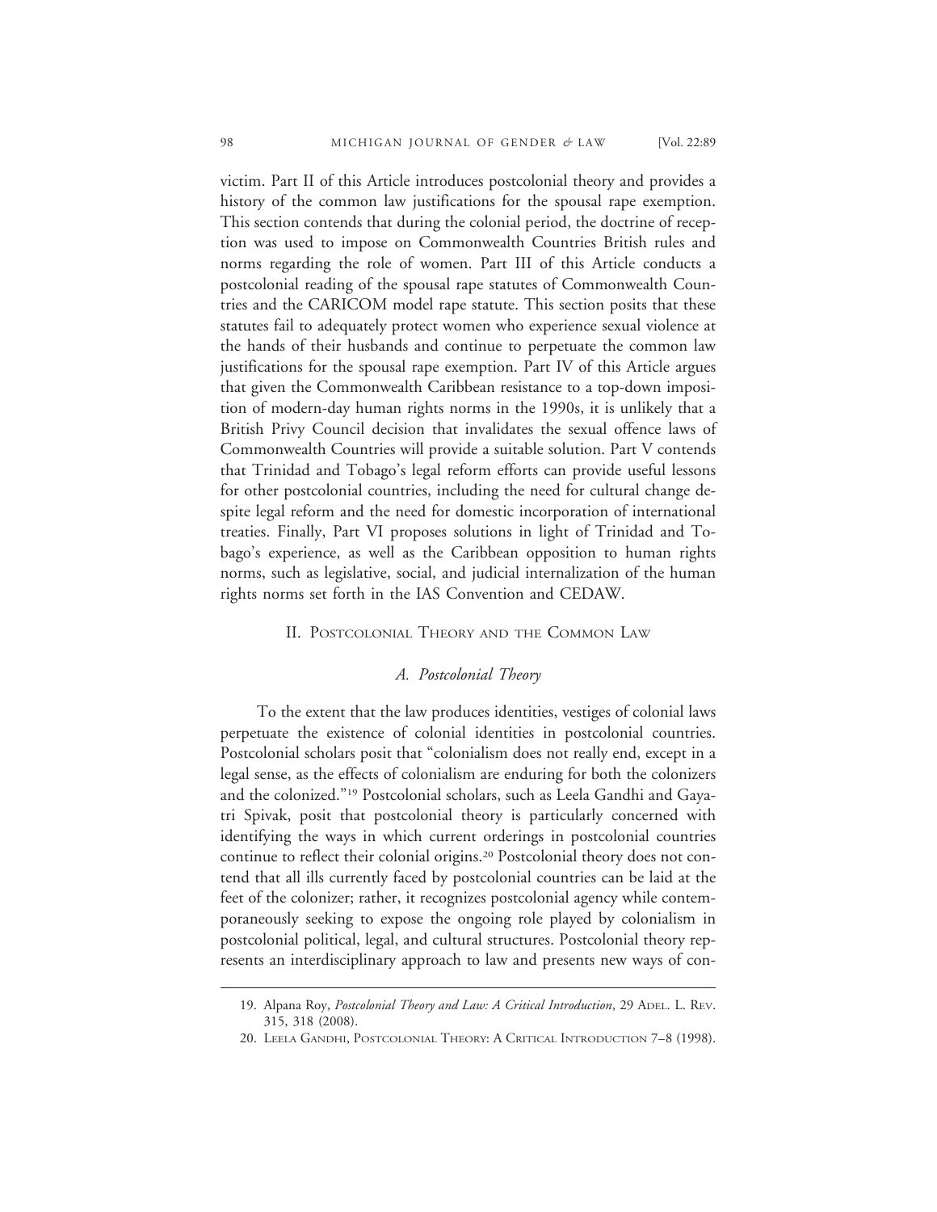victim. Part II of this Article introduces postcolonial theory and provides a history of the common law justifications for the spousal rape exemption. This section contends that during the colonial period, the doctrine of reception was used to impose on Commonwealth Countries British rules and norms regarding the role of women. Part III of this Article conducts a postcolonial reading of the spousal rape statutes of Commonwealth Countries and the CARICOM model rape statute. This section posits that these statutes fail to adequately protect women who experience sexual violence at the hands of their husbands and continue to perpetuate the common law justifications for the spousal rape exemption. Part IV of this Article argues that given the Commonwealth Caribbean resistance to a top-down imposition of modern-day human rights norms in the 1990s, it is unlikely that a British Privy Council decision that invalidates the sexual offence laws of Commonwealth Countries will provide a suitable solution. Part V contends that Trinidad and Tobago's legal reform efforts can provide useful lessons for other postcolonial countries, including the need for cultural change despite legal reform and the need for domestic incorporation of international treaties. Finally, Part VI proposes solutions in light of Trinidad and Tobago's experience, as well as the Caribbean opposition to human rights norms, such as legislative, social, and judicial internalization of the human rights norms set forth in the IAS Convention and CEDAW.

## II. Postcolonial Theory and the Common Law

### *A. Postcolonial Theory*

To the extent that the law produces identities, vestiges of colonial laws perpetuate the existence of colonial identities in postcolonial countries. Postcolonial scholars posit that "colonialism does not really end, except in a legal sense, as the effects of colonialism are enduring for both the colonizers and the colonized."[19] Postcolonial scholars, such as Leela Gandhi and Gayatri Spivak, posit that postcolonial theory is particularly concerned with identifying the ways in which current orderings in postcolonial countries continue to reflect their colonial origins.[20] Postcolonial theory does not contend that all ills currently faced by postcolonial countries can be laid at the feet of the colonizer; rather, it recognizes postcolonial agency while contemporaneously seeking to expose the ongoing role played by colonialism in postcolonial political, legal, and cultural structures. Postcolonial theory represents an interdisciplinary approach to law and presents new ways of con-

19. Alpana Roy, *Postcolonial Theory and Law: A Critical Introduction*, 29 Adel. L. Rev. 315, 318 (2008).

20. Leela Gandhi, Postcolonial Theory: A Critical Introduction 7–8 (1998).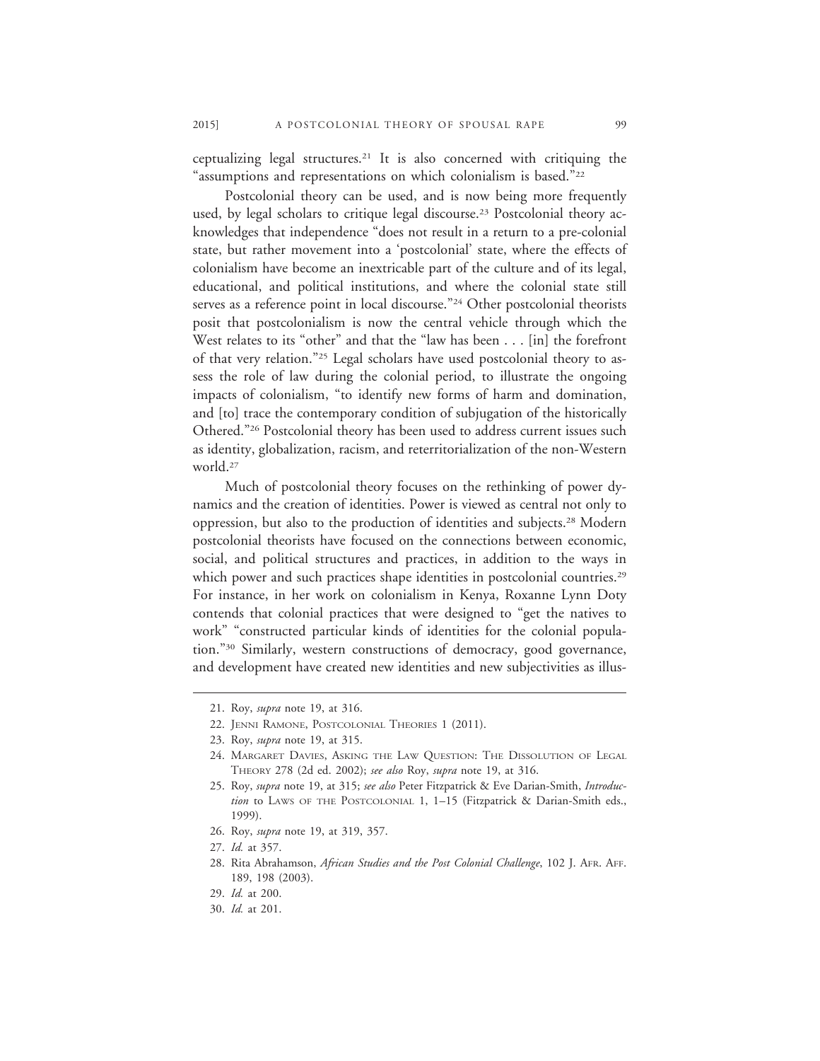ceptualizing legal structures.[21] It is also concerned with critiquing the "assumptions and representations on which colonialism is based."[22]

Postcolonial theory can be used, and is now being more frequently used, by legal scholars to critique legal discourse.[23] Postcolonial theory acknowledges that independence "does not result in a return to a pre-colonial state, but rather movement into a 'postcolonial' state, where the effects of colonialism have become an inextricable part of the culture and of its legal, educational, and political institutions, and where the colonial state still serves as a reference point in local discourse."[24] Other postcolonial theorists posit that postcolonialism is now the central vehicle through which the West relates to its "other" and that the "law has been . . . [in] the forefront of that very relation."[25] Legal scholars have used postcolonial theory to assess the role of law during the colonial period, to illustrate the ongoing impacts of colonialism, "to identify new forms of harm and domination, and [to] trace the contemporary condition of subjugation of the historically Othered."[26] Postcolonial theory has been used to address current issues such as identity, globalization, racism, and reterritorialization of the non-Western world.[27]

Much of postcolonial theory focuses on the rethinking of power dynamics and the creation of identities. Power is viewed as central not only to oppression, but also to the production of identities and subjects.[28] Modern postcolonial theorists have focused on the connections between economic, social, and political structures and practices, in addition to the ways in which power and such practices shape identities in postcolonial countries.[29] For instance, in her work on colonialism in Kenya, Roxanne Lynn Doty contends that colonial practices that were designed to "get the natives to work" "constructed particular kinds of identities for the colonial population."[30] Similarly, western constructions of democracy, good governance, and development have created new identities and new subjectivities as illus-

---

21. Roy, *supra* note 19, at 316.
22. JENNI RAMONE, POSTCOLONIAL THEORIES 1 (2011).
23. Roy, *supra* note 19, at 315.
24. MARGARET DAVIES, ASKING THE LAW QUESTION: THE DISSOLUTION OF LEGAL THEORY 278 (2d ed. 2002); *see also* Roy, *supra* note 19, at 316.
25. Roy, *supra* note 19, at 315; *see also* Peter Fitzpatrick & Eve Darian-Smith, *Introduction* to LAWS OF THE POSTCOLONIAL 1, 1–15 (Fitzpatrick & Darian-Smith eds., 1999).
26. Roy, *supra* note 19, at 319, 357.
27. *Id.* at 357.
28. Rita Abrahamson, *African Studies and the Post Colonial Challenge*, 102 J. AFR. AFF. 189, 198 (2003).
29. *Id.* at 200.
30. *Id.* at 201.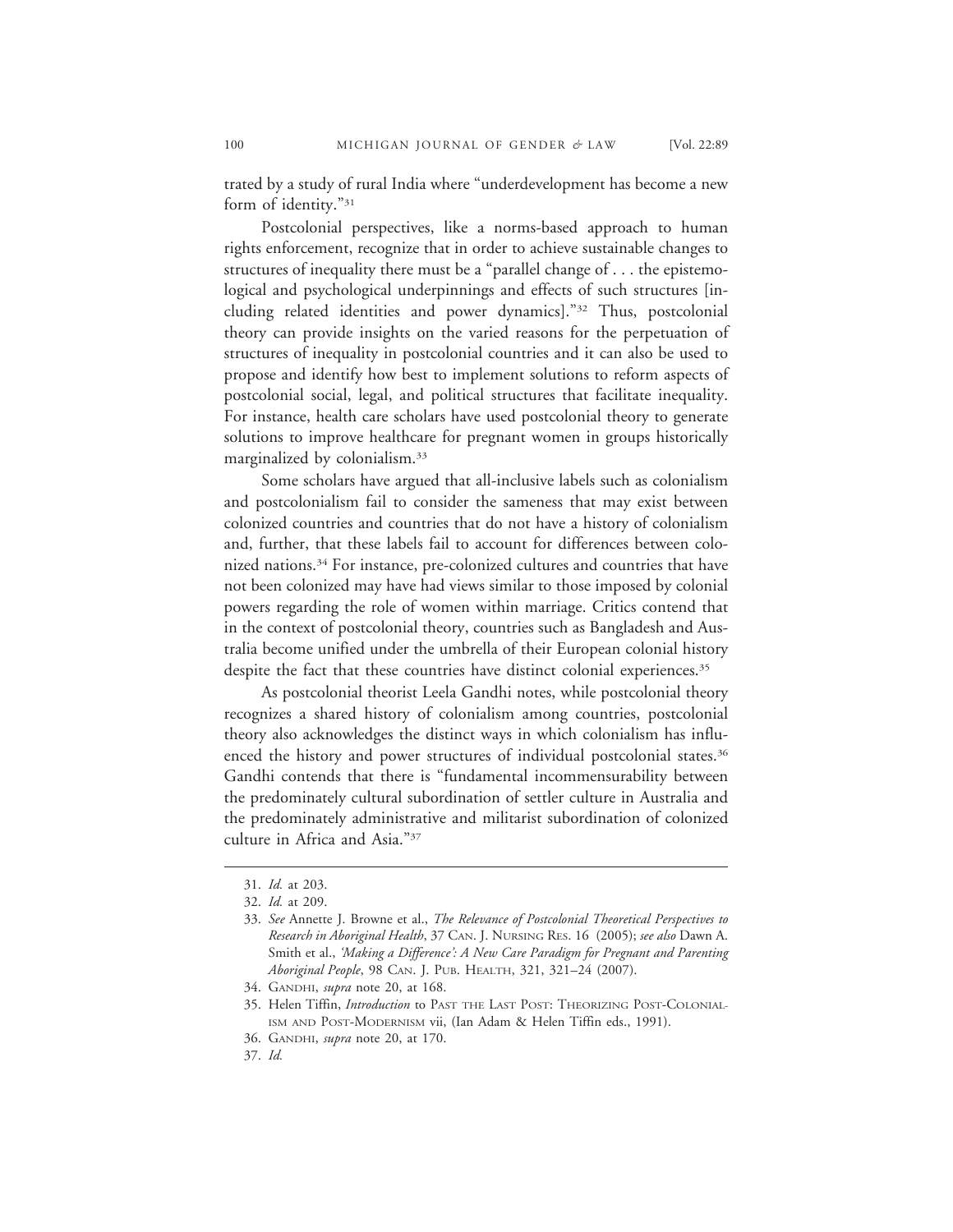trated by a study of rural India where "underdevelopment has become a new form of identity."[31]

Postcolonial perspectives, like a norms-based approach to human rights enforcement, recognize that in order to achieve sustainable changes to structures of inequality there must be a "parallel change of . . . the epistemological and psychological underpinnings and effects of such structures [including related identities and power dynamics]."[32] Thus, postcolonial theory can provide insights on the varied reasons for the perpetuation of structures of inequality in postcolonial countries and it can also be used to propose and identify how best to implement solutions to reform aspects of postcolonial social, legal, and political structures that facilitate inequality. For instance, health care scholars have used postcolonial theory to generate solutions to improve healthcare for pregnant women in groups historically marginalized by colonialism.[33]

Some scholars have argued that all-inclusive labels such as colonialism and postcolonialism fail to consider the sameness that may exist between colonized countries and countries that do not have a history of colonialism and, further, that these labels fail to account for differences between colonized nations.[34] For instance, pre-colonized cultures and countries that have not been colonized may have had views similar to those imposed by colonial powers regarding the role of women within marriage. Critics contend that in the context of postcolonial theory, countries such as Bangladesh and Australia become unified under the umbrella of their European colonial history despite the fact that these countries have distinct colonial experiences.[35]

As postcolonial theorist Leela Gandhi notes, while postcolonial theory recognizes a shared history of colonialism among countries, postcolonial theory also acknowledges the distinct ways in which colonialism has influenced the history and power structures of individual postcolonial states.[36] Gandhi contends that there is "fundamental incommensurability between the predominately cultural subordination of settler culture in Australia and the predominately administrative and militarist subordination of colonized culture in Africa and Asia."[37]

---

31. *Id.* at 203.
32. *Id.* at 209.
33. *See* Annette J. Browne et al., *The Relevance of Postcolonial Theoretical Perspectives to Research in Aboriginal Health*, 37 CAN. J. NURSING RES. 16 (2005); *see also* Dawn A. Smith et al., *'Making a Difference': A New Care Paradigm for Pregnant and Parenting Aboriginal People*, 98 CAN. J. PUB. HEALTH, 321, 321–24 (2007).
34. GANDHI, *supra* note 20, at 168.
35. Helen Tiffin, *Introduction* to PAST THE LAST POST: THEORIZING POST-COLONIALISM AND POST-MODERNISM vii, (Ian Adam & Helen Tiffin eds., 1991).
36. GANDHI, *supra* note 20, at 170.
37. *Id.*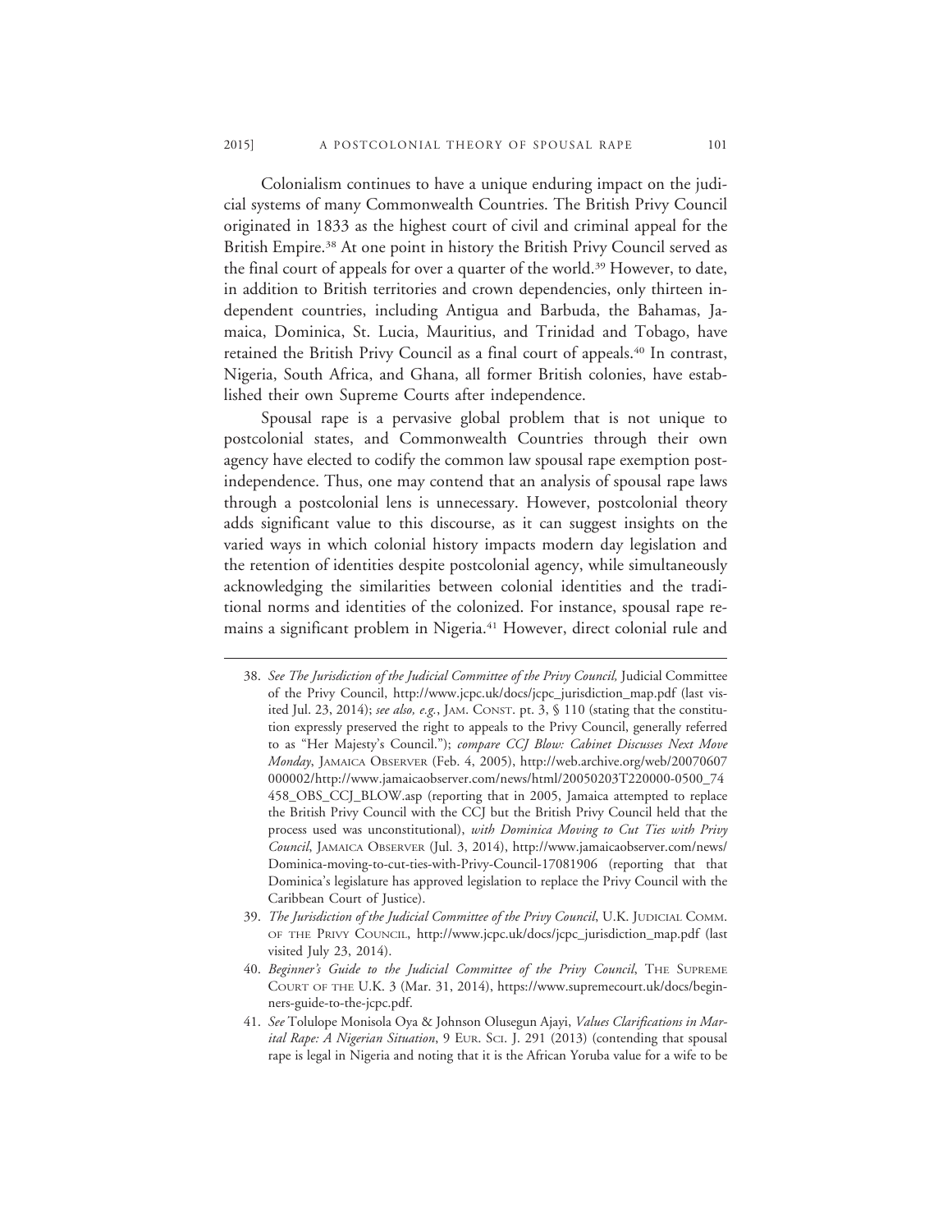Colonialism continues to have a unique enduring impact on the judicial systems of many Commonwealth Countries. The British Privy Council originated in 1833 as the highest court of civil and criminal appeal for the British Empire.[38] At one point in history the British Privy Council served as the final court of appeals for over a quarter of the world.[39] However, to date, in addition to British territories and crown dependencies, only thirteen independent countries, including Antigua and Barbuda, the Bahamas, Jamaica, Dominica, St. Lucia, Mauritius, and Trinidad and Tobago, have retained the British Privy Council as a final court of appeals.[40] In contrast, Nigeria, South Africa, and Ghana, all former British colonies, have established their own Supreme Courts after independence.

Spousal rape is a pervasive global problem that is not unique to postcolonial states, and Commonwealth Countries through their own agency have elected to codify the common law spousal rape exemption post-independence. Thus, one may contend that an analysis of spousal rape laws through a postcolonial lens is unnecessary. However, postcolonial theory adds significant value to this discourse, as it can suggest insights on the varied ways in which colonial history impacts modern day legislation and the retention of identities despite postcolonial agency, while simultaneously acknowledging the similarities between colonial identities and the traditional norms and identities of the colonized. For instance, spousal rape remains a significant problem in Nigeria.[41] However, direct colonial rule and

38. *See The Jurisdiction of the Judicial Committee of the Privy Council,* Judicial Committee of the Privy Council, http://www.jcpc.uk/docs/jcpc_jurisdiction_map.pdf (last visited Jul. 23, 2014); *see also, e.g.*, JAM. CONST. pt. 3, § 110 (stating that the constitution expressly preserved the right to appeals to the Privy Council, generally referred to as "Her Majesty's Council."); *compare CCJ Blow: Cabinet Discusses Next Move Monday*, JAMAICA OBSERVER (Feb. 4, 2005), http://web.archive.org/web/20070607000002/http://www.jamaicaobserver.com/news/html/20050203T220000-0500_74458_OBS_CCJ_BLOW.asp (reporting that in 2005, Jamaica attempted to replace the British Privy Council with the CCJ but the British Privy Council held that the process used was unconstitutional), *with Dominica Moving to Cut Ties with Privy Council*, JAMAICA OBSERVER (Jul. 3, 2014), http://www.jamaicaobserver.com/news/Dominica-moving-to-cut-ties-with-Privy-Council-17081906 (reporting that that Dominica's legislature has approved legislation to replace the Privy Council with the Caribbean Court of Justice).

39. *The Jurisdiction of the Judicial Committee of the Privy Council*, U.K. JUDICIAL COMM. OF THE PRIVY COUNCIL, http://www.jcpc.uk/docs/jcpc_jurisdiction_map.pdf (last visited July 23, 2014).

40. *Beginner's Guide to the Judicial Committee of the Privy Council*, THE SUPREME COURT OF THE U.K. 3 (Mar. 31, 2014), https://www.supremecourt.uk/docs/beginners-guide-to-the-jcpc.pdf.

41. *See* Tolulope Monisola Oya & Johnson Olusegun Ajayi, *Values Clarifications in Marital Rape: A Nigerian Situation*, 9 EUR. SCI. J. 291 (2013) (contending that spousal rape is legal in Nigeria and noting that it is the African Yoruba value for a wife to be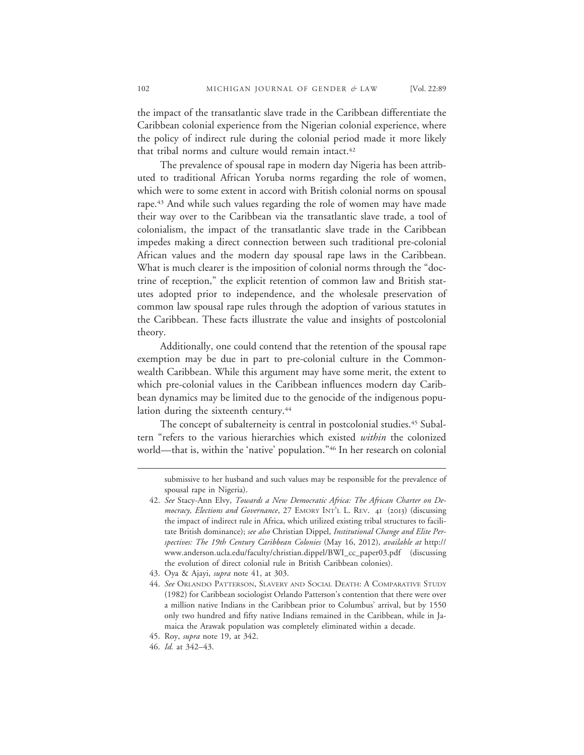the impact of the transatlantic slave trade in the Caribbean differentiate the Caribbean colonial experience from the Nigerian colonial experience, where the policy of indirect rule during the colonial period made it more likely that tribal norms and culture would remain intact.[42]

The prevalence of spousal rape in modern day Nigeria has been attributed to traditional African Yoruba norms regarding the role of women, which were to some extent in accord with British colonial norms on spousal rape.[43] And while such values regarding the role of women may have made their way over to the Caribbean via the transatlantic slave trade, a tool of colonialism, the impact of the transatlantic slave trade in the Caribbean impedes making a direct connection between such traditional pre-colonial African values and the modern day spousal rape laws in the Caribbean. What is much clearer is the imposition of colonial norms through the "doctrine of reception," the explicit retention of common law and British statutes adopted prior to independence, and the wholesale preservation of common law spousal rape rules through the adoption of various statutes in the Caribbean. These facts illustrate the value and insights of postcolonial theory.

Additionally, one could contend that the retention of the spousal rape exemption may be due in part to pre-colonial culture in the Commonwealth Caribbean. While this argument may have some merit, the extent to which pre-colonial values in the Caribbean influences modern day Caribbean dynamics may be limited due to the genocide of the indigenous population during the sixteenth century.[44]

The concept of subalterneity is central in postcolonial studies.[45] Subaltern "refers to the various hierarchies which existed *within* the colonized world—that is, within the 'native' population."[46] In her research on colonial

---

submissive to her husband and such values may be responsible for the prevalence of spousal rape in Nigeria).

42. *See* Stacy-Ann Elvy, *Towards a New Democratic Africa: The African Charter on Democracy, Elections and Governance*, 27 EMORY INT'L L. REV. 41 (2013) (discussing the impact of indirect rule in Africa, which utilized existing tribal structures to facilitate British dominance); *see also* Christian Dippel, *Institutional Change and Elite Perspectives: The 19th Century Caribbean Colonies* (May 16, 2012), *available at* http://www.anderson.ucla.edu/faculty/christian.dippel/BWI_cc_paper03.pdf (discussing the evolution of direct colonial rule in British Caribbean colonies).

43. Oya & Ajayi, *supra* note 41, at 303.

44. *See* ORLANDO PATTERSON, SLAVERY AND SOCIAL DEATH: A COMPARATIVE STUDY (1982) for Caribbean sociologist Orlando Patterson's contention that there were over a million native Indians in the Caribbean prior to Columbus' arrival, but by 1550 only two hundred and fifty native Indians remained in the Caribbean, while in Jamaica the Arawak population was completely eliminated within a decade.

45. Roy, *supra* note 19, at 342.

46. *Id.* at 342–43.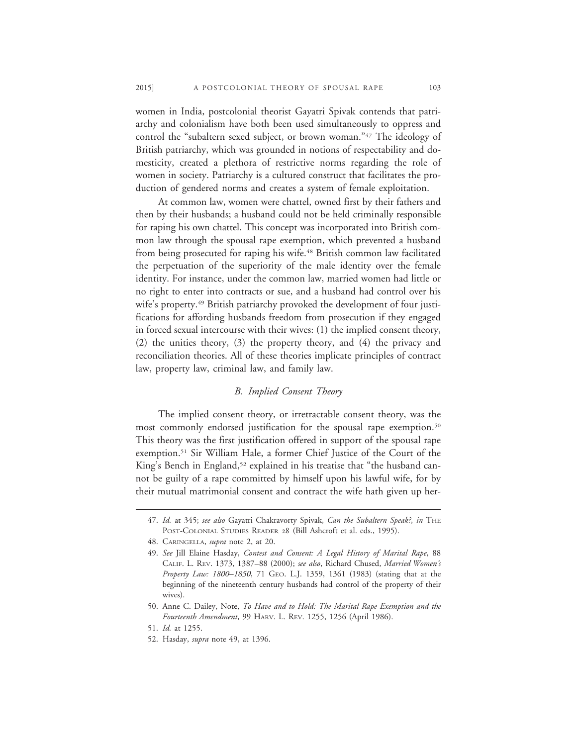women in India, postcolonial theorist Gayatri Spivak contends that patriarchy and colonialism have both been used simultaneously to oppress and control the "subaltern sexed subject, or brown woman."[47] The ideology of British patriarchy, which was grounded in notions of respectability and domesticity, created a plethora of restrictive norms regarding the role of women in society. Patriarchy is a cultured construct that facilitates the production of gendered norms and creates a system of female exploitation.

At common law, women were chattel, owned first by their fathers and then by their husbands; a husband could not be held criminally responsible for raping his own chattel. This concept was incorporated into British common law through the spousal rape exemption, which prevented a husband from being prosecuted for raping his wife.[48] British common law facilitated the perpetuation of the superiority of the male identity over the female identity. For instance, under the common law, married women had little or no right to enter into contracts or sue, and a husband had control over his wife's property.[49] British patriarchy provoked the development of four justifications for affording husbands freedom from prosecution if they engaged in forced sexual intercourse with their wives: (1) the implied consent theory, (2) the unities theory, (3) the property theory, and (4) the privacy and reconciliation theories. All of these theories implicate principles of contract law, property law, criminal law, and family law.

### *B. Implied Consent Theory*

The implied consent theory, or irretractable consent theory, was the most commonly endorsed justification for the spousal rape exemption.[50] This theory was the first justification offered in support of the spousal rape exemption.[51] Sir William Hale, a former Chief Justice of the Court of the King's Bench in England,[52] explained in his treatise that "the husband cannot be guilty of a rape committed by himself upon his lawful wife, for by their mutual matrimonial consent and contract the wife hath given up her-

---

47. *Id.* at 345; *see also* Gayatri Chakravorty Spivak, *Can the Subaltern Speak?*, *in* THE POST-COLONIAL STUDIES READER 28 (Bill Ashcroft et al. eds., 1995).

48. CARINGELLA, *supra* note 2, at 20.

49. *See* Jill Elaine Hasday, *Contest and Consent: A Legal History of Marital Rape*, 88 CALIF. L. REV. 1373, 1387–88 (2000); *see also*, Richard Chused, *Married Women's Property Law: 1800–1850*, 71 GEO. L.J. 1359, 1361 (1983) (stating that at the beginning of the nineteenth century husbands had control of the property of their wives).

50. Anne C. Dailey, Note, *To Have and to Hold: The Marital Rape Exemption and the Fourteenth Amendment*, 99 HARV. L. REV. 1255, 1256 (April 1986).

51. *Id.* at 1255.

52. Hasday, *supra* note 49, at 1396.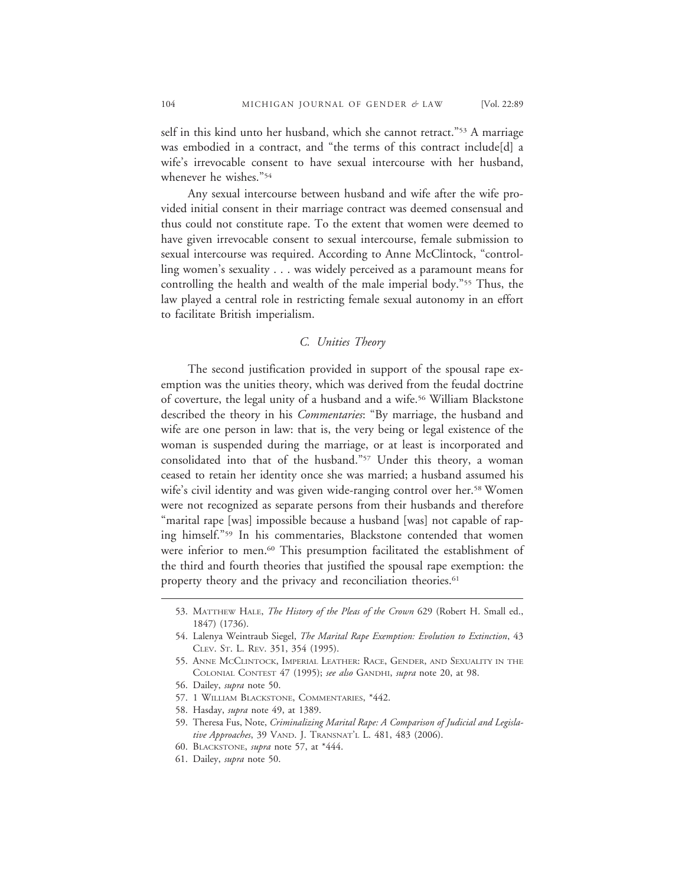self in this kind unto her husband, which she cannot retract."[53] A marriage was embodied in a contract, and "the terms of this contract include[d] a wife's irrevocable consent to have sexual intercourse with her husband, whenever he wishes."[54]

Any sexual intercourse between husband and wife after the wife provided initial consent in their marriage contract was deemed consensual and thus could not constitute rape. To the extent that women were deemed to have given irrevocable consent to sexual intercourse, female submission to sexual intercourse was required. According to Anne McClintock, "controlling women's sexuality . . . was widely perceived as a paramount means for controlling the health and wealth of the male imperial body."[55] Thus, the law played a central role in restricting female sexual autonomy in an effort to facilitate British imperialism.

### *C. Unities Theory*

The second justification provided in support of the spousal rape exemption was the unities theory, which was derived from the feudal doctrine of coverture, the legal unity of a husband and a wife.[56] William Blackstone described the theory in his *Commentaries*: "By marriage, the husband and wife are one person in law: that is, the very being or legal existence of the woman is suspended during the marriage, or at least is incorporated and consolidated into that of the husband."[57] Under this theory, a woman ceased to retain her identity once she was married; a husband assumed his wife's civil identity and was given wide-ranging control over her.[58] Women were not recognized as separate persons from their husbands and therefore "marital rape [was] impossible because a husband [was] not capable of raping himself."[59] In his commentaries, Blackstone contended that women were inferior to men.[60] This presumption facilitated the establishment of the third and fourth theories that justified the spousal rape exemption: the property theory and the privacy and reconciliation theories.[61]

53. Matthew Hale, *The History of the Pleas of the Crown* 629 (Robert H. Small ed., 1847) (1736).

54. Lalenya Weintraub Siegel, *The Marital Rape Exemption: Evolution to Extinction*, 43 Clev. St. L. Rev. 351, 354 (1995).

55. Anne McClintock, Imperial Leather: Race, Gender, and Sexuality in the Colonial Contest 47 (1995); *see also* Gandhi, *supra* note 20, at 98.

56. Dailey, *supra* note 50.

57. 1 William Blackstone, Commentaries, *442.

58. Hasday, *supra* note 49, at 1389.

59. Theresa Fus, Note, *Criminalizing Marital Rape: A Comparison of Judicial and Legislative Approaches*, 39 Vand. J. Transnat'l L. 481, 483 (2006).

60. Blackstone, *supra* note 57, at *444.

61. Dailey, *supra* note 50.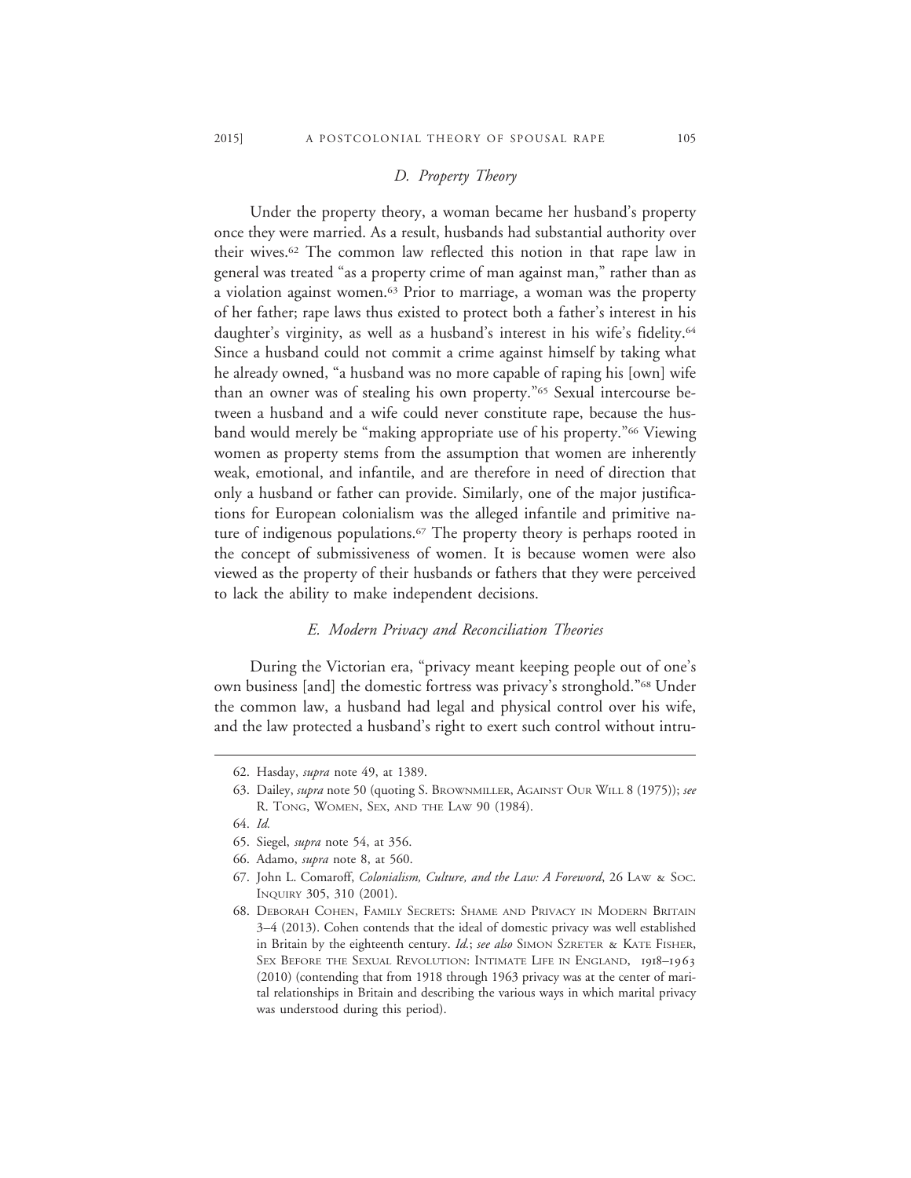### *D. Property Theory*

Under the property theory, a woman became her husband's property once they were married. As a result, husbands had substantial authority over their wives.[62] The common law reflected this notion in that rape law in general was treated "as a property crime of man against man," rather than as a violation against women.[63] Prior to marriage, a woman was the property of her father; rape laws thus existed to protect both a father's interest in his daughter's virginity, as well as a husband's interest in his wife's fidelity.[64] Since a husband could not commit a crime against himself by taking what he already owned, "a husband was no more capable of raping his [own] wife than an owner was of stealing his own property."[65] Sexual intercourse between a husband and a wife could never constitute rape, because the husband would merely be "making appropriate use of his property."[66] Viewing women as property stems from the assumption that women are inherently weak, emotional, and infantile, and are therefore in need of direction that only a husband or father can provide. Similarly, one of the major justifications for European colonialism was the alleged infantile and primitive nature of indigenous populations.[67] The property theory is perhaps rooted in the concept of submissiveness of women. It is because women were also viewed as the property of their husbands or fathers that they were perceived to lack the ability to make independent decisions.

### *E. Modern Privacy and Reconciliation Theories*

During the Victorian era, "privacy meant keeping people out of one's own business [and] the domestic fortress was privacy's stronghold."[68] Under the common law, a husband had legal and physical control over his wife, and the law protected a husband's right to exert such control without intru-

---

62. Hasday, *supra* note 49, at 1389.

63. Dailey, *supra* note 50 (quoting S. BROWNMILLER, AGAINST OUR WILL 8 (1975)); *see* R. TONG, WOMEN, SEX, AND THE LAW 90 (1984).

64. *Id.*

65. Siegel, *supra* note 54, at 356.

66. Adamo, *supra* note 8, at 560.

67. John L. Comaroff, *Colonialism, Culture, and the Law: A Foreword*, 26 LAW & SOC. INQUIRY 305, 310 (2001).

68. DEBORAH COHEN, FAMILY SECRETS: SHAME AND PRIVACY IN MODERN BRITAIN 3–4 (2013). Cohen contends that the ideal of domestic privacy was well established in Britain by the eighteenth century. *Id.*; *see also* SIMON SZRETER & KATE FISHER, SEX BEFORE THE SEXUAL REVOLUTION: INTIMATE LIFE IN ENGLAND, 1918–1963 (2010) (contending that from 1918 through 1963 privacy was at the center of marital relationships in Britain and describing the various ways in which marital privacy was understood during this period).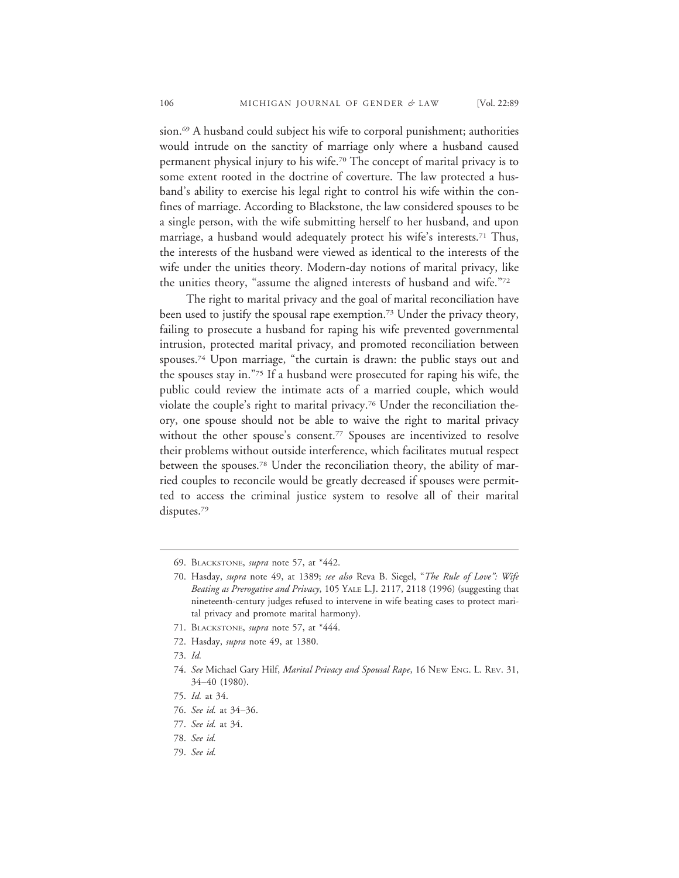sion.[69] A husband could subject his wife to corporal punishment; authorities would intrude on the sanctity of marriage only where a husband caused permanent physical injury to his wife.[70] The concept of marital privacy is to some extent rooted in the doctrine of coverture. The law protected a husband's ability to exercise his legal right to control his wife within the confines of marriage. According to Blackstone, the law considered spouses to be a single person, with the wife submitting herself to her husband, and upon marriage, a husband would adequately protect his wife's interests.[71] Thus, the interests of the husband were viewed as identical to the interests of the wife under the unities theory. Modern-day notions of marital privacy, like the unities theory, "assume the aligned interests of husband and wife."[72]

The right to marital privacy and the goal of marital reconciliation have been used to justify the spousal rape exemption.[73] Under the privacy theory, failing to prosecute a husband for raping his wife prevented governmental intrusion, protected marital privacy, and promoted reconciliation between spouses.[74] Upon marriage, "the curtain is drawn: the public stays out and the spouses stay in."[75] If a husband were prosecuted for raping his wife, the public could review the intimate acts of a married couple, which would violate the couple's right to marital privacy.[76] Under the reconciliation theory, one spouse should not be able to waive the right to marital privacy without the other spouse's consent.[77] Spouses are incentivized to resolve their problems without outside interference, which facilitates mutual respect between the spouses.[78] Under the reconciliation theory, the ability of married couples to reconcile would be greatly decreased if spouses were permitted to access the criminal justice system to resolve all of their marital disputes.[79]

---

69. Blackstone, *supra* note 57, at *442.
70. Hasday, *supra* note 49, at 1389; *see also* Reva B. Siegel, "*The Rule of Love": Wife Beating as Prerogative and Privacy*, 105 Yale L.J. 2117, 2118 (1996) (suggesting that nineteenth-century judges refused to intervene in wife beating cases to protect marital privacy and promote marital harmony).
71. Blackstone, *supra* note 57, at *444.
72. Hasday, *supra* note 49, at 1380.
73. *Id.*
74. *See* Michael Gary Hilf, *Marital Privacy and Spousal Rape*, 16 New Eng. L. Rev. 31, 34–40 (1980).
75. *Id.* at 34.
76. *See id.* at 34–36.
77. *See id.* at 34.
78. *See id.*
79. *See id.*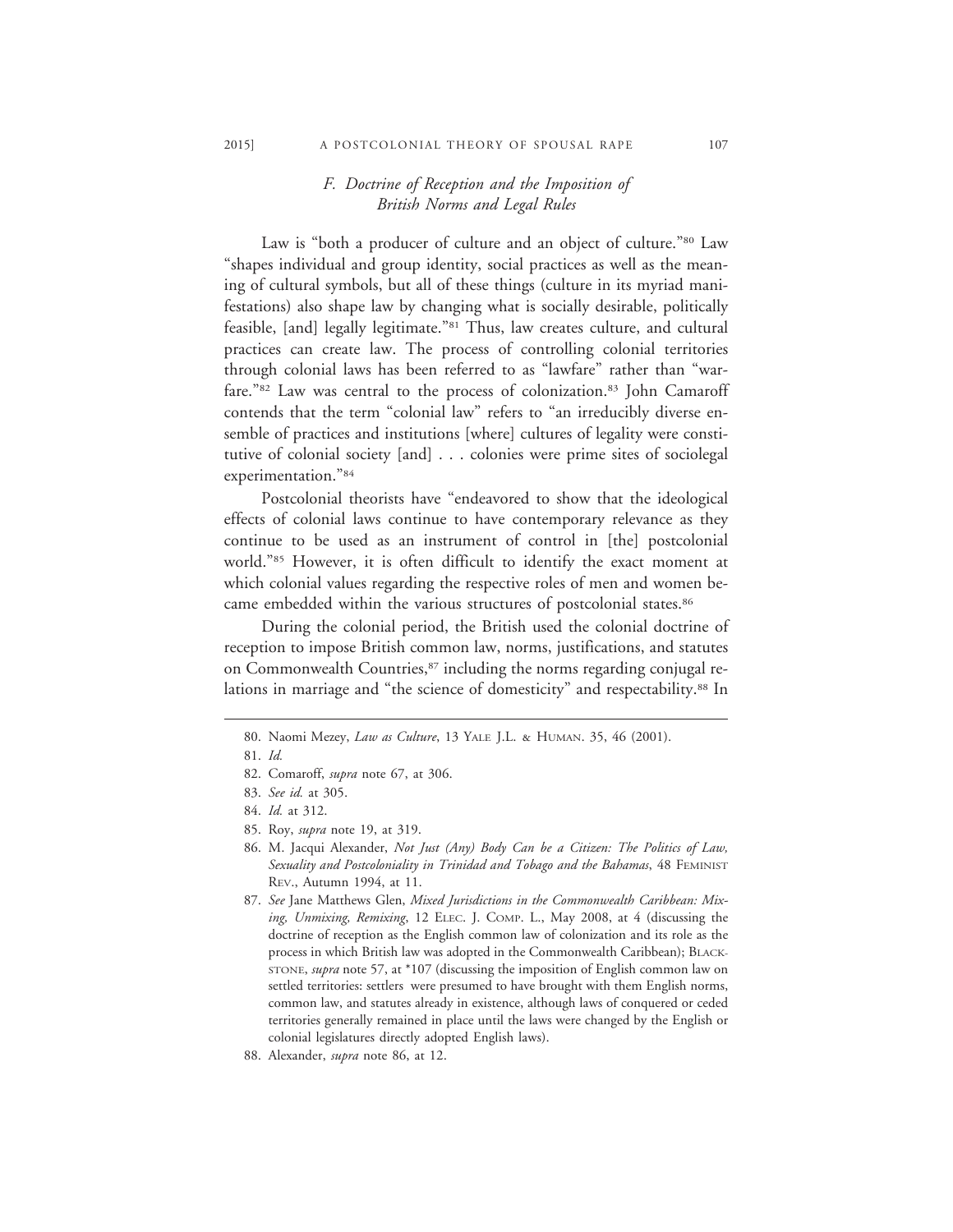### *F. Doctrine of Reception and the Imposition of British Norms and Legal Rules*

Law is "both a producer of culture and an object of culture."[80] Law "shapes individual and group identity, social practices as well as the meaning of cultural symbols, but all of these things (culture in its myriad manifestations) also shape law by changing what is socially desirable, politically feasible, [and] legally legitimate."[81] Thus, law creates culture, and cultural practices can create law. The process of controlling colonial territories through colonial laws has been referred to as "lawfare" rather than "warfare."[82] Law was central to the process of colonization.[83] John Camaroff contends that the term "colonial law" refers to "an irreducibly diverse ensemble of practices and institutions [where] cultures of legality were constitutive of colonial society [and] . . . colonies were prime sites of sociolegal experimentation."[84]

Postcolonial theorists have "endeavored to show that the ideological effects of colonial laws continue to have contemporary relevance as they continue to be used as an instrument of control in [the] postcolonial world."[85] However, it is often difficult to identify the exact moment at which colonial values regarding the respective roles of men and women became embedded within the various structures of postcolonial states.[86]

During the colonial period, the British used the colonial doctrine of reception to impose British common law, norms, justifications, and statutes on Commonwealth Countries,[87] including the norms regarding conjugal relations in marriage and "the science of domesticity" and respectability.[88] In

---

80. Naomi Mezey, *Law as Culture*, 13 YALE J.L. & HUMAN. 35, 46 (2001).

81. *Id.*

82. Comaroff, *supra* note 67, at 306.

83. *See id.* at 305.

84. *Id.* at 312.

85. Roy, *supra* note 19, at 319.

86. M. Jacqui Alexander, *Not Just (Any) Body Can be a Citizen: The Politics of Law, Sexuality and Postcoloniality in Trinidad and Tobago and the Bahamas*, 48 FEMINIST REV., Autumn 1994, at 11.

87. *See* Jane Matthews Glen, *Mixed Jurisdictions in the Commonwealth Caribbean: Mixing, Unmixing, Remixing*, 12 ELEC. J. COMP. L., May 2008, at 4 (discussing the doctrine of reception as the English common law of colonization and its role as the process in which British law was adopted in the Commonwealth Caribbean); BLACKSTONE, *supra* note 57, at *107 (discussing the imposition of English common law on settled territories: settlers were presumed to have brought with them English norms, common law, and statutes already in existence, although laws of conquered or ceded territories generally remained in place until the laws were changed by the English or colonial legislatures directly adopted English laws).

88. Alexander, *supra* note 86, at 12.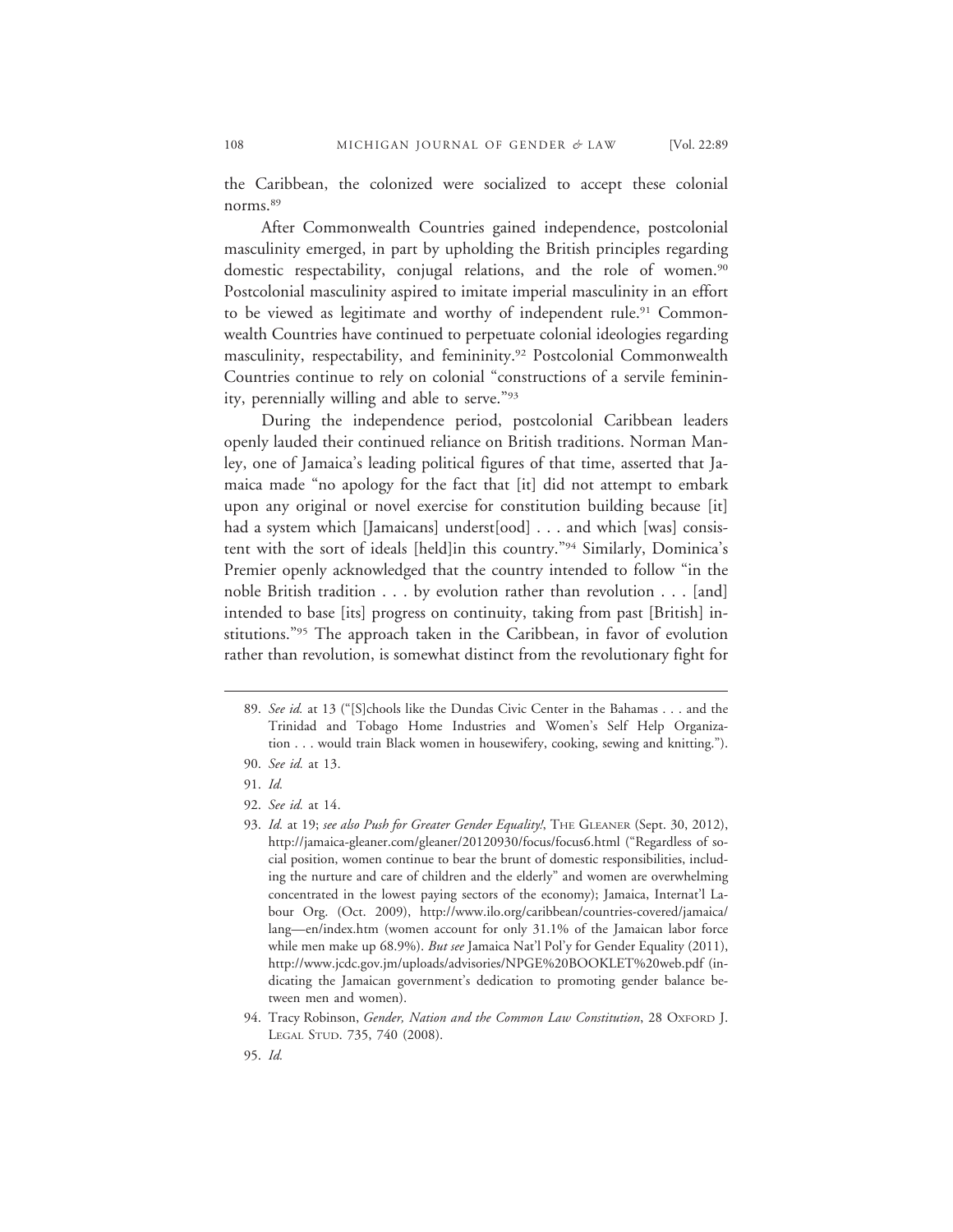the Caribbean, the colonized were socialized to accept these colonial norms.[89]

After Commonwealth Countries gained independence, postcolonial masculinity emerged, in part by upholding the British principles regarding domestic respectability, conjugal relations, and the role of women.[90] Postcolonial masculinity aspired to imitate imperial masculinity in an effort to be viewed as legitimate and worthy of independent rule.[91] Commonwealth Countries have continued to perpetuate colonial ideologies regarding masculinity, respectability, and femininity.[92] Postcolonial Commonwealth Countries continue to rely on colonial "constructions of a servile femininity, perennially willing and able to serve."[93]

During the independence period, postcolonial Caribbean leaders openly lauded their continued reliance on British traditions. Norman Manley, one of Jamaica's leading political figures of that time, asserted that Jamaica made "no apology for the fact that [it] did not attempt to embark upon any original or novel exercise for constitution building because [it] had a system which [Jamaicans] underst[ood] . . . and which [was] consistent with the sort of ideals [held]in this country."[94] Similarly, Dominica's Premier openly acknowledged that the country intended to follow "in the noble British tradition . . . by evolution rather than revolution . . . [and] intended to base [its] progress on continuity, taking from past [British] institutions."[95] The approach taken in the Caribbean, in favor of evolution rather than revolution, is somewhat distinct from the revolutionary fight for

---

89. *See id.* at 13 ("[S]chools like the Dundas Civic Center in the Bahamas . . . and the Trinidad and Tobago Home Industries and Women's Self Help Organization . . . would train Black women in housewifery, cooking, sewing and knitting.").

90. *See id.* at 13.

91. *Id.*

92. *See id.* at 14.

93. *Id.* at 19; *see also Push for Greater Gender Equality!*, THE GLEANER (Sept. 30, 2012), http://jamaica-gleaner.com/gleaner/20120930/focus/focus6.html ("Regardless of social position, women continue to bear the brunt of domestic responsibilities, including the nurture and care of children and the elderly" and women are overwhelming concentrated in the lowest paying sectors of the economy); Jamaica, Internat'l Labour Org. (Oct. 2009), http://www.ilo.org/caribbean/countries-covered/jamaica/lang—en/index.htm (women account for only 31.1% of the Jamaican labor force while men make up 68.9%). *But see* Jamaica Nat'l Pol'y for Gender Equality (2011), http://www.jcdc.gov.jm/uploads/advisories/NPGE%20BOOKLET%20web.pdf (indicating the Jamaican government's dedication to promoting gender balance between men and women).

94. Tracy Robinson, *Gender, Nation and the Common Law Constitution*, 28 OXFORD J. LEGAL STUD. 735, 740 (2008).

95. *Id.*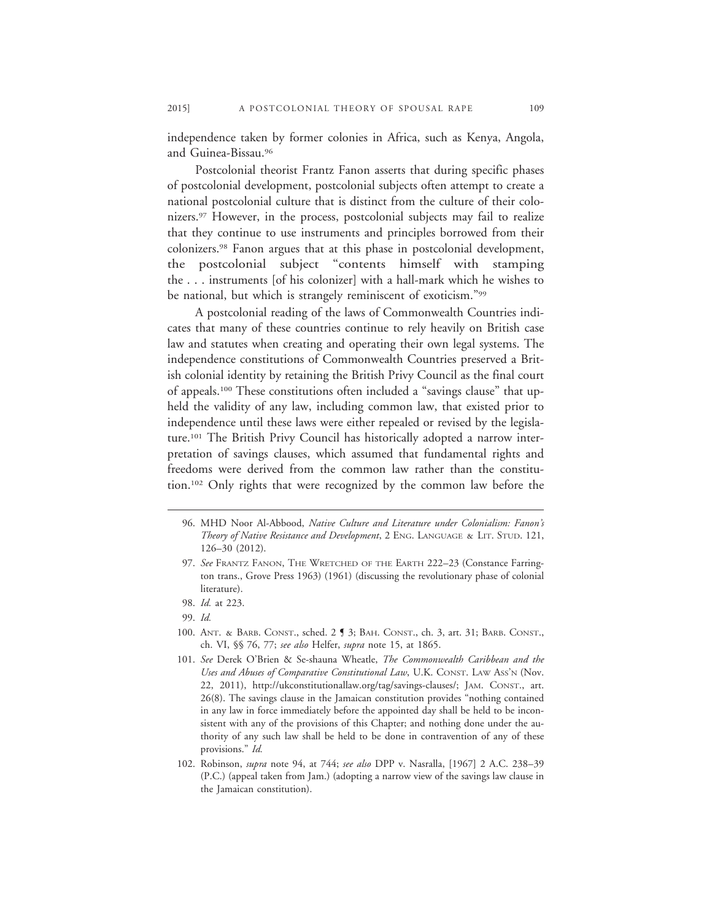independence taken by former colonies in Africa, such as Kenya, Angola, and Guinea-Bissau.[96]

Postcolonial theorist Frantz Fanon asserts that during specific phases of postcolonial development, postcolonial subjects often attempt to create a national postcolonial culture that is distinct from the culture of their colonizers.[97] However, in the process, postcolonial subjects may fail to realize that they continue to use instruments and principles borrowed from their colonizers.[98] Fanon argues that at this phase in postcolonial development, the postcolonial subject "contents himself with stamping the . . . instruments [of his colonizer] with a hall-mark which he wishes to be national, but which is strangely reminiscent of exoticism."[99]

A postcolonial reading of the laws of Commonwealth Countries indicates that many of these countries continue to rely heavily on British case law and statutes when creating and operating their own legal systems. The independence constitutions of Commonwealth Countries preserved a British colonial identity by retaining the British Privy Council as the final court of appeals.[100] These constitutions often included a "savings clause" that upheld the validity of any law, including common law, that existed prior to independence until these laws were either repealed or revised by the legislature.[101] The British Privy Council has historically adopted a narrow interpretation of savings clauses, which assumed that fundamental rights and freedoms were derived from the common law rather than the constitution.[102] Only rights that were recognized by the common law before the

---

96. MHD Noor Al-Abbood, *Native Culture and Literature under Colonialism: Fanon's Theory of Native Resistance and Development*, 2 ENG. LANGUAGE & LIT. STUD. 121, 126–30 (2012).

97. *See* FRANTZ FANON, THE WRETCHED OF THE EARTH 222–23 (Constance Farrington trans., Grove Press 1963) (1961) (discussing the revolutionary phase of colonial literature).

98. *Id.* at 223.

99. *Id.*

100. ANT. & BARB. CONST., sched. 2 ¶ 3; BAH. CONST., ch. 3, art. 31; BARB. CONST., ch. VI, §§ 76, 77; *see also* Helfer, *supra* note 15, at 1865.

101. *See* Derek O'Brien & Se-shauna Wheatle, *The Commonwealth Caribbean and the Uses and Abuses of Comparative Constitutional Law*, U.K. CONST. LAW ASS'N (Nov. 22, 2011), http://ukconstitutionallaw.org/tag/savings-clauses/; JAM. CONST., art. 26(8). The savings clause in the Jamaican constitution provides "nothing contained in any law in force immediately before the appointed day shall be held to be inconsistent with any of the provisions of this Chapter; and nothing done under the authority of any such law shall be held to be done in contravention of any of these provisions." *Id.*

102. Robinson, *supra* note 94, at 744; *see also* DPP v. Nasralla, [1967] 2 A.C. 238–39 (P.C.) (appeal taken from Jam.) (adopting a narrow view of the savings law clause in the Jamaican constitution).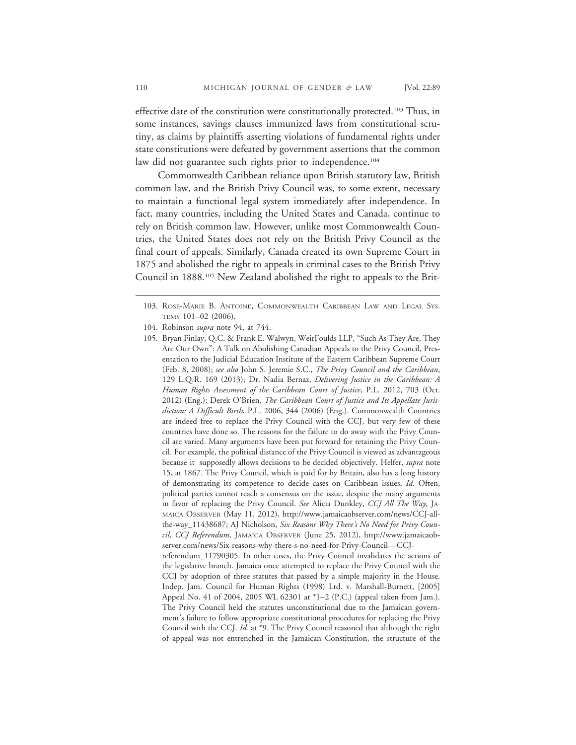effective date of the constitution were constitutionally protected.[103] Thus, in some instances, savings clauses immunized laws from constitutional scrutiny, as claims by plaintiffs asserting violations of fundamental rights under state constitutions were defeated by government assertions that the common law did not guarantee such rights prior to independence.[104]

Commonwealth Caribbean reliance upon British statutory law, British common law, and the British Privy Council was, to some extent, necessary to maintain a functional legal system immediately after independence. In fact, many countries, including the United States and Canada, continue to rely on British common law. However, unlike most Commonwealth Countries, the United States does not rely on the British Privy Council as the final court of appeals. Similarly, Canada created its own Supreme Court in 1875 and abolished the right to appeals in criminal cases to the British Privy Council in 1888.[105] New Zealand abolished the right to appeals to the Brit-

---

103. Rose-Marie B. Antoine, Commonwealth Caribbean Law and Legal Systems 101–02 (2006).

104. Robinson *supra* note 94, at 744.

105. Bryan Finlay, Q.C. & Frank E. Walwyn, WeirFoulds LLP, "Such As They Are, They Are Our Own": A Talk on Abolishing Canadian Appeals to the Privy Council, Presentation to the Judicial Education Institute of the Eastern Caribbean Supreme Court (Feb. 8, 2008); *see also* John S. Jeremie S.C., *The Privy Council and the Caribbean*, 129 L.Q.R. 169 (2013); Dr. Nadia Bernaz, *Delivering Justice in the Caribbean: A Human Rights Assessment of the Caribbean Court of Justice*, P.L. 2012, 703 (Oct. 2012) (Eng.); Derek O'Brien, *The Caribbean Court of Justice and Its Appellate Jurisdiction: A Difficult Birth*, P.L. 2006, 344 (2006) (Eng.). Commonwealth Countries are indeed free to replace the Privy Council with the CCJ, but very few of these countries have done so. The reasons for the failure to do away with the Privy Council are varied. Many arguments have been put forward for retaining the Privy Council. For example, the political distance of the Privy Council is viewed as advantageous because it supposedly allows decisions to be decided objectively. Helfer, *supra* note 15, at 1867. The Privy Council, which is paid for by Britain, also has a long history of demonstrating its competence to decide cases on Caribbean issues. *Id.* Often, political parties cannot reach a consensus on the issue, despite the many arguments in favor of replacing the Privy Council. *See* Alicia Dunkley, *CCJ All The Way*, Jamaica Observer (May 11, 2012), http://www.jamaicaobserver.com/news/CCJ-all-the-way_11438687; AJ Nicholson, *Six Reasons Why There's No Need for Privy Council, CCJ Referendum*, Jamaica Observer (June 25, 2012), http://www.jamaicaobserver.com/news/Six-reasons-why-there-s-no-need-for-Privy-Council—CCJ-referendum_11790305. In other cases, the Privy Council invalidates the actions of the legislative branch. Jamaica once attempted to replace the Privy Council with the CCJ by adoption of three statutes that passed by a simple majority in the House. Indep. Jam. Council for Human Rights (1998) Ltd. v. Marshall-Burnett, [2005] Appeal No. 41 of 2004, 2005 WL 62301 at *1–2 (P.C.) (appeal taken from Jam.). The Privy Council held the statutes unconstitutional due to the Jamaican government's failure to follow appropriate constitutional procedures for replacing the Privy Council with the CCJ. *Id.* at *9. The Privy Council reasoned that although the right of appeal was not entrenched in the Jamaican Constitution, the structure of the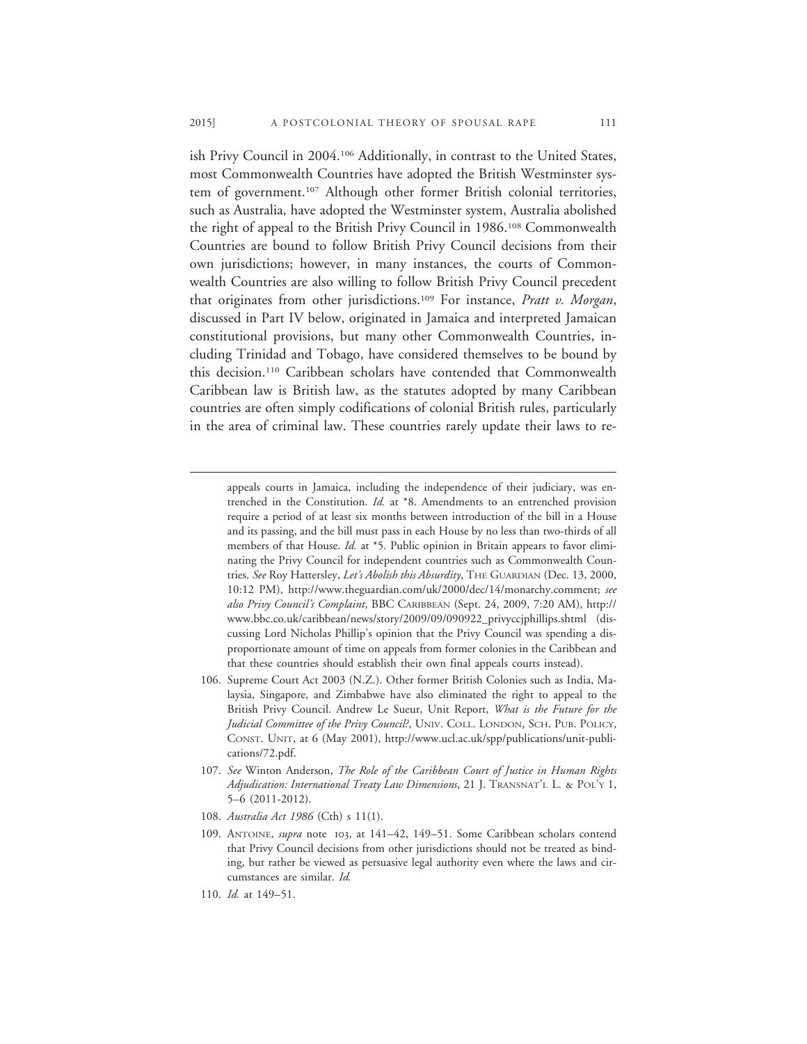ish Privy Council in 2004.[106] Additionally, in contrast to the United States, most Commonwealth Countries have adopted the British Westminster system of government.[107] Although other former British colonial territories, such as Australia, have adopted the Westminster system, Australia abolished the right of appeal to the British Privy Council in 1986.[108] Commonwealth Countries are bound to follow British Privy Council decisions from their own jurisdictions; however, in many instances, the courts of Commonwealth Countries are also willing to follow British Privy Council precedent that originates from other jurisdictions.[109] For instance, *Pratt v. Morgan*, discussed in Part IV below, originated in Jamaica and interpreted Jamaican constitutional provisions, but many other Commonwealth Countries, including Trinidad and Tobago, have considered themselves to be bound by this decision.[110] Caribbean scholars have contended that Commonwealth Caribbean law is British law, as the statutes adopted by many Caribbean countries are often simply codifications of colonial British rules, particularly in the area of criminal law. These countries rarely update their laws to re-

---

appeals courts in Jamaica, including the independence of their judiciary, was entrenched in the Constitution. *Id.* at *8. Amendments to an entrenched provision require a period of at least six months between introduction of the bill in a House and its passing, and the bill must pass in each House by no less than two-thirds of all members of that House. *Id.* at *5. Public opinion in Britain appears to favor eliminating the Privy Council for independent countries such as Commonwealth Countries. *See* Roy Hattersley, *Let's Abolish this Absurdity*, THE GUARDIAN (Dec. 13, 2000, 10:12 PM), http://www.theguardian.com/uk/2000/dec/14/monarchy.comment; *see also Privy Council's Complaint*, BBC CARIBBEAN (Sept. 24, 2009, 7:20 AM), http://www.bbc.co.uk/caribbean/news/story/2009/09/090922_privyccjphillips.shtml (discussing Lord Nicholas Phillip's opinion that the Privy Council was spending a disproportionate amount of time on appeals from former colonies in the Caribbean and that these countries should establish their own final appeals courts instead).

106. Supreme Court Act 2003 (N.Z.). Other former British Colonies such as India, Malaysia, Singapore, and Zimbabwe have also eliminated the right to appeal to the British Privy Council. Andrew Le Sueur, Unit Report, *What is the Future for the Judicial Committee of the Privy Council?*, UNIV. COLL. LONDON, SCH. PUB. POLICY, CONST. UNIT, at 6 (May 2001), http://www.ucl.ac.uk/spp/publications/unit-publications/72.pdf.

107. *See* Winton Anderson, *The Role of the Caribbean Court of Justice in Human Rights Adjudication: International Treaty Law Dimensions*, 21 J. TRANSNAT'L L. & POL'Y 1, 5–6 (2011-2012).

108. *Australia Act 1986* (Cth) s 11(1).

109. ANTOINE, *supra* note 103, at 141–42, 149–51. Some Caribbean scholars contend that Privy Council decisions from other jurisdictions should not be treated as binding, but rather be viewed as persuasive legal authority even where the laws and circumstances are similar. *Id.*

110. *Id.* at 149–51.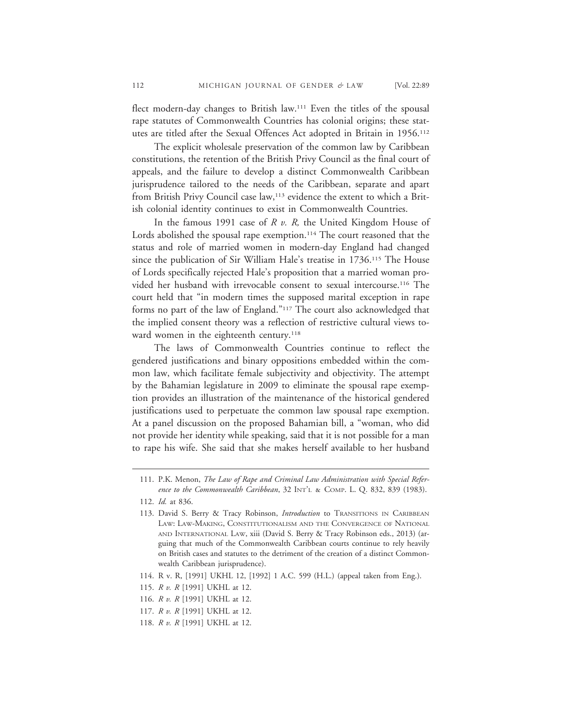flect modern-day changes to British law.[111] Even the titles of the spousal rape statutes of Commonwealth Countries has colonial origins; these statutes are titled after the Sexual Offences Act adopted in Britain in 1956.[112]

The explicit wholesale preservation of the common law by Caribbean constitutions, the retention of the British Privy Council as the final court of appeals, and the failure to develop a distinct Commonwealth Caribbean jurisprudence tailored to the needs of the Caribbean, separate and apart from British Privy Council case law,[113] evidence the extent to which a British colonial identity continues to exist in Commonwealth Countries.

In the famous 1991 case of *R v. R,* the United Kingdom House of Lords abolished the spousal rape exemption.[114] The court reasoned that the status and role of married women in modern-day England had changed since the publication of Sir William Hale's treatise in 1736.[115] The House of Lords specifically rejected Hale's proposition that a married woman provided her husband with irrevocable consent to sexual intercourse.[116] The court held that "in modern times the supposed marital exception in rape forms no part of the law of England."[117] The court also acknowledged that the implied consent theory was a reflection of restrictive cultural views toward women in the eighteenth century.[118]

The laws of Commonwealth Countries continue to reflect the gendered justifications and binary oppositions embedded within the common law, which facilitate female subjectivity and objectivity. The attempt by the Bahamian legislature in 2009 to eliminate the spousal rape exemption provides an illustration of the maintenance of the historical gendered justifications used to perpetuate the common law spousal rape exemption. At a panel discussion on the proposed Bahamian bill, a "woman, who did not provide her identity while speaking, said that it is not possible for a man to rape his wife. She said that she makes herself available to her husband

---

111. P.K. Menon, *The Law of Rape and Criminal Law Administration with Special Reference to the Commonwealth Caribbean*, 32 INT'L & COMP. L. Q. 832, 839 (1983).

112. *Id.* at 836.

113. David S. Berry & Tracy Robinson, *Introduction* to TRANSITIONS IN CARIBBEAN LAW: LAW-MAKING, CONSTITUTIONALISM AND THE CONVERGENCE OF NATIONAL AND INTERNATIONAL LAW, xiii (David S. Berry & Tracy Robinson eds., 2013) (arguing that much of the Commonwealth Caribbean courts continue to rely heavily on British cases and statutes to the detriment of the creation of a distinct Commonwealth Caribbean jurisprudence).

114. R v. R, [1991] UKHL 12, [1992] 1 A.C. 599 (H.L.) (appeal taken from Eng.).

115. *R v. R* [1991] UKHL at 12.

116. *R v. R* [1991] UKHL at 12.

117. *R v. R* [1991] UKHL at 12.

118. *R v. R* [1991] UKHL at 12.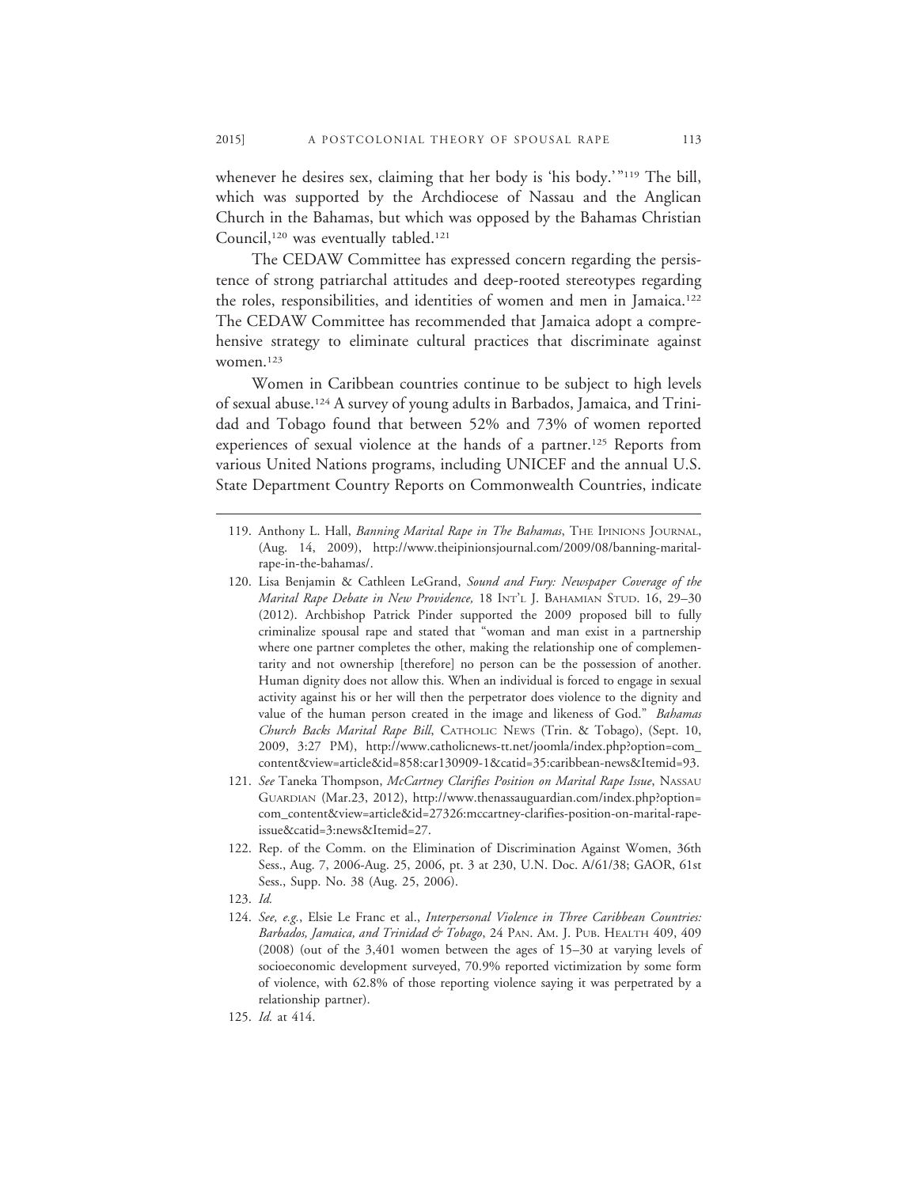whenever he desires sex, claiming that her body is 'his body.'"[119] The bill, which was supported by the Archdiocese of Nassau and the Anglican Church in the Bahamas, but which was opposed by the Bahamas Christian Council,[120] was eventually tabled.[121]

The CEDAW Committee has expressed concern regarding the persistence of strong patriarchal attitudes and deep-rooted stereotypes regarding the roles, responsibilities, and identities of women and men in Jamaica.[122] The CEDAW Committee has recommended that Jamaica adopt a comprehensive strategy to eliminate cultural practices that discriminate against women.[123]

Women in Caribbean countries continue to be subject to high levels of sexual abuse.[124] A survey of young adults in Barbados, Jamaica, and Trinidad and Tobago found that between 52% and 73% of women reported experiences of sexual violence at the hands of a partner.[125] Reports from various United Nations programs, including UNICEF and the annual U.S. State Department Country Reports on Commonwealth Countries, indicate

---

119. Anthony L. Hall, *Banning Marital Rape in The Bahamas*, THE IPINIONS JOURNAL, (Aug. 14, 2009), http://www.theipinionsjournal.com/2009/08/banning-marital-rape-in-the-bahamas/.

120. Lisa Benjamin & Cathleen LeGrand, *Sound and Fury: Newspaper Coverage of the Marital Rape Debate in New Providence,* 18 INT'L J. BAHAMIAN STUD. 16, 29–30 (2012). Archbishop Patrick Pinder supported the 2009 proposed bill to fully criminalize spousal rape and stated that "woman and man exist in a partnership where one partner completes the other, making the relationship one of complementarity and not ownership [therefore] no person can be the possession of another. Human dignity does not allow this. When an individual is forced to engage in sexual activity against his or her will then the perpetrator does violence to the dignity and value of the human person created in the image and likeness of God." *Bahamas Church Backs Marital Rape Bill*, CATHOLIC NEWS (Trin. & Tobago), (Sept. 10, 2009, 3:27 PM), http://www.catholicnews-tt.net/joomla/index.php?option=com_content&view=article&id=858:car130909-1&catid=35:caribbean-news&Itemid=93.

121. *See* Taneka Thompson, *McCartney Clarifies Position on Marital Rape Issue*, NASSAU GUARDIAN (Mar.23, 2012), http://www.thenassauguardian.com/index.php?option=com_content&view=article&id=27326:mccartney-clarifies-position-on-marital-rape-issue&catid=3:news&Itemid=27.

122. Rep. of the Comm. on the Elimination of Discrimination Against Women, 36th Sess., Aug. 7, 2006-Aug. 25, 2006, pt. 3 at 230, U.N. Doc. A/61/38; GAOR, 61st Sess., Supp. No. 38 (Aug. 25, 2006).

123. *Id.*

124. *See, e.g.*, Elsie Le Franc et al., *Interpersonal Violence in Three Caribbean Countries: Barbados, Jamaica, and Trinidad & Tobago*, 24 PAN. AM. J. PUB. HEALTH 409, 409 (2008) (out of the 3,401 women between the ages of 15–30 at varying levels of socioeconomic development surveyed, 70.9% reported victimization by some form of violence, with 62.8% of those reporting violence saying it was perpetrated by a relationship partner).

125. *Id.* at 414.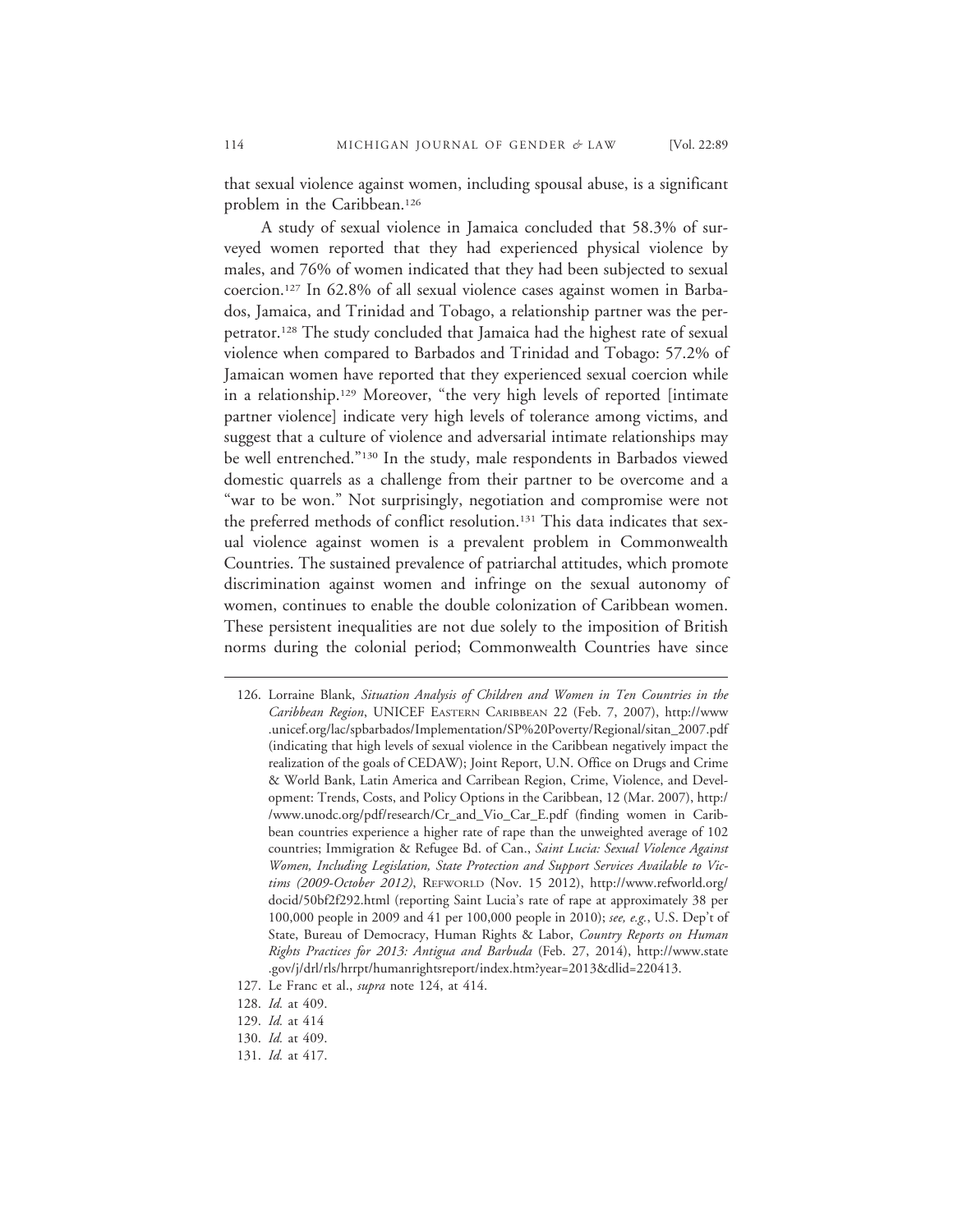that sexual violence against women, including spousal abuse, is a significant problem in the Caribbean.[126]

A study of sexual violence in Jamaica concluded that 58.3% of surveyed women reported that they had experienced physical violence by males, and 76% of women indicated that they had been subjected to sexual coercion.[127] In 62.8% of all sexual violence cases against women in Barbados, Jamaica, and Trinidad and Tobago, a relationship partner was the perpetrator.[128] The study concluded that Jamaica had the highest rate of sexual violence when compared to Barbados and Trinidad and Tobago: 57.2% of Jamaican women have reported that they experienced sexual coercion while in a relationship.[129] Moreover, "the very high levels of reported [intimate partner violence] indicate very high levels of tolerance among victims, and suggest that a culture of violence and adversarial intimate relationships may be well entrenched."[130] In the study, male respondents in Barbados viewed domestic quarrels as a challenge from their partner to be overcome and a "war to be won." Not surprisingly, negotiation and compromise were not the preferred methods of conflict resolution.[131] This data indicates that sexual violence against women is a prevalent problem in Commonwealth Countries. The sustained prevalence of patriarchal attitudes, which promote discrimination against women and infringe on the sexual autonomy of women, continues to enable the double colonization of Caribbean women. These persistent inequalities are not due solely to the imposition of British norms during the colonial period; Commonwealth Countries have since

---

126. Lorraine Blank, *Situation Analysis of Children and Women in Ten Countries in the Caribbean Region*, UNICEF Eastern Caribbean 22 (Feb. 7, 2007), http://www.unicef.org/lac/spbarbados/Implementation/SP%20Poverty/Regional/sitan_2007.pdf (indicating that high levels of sexual violence in the Caribbean negatively impact the realization of the goals of CEDAW); Joint Report, U.N. Office on Drugs and Crime & World Bank, Latin America and Carribean Region, Crime, Violence, and Development: Trends, Costs, and Policy Options in the Caribbean, 12 (Mar. 2007), http://www.unodc.org/pdf/research/Cr_and_Vio_Car_E.pdf (finding women in Caribbean countries experience a higher rate of rape than the unweighted average of 102 countries; Immigration & Refugee Bd. of Can., *Saint Lucia: Sexual Violence Against Women, Including Legislation, State Protection and Support Services Available to Victims (2009-October 2012)*, Refworld (Nov. 15 2012), http://www.refworld.org/docid/50bf2f292.html (reporting Saint Lucia's rate of rape at approximately 38 per 100,000 people in 2009 and 41 per 100,000 people in 2010); *see, e.g.*, U.S. Dep't of State, Bureau of Democracy, Human Rights & Labor, *Country Reports on Human Rights Practices for 2013: Antigua and Barbuda* (Feb. 27, 2014), http://www.state.gov/j/drl/rls/hrrpt/humanrightsreport/index.htm?year=2013&dlid=220413.

127. Le Franc et al., *supra* note 124, at 414.

128. *Id.* at 409.

129. *Id.* at 414

130. *Id.* at 409.

131. *Id.* at 417.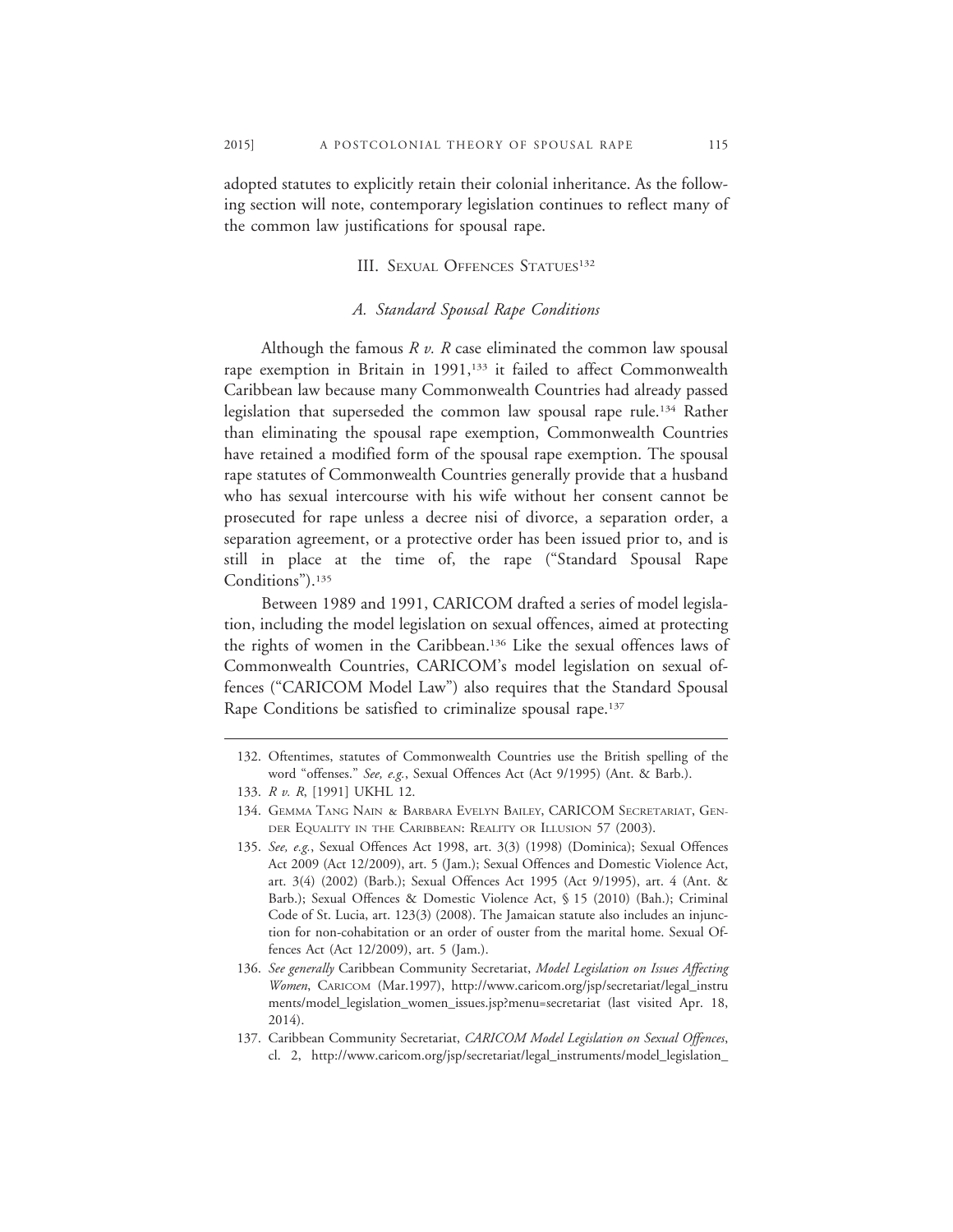adopted statutes to explicitly retain their colonial inheritance. As the following section will note, contemporary legislation continues to reflect many of the common law justifications for spousal rape.

## III. Sexual Offences Statues[132]

### *A. Standard Spousal Rape Conditions*

Although the famous *R v. R* case eliminated the common law spousal rape exemption in Britain in 1991,[133] it failed to affect Commonwealth Caribbean law because many Commonwealth Countries had already passed legislation that superseded the common law spousal rape rule.[134] Rather than eliminating the spousal rape exemption, Commonwealth Countries have retained a modified form of the spousal rape exemption. The spousal rape statutes of Commonwealth Countries generally provide that a husband who has sexual intercourse with his wife without her consent cannot be prosecuted for rape unless a decree nisi of divorce, a separation order, a separation agreement, or a protective order has been issued prior to, and is still in place at the time of, the rape ("Standard Spousal Rape Conditions").[135]

Between 1989 and 1991, CARICOM drafted a series of model legislation, including the model legislation on sexual offences, aimed at protecting the rights of women in the Caribbean.[136] Like the sexual offences laws of Commonwealth Countries, CARICOM's model legislation on sexual offences ("CARICOM Model Law") also requires that the Standard Spousal Rape Conditions be satisfied to criminalize spousal rape.[137]

---

132. Oftentimes, statutes of Commonwealth Countries use the British spelling of the word "offenses." *See, e.g.*, Sexual Offences Act (Act 9/1995) (Ant. & Barb.).

133. *R v. R*, [1991] UKHL 12.

134. Gemma Tang Nain & Barbara Evelyn Bailey, CARICOM Secretariat, Gender Equality in the Caribbean: Reality or Illusion 57 (2003).

135. *See, e.g.*, Sexual Offences Act 1998, art. 3(3) (1998) (Dominica); Sexual Offences Act 2009 (Act 12/2009), art. 5 (Jam.); Sexual Offences and Domestic Violence Act, art. 3(4) (2002) (Barb.); Sexual Offences Act 1995 (Act 9/1995), art. 4 (Ant. & Barb.); Sexual Offences & Domestic Violence Act, § 15 (2010) (Bah.); Criminal Code of St. Lucia, art. 123(3) (2008). The Jamaican statute also includes an injunction for non-cohabitation or an order of ouster from the marital home. Sexual Offences Act (Act 12/2009), art. 5 (Jam.).

136. *See generally* Caribbean Community Secretariat, *Model Legislation on Issues Affecting Women*, Caricom (Mar.1997), http://www.caricom.org/jsp/secretariat/legal_instruments/model_legislation_women_issues.jsp?menu=secretariat (last visited Apr. 18, 2014).

137. Caribbean Community Secretariat, *CARICOM Model Legislation on Sexual Offences*, cl. 2, http://www.caricom.org/jsp/secretariat/legal_instruments/model_legislation_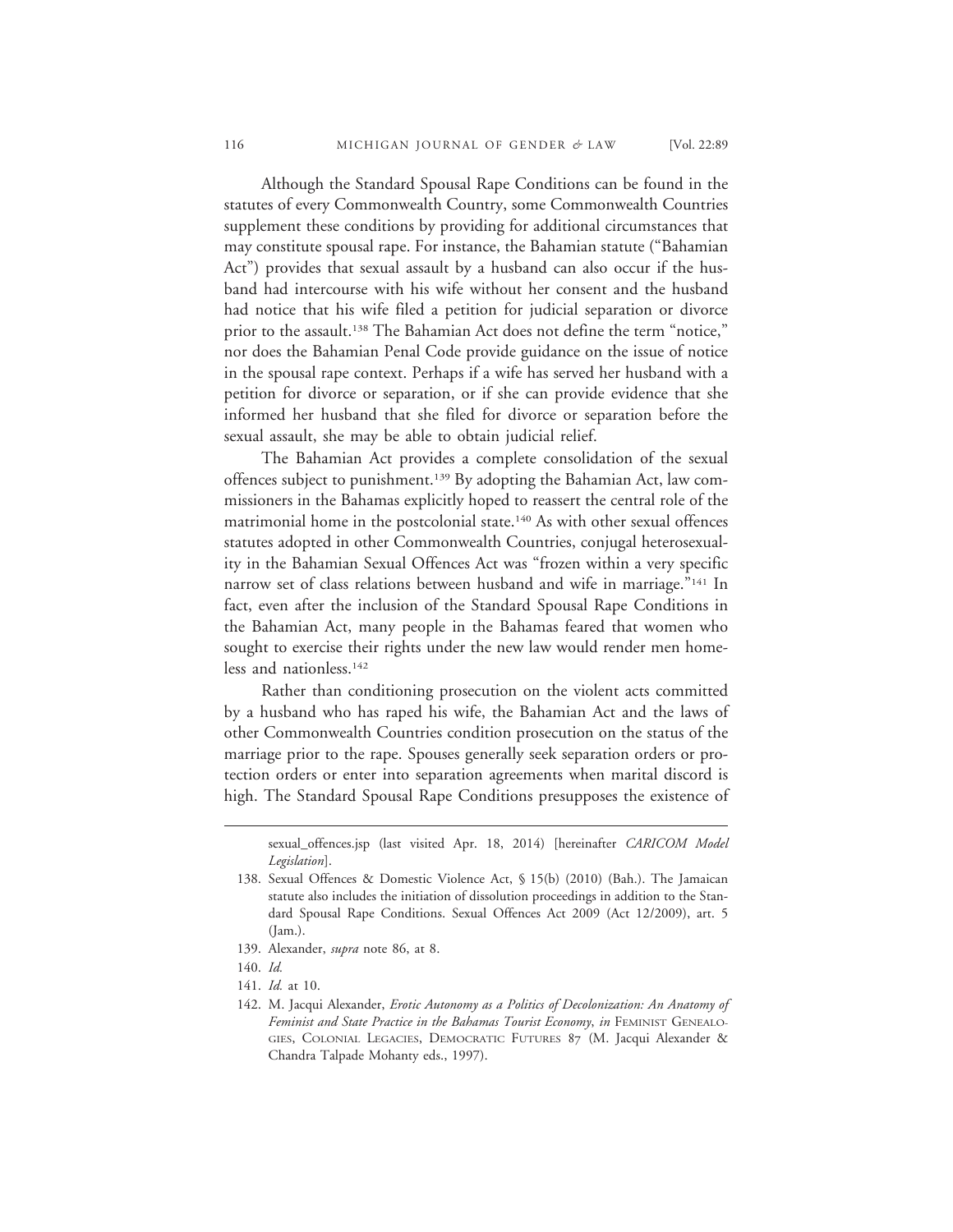Although the Standard Spousal Rape Conditions can be found in the statutes of every Commonwealth Country, some Commonwealth Countries supplement these conditions by providing for additional circumstances that may constitute spousal rape. For instance, the Bahamian statute ("Bahamian Act") provides that sexual assault by a husband can also occur if the husband had intercourse with his wife without her consent and the husband had notice that his wife filed a petition for judicial separation or divorce prior to the assault.[138] The Bahamian Act does not define the term "notice," nor does the Bahamian Penal Code provide guidance on the issue of notice in the spousal rape context. Perhaps if a wife has served her husband with a petition for divorce or separation, or if she can provide evidence that she informed her husband that she filed for divorce or separation before the sexual assault, she may be able to obtain judicial relief.

The Bahamian Act provides a complete consolidation of the sexual offences subject to punishment.[139] By adopting the Bahamian Act, law commissioners in the Bahamas explicitly hoped to reassert the central role of the matrimonial home in the postcolonial state.[140] As with other sexual offences statutes adopted in other Commonwealth Countries, conjugal heterosexuality in the Bahamian Sexual Offences Act was "frozen within a very specific narrow set of class relations between husband and wife in marriage."[141] In fact, even after the inclusion of the Standard Spousal Rape Conditions in the Bahamian Act, many people in the Bahamas feared that women who sought to exercise their rights under the new law would render men homeless and nationless.[142]

Rather than conditioning prosecution on the violent acts committed by a husband who has raped his wife, the Bahamian Act and the laws of other Commonwealth Countries condition prosecution on the status of the marriage prior to the rape. Spouses generally seek separation orders or protection orders or enter into separation agreements when marital discord is high. The Standard Spousal Rape Conditions presupposes the existence of

---

sexual_offences.jsp (last visited Apr. 18, 2014) [hereinafter *CARICOM Model Legislation*].

138. Sexual Offences & Domestic Violence Act, § 15(b) (2010) (Bah.). The Jamaican statute also includes the initiation of dissolution proceedings in addition to the Standard Spousal Rape Conditions. Sexual Offences Act 2009 (Act 12/2009), art. 5 (Jam.).

139. Alexander, *supra* note 86, at 8.

140. *Id.*

141. *Id.* at 10.

142. M. Jacqui Alexander, *Erotic Autonomy as a Politics of Decolonization: An Anatomy of Feminist and State Practice in the Bahamas Tourist Economy*, *in* FEMINIST GENEALOGIES, COLONIAL LEGACIES, DEMOCRATIC FUTURES 87 (M. Jacqui Alexander & Chandra Talpade Mohanty eds., 1997).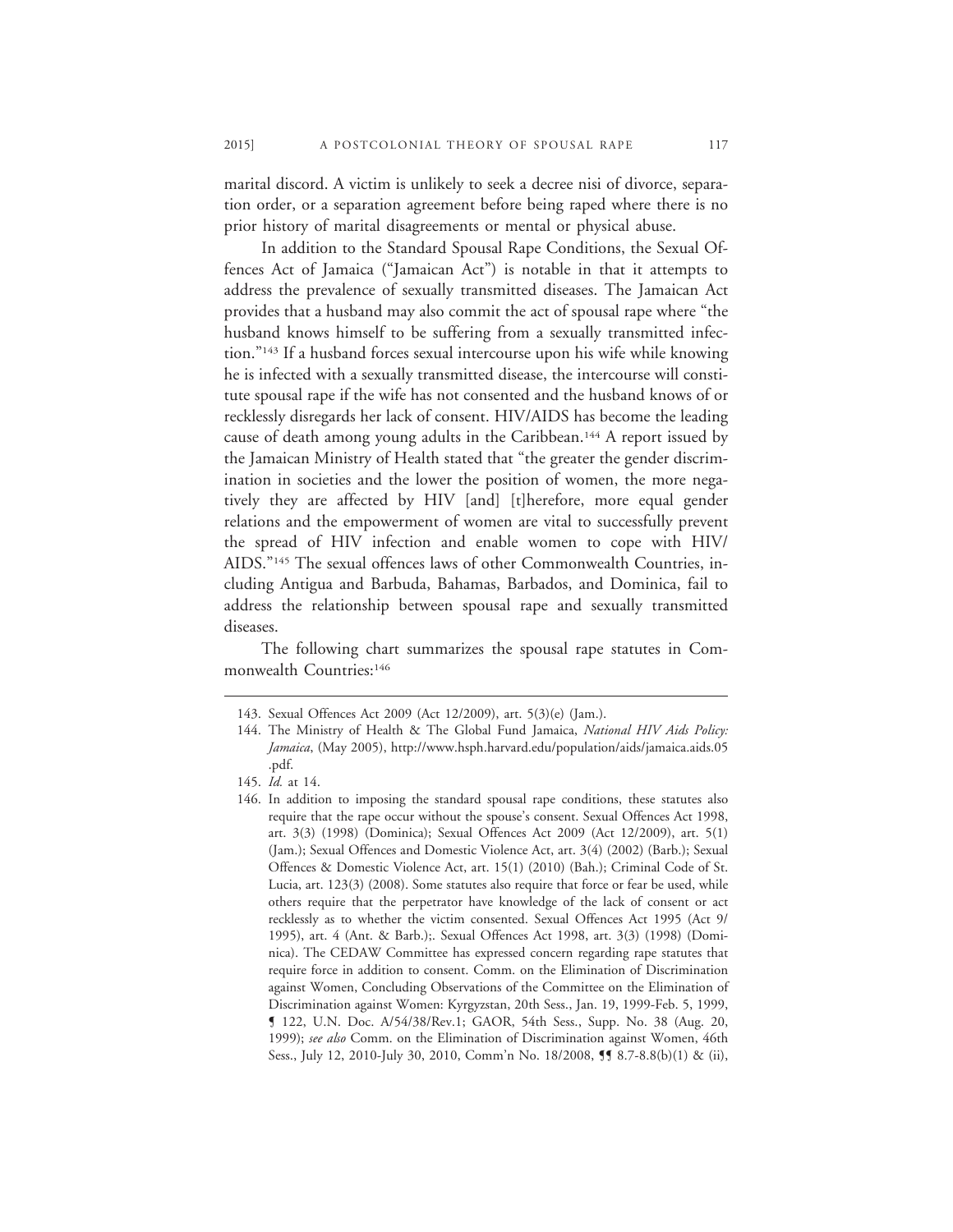marital discord. A victim is unlikely to seek a decree nisi of divorce, separation order, or a separation agreement before being raped where there is no prior history of marital disagreements or mental or physical abuse.

In addition to the Standard Spousal Rape Conditions, the Sexual Offences Act of Jamaica ("Jamaican Act") is notable in that it attempts to address the prevalence of sexually transmitted diseases. The Jamaican Act provides that a husband may also commit the act of spousal rape where "the husband knows himself to be suffering from a sexually transmitted infection."[143] If a husband forces sexual intercourse upon his wife while knowing he is infected with a sexually transmitted disease, the intercourse will constitute spousal rape if the wife has not consented and the husband knows of or recklessly disregards her lack of consent. HIV/AIDS has become the leading cause of death among young adults in the Caribbean.[144] A report issued by the Jamaican Ministry of Health stated that "the greater the gender discrimination in societies and the lower the position of women, the more negatively they are affected by HIV [and] [t]herefore, more equal gender relations and the empowerment of women are vital to successfully prevent the spread of HIV infection and enable women to cope with HIV/AIDS."[145] The sexual offences laws of other Commonwealth Countries, including Antigua and Barbuda, Bahamas, Barbados, and Dominica, fail to address the relationship between spousal rape and sexually transmitted diseases.

The following chart summarizes the spousal rape statutes in Commonwealth Countries:[146]

---

143. Sexual Offences Act 2009 (Act 12/2009), art. 5(3)(e) (Jam.).

144. The Ministry of Health & The Global Fund Jamaica, *National HIV Aids Policy: Jamaica*, (May 2005), http://www.hsph.harvard.edu/population/aids/jamaica.aids.05.pdf.

145. *Id.* at 14.

146. In addition to imposing the standard spousal rape conditions, these statutes also require that the rape occur without the spouse's consent. Sexual Offences Act 1998, art. 3(3) (1998) (Dominica); Sexual Offences Act 2009 (Act 12/2009), art. 5(1) (Jam.); Sexual Offences and Domestic Violence Act, art. 3(4) (2002) (Barb.); Sexual Offences & Domestic Violence Act, art. 15(1) (2010) (Bah.); Criminal Code of St. Lucia, art. 123(3) (2008). Some statutes also require that force or fear be used, while others require that the perpetrator have knowledge of the lack of consent or act recklessly as to whether the victim consented. Sexual Offences Act 1995 (Act 9/1995), art. 4 (Ant. & Barb.);. Sexual Offences Act 1998, art. 3(3) (1998) (Dominica). The CEDAW Committee has expressed concern regarding rape statutes that require force in addition to consent. Comm. on the Elimination of Discrimination against Women, Concluding Observations of the Committee on the Elimination of Discrimination against Women: Kyrgyzstan, 20th Sess., Jan. 19, 1999-Feb. 5, 1999, ¶ 122, U.N. Doc. A/54/38/Rev.1; GAOR, 54th Sess., Supp. No. 38 (Aug. 20, 1999); *see also* Comm. on the Elimination of Discrimination against Women, 46th Sess., July 12, 2010-July 30, 2010, Comm'n No. 18/2008, ¶¶ 8.7-8.8(b)(1) & (ii),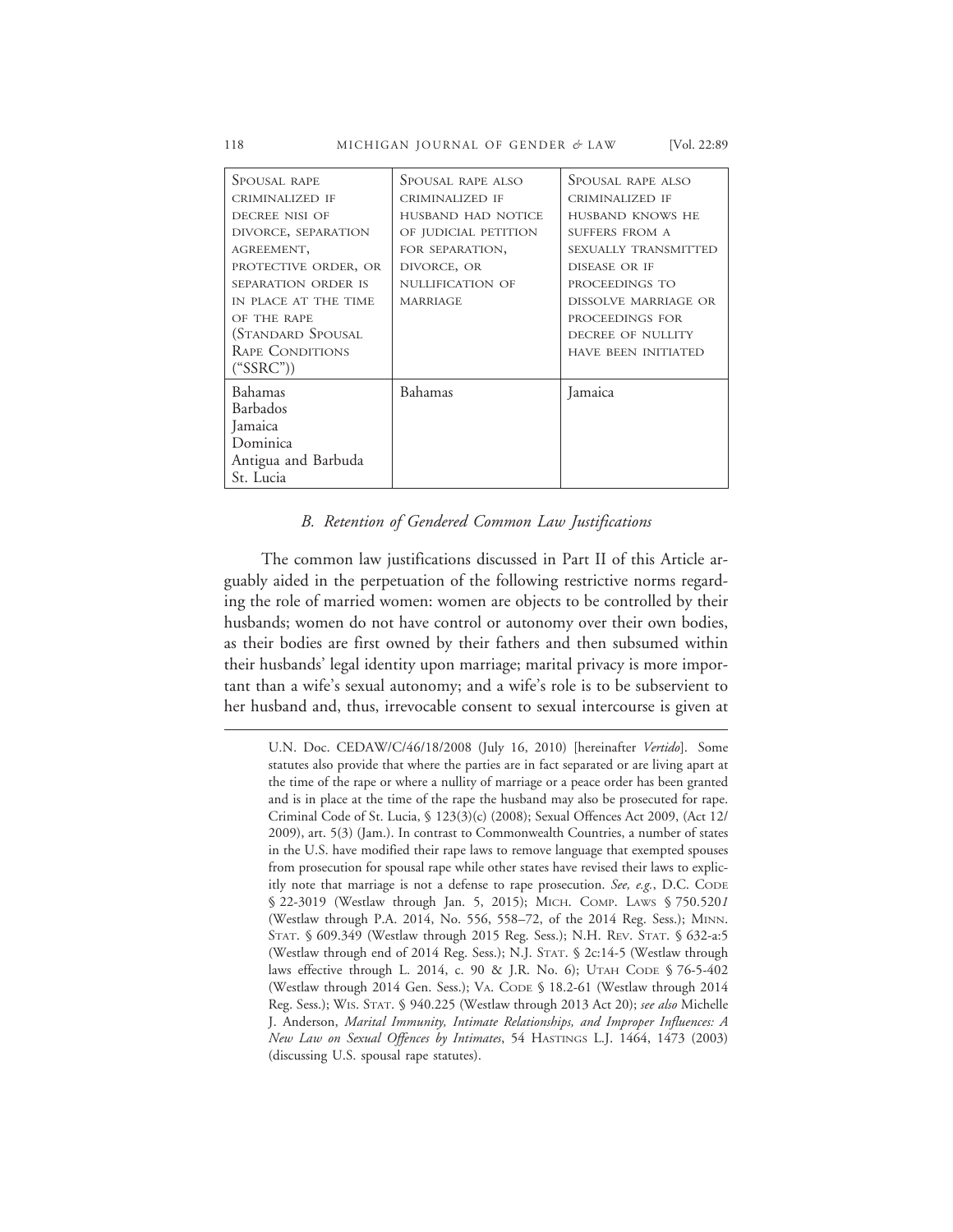| SPOUSAL RAPE CRIMINALIZED IF DECREE NISI OF DIVORCE, SEPARATION AGREEMENT, PROTECTIVE ORDER, OR SEPARATION ORDER IS IN PLACE AT THE TIME OF THE RAPE (STANDARD SPOUSAL RAPE CONDITIONS ("SSRC")) | SPOUSAL RAPE ALSO CRIMINALIZED IF HUSBAND HAD NOTICE OF JUDICIAL PETITION FOR SEPARATION, DIVORCE, OR NULLIFICATION OF MARRIAGE | SPOUSAL RAPE ALSO CRIMINALIZED IF HUSBAND KNOWS HE SUFFERS FROM A SEXUALLY TRANSMITTED DISEASE OR IF PROCEEDINGS TO DISSOLVE MARRIAGE OR PROCEEDINGS FOR DECREE OF NULLITY HAVE BEEN INITIATED |
|---|---|---|
| Bahamas<br>Barbados<br>Jamaica<br>Dominica<br>Antigua and Barbuda<br>St. Lucia | Bahamas | Jamaica |

### *B. Retention of Gendered Common Law Justifications*

The common law justifications discussed in Part II of this Article arguably aided in the perpetuation of the following restrictive norms regarding the role of married women: women are objects to be controlled by their husbands; women do not have control or autonomy over their own bodies, as their bodies are first owned by their fathers and then subsumed within their husbands' legal identity upon marriage; marital privacy is more important than a wife's sexual autonomy; and a wife's role is to be subservient to her husband and, thus, irrevocable consent to sexual intercourse is given at

U.N. Doc. CEDAW/C/46/18/2008 (July 16, 2010) [hereinafter *Vertido*]. Some statutes also provide that where the parties are in fact separated or are living apart at the time of the rape or where a nullity of marriage or a peace order has been granted and is in place at the time of the rape the husband may also be prosecuted for rape. Criminal Code of St. Lucia, § 123(3)(c) (2008); Sexual Offences Act 2009, (Act 12/2009), art. 5(3) (Jam.). In contrast to Commonwealth Countries, a number of states in the U.S. have modified their rape laws to remove language that exempted spouses from prosecution for spousal rape while other states have revised their laws to explicitly note that marriage is not a defense to rape prosecution. *See, e.g.*, D.C. CODE § 22-3019 (Westlaw through Jan. 5, 2015); MICH. COMP. LAWS § 750.520*l* (Westlaw through P.A. 2014, No. 556, 558–72, of the 2014 Reg. Sess.); MINN. STAT. § 609.349 (Westlaw through 2015 Reg. Sess.); N.H. REV. STAT. § 632-a:5 (Westlaw through end of 2014 Reg. Sess.); N.J. STAT. § 2c:14-5 (Westlaw through laws effective through L. 2014, c. 90 & J.R. No. 6); UTAH CODE § 76-5-402 (Westlaw through 2014 Gen. Sess.); VA. CODE § 18.2-61 (Westlaw through 2014 Reg. Sess.); WIS. STAT. § 940.225 (Westlaw through 2013 Act 20); *see also* Michelle J. Anderson, *Marital Immunity, Intimate Relationships, and Improper Influences: A New Law on Sexual Offences by Intimates*, 54 HASTINGS L.J. 1464, 1473 (2003) (discussing U.S. spousal rape statutes).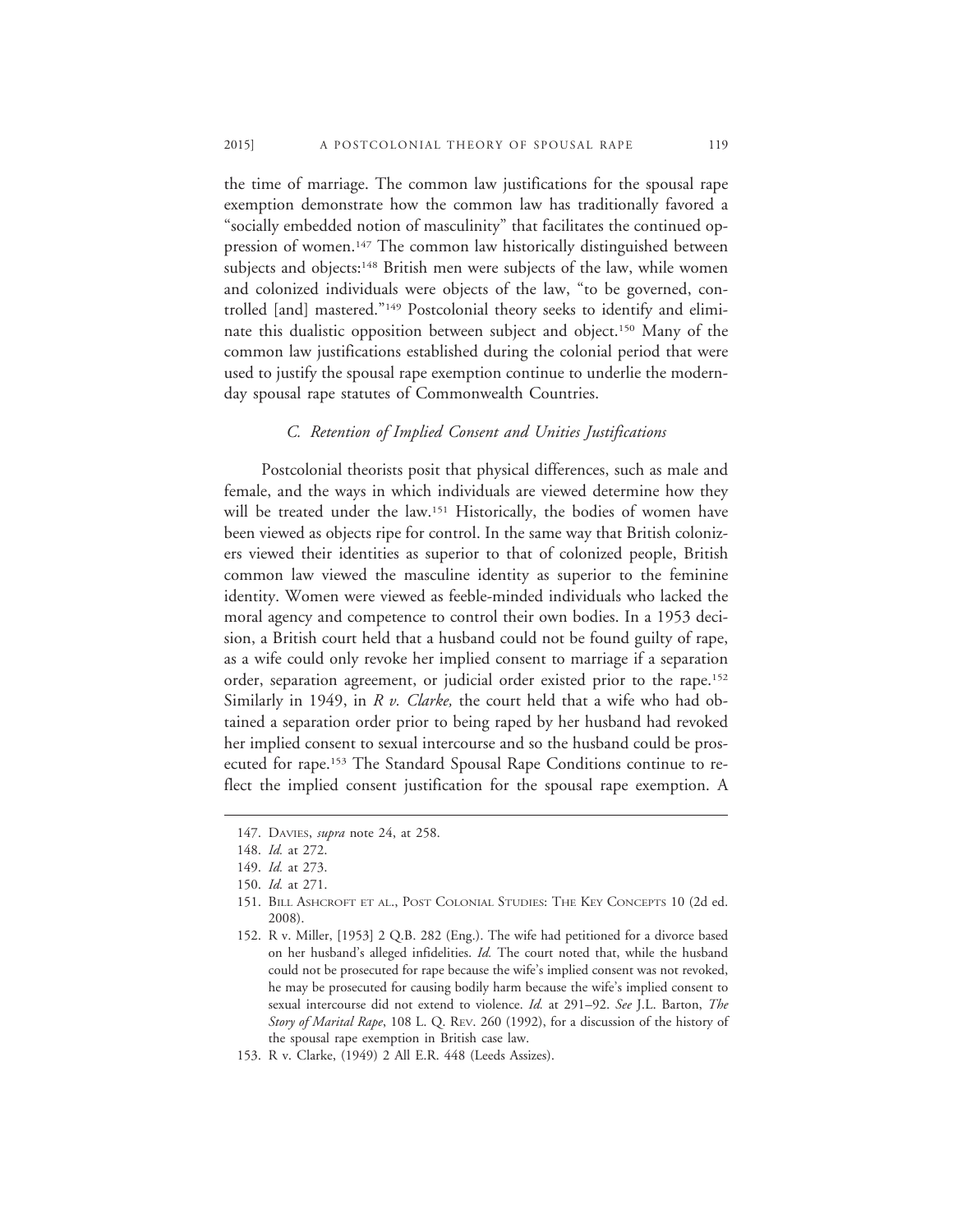the time of marriage. The common law justifications for the spousal rape exemption demonstrate how the common law has traditionally favored a "socially embedded notion of masculinity" that facilitates the continued oppression of women.[147] The common law historically distinguished between subjects and objects:[148] British men were subjects of the law, while women and colonized individuals were objects of the law, "to be governed, controlled [and] mastered."[149] Postcolonial theory seeks to identify and eliminate this dualistic opposition between subject and object.[150] Many of the common law justifications established during the colonial period that were used to justify the spousal rape exemption continue to underlie the modern-day spousal rape statutes of Commonwealth Countries.

### *C. Retention of Implied Consent and Unities Justifications*

Postcolonial theorists posit that physical differences, such as male and female, and the ways in which individuals are viewed determine how they will be treated under the law.[151] Historically, the bodies of women have been viewed as objects ripe for control. In the same way that British colonizers viewed their identities as superior to that of colonized people, British common law viewed the masculine identity as superior to the feminine identity. Women were viewed as feeble-minded individuals who lacked the moral agency and competence to control their own bodies. In a 1953 decision, a British court held that a husband could not be found guilty of rape, as a wife could only revoke her implied consent to marriage if a separation order, separation agreement, or judicial order existed prior to the rape.[152] Similarly in 1949, in *R v. Clarke,* the court held that a wife who had obtained a separation order prior to being raped by her husband had revoked her implied consent to sexual intercourse and so the husband could be prosecuted for rape.[153] The Standard Spousal Rape Conditions continue to reflect the implied consent justification for the spousal rape exemption. A

---

147. DAVIES, *supra* note 24, at 258.

148. *Id.* at 272.

149. *Id.* at 273.

150. *Id.* at 271.

151. BILL ASHCROFT ET AL., POST COLONIAL STUDIES: THE KEY CONCEPTS 10 (2d ed. 2008).

152. R v. Miller, [1953] 2 Q.B. 282 (Eng.). The wife had petitioned for a divorce based on her husband's alleged infidelities. *Id.* The court noted that, while the husband could not be prosecuted for rape because the wife's implied consent was not revoked, he may be prosecuted for causing bodily harm because the wife's implied consent to sexual intercourse did not extend to violence. *Id.* at 291–92. *See* J.L. Barton, *The Story of Marital Rape*, 108 L. Q. REV. 260 (1992), for a discussion of the history of the spousal rape exemption in British case law.

153. R v. Clarke, (1949) 2 All E.R. 448 (Leeds Assizes).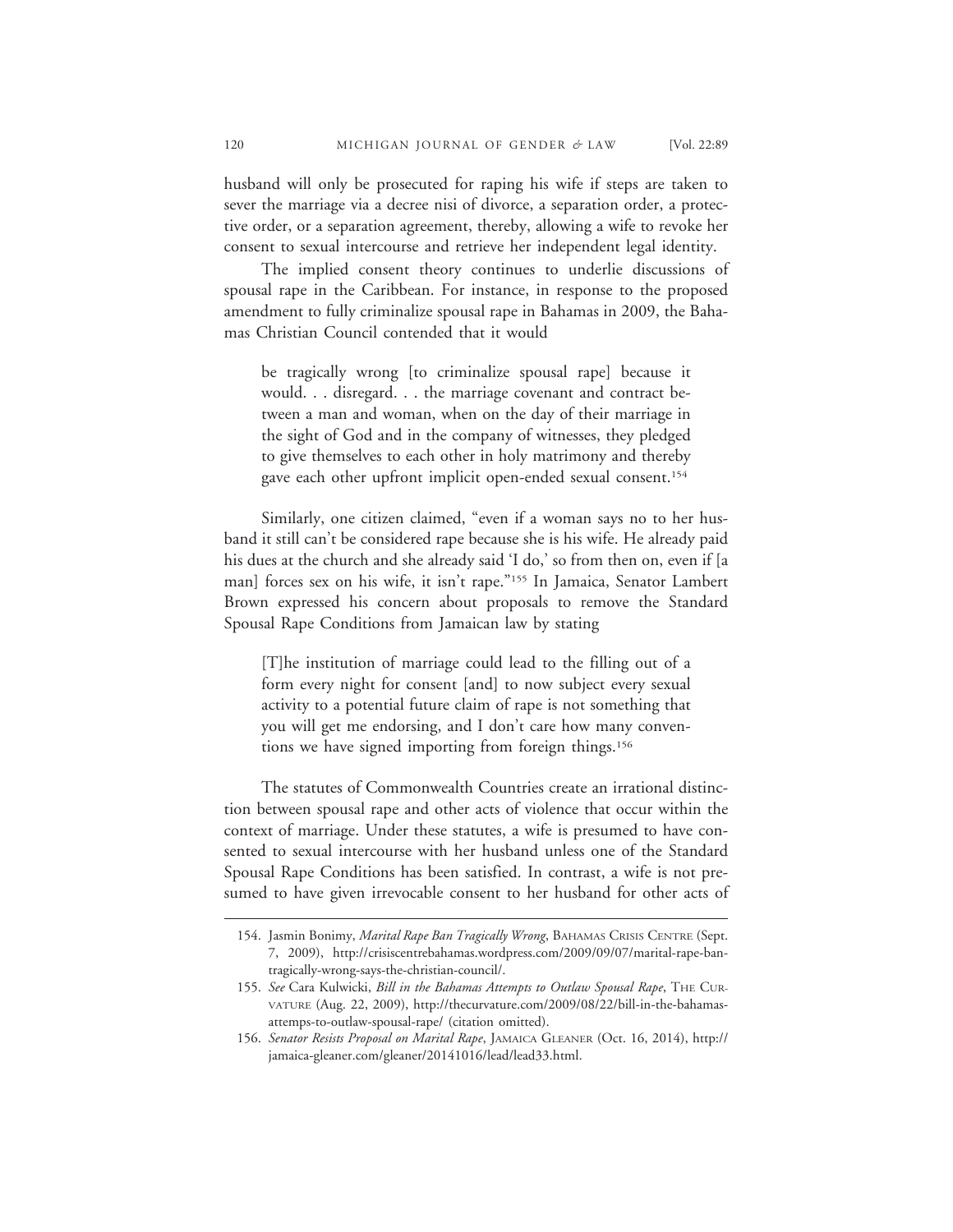husband will only be prosecuted for raping his wife if steps are taken to sever the marriage via a decree nisi of divorce, a separation order, a protective order, or a separation agreement, thereby, allowing a wife to revoke her consent to sexual intercourse and retrieve her independent legal identity.

The implied consent theory continues to underlie discussions of spousal rape in the Caribbean. For instance, in response to the proposed amendment to fully criminalize spousal rape in Bahamas in 2009, the Bahamas Christian Council contended that it would

> be tragically wrong [to criminalize spousal rape] because it would. . . disregard. . . the marriage covenant and contract between a man and woman, when on the day of their marriage in the sight of God and in the company of witnesses, they pledged to give themselves to each other in holy matrimony and thereby gave each other upfront implicit open-ended sexual consent.[154]

Similarly, one citizen claimed, "even if a woman says no to her husband it still can't be considered rape because she is his wife. He already paid his dues at the church and she already said 'I do,' so from then on, even if [a man] forces sex on his wife, it isn't rape."[155] In Jamaica, Senator Lambert Brown expressed his concern about proposals to remove the Standard Spousal Rape Conditions from Jamaican law by stating

> [T]he institution of marriage could lead to the filling out of a form every night for consent [and] to now subject every sexual activity to a potential future claim of rape is not something that you will get me endorsing, and I don't care how many conventions we have signed importing from foreign things.[156]

The statutes of Commonwealth Countries create an irrational distinction between spousal rape and other acts of violence that occur within the context of marriage. Under these statutes, a wife is presumed to have consented to sexual intercourse with her husband unless one of the Standard Spousal Rape Conditions has been satisfied. In contrast, a wife is not presumed to have given irrevocable consent to her husband for other acts of

---

154. Jasmin Bonimy, *Marital Rape Ban Tragically Wrong*, BAHAMAS CRISIS CENTRE (Sept. 7, 2009), http://crisiscentrebahamas.wordpress.com/2009/09/07/marital-rape-ban-tragically-wrong-says-the-christian-council/.

155. *See* Cara Kulwicki, *Bill in the Bahamas Attempts to Outlaw Spousal Rape*, THE CURVATURE (Aug. 22, 2009), http://thecurvature.com/2009/08/22/bill-in-the-bahamas-attemps-to-outlaw-spousal-rape/ (citation omitted).

156. *Senator Resists Proposal on Marital Rape*, JAMAICA GLEANER (Oct. 16, 2014), http://jamaica-gleaner.com/gleaner/20141016/lead/lead33.html.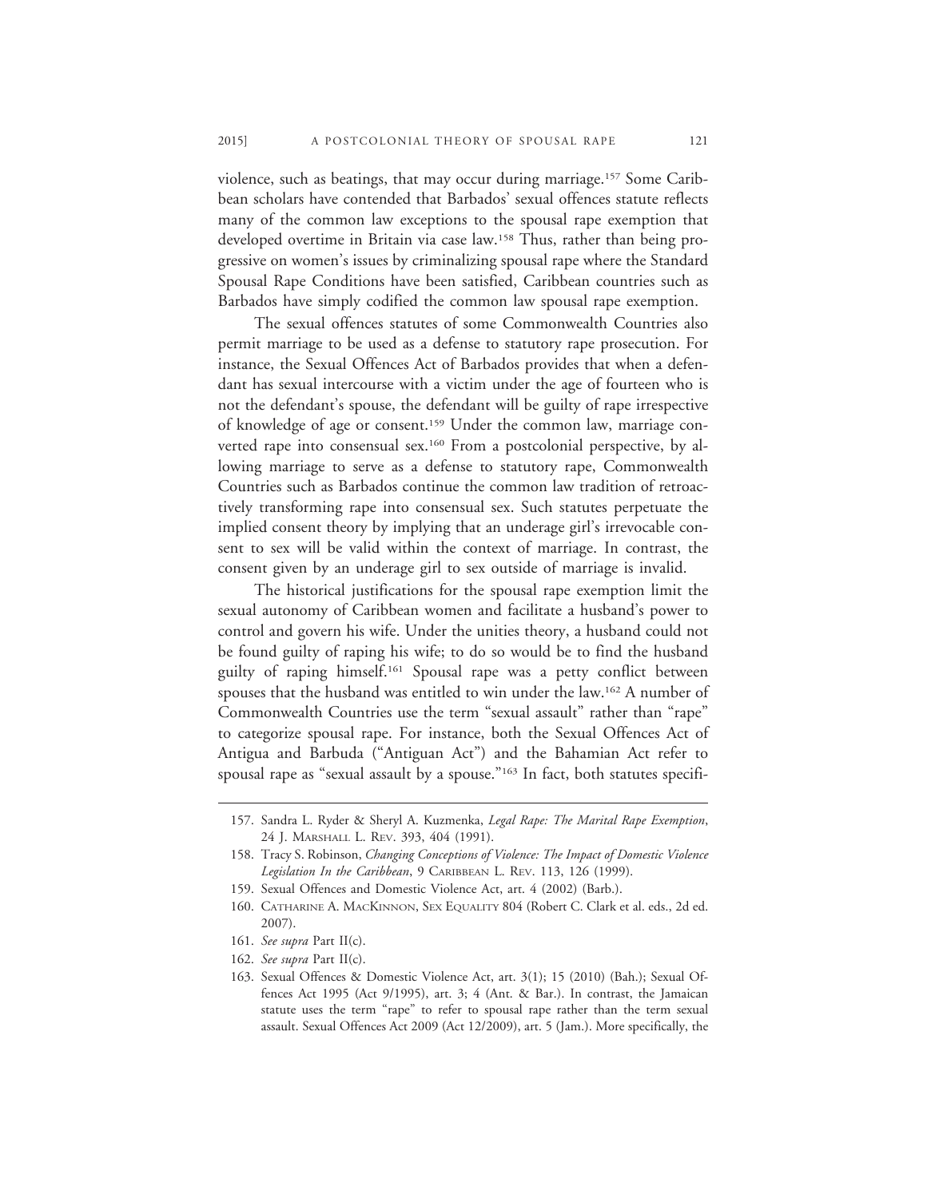violence, such as beatings, that may occur during marriage.[157] Some Caribbean scholars have contended that Barbados' sexual offences statute reflects many of the common law exceptions to the spousal rape exemption that developed overtime in Britain via case law.[158] Thus, rather than being progressive on women's issues by criminalizing spousal rape where the Standard Spousal Rape Conditions have been satisfied, Caribbean countries such as Barbados have simply codified the common law spousal rape exemption.

The sexual offences statutes of some Commonwealth Countries also permit marriage to be used as a defense to statutory rape prosecution. For instance, the Sexual Offences Act of Barbados provides that when a defendant has sexual intercourse with a victim under the age of fourteen who is not the defendant's spouse, the defendant will be guilty of rape irrespective of knowledge of age or consent.[159] Under the common law, marriage converted rape into consensual sex.[160] From a postcolonial perspective, by allowing marriage to serve as a defense to statutory rape, Commonwealth Countries such as Barbados continue the common law tradition of retroactively transforming rape into consensual sex. Such statutes perpetuate the implied consent theory by implying that an underage girl's irrevocable consent to sex will be valid within the context of marriage. In contrast, the consent given by an underage girl to sex outside of marriage is invalid.

The historical justifications for the spousal rape exemption limit the sexual autonomy of Caribbean women and facilitate a husband's power to control and govern his wife. Under the unities theory, a husband could not be found guilty of raping his wife; to do so would be to find the husband guilty of raping himself.[161] Spousal rape was a petty conflict between spouses that the husband was entitled to win under the law.[162] A number of Commonwealth Countries use the term "sexual assault" rather than "rape" to categorize spousal rape. For instance, both the Sexual Offences Act of Antigua and Barbuda ("Antiguan Act") and the Bahamian Act refer to spousal rape as "sexual assault by a spouse."[163] In fact, both statutes specifi-

---

157. Sandra L. Ryder & Sheryl A. Kuzmenka, *Legal Rape: The Marital Rape Exemption*, 24 J. Marshall L. Rev. 393, 404 (1991).

158. Tracy S. Robinson, *Changing Conceptions of Violence: The Impact of Domestic Violence Legislation In the Caribbean*, 9 Caribbean L. Rev. 113, 126 (1999).

159. Sexual Offences and Domestic Violence Act, art. 4 (2002) (Barb.).

160. Catharine A. MacKinnon, Sex Equality 804 (Robert C. Clark et al. eds., 2d ed. 2007).

161. *See supra* Part II(c).

162. *See supra* Part II(c).

163. Sexual Offences & Domestic Violence Act, art. 3(1); 15 (2010) (Bah.); Sexual Offences Act 1995 (Act 9/1995), art. 3; 4 (Ant. & Bar.). In contrast, the Jamaican statute uses the term "rape" to refer to spousal rape rather than the term sexual assault. Sexual Offences Act 2009 (Act 12/2009), art. 5 (Jam.). More specifically, the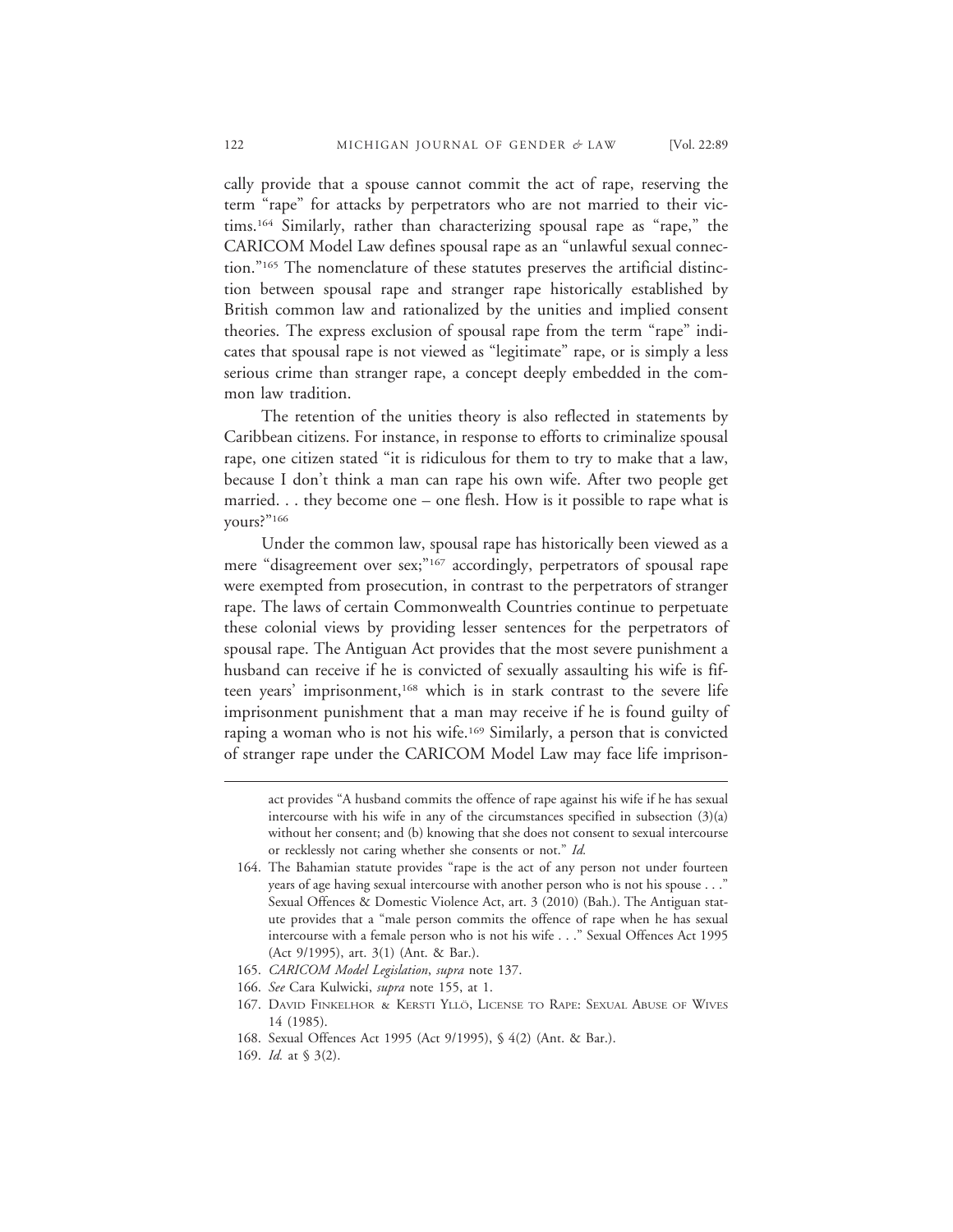cally provide that a spouse cannot commit the act of rape, reserving the term "rape" for attacks by perpetrators who are not married to their victims.[164] Similarly, rather than characterizing spousal rape as "rape," the CARICOM Model Law defines spousal rape as an "unlawful sexual connection."[165] The nomenclature of these statutes preserves the artificial distinction between spousal rape and stranger rape historically established by British common law and rationalized by the unities and implied consent theories. The express exclusion of spousal rape from the term "rape" indicates that spousal rape is not viewed as "legitimate" rape, or is simply a less serious crime than stranger rape, a concept deeply embedded in the common law tradition.

The retention of the unities theory is also reflected in statements by Caribbean citizens. For instance, in response to efforts to criminalize spousal rape, one citizen stated "it is ridiculous for them to try to make that a law, because I don't think a man can rape his own wife. After two people get married. . . they become one – one flesh. How is it possible to rape what is yours?"[166]

Under the common law, spousal rape has historically been viewed as a mere "disagreement over sex;"[167] accordingly, perpetrators of spousal rape were exempted from prosecution, in contrast to the perpetrators of stranger rape. The laws of certain Commonwealth Countries continue to perpetuate these colonial views by providing lesser sentences for the perpetrators of spousal rape. The Antiguan Act provides that the most severe punishment a husband can receive if he is convicted of sexually assaulting his wife is fifteen years' imprisonment,[168] which is in stark contrast to the severe life imprisonment punishment that a man may receive if he is found guilty of raping a woman who is not his wife.[169] Similarly, a person that is convicted of stranger rape under the CARICOM Model Law may face life imprison-

act provides "A husband commits the offence of rape against his wife if he has sexual intercourse with his wife in any of the circumstances specified in subsection (3)(a) without her consent; and (b) knowing that she does not consent to sexual intercourse or recklessly not caring whether she consents or not." *Id.*

164. The Bahamian statute provides "rape is the act of any person not under fourteen years of age having sexual intercourse with another person who is not his spouse . . ." Sexual Offences & Domestic Violence Act, art. 3 (2010) (Bah.). The Antiguan statute provides that a "male person commits the offence of rape when he has sexual intercourse with a female person who is not his wife . . ." Sexual Offences Act 1995 (Act 9/1995), art. 3(1) (Ant. & Bar.).

165. *CARICOM Model Legislation*, *supra* note 137.

166. *See* Cara Kulwicki, *supra* note 155, at 1.

167. David Finkelhor & Kersti Yllö, License to Rape: Sexual Abuse of Wives 14 (1985).

168. Sexual Offences Act 1995 (Act 9/1995), § 4(2) (Ant. & Bar.).

169. *Id.* at § 3(2).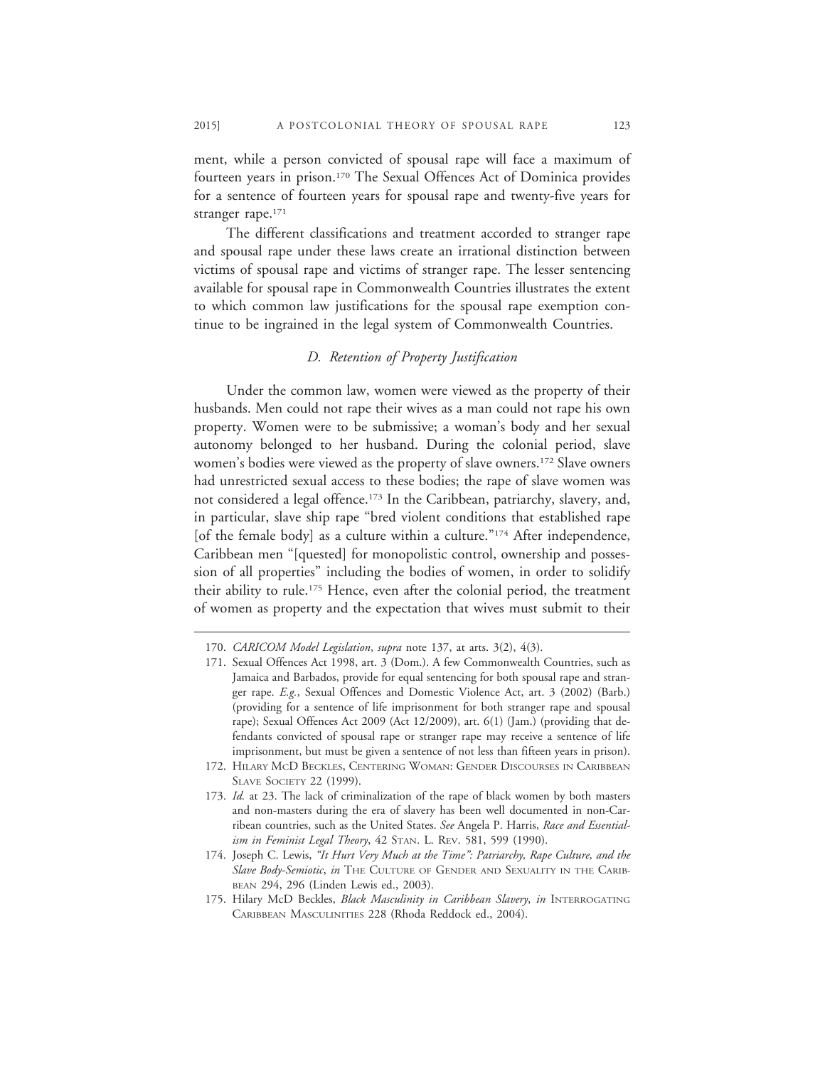ment, while a person convicted of spousal rape will face a maximum of fourteen years in prison.[170] The Sexual Offences Act of Dominica provides for a sentence of fourteen years for spousal rape and twenty-five years for stranger rape.[171]

The different classifications and treatment accorded to stranger rape and spousal rape under these laws create an irrational distinction between victims of spousal rape and victims of stranger rape. The lesser sentencing available for spousal rape in Commonwealth Countries illustrates the extent to which common law justifications for the spousal rape exemption continue to be ingrained in the legal system of Commonwealth Countries.

### *D. Retention of Property Justification*

Under the common law, women were viewed as the property of their husbands. Men could not rape their wives as a man could not rape his own property. Women were to be submissive; a woman's body and her sexual autonomy belonged to her husband. During the colonial period, slave women's bodies were viewed as the property of slave owners.[172] Slave owners had unrestricted sexual access to these bodies; the rape of slave women was not considered a legal offence.[173] In the Caribbean, patriarchy, slavery, and, in particular, slave ship rape "bred violent conditions that established rape [of the female body] as a culture within a culture."[174] After independence, Caribbean men "[quested] for monopolistic control, ownership and possession of all properties" including the bodies of women, in order to solidify their ability to rule.[175] Hence, even after the colonial period, the treatment of women as property and the expectation that wives must submit to their

---

170. *CARICOM Model Legislation*, *supra* note 137, at arts. 3(2), 4(3).

171. Sexual Offences Act 1998, art. 3 (Dom.). A few Commonwealth Countries, such as Jamaica and Barbados, provide for equal sentencing for both spousal rape and stranger rape. *E.g.*, Sexual Offences and Domestic Violence Act, art. 3 (2002) (Barb.) (providing for a sentence of life imprisonment for both stranger rape and spousal rape); Sexual Offences Act 2009 (Act 12/2009), art. 6(1) (Jam.) (providing that defendants convicted of spousal rape or stranger rape may receive a sentence of life imprisonment, but must be given a sentence of not less than fifteen years in prison).

172. Hilary McD Beckles, Centering Woman: Gender Discourses in Caribbean Slave Society 22 (1999).

173. *Id.* at 23. The lack of criminalization of the rape of black women by both masters and non-masters during the era of slavery has been well documented in non-Carribean countries, such as the United States. *See* Angela P. Harris, *Race and Essentialism in Feminist Legal Theory*, 42 Stan. L. Rev. 581, 599 (1990).

174. Joseph C. Lewis, *"It Hurt Very Much at the Time": Patriarchy, Rape Culture, and the Slave Body-Semiotic*, *in* The Culture of Gender and Sexuality in the Caribbean 294, 296 (Linden Lewis ed., 2003).

175. Hilary McD Beckles, *Black Masculinity in Caribbean Slavery*, *in* Interrogating Caribbean Masculinities 228 (Rhoda Reddock ed., 2004).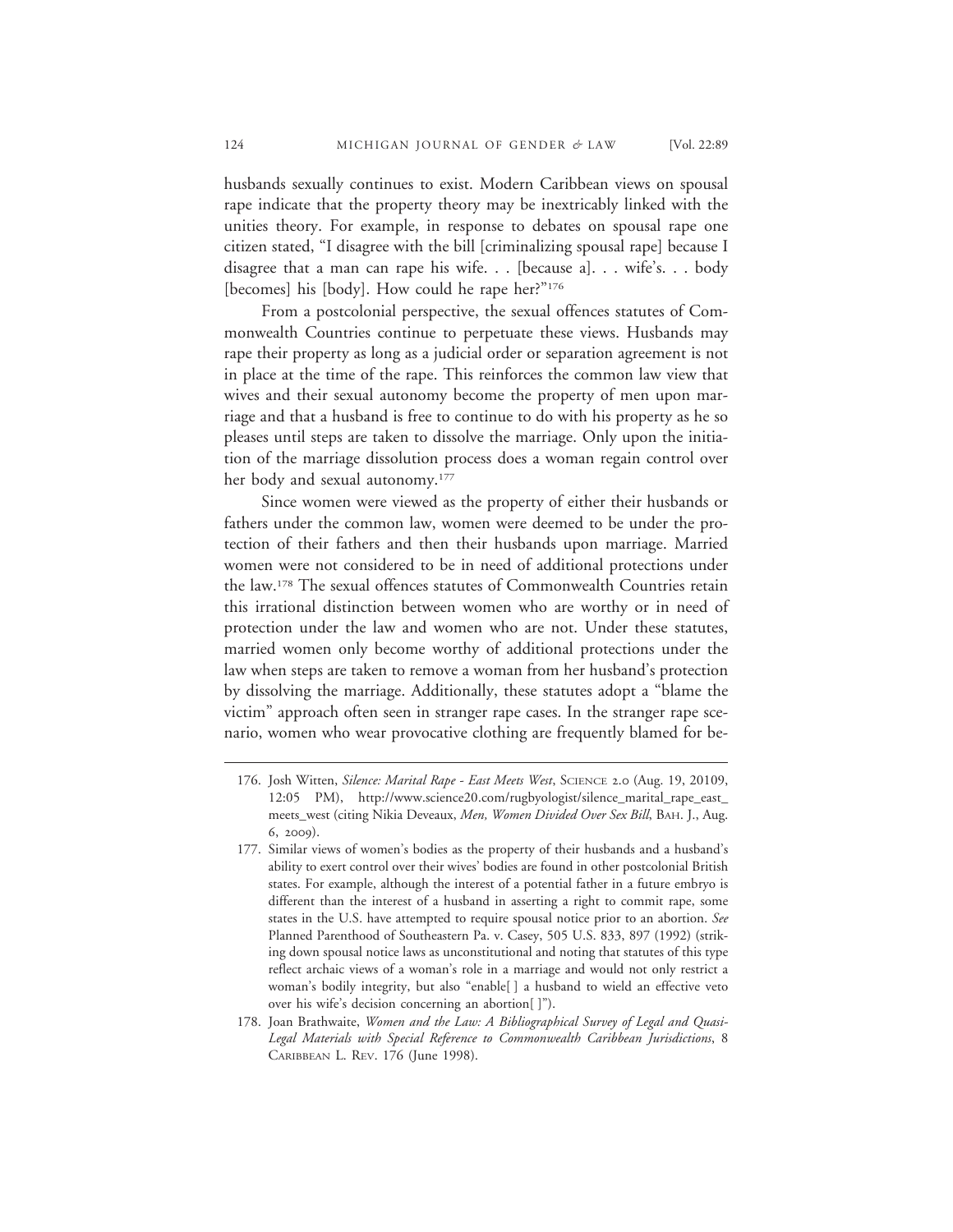husbands sexually continues to exist. Modern Caribbean views on spousal rape indicate that the property theory may be inextricably linked with the unities theory. For example, in response to debates on spousal rape one citizen stated, "I disagree with the bill [criminalizing spousal rape] because I disagree that a man can rape his wife. . . [because a]. . . wife's. . . body [becomes] his [body]. How could he rape her?"[176]

From a postcolonial perspective, the sexual offences statutes of Commonwealth Countries continue to perpetuate these views. Husbands may rape their property as long as a judicial order or separation agreement is not in place at the time of the rape. This reinforces the common law view that wives and their sexual autonomy become the property of men upon marriage and that a husband is free to continue to do with his property as he so pleases until steps are taken to dissolve the marriage. Only upon the initiation of the marriage dissolution process does a woman regain control over her body and sexual autonomy.[177]

Since women were viewed as the property of either their husbands or fathers under the common law, women were deemed to be under the protection of their fathers and then their husbands upon marriage. Married women were not considered to be in need of additional protections under the law.[178] The sexual offences statutes of Commonwealth Countries retain this irrational distinction between women who are worthy or in need of protection under the law and women who are not. Under these statutes, married women only become worthy of additional protections under the law when steps are taken to remove a woman from her husband's protection by dissolving the marriage. Additionally, these statutes adopt a "blame the victim" approach often seen in stranger rape cases. In the stranger rape scenario, women who wear provocative clothing are frequently blamed for be-

---

176. Josh Witten, *Silence: Marital Rape - East Meets West*, SCIENCE 2.0 (Aug. 19, 20109, 12:05 PM), http://www.science20.com/rugbyologist/silence_marital_rape_east_meets_west (citing Nikia Deveaux, *Men, Women Divided Over Sex Bill*, BAH. J., Aug. 6, 2009).

177. Similar views of women's bodies as the property of their husbands and a husband's ability to exert control over their wives' bodies are found in other postcolonial British states. For example, although the interest of a potential father in a future embryo is different than the interest of a husband in asserting a right to commit rape, some states in the U.S. have attempted to require spousal notice prior to an abortion. *See* Planned Parenthood of Southeastern Pa. v. Casey, 505 U.S. 833, 897 (1992) (striking down spousal notice laws as unconstitutional and noting that statutes of this type reflect archaic views of a woman's role in a marriage and would not only restrict a woman's bodily integrity, but also "enable[ ] a husband to wield an effective veto over his wife's decision concerning an abortion[ ]").

178. Joan Brathwaite, *Women and the Law: A Bibliographical Survey of Legal and Quasi-Legal Materials with Special Reference to Commonwealth Caribbean Jurisdictions*, 8 CARIBBEAN L. REV. 176 (June 1998).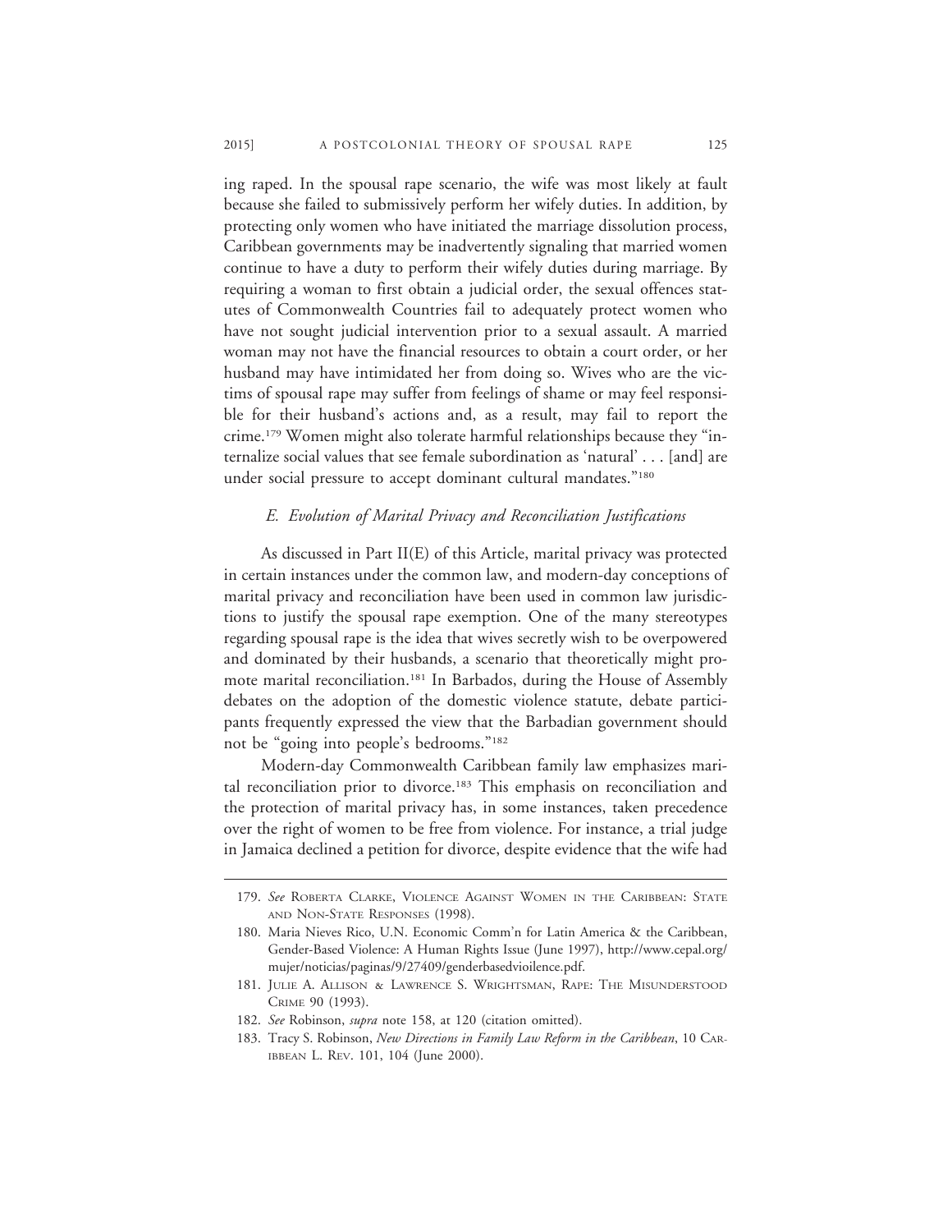ing raped. In the spousal rape scenario, the wife was most likely at fault because she failed to submissively perform her wifely duties. In addition, by protecting only women who have initiated the marriage dissolution process, Caribbean governments may be inadvertently signaling that married women continue to have a duty to perform their wifely duties during marriage. By requiring a woman to first obtain a judicial order, the sexual offences statutes of Commonwealth Countries fail to adequately protect women who have not sought judicial intervention prior to a sexual assault. A married woman may not have the financial resources to obtain a court order, or her husband may have intimidated her from doing so. Wives who are the victims of spousal rape may suffer from feelings of shame or may feel responsible for their husband's actions and, as a result, may fail to report the crime.[179] Women might also tolerate harmful relationships because they "internalize social values that see female subordination as 'natural' . . . [and] are under social pressure to accept dominant cultural mandates."[180]

### *E. Evolution of Marital Privacy and Reconciliation Justifications*

As discussed in Part II(E) of this Article, marital privacy was protected in certain instances under the common law, and modern-day conceptions of marital privacy and reconciliation have been used in common law jurisdictions to justify the spousal rape exemption. One of the many stereotypes regarding spousal rape is the idea that wives secretly wish to be overpowered and dominated by their husbands, a scenario that theoretically might promote marital reconciliation.[181] In Barbados, during the House of Assembly debates on the adoption of the domestic violence statute, debate participants frequently expressed the view that the Barbadian government should not be "going into people's bedrooms."[182]

Modern-day Commonwealth Caribbean family law emphasizes marital reconciliation prior to divorce.[183] This emphasis on reconciliation and the protection of marital privacy has, in some instances, taken precedence over the right of women to be free from violence. For instance, a trial judge in Jamaica declined a petition for divorce, despite evidence that the wife had

---

179. *See* Roberta Clarke, Violence Against Women in the Caribbean: State and Non-State Responses (1998).

180. Maria Nieves Rico, U.N. Economic Comm'n for Latin America & the Caribbean, Gender-Based Violence: A Human Rights Issue (June 1997), http://www.cepal.org/mujer/noticias/paginas/9/27409/genderbasedvioilence.pdf.

181. Julie A. Allison & Lawrence S. Wrightsman, Rape: The Misunderstood Crime 90 (1993).

182. *See* Robinson, *supra* note 158, at 120 (citation omitted).

183. Tracy S. Robinson, *New Directions in Family Law Reform in the Caribbean*, 10 Caribbean L. Rev. 101, 104 (June 2000).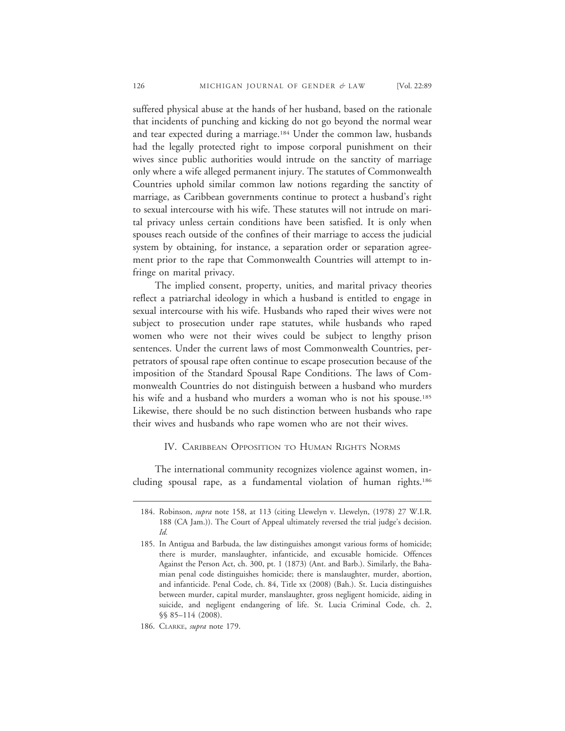suffered physical abuse at the hands of her husband, based on the rationale that incidents of punching and kicking do not go beyond the normal wear and tear expected during a marriage.[184] Under the common law, husbands had the legally protected right to impose corporal punishment on their wives since public authorities would intrude on the sanctity of marriage only where a wife alleged permanent injury. The statutes of Commonwealth Countries uphold similar common law notions regarding the sanctity of marriage, as Caribbean governments continue to protect a husband's right to sexual intercourse with his wife. These statutes will not intrude on marital privacy unless certain conditions have been satisfied. It is only when spouses reach outside of the confines of their marriage to access the judicial system by obtaining, for instance, a separation order or separation agreement prior to the rape that Commonwealth Countries will attempt to infringe on marital privacy.

The implied consent, property, unities, and marital privacy theories reflect a patriarchal ideology in which a husband is entitled to engage in sexual intercourse with his wife. Husbands who raped their wives were not subject to prosecution under rape statutes, while husbands who raped women who were not their wives could be subject to lengthy prison sentences. Under the current laws of most Commonwealth Countries, perpetrators of spousal rape often continue to escape prosecution because of the imposition of the Standard Spousal Rape Conditions. The laws of Commonwealth Countries do not distinguish between a husband who murders his wife and a husband who murders a woman who is not his spouse.[185] Likewise, there should be no such distinction between husbands who rape their wives and husbands who rape women who are not their wives.

## IV. Caribbean Opposition to Human Rights Norms

The international community recognizes violence against women, including spousal rape, as a fundamental violation of human rights.[186]

---

184. Robinson, *supra* note 158, at 113 (citing Llewelyn v. Llewelyn, (1978) 27 W.I.R. 188 (CA Jam.)). The Court of Appeal ultimately reversed the trial judge's decision. *Id.*

185. In Antigua and Barbuda, the law distinguishes amongst various forms of homicide; there is murder, manslaughter, infanticide, and excusable homicide. Offences Against the Person Act, ch. 300, pt. 1 (1873) (Ant. and Barb.). Similarly, the Bahamian penal code distinguishes homicide; there is manslaughter, murder, abortion, and infanticide. Penal Code, ch. 84, Title xx (2008) (Bah.). St. Lucia distinguishes between murder, capital murder, manslaughter, gross negligent homicide, aiding in suicide, and negligent endangering of life. St. Lucia Criminal Code, ch. 2, §§ 85–114 (2008).

186. Clarke, *supra* note 179.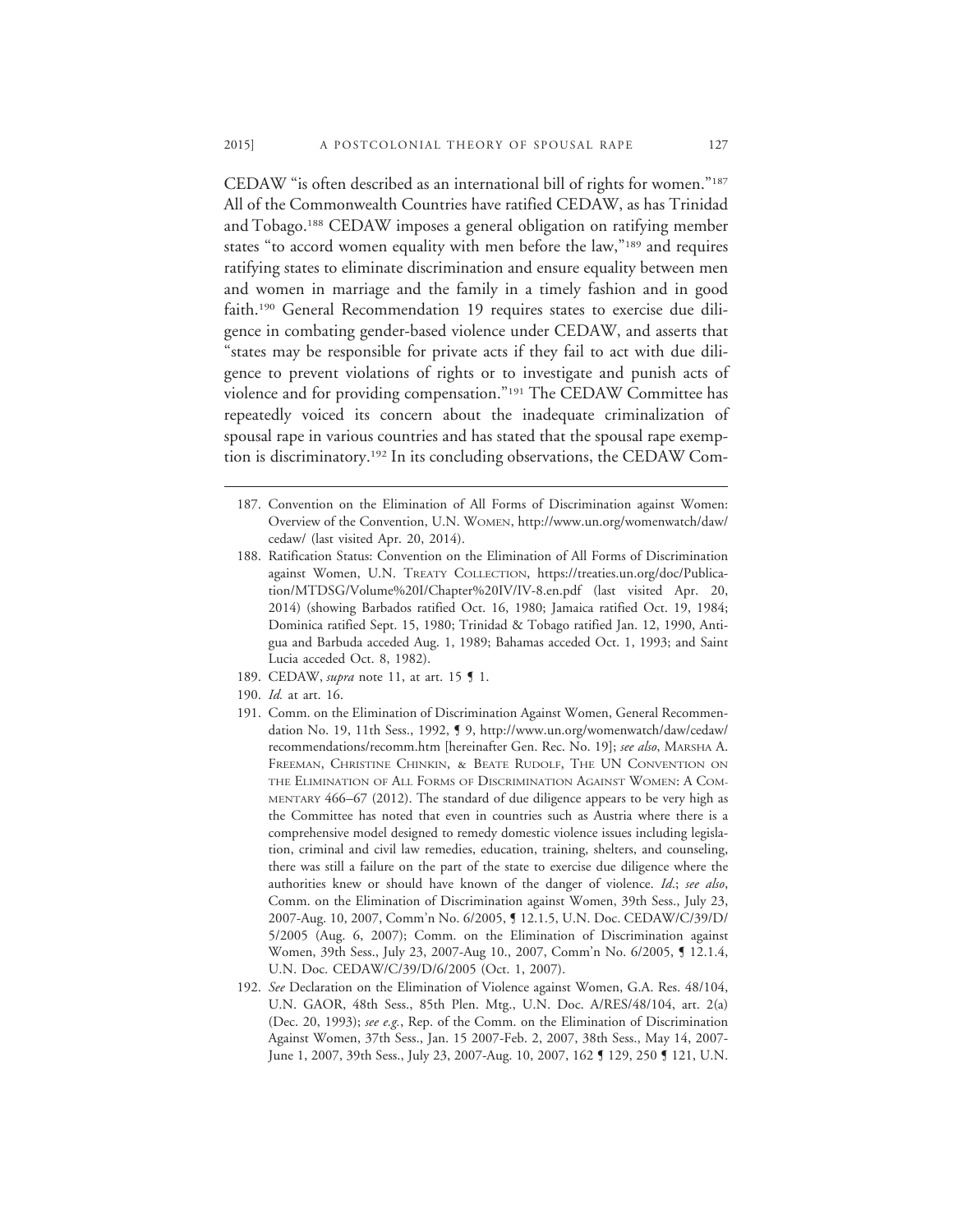CEDAW "is often described as an international bill of rights for women."[187] All of the Commonwealth Countries have ratified CEDAW, as has Trinidad and Tobago.[188] CEDAW imposes a general obligation on ratifying member states "to accord women equality with men before the law,"[189] and requires ratifying states to eliminate discrimination and ensure equality between men and women in marriage and the family in a timely fashion and in good faith.[190] General Recommendation 19 requires states to exercise due diligence in combating gender-based violence under CEDAW, and asserts that "states may be responsible for private acts if they fail to act with due diligence to prevent violations of rights or to investigate and punish acts of violence and for providing compensation."[191] The CEDAW Committee has repeatedly voiced its concern about the inadequate criminalization of spousal rape in various countries and has stated that the spousal rape exemption is discriminatory.[192] In its concluding observations, the CEDAW Com-

---

187. Convention on the Elimination of All Forms of Discrimination against Women: Overview of the Convention, U.N. WOMEN, http://www.un.org/womenwatch/daw/cedaw/ (last visited Apr. 20, 2014).

188. Ratification Status: Convention on the Elimination of All Forms of Discrimination against Women, U.N. TREATY COLLECTION, https://treaties.un.org/doc/Publication/MTDSG/Volume%20I/Chapter%20IV/IV-8.en.pdf (last visited Apr. 20, 2014) (showing Barbados ratified Oct. 16, 1980; Jamaica ratified Oct. 19, 1984; Dominica ratified Sept. 15, 1980; Trinidad & Tobago ratified Jan. 12, 1990, Antigua and Barbuda acceded Aug. 1, 1989; Bahamas acceded Oct. 1, 1993; and Saint Lucia acceded Oct. 8, 1982).

189. CEDAW, *supra* note 11, at art. 15 ¶ 1.

190. *Id.* at art. 16.

191. Comm. on the Elimination of Discrimination Against Women, General Recommendation No. 19, 11th Sess., 1992, ¶ 9, http://www.un.org/womenwatch/daw/cedaw/recommendations/recomm.htm [hereinafter Gen. Rec. No. 19]; *see also*, MARSHA A. FREEMAN, CHRISTINE CHINKIN, & BEATE RUDOLF, THE UN CONVENTION ON THE ELIMINATION OF ALL FORMS OF DISCRIMINATION AGAINST WOMEN: A COMMENTARY 466–67 (2012). The standard of due diligence appears to be very high as the Committee has noted that even in countries such as Austria where there is a comprehensive model designed to remedy domestic violence issues including legislation, criminal and civil law remedies, education, training, shelters, and counseling, there was still a failure on the part of the state to exercise due diligence where the authorities knew or should have known of the danger of violence. *Id.*; *see also*, Comm. on the Elimination of Discrimination against Women, 39th Sess., July 23, 2007-Aug. 10, 2007, Comm'n No. 6/2005, ¶ 12.1.5, U.N. Doc. CEDAW/C/39/D/5/2005 (Aug. 6, 2007); Comm. on the Elimination of Discrimination against Women, 39th Sess., July 23, 2007-Aug 10., 2007, Comm'n No. 6/2005, ¶ 12.1.4, U.N. Doc. CEDAW/C/39/D/6/2005 (Oct. 1, 2007).

192. *See* Declaration on the Elimination of Violence against Women, G.A. Res. 48/104, U.N. GAOR, 48th Sess., 85th Plen. Mtg., U.N. Doc. A/RES/48/104, art. 2(a) (Dec. 20, 1993); *see e.g.*, Rep. of the Comm. on the Elimination of Discrimination Against Women, 37th Sess., Jan. 15 2007-Feb. 2, 2007, 38th Sess., May 14, 2007-June 1, 2007, 39th Sess., July 23, 2007-Aug. 10, 2007, 162 ¶ 129, 250 ¶ 121, U.N.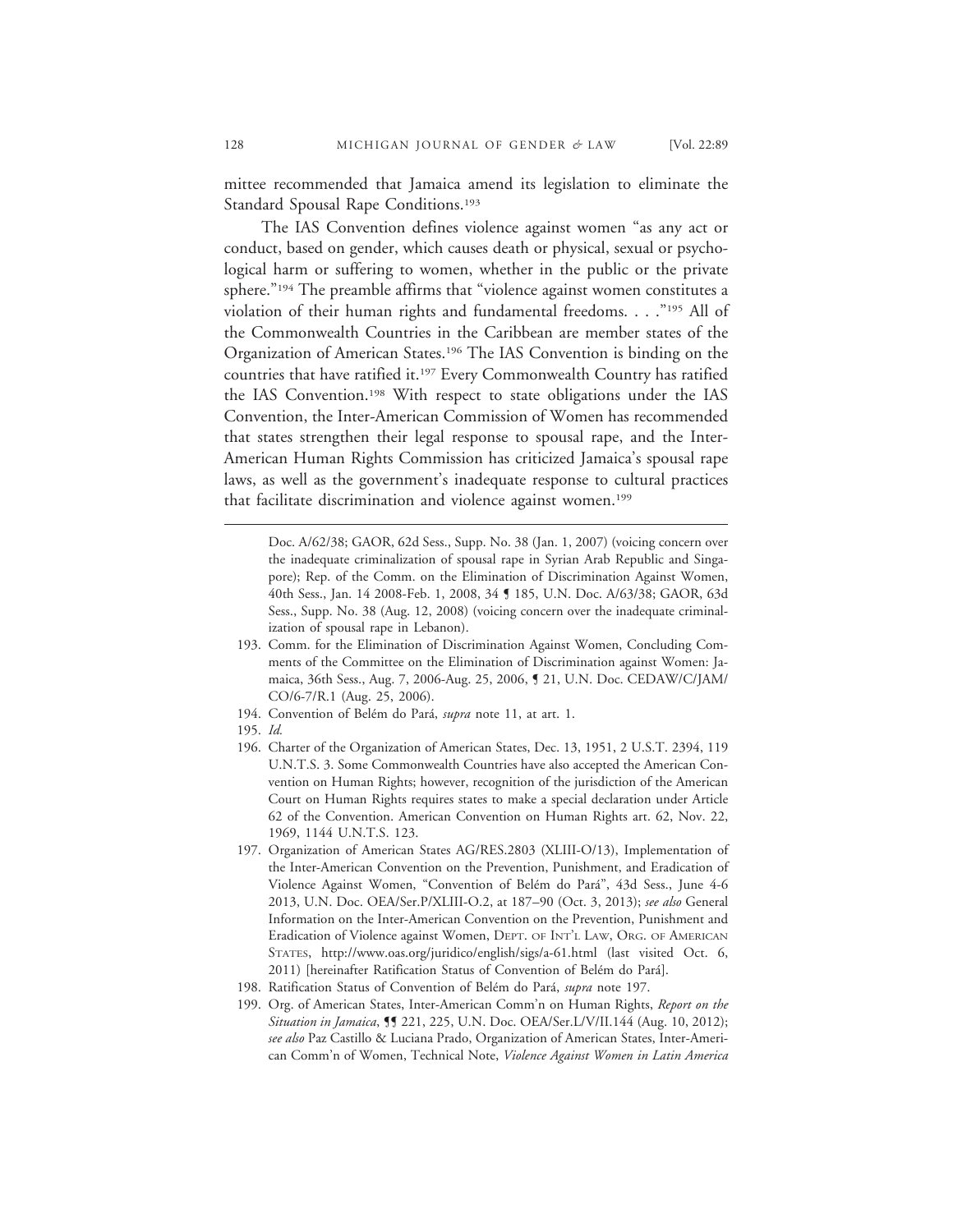mittee recommended that Jamaica amend its legislation to eliminate the Standard Spousal Rape Conditions.[193]

The IAS Convention defines violence against women "as any act or conduct, based on gender, which causes death or physical, sexual or psychological harm or suffering to women, whether in the public or the private sphere."[194] The preamble affirms that "violence against women constitutes a violation of their human rights and fundamental freedoms. . . ."[195] All of the Commonwealth Countries in the Caribbean are member states of the Organization of American States.[196] The IAS Convention is binding on the countries that have ratified it.[197] Every Commonwealth Country has ratified the IAS Convention.[198] With respect to state obligations under the IAS Convention, the Inter-American Commission of Women has recommended that states strengthen their legal response to spousal rape, and the Inter-American Human Rights Commission has criticized Jamaica's spousal rape laws, as well as the government's inadequate response to cultural practices that facilitate discrimination and violence against women.[199]

---

Doc. A/62/38; GAOR, 62d Sess., Supp. No. 38 (Jan. 1, 2007) (voicing concern over the inadequate criminalization of spousal rape in Syrian Arab Republic and Singapore); Rep. of the Comm. on the Elimination of Discrimination Against Women, 40th Sess., Jan. 14 2008-Feb. 1, 2008, 34 ¶ 185, U.N. Doc. A/63/38; GAOR, 63d Sess., Supp. No. 38 (Aug. 12, 2008) (voicing concern over the inadequate criminalization of spousal rape in Lebanon).

193. Comm. for the Elimination of Discrimination Against Women, Concluding Comments of the Committee on the Elimination of Discrimination against Women: Jamaica, 36th Sess., Aug. 7, 2006-Aug. 25, 2006, ¶ 21, U.N. Doc. CEDAW/C/JAM/CO/6-7/R.1 (Aug. 25, 2006).

194. Convention of Belém do Pará, *supra* note 11, at art. 1.

195. *Id.*

196. Charter of the Organization of American States, Dec. 13, 1951, 2 U.S.T. 2394, 119 U.N.T.S. 3. Some Commonwealth Countries have also accepted the American Convention on Human Rights; however, recognition of the jurisdiction of the American Court on Human Rights requires states to make a special declaration under Article 62 of the Convention. American Convention on Human Rights art. 62, Nov. 22, 1969, 1144 U.N.T.S. 123.

197. Organization of American States AG/RES.2803 (XLIII-O/13), Implementation of the Inter-American Convention on the Prevention, Punishment, and Eradication of Violence Against Women, "Convention of Belém do Pará", 43d Sess., June 4-6 2013, U.N. Doc. OEA/Ser.P/XLIII-O.2, at 187–90 (Oct. 3, 2013); *see also* General Information on the Inter-American Convention on the Prevention, Punishment and Eradication of Violence against Women, Dept. of Int'l Law, Org. of American States, http://www.oas.org/juridico/english/sigs/a-61.html (last visited Oct. 6, 2011) [hereinafter Ratification Status of Convention of Belém do Pará].

198. Ratification Status of Convention of Belém do Pará, *supra* note 197.

199. Org. of American States, Inter-American Comm'n on Human Rights, *Report on the Situation in Jamaica*, ¶¶ 221, 225, U.N. Doc. OEA/Ser.L/V/II.144 (Aug. 10, 2012); *see also* Paz Castillo & Luciana Prado, Organization of American States, Inter-American Comm'n of Women, Technical Note, *Violence Against Women in Latin America*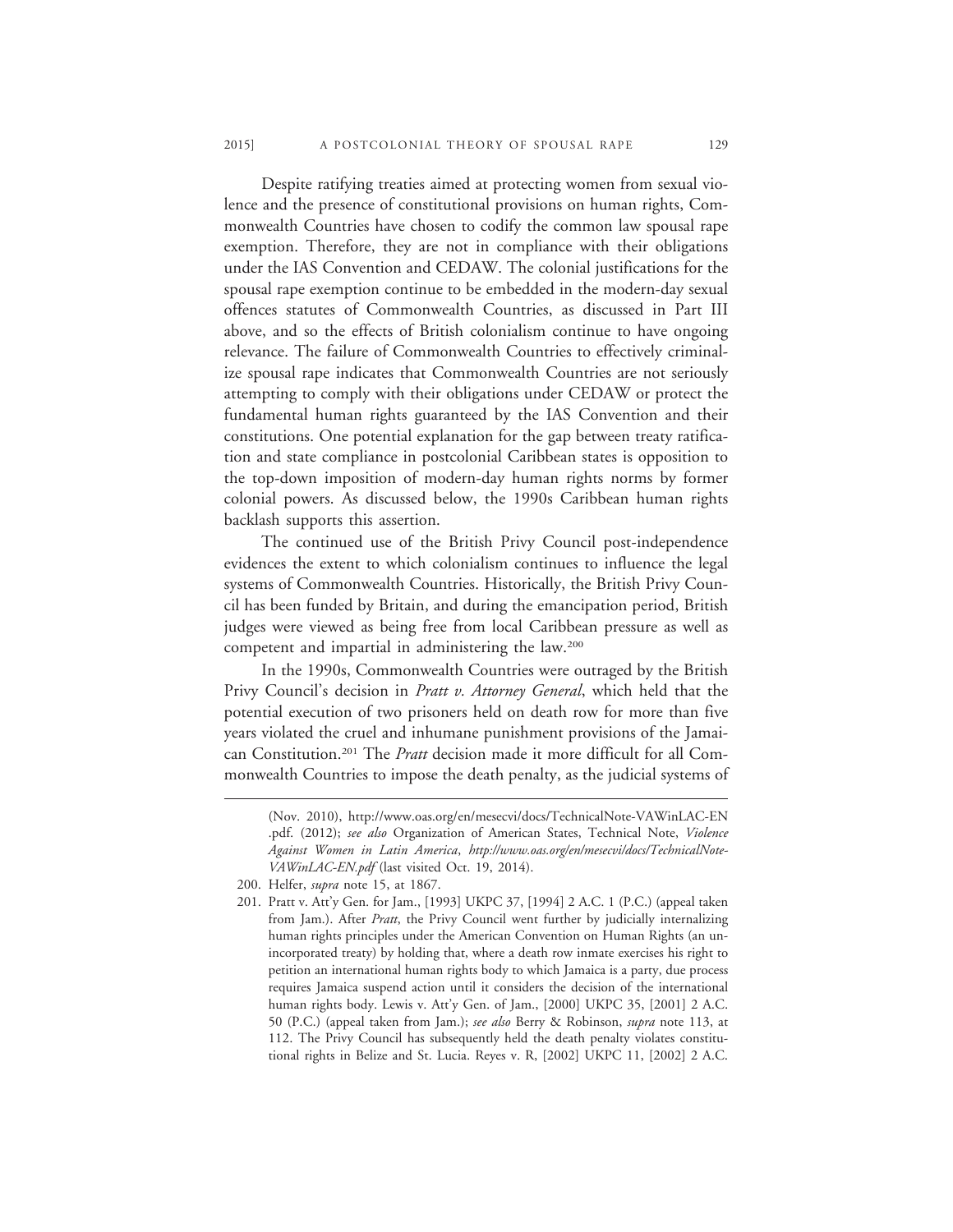Despite ratifying treaties aimed at protecting women from sexual violence and the presence of constitutional provisions on human rights, Commonwealth Countries have chosen to codify the common law spousal rape exemption. Therefore, they are not in compliance with their obligations under the IAS Convention and CEDAW. The colonial justifications for the spousal rape exemption continue to be embedded in the modern-day sexual offences statutes of Commonwealth Countries, as discussed in Part III above, and so the effects of British colonialism continue to have ongoing relevance. The failure of Commonwealth Countries to effectively criminalize spousal rape indicates that Commonwealth Countries are not seriously attempting to comply with their obligations under CEDAW or protect the fundamental human rights guaranteed by the IAS Convention and their constitutions. One potential explanation for the gap between treaty ratification and state compliance in postcolonial Caribbean states is opposition to the top-down imposition of modern-day human rights norms by former colonial powers. As discussed below, the 1990s Caribbean human rights backlash supports this assertion.

The continued use of the British Privy Council post-independence evidences the extent to which colonialism continues to influence the legal systems of Commonwealth Countries. Historically, the British Privy Council has been funded by Britain, and during the emancipation period, British judges were viewed as being free from local Caribbean pressure as well as competent and impartial in administering the law.[200]

In the 1990s, Commonwealth Countries were outraged by the British Privy Council's decision in *Pratt v. Attorney General*, which held that the potential execution of two prisoners held on death row for more than five years violated the cruel and inhumane punishment provisions of the Jamaican Constitution.[201] The *Pratt* decision made it more difficult for all Commonwealth Countries to impose the death penalty, as the judicial systems of

---

(Nov. 2010), http://www.oas.org/en/mesecvi/docs/TechnicalNote-VAWinLAC-EN.pdf. (2012); *see also* Organization of American States, Technical Note, *Violence Against Women in Latin America*, *http://www.oas.org/en/mesecvi/docs/TechnicalNote-VAWinLAC-EN.pdf* (last visited Oct. 19, 2014).

200. Helfer, *supra* note 15, at 1867.

201. Pratt v. Att'y Gen. for Jam., [1993] UKPC 37, [1994] 2 A.C. 1 (P.C.) (appeal taken from Jam.). After *Pratt*, the Privy Council went further by judicially internalizing human rights principles under the American Convention on Human Rights (an unincorporated treaty) by holding that, where a death row inmate exercises his right to petition an international human rights body to which Jamaica is a party, due process requires Jamaica suspend action until it considers the decision of the international human rights body. Lewis v. Att'y Gen. of Jam., [2000] UKPC 35, [2001] 2 A.C. 50 (P.C.) (appeal taken from Jam.); *see also* Berry & Robinson, *supra* note 113, at 112. The Privy Council has subsequently held the death penalty violates constitutional rights in Belize and St. Lucia. Reyes v. R, [2002] UKPC 11, [2002] 2 A.C.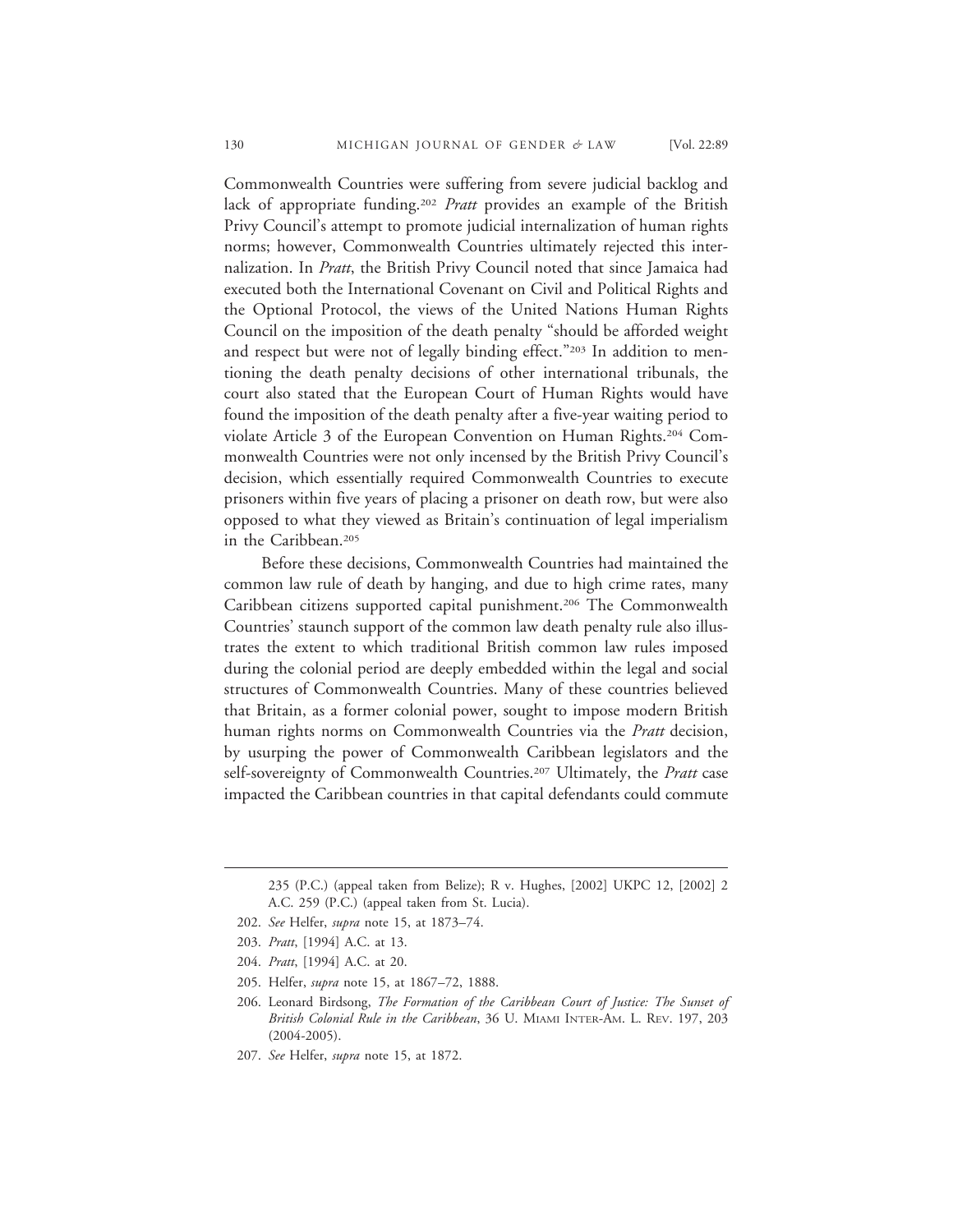Commonwealth Countries were suffering from severe judicial backlog and lack of appropriate funding.[202] *Pratt* provides an example of the British Privy Council's attempt to promote judicial internalization of human rights norms; however, Commonwealth Countries ultimately rejected this internalization. In *Pratt*, the British Privy Council noted that since Jamaica had executed both the International Covenant on Civil and Political Rights and the Optional Protocol, the views of the United Nations Human Rights Council on the imposition of the death penalty "should be afforded weight and respect but were not of legally binding effect."[203] In addition to mentioning the death penalty decisions of other international tribunals, the court also stated that the European Court of Human Rights would have found the imposition of the death penalty after a five-year waiting period to violate Article 3 of the European Convention on Human Rights.[204] Commonwealth Countries were not only incensed by the British Privy Council's decision, which essentially required Commonwealth Countries to execute prisoners within five years of placing a prisoner on death row, but were also opposed to what they viewed as Britain's continuation of legal imperialism in the Caribbean.[205]

Before these decisions, Commonwealth Countries had maintained the common law rule of death by hanging, and due to high crime rates, many Caribbean citizens supported capital punishment.[206] The Commonwealth Countries' staunch support of the common law death penalty rule also illustrates the extent to which traditional British common law rules imposed during the colonial period are deeply embedded within the legal and social structures of Commonwealth Countries. Many of these countries believed that Britain, as a former colonial power, sought to impose modern British human rights norms on Commonwealth Countries via the *Pratt* decision, by usurping the power of Commonwealth Caribbean legislators and the self-sovereignty of Commonwealth Countries.[207] Ultimately, the *Pratt* case impacted the Caribbean countries in that capital defendants could commute

---

235 (P.C.) (appeal taken from Belize); R v. Hughes, [2002] UKPC 12, [2002] 2 A.C. 259 (P.C.) (appeal taken from St. Lucia).

202. *See* Helfer, *supra* note 15, at 1873–74.

203. *Pratt*, [1994] A.C. at 13.

204. *Pratt*, [1994] A.C. at 20.

205. Helfer, *supra* note 15, at 1867–72, 1888.

206. Leonard Birdsong, *The Formation of the Caribbean Court of Justice: The Sunset of British Colonial Rule in the Caribbean*, 36 U. MIAMI INTER-AM. L. REV. 197, 203 (2004-2005).

207. *See* Helfer, *supra* note 15, at 1872.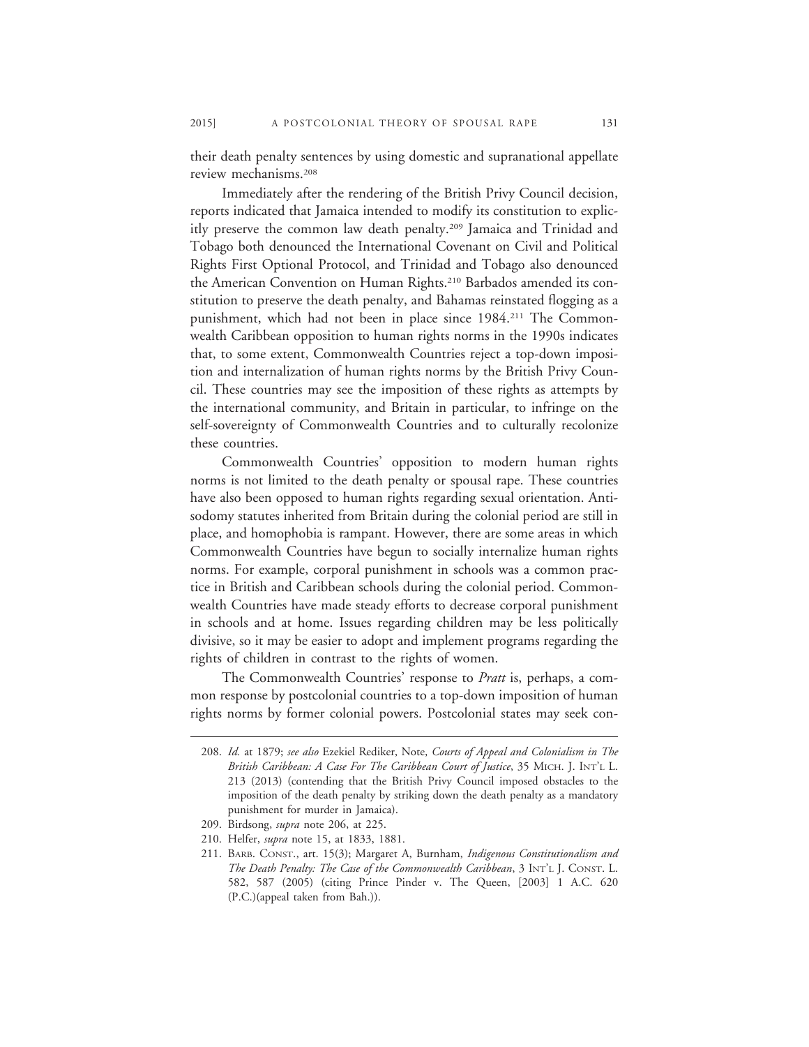their death penalty sentences by using domestic and supranational appellate review mechanisms.[208]

Immediately after the rendering of the British Privy Council decision, reports indicated that Jamaica intended to modify its constitution to explicitly preserve the common law death penalty.[209] Jamaica and Trinidad and Tobago both denounced the International Covenant on Civil and Political Rights First Optional Protocol, and Trinidad and Tobago also denounced the American Convention on Human Rights.[210] Barbados amended its constitution to preserve the death penalty, and Bahamas reinstated flogging as a punishment, which had not been in place since 1984.[211] The Commonwealth Caribbean opposition to human rights norms in the 1990s indicates that, to some extent, Commonwealth Countries reject a top-down imposition and internalization of human rights norms by the British Privy Council. These countries may see the imposition of these rights as attempts by the international community, and Britain in particular, to infringe on the self-sovereignty of Commonwealth Countries and to culturally recolonize these countries.

Commonwealth Countries' opposition to modern human rights norms is not limited to the death penalty or spousal rape. These countries have also been opposed to human rights regarding sexual orientation. Anti-sodomy statutes inherited from Britain during the colonial period are still in place, and homophobia is rampant. However, there are some areas in which Commonwealth Countries have begun to socially internalize human rights norms. For example, corporal punishment in schools was a common practice in British and Caribbean schools during the colonial period. Commonwealth Countries have made steady efforts to decrease corporal punishment in schools and at home. Issues regarding children may be less politically divisive, so it may be easier to adopt and implement programs regarding the rights of children in contrast to the rights of women.

The Commonwealth Countries' response to *Pratt* is, perhaps, a common response by postcolonial countries to a top-down imposition of human rights norms by former colonial powers. Postcolonial states may seek con-

---

208. *Id.* at 1879; *see also* Ezekiel Rediker, Note, *Courts of Appeal and Colonialism in The British Caribbean: A Case For The Caribbean Court of Justice*, 35 MICH. J. INT'L L. 213 (2013) (contending that the British Privy Council imposed obstacles to the imposition of the death penalty by striking down the death penalty as a mandatory punishment for murder in Jamaica).

209. Birdsong, *supra* note 206, at 225.

210. Helfer, *supra* note 15, at 1833, 1881.

211. BARB. CONST., art. 15(3); Margaret A, Burnham, *Indigenous Constitutionalism and The Death Penalty: The Case of the Commonwealth Caribbean*, 3 INT'L J. CONST. L. 582, 587 (2005) (citing Prince Pinder v. The Queen, [2003] 1 A.C. 620 (P.C.)(appeal taken from Bah.)).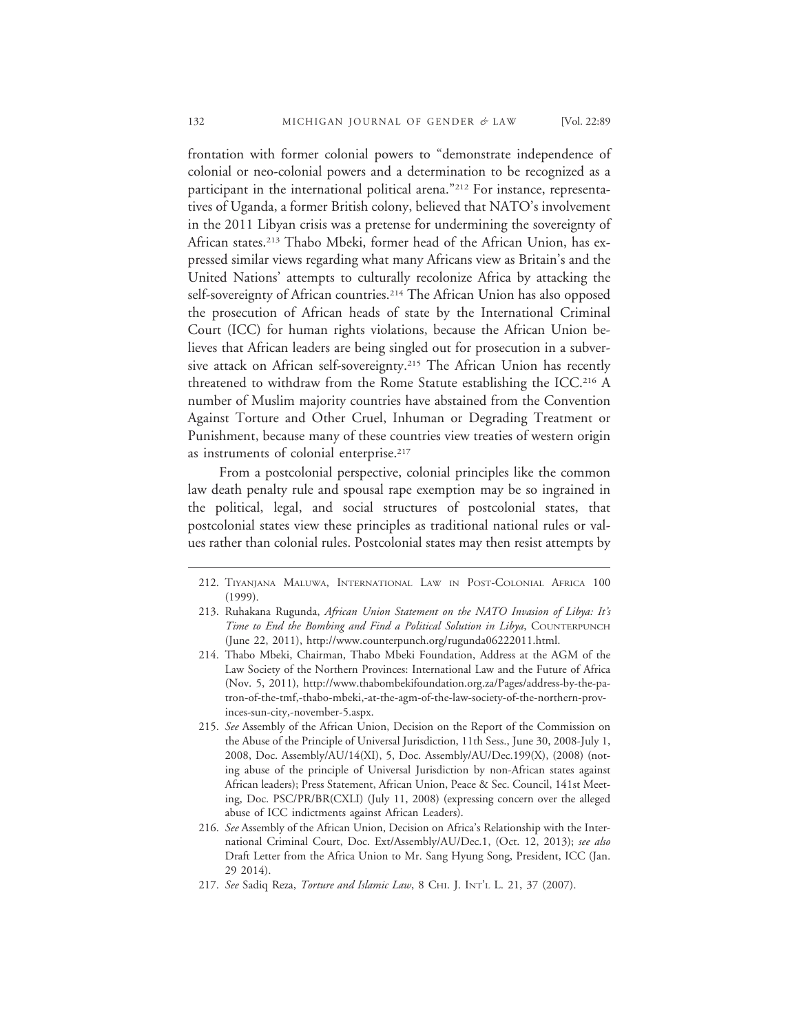frontation with former colonial powers to "demonstrate independence of colonial or neo-colonial powers and a determination to be recognized as a participant in the international political arena."[212] For instance, representatives of Uganda, a former British colony, believed that NATO's involvement in the 2011 Libyan crisis was a pretense for undermining the sovereignty of African states.[213] Thabo Mbeki, former head of the African Union, has expressed similar views regarding what many Africans view as Britain's and the United Nations' attempts to culturally recolonize Africa by attacking the self-sovereignty of African countries.[214] The African Union has also opposed the prosecution of African heads of state by the International Criminal Court (ICC) for human rights violations, because the African Union believes that African leaders are being singled out for prosecution in a subversive attack on African self-sovereignty.[215] The African Union has recently threatened to withdraw from the Rome Statute establishing the ICC.[216] A number of Muslim majority countries have abstained from the Convention Against Torture and Other Cruel, Inhuman or Degrading Treatment or Punishment, because many of these countries view treaties of western origin as instruments of colonial enterprise.[217]

From a postcolonial perspective, colonial principles like the common law death penalty rule and spousal rape exemption may be so ingrained in the political, legal, and social structures of postcolonial states, that postcolonial states view these principles as traditional national rules or values rather than colonial rules. Postcolonial states may then resist attempts by

212. Tiyanjana Maluwa, International Law in Post-Colonial Africa 100 (1999).

213. Ruhakana Rugunda, *African Union Statement on the NATO Invasion of Libya: It's Time to End the Bombing and Find a Political Solution in Libya*, Counterpunch (June 22, 2011), http://www.counterpunch.org/rugunda06222011.html.

214. Thabo Mbeki, Chairman, Thabo Mbeki Foundation, Address at the AGM of the Law Society of the Northern Provinces: International Law and the Future of Africa (Nov. 5, 2011), http://www.thabombekifoundation.org.za/Pages/address-by-the-patron-of-the-tmf,-thabo-mbeki,-at-the-agm-of-the-law-society-of-the-northern-provinces-sun-city,-november-5.aspx.

215. *See* Assembly of the African Union, Decision on the Report of the Commission on the Abuse of the Principle of Universal Jurisdiction, 11th Sess., June 30, 2008-July 1, 2008, Doc. Assembly/AU/14(XI), 5, Doc. Assembly/AU/Dec.199(X), (2008) (noting abuse of the principle of Universal Jurisdiction by non-African states against African leaders); Press Statement, African Union, Peace & Sec. Council, 141st Meeting, Doc. PSC/PR/BR(CXLI) (July 11, 2008) (expressing concern over the alleged abuse of ICC indictments against African Leaders).

216. *See* Assembly of the African Union, Decision on Africa's Relationship with the International Criminal Court, Doc. Ext/Assembly/AU/Dec.1, (Oct. 12, 2013); *see also* Draft Letter from the Africa Union to Mr. Sang Hyung Song, President, ICC (Jan. 29 2014).

217. *See* Sadiq Reza, *Torture and Islamic Law*, 8 Chi. J. Int'l L. 21, 37 (2007).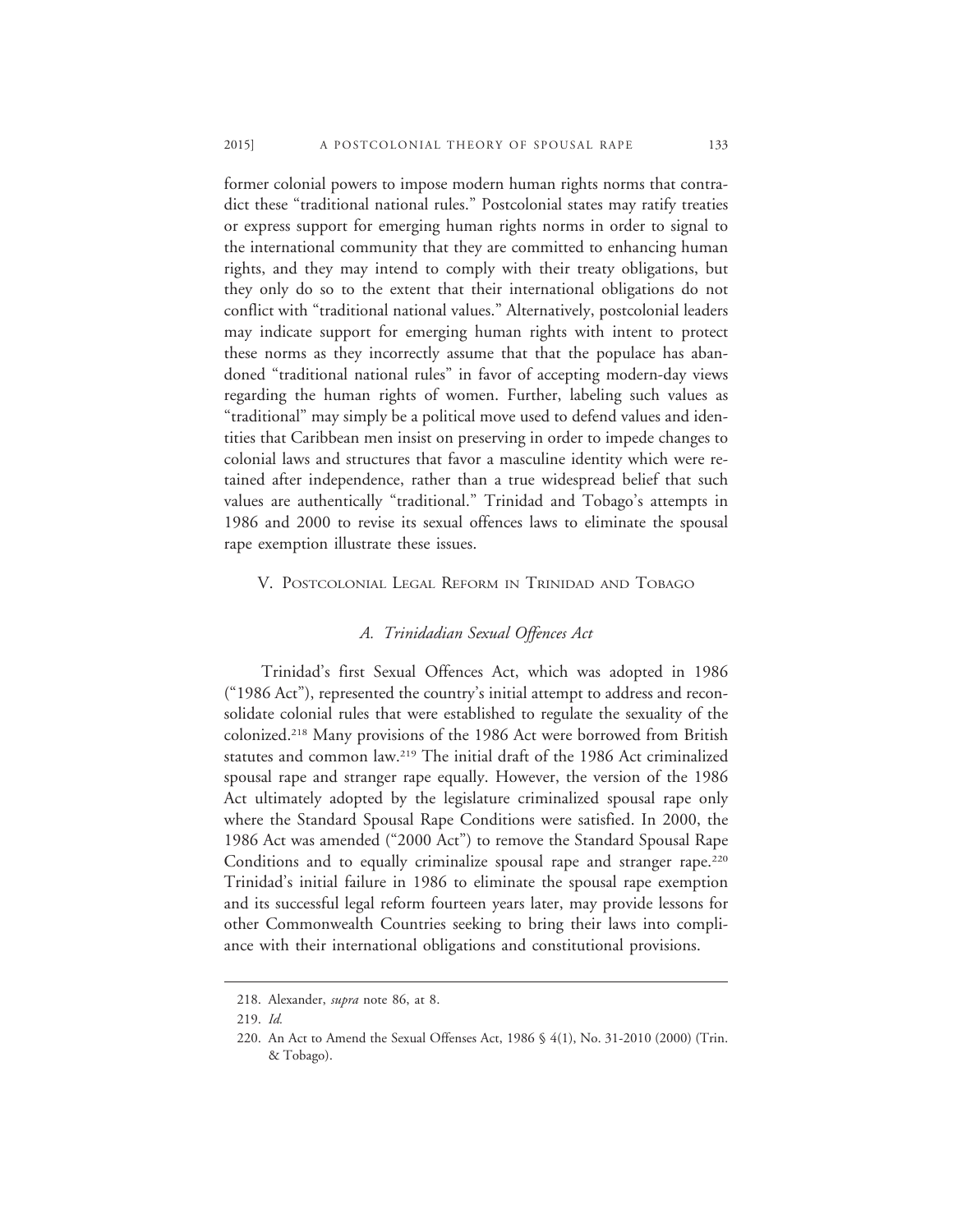former colonial powers to impose modern human rights norms that contradict these "traditional national rules." Postcolonial states may ratify treaties or express support for emerging human rights norms in order to signal to the international community that they are committed to enhancing human rights, and they may intend to comply with their treaty obligations, but they only do so to the extent that their international obligations do not conflict with "traditional national values." Alternatively, postcolonial leaders may indicate support for emerging human rights with intent to protect these norms as they incorrectly assume that that the populace has abandoned "traditional national rules" in favor of accepting modern-day views regarding the human rights of women. Further, labeling such values as "traditional" may simply be a political move used to defend values and identities that Caribbean men insist on preserving in order to impede changes to colonial laws and structures that favor a masculine identity which were retained after independence, rather than a true widespread belief that such values are authentically "traditional." Trinidad and Tobago's attempts in 1986 and 2000 to revise its sexual offences laws to eliminate the spousal rape exemption illustrate these issues.

## V. Postcolonial Legal Reform in Trinidad and Tobago

### A. Trinidadian Sexual Offences Act

Trinidad's first Sexual Offences Act, which was adopted in 1986 ("1986 Act"), represented the country's initial attempt to address and reconsolidate colonial rules that were established to regulate the sexuality of the colonized.[218] Many provisions of the 1986 Act were borrowed from British statutes and common law.[219] The initial draft of the 1986 Act criminalized spousal rape and stranger rape equally. However, the version of the 1986 Act ultimately adopted by the legislature criminalized spousal rape only where the Standard Spousal Rape Conditions were satisfied. In 2000, the 1986 Act was amended ("2000 Act") to remove the Standard Spousal Rape Conditions and to equally criminalize spousal rape and stranger rape.[220] Trinidad's initial failure in 1986 to eliminate the spousal rape exemption and its successful legal reform fourteen years later, may provide lessons for other Commonwealth Countries seeking to bring their laws into compliance with their international obligations and constitutional provisions.

---

218. Alexander, *supra* note 86, at 8.

219. *Id.*

220. An Act to Amend the Sexual Offenses Act, 1986 § 4(1), No. 31-2010 (2000) (Trin. & Tobago).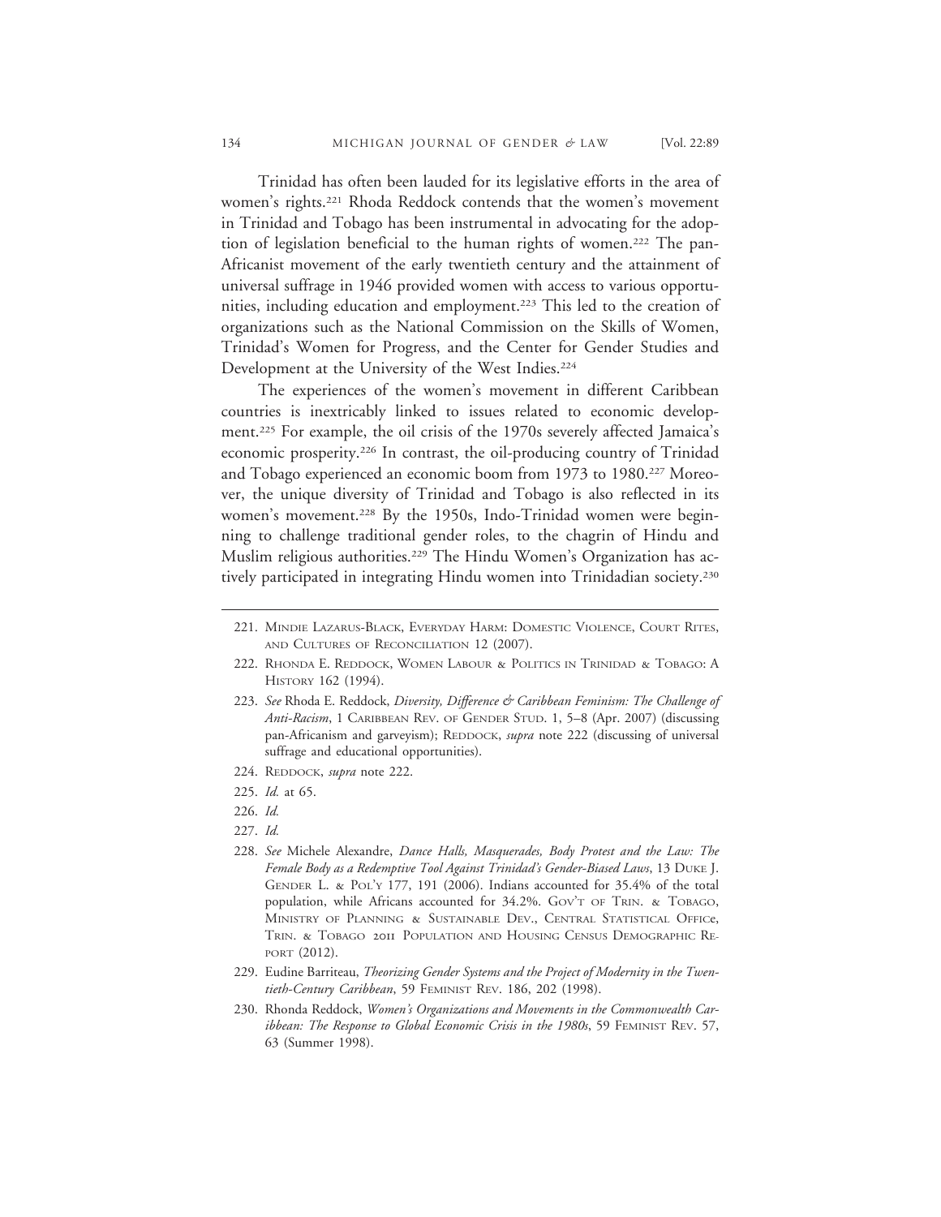Trinidad has often been lauded for its legislative efforts in the area of women's rights.[221] Rhoda Reddock contends that the women's movement in Trinidad and Tobago has been instrumental in advocating for the adoption of legislation beneficial to the human rights of women.[222] The pan-Africanist movement of the early twentieth century and the attainment of universal suffrage in 1946 provided women with access to various opportunities, including education and employment.[223] This led to the creation of organizations such as the National Commission on the Skills of Women, Trinidad's Women for Progress, and the Center for Gender Studies and Development at the University of the West Indies.[224]

The experiences of the women's movement in different Caribbean countries is inextricably linked to issues related to economic development.[225] For example, the oil crisis of the 1970s severely affected Jamaica's economic prosperity.[226] In contrast, the oil-producing country of Trinidad and Tobago experienced an economic boom from 1973 to 1980.[227] Moreover, the unique diversity of Trinidad and Tobago is also reflected in its women's movement.[228] By the 1950s, Indo-Trinidad women were beginning to challenge traditional gender roles, to the chagrin of Hindu and Muslim religious authorities.[229] The Hindu Women's Organization has actively participated in integrating Hindu women into Trinidadian society.[230]

---

221. Mindie Lazarus-Black, Everyday Harm: Domestic Violence, Court Rites, and Cultures of Reconciliation 12 (2007).

222. Rhonda E. Reddock, Women Labour & Politics in Trinidad & Tobago: A History 162 (1994).

223. *See* Rhoda E. Reddock, *Diversity, Difference & Caribbean Feminism: The Challenge of Anti-Racism*, 1 Caribbean Rev. of Gender Stud. 1, 5–8 (Apr. 2007) (discussing pan-Africanism and garveyism); Reddock, *supra* note 222 (discussing of universal suffrage and educational opportunities).

224. Reddock, *supra* note 222.

225. *Id.* at 65.

226. *Id.*

227. *Id.*

228. *See* Michele Alexandre, *Dance Halls, Masquerades, Body Protest and the Law: The Female Body as a Redemptive Tool Against Trinidad's Gender-Biased Laws*, 13 Duke J. Gender L. & Pol'y 177, 191 (2006). Indians accounted for 35.4% of the total population, while Africans accounted for 34.2%. Gov't of Trin. & Tobago, Ministry of Planning & Sustainable Dev., Central Statistical Office, Trin. & Tobago 2011 Population and Housing Census Demographic Report (2012).

229. Eudine Barriteau, *Theorizing Gender Systems and the Project of Modernity in the Twentieth-Century Caribbean*, 59 Feminist Rev. 186, 202 (1998).

230. Rhonda Reddock, *Women's Organizations and Movements in the Commonwealth Caribbean: The Response to Global Economic Crisis in the 1980s*, 59 Feminist Rev. 57, 63 (Summer 1998).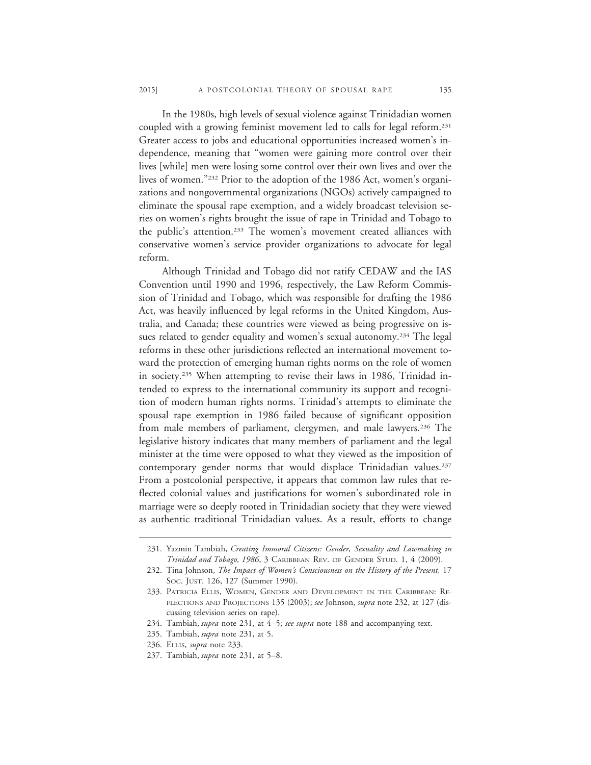In the 1980s, high levels of sexual violence against Trinidadian women coupled with a growing feminist movement led to calls for legal reform.[231] Greater access to jobs and educational opportunities increased women's independence, meaning that "women were gaining more control over their lives [while] men were losing some control over their own lives and over the lives of women."[232] Prior to the adoption of the 1986 Act, women's organizations and nongovernmental organizations (NGOs) actively campaigned to eliminate the spousal rape exemption, and a widely broadcast television series on women's rights brought the issue of rape in Trinidad and Tobago to the public's attention.[233] The women's movement created alliances with conservative women's service provider organizations to advocate for legal reform.

Although Trinidad and Tobago did not ratify CEDAW and the IAS Convention until 1990 and 1996, respectively, the Law Reform Commission of Trinidad and Tobago, which was responsible for drafting the 1986 Act, was heavily influenced by legal reforms in the United Kingdom, Australia, and Canada; these countries were viewed as being progressive on issues related to gender equality and women's sexual autonomy.[234] The legal reforms in these other jurisdictions reflected an international movement toward the protection of emerging human rights norms on the role of women in society.[235] When attempting to revise their laws in 1986, Trinidad intended to express to the international community its support and recognition of modern human rights norms. Trinidad's attempts to eliminate the spousal rape exemption in 1986 failed because of significant opposition from male members of parliament, clergymen, and male lawyers.[236] The legislative history indicates that many members of parliament and the legal minister at the time were opposed to what they viewed as the imposition of contemporary gender norms that would displace Trinidadian values.[237] From a postcolonial perspective, it appears that common law rules that reflected colonial values and justifications for women's subordinated role in marriage were so deeply rooted in Trinidadian society that they were viewed as authentic traditional Trinidadian values. As a result, efforts to change

---

231. Yazmin Tambiah, *Creating Immoral Citizens: Gender, Sexuality and Lawmaking in Trinidad and Tobago, 1986*, 3 CARIBBEAN REV. OF GENDER STUD. 1, 4 (2009).

232. Tina Johnson, *The Impact of Women's Consciousness on the History of the Present,* 17 SOC. JUST. 126, 127 (Summer 1990).

233. PATRICIA ELLIS, WOMEN, GENDER AND DEVELOPMENT IN THE CARIBBEAN: REFLECTIONS AND PROJECTIONS 135 (2003); *see* Johnson, *supra* note 232, at 127 (discussing television series on rape).

234. Tambiah, *supra* note 231, at 4–5; *see supra* note 188 and accompanying text.

235. Tambiah, *supra* note 231, at 5.

236. ELLIS, *supra* note 233.

237. Tambiah, *supra* note 231, at 5–8.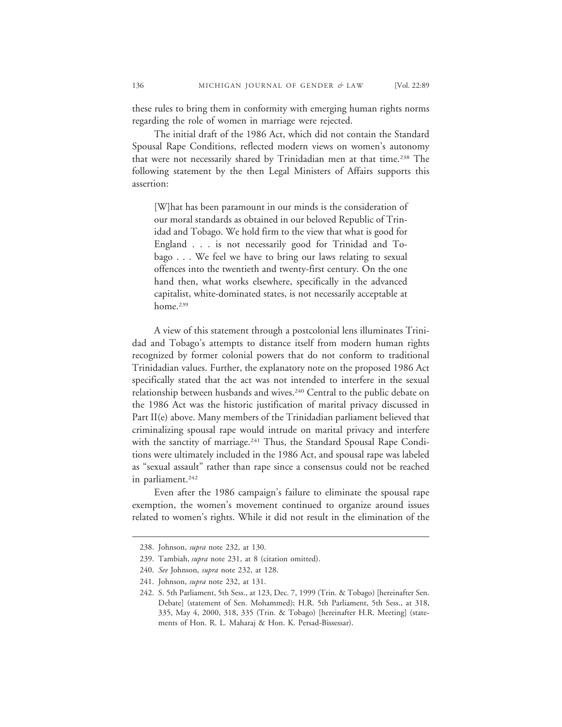these rules to bring them in conformity with emerging human rights norms regarding the role of women in marriage were rejected.

The initial draft of the 1986 Act, which did not contain the Standard Spousal Rape Conditions, reflected modern views on women's autonomy that were not necessarily shared by Trinidadian men at that time.[238] The following statement by the then Legal Ministers of Affairs supports this assertion:

> [W]hat has been paramount in our minds is the consideration of our moral standards as obtained in our beloved Republic of Trinidad and Tobago. We hold firm to the view that what is good for England . . . is not necessarily good for Trinidad and Tobago . . . We feel we have to bring our laws relating to sexual offences into the twentieth and twenty-first century. On the one hand then, what works elsewhere, specifically in the advanced capitalist, white-dominated states, is not necessarily acceptable at home.[239]

A view of this statement through a postcolonial lens illuminates Trinidad and Tobago's attempts to distance itself from modern human rights recognized by former colonial powers that do not conform to traditional Trinidadian values. Further, the explanatory note on the proposed 1986 Act specifically stated that the act was not intended to interfere in the sexual relationship between husbands and wives.[240] Central to the public debate on the 1986 Act was the historic justification of marital privacy discussed in Part II(e) above. Many members of the Trinidadian parliament believed that criminalizing spousal rape would intrude on marital privacy and interfere with the sanctity of marriage.[241] Thus, the Standard Spousal Rape Conditions were ultimately included in the 1986 Act, and spousal rape was labeled as "sexual assault" rather than rape since a consensus could not be reached in parliament.[242]

Even after the 1986 campaign's failure to eliminate the spousal rape exemption, the women's movement continued to organize around issues related to women's rights. While it did not result in the elimination of the

---

238. Johnson, *supra* note 232, at 130.

239. Tambiah, *supra* note 231, at 8 (citation omitted).

240. *See* Johnson, *supra* note 232, at 128.

241. Johnson, *supra* note 232, at 131.

242. S. 5th Parliament, 5th Sess., at 123, Dec. 7, 1999 (Trin. & Tobago) [hereinafter Sen. Debate] (statement of Sen. Mohammed); H.R. 5th Parliament, 5th Sess., at 318, 335, May 4, 2000, 318, 335 (Trin. & Tobago) [hereinafter H.R. Meeting] (statements of Hon. R. L. Maharaj & Hon. K. Persad-Bissessar).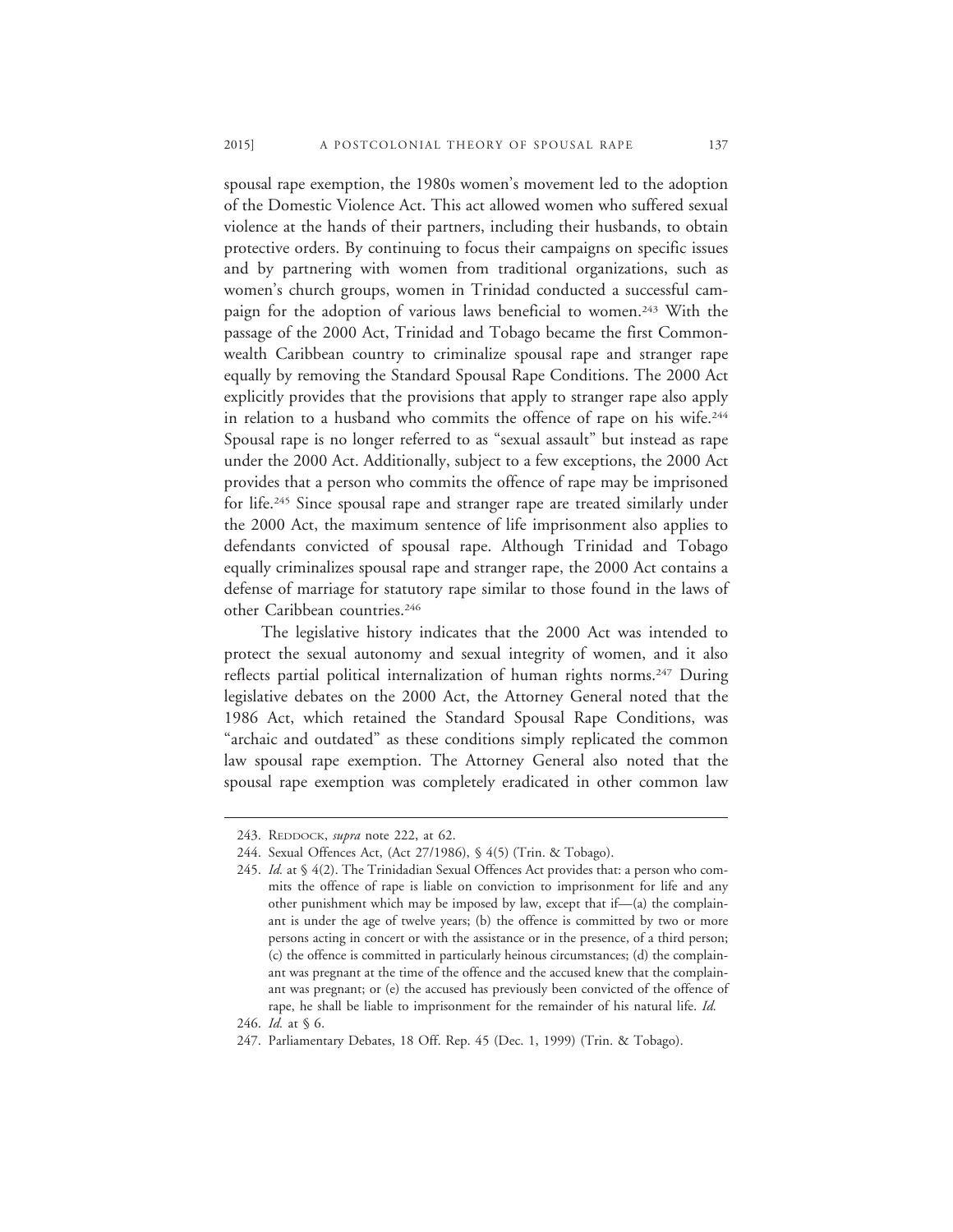spousal rape exemption, the 1980s women's movement led to the adoption of the Domestic Violence Act. This act allowed women who suffered sexual violence at the hands of their partners, including their husbands, to obtain protective orders. By continuing to focus their campaigns on specific issues and by partnering with women from traditional organizations, such as women's church groups, women in Trinidad conducted a successful campaign for the adoption of various laws beneficial to women.[243] With the passage of the 2000 Act, Trinidad and Tobago became the first Commonwealth Caribbean country to criminalize spousal rape and stranger rape equally by removing the Standard Spousal Rape Conditions. The 2000 Act explicitly provides that the provisions that apply to stranger rape also apply in relation to a husband who commits the offence of rape on his wife.[244] Spousal rape is no longer referred to as "sexual assault" but instead as rape under the 2000 Act. Additionally, subject to a few exceptions, the 2000 Act provides that a person who commits the offence of rape may be imprisoned for life.[245] Since spousal rape and stranger rape are treated similarly under the 2000 Act, the maximum sentence of life imprisonment also applies to defendants convicted of spousal rape. Although Trinidad and Tobago equally criminalizes spousal rape and stranger rape, the 2000 Act contains a defense of marriage for statutory rape similar to those found in the laws of other Caribbean countries.[246]

The legislative history indicates that the 2000 Act was intended to protect the sexual autonomy and sexual integrity of women, and it also reflects partial political internalization of human rights norms.[247] During legislative debates on the 2000 Act, the Attorney General noted that the 1986 Act, which retained the Standard Spousal Rape Conditions, was "archaic and outdated" as these conditions simply replicated the common law spousal rape exemption. The Attorney General also noted that the spousal rape exemption was completely eradicated in other common law

---

243. REDDOCK, *supra* note 222, at 62.

244. Sexual Offences Act, (Act 27/1986), § 4(5) (Trin. & Tobago).

245. *Id.* at § 4(2). The Trinidadian Sexual Offences Act provides that: a person who commits the offence of rape is liable on conviction to imprisonment for life and any other punishment which may be imposed by law, except that if—(a) the complainant is under the age of twelve years; (b) the offence is committed by two or more persons acting in concert or with the assistance or in the presence, of a third person; (c) the offence is committed in particularly heinous circumstances; (d) the complainant was pregnant at the time of the offence and the accused knew that the complainant was pregnant; or (e) the accused has previously been convicted of the offence of rape, he shall be liable to imprisonment for the remainder of his natural life. *Id.*

246. *Id.* at § 6.

247. Parliamentary Debates, 18 Off. Rep. 45 (Dec. 1, 1999) (Trin. & Tobago).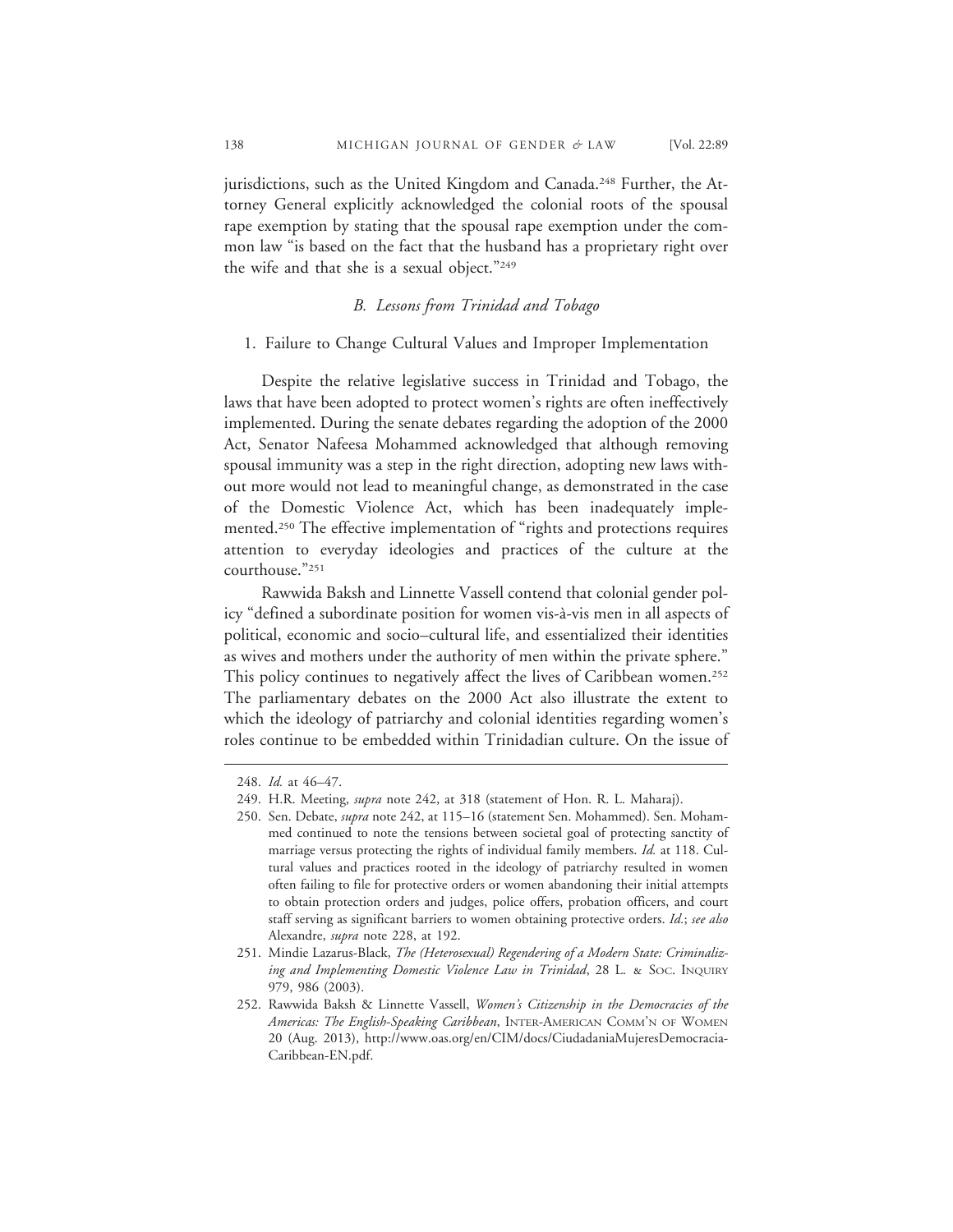jurisdictions, such as the United Kingdom and Canada.[248] Further, the Attorney General explicitly acknowledged the colonial roots of the spousal rape exemption by stating that the spousal rape exemption under the common law "is based on the fact that the husband has a proprietary right over the wife and that she is a sexual object."[249]

### *B. Lessons from Trinidad and Tobago*

#### 1. Failure to Change Cultural Values and Improper Implementation

Despite the relative legislative success in Trinidad and Tobago, the laws that have been adopted to protect women's rights are often ineffectively implemented. During the senate debates regarding the adoption of the 2000 Act, Senator Nafeesa Mohammed acknowledged that although removing spousal immunity was a step in the right direction, adopting new laws without more would not lead to meaningful change, as demonstrated in the case of the Domestic Violence Act, which has been inadequately implemented.[250] The effective implementation of "rights and protections requires attention to everyday ideologies and practices of the culture at the courthouse."[251]

Rawwida Baksh and Linnette Vassell contend that colonial gender policy "defined a subordinate position for women vis-à-vis men in all aspects of political, economic and socio–cultural life, and essentialized their identities as wives and mothers under the authority of men within the private sphere." This policy continues to negatively affect the lives of Caribbean women.[252] The parliamentary debates on the 2000 Act also illustrate the extent to which the ideology of patriarchy and colonial identities regarding women's roles continue to be embedded within Trinidadian culture. On the issue of

---

248. *Id.* at 46–47.

249. H.R. Meeting, *supra* note 242, at 318 (statement of Hon. R. L. Maharaj).

250. Sen. Debate, *supra* note 242, at 115–16 (statement Sen. Mohammed). Sen. Mohammed continued to note the tensions between societal goal of protecting sanctity of marriage versus protecting the rights of individual family members. *Id.* at 118. Cultural values and practices rooted in the ideology of patriarchy resulted in women often failing to file for protective orders or women abandoning their initial attempts to obtain protection orders and judges, police offers, probation officers, and court staff serving as significant barriers to women obtaining protective orders. *Id.*; *see also* Alexandre, *supra* note 228, at 192.

251. Mindie Lazarus-Black, *The (Heterosexual) Regendering of a Modern State: Criminalizing and Implementing Domestic Violence Law in Trinidad*, 28 L. & SOC. INQUIRY 979, 986 (2003).

252. Rawwida Baksh & Linnette Vassell, *Women's Citizenship in the Democracies of the Americas: The English-Speaking Caribbean*, INTER-AMERICAN COMM'N OF WOMEN 20 (Aug. 2013), http://www.oas.org/en/CIM/docs/CiudadaniaMujeresDemocracia-Caribbean-EN.pdf.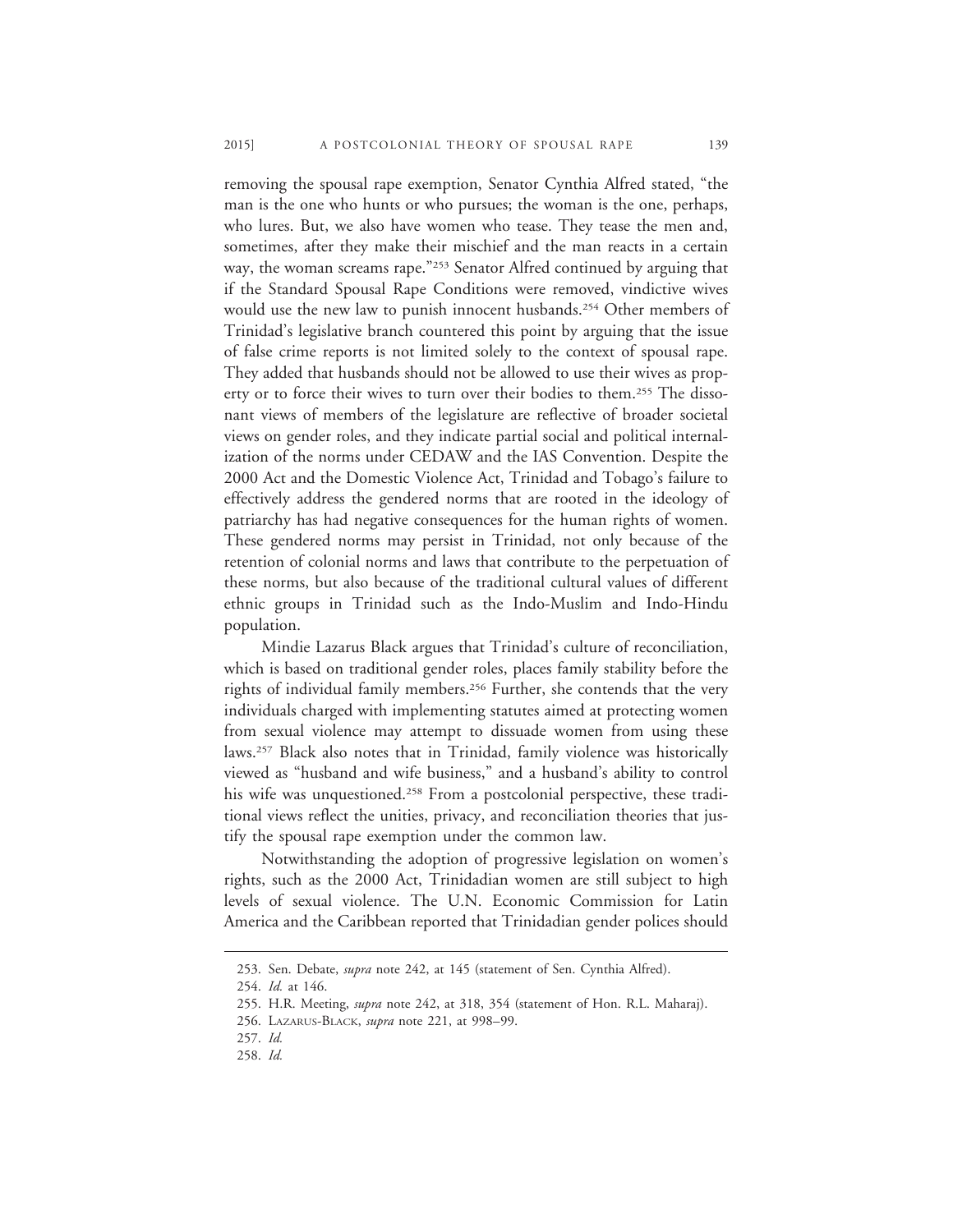removing the spousal rape exemption, Senator Cynthia Alfred stated, "the man is the one who hunts or who pursues; the woman is the one, perhaps, who lures. But, we also have women who tease. They tease the men and, sometimes, after they make their mischief and the man reacts in a certain way, the woman screams rape."[253] Senator Alfred continued by arguing that if the Standard Spousal Rape Conditions were removed, vindictive wives would use the new law to punish innocent husbands.[254] Other members of Trinidad's legislative branch countered this point by arguing that the issue of false crime reports is not limited solely to the context of spousal rape. They added that husbands should not be allowed to use their wives as property or to force their wives to turn over their bodies to them.[255] The dissonant views of members of the legislature are reflective of broader societal views on gender roles, and they indicate partial social and political internalization of the norms under CEDAW and the IAS Convention. Despite the 2000 Act and the Domestic Violence Act, Trinidad and Tobago's failure to effectively address the gendered norms that are rooted in the ideology of patriarchy has had negative consequences for the human rights of women. These gendered norms may persist in Trinidad, not only because of the retention of colonial norms and laws that contribute to the perpetuation of these norms, but also because of the traditional cultural values of different ethnic groups in Trinidad such as the Indo-Muslim and Indo-Hindu population.

Mindie Lazarus Black argues that Trinidad's culture of reconciliation, which is based on traditional gender roles, places family stability before the rights of individual family members.[256] Further, she contends that the very individuals charged with implementing statutes aimed at protecting women from sexual violence may attempt to dissuade women from using these laws.[257] Black also notes that in Trinidad, family violence was historically viewed as "husband and wife business," and a husband's ability to control his wife was unquestioned.[258] From a postcolonial perspective, these traditional views reflect the unities, privacy, and reconciliation theories that justify the spousal rape exemption under the common law.

Notwithstanding the adoption of progressive legislation on women's rights, such as the 2000 Act, Trinidadian women are still subject to high levels of sexual violence. The U.N. Economic Commission for Latin America and the Caribbean reported that Trinidadian gender polices should

---

253. Sen. Debate, *supra* note 242, at 145 (statement of Sen. Cynthia Alfred).

254. *Id.* at 146.

255. H.R. Meeting, *supra* note 242, at 318, 354 (statement of Hon. R.L. Maharaj).

256. LAZARUS-BLACK, *supra* note 221, at 998–99.

257. *Id.*

258. *Id.*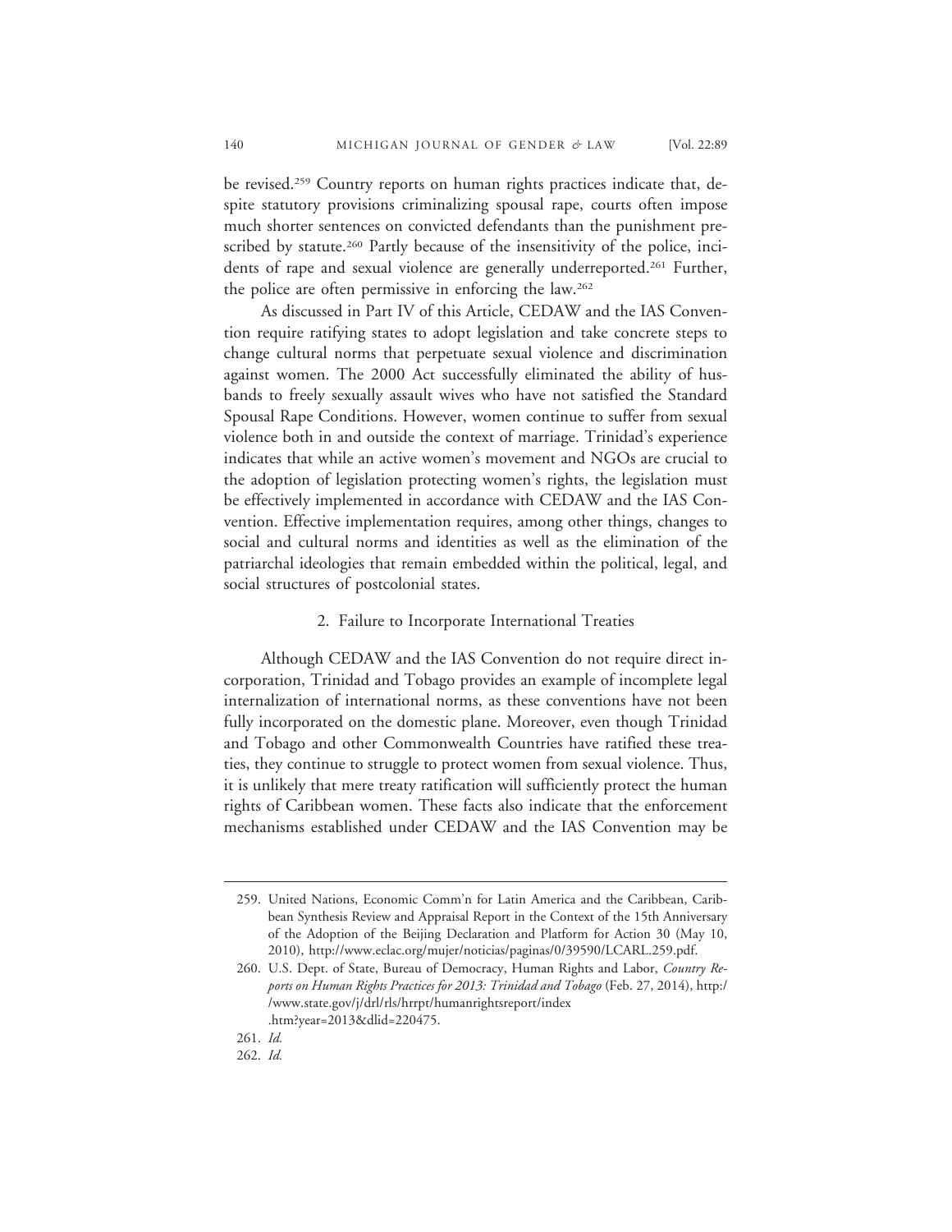be revised.[259] Country reports on human rights practices indicate that, despite statutory provisions criminalizing spousal rape, courts often impose much shorter sentences on convicted defendants than the punishment prescribed by statute.[260] Partly because of the insensitivity of the police, incidents of rape and sexual violence are generally underreported.[261] Further, the police are often permissive in enforcing the law.[262]

As discussed in Part IV of this Article, CEDAW and the IAS Convention require ratifying states to adopt legislation and take concrete steps to change cultural norms that perpetuate sexual violence and discrimination against women. The 2000 Act successfully eliminated the ability of husbands to freely sexually assault wives who have not satisfied the Standard Spousal Rape Conditions. However, women continue to suffer from sexual violence both in and outside the context of marriage. Trinidad's experience indicates that while an active women's movement and NGOs are crucial to the adoption of legislation protecting women's rights, the legislation must be effectively implemented in accordance with CEDAW and the IAS Convention. Effective implementation requires, among other things, changes to social and cultural norms and identities as well as the elimination of the patriarchal ideologies that remain embedded within the political, legal, and social structures of postcolonial states.

### 2. Failure to Incorporate International Treaties

Although CEDAW and the IAS Convention do not require direct incorporation, Trinidad and Tobago provides an example of incomplete legal internalization of international norms, as these conventions have not been fully incorporated on the domestic plane. Moreover, even though Trinidad and Tobago and other Commonwealth Countries have ratified these treaties, they continue to struggle to protect women from sexual violence. Thus, it is unlikely that mere treaty ratification will sufficiently protect the human rights of Caribbean women. These facts also indicate that the enforcement mechanisms established under CEDAW and the IAS Convention may be

---

259. United Nations, Economic Comm'n for Latin America and the Caribbean, Caribbean Synthesis Review and Appraisal Report in the Context of the 15th Anniversary of the Adoption of the Beijing Declaration and Platform for Action 30 (May 10, 2010), http://www.eclac.org/mujer/noticias/paginas/0/39590/LCARL.259.pdf.

260. U.S. Dept. of State, Bureau of Democracy, Human Rights and Labor, *Country Reports on Human Rights Practices for 2013: Trinidad and Tobago* (Feb. 27, 2014), http://www.state.gov/j/drl/rls/hrrpt/humanrightsreport/index.htm?year=2013&dlid=220475.

261. *Id.*

262. *Id.*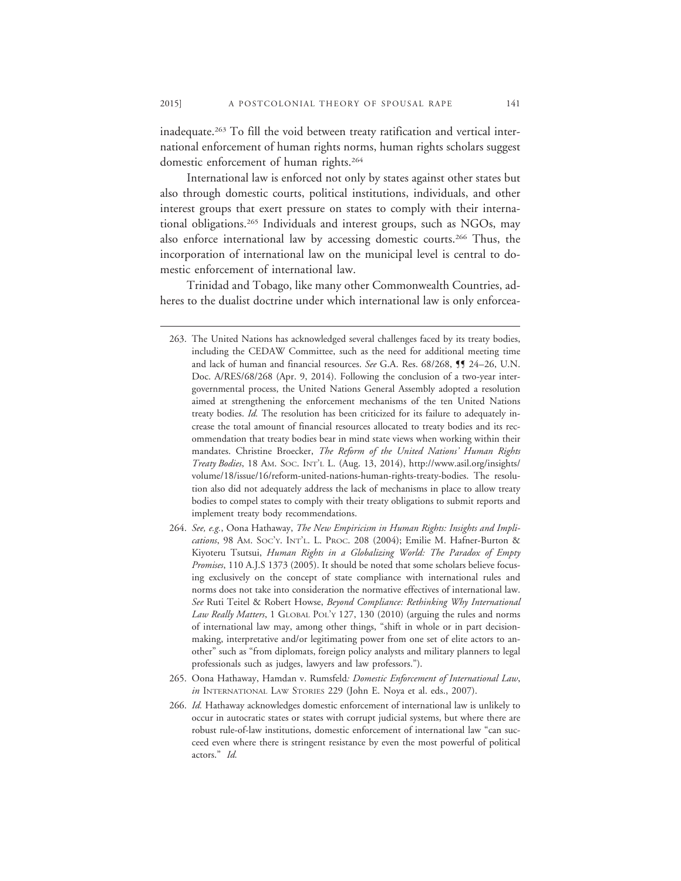inadequate.[263] To fill the void between treaty ratification and vertical international enforcement of human rights norms, human rights scholars suggest domestic enforcement of human rights.[264]

International law is enforced not only by states against other states but also through domestic courts, political institutions, individuals, and other interest groups that exert pressure on states to comply with their international obligations.[265] Individuals and interest groups, such as NGOs, may also enforce international law by accessing domestic courts.[266] Thus, the incorporation of international law on the municipal level is central to domestic enforcement of international law.

Trinidad and Tobago, like many other Commonwealth Countries, adheres to the dualist doctrine under which international law is only enforcea-

---

263. The United Nations has acknowledged several challenges faced by its treaty bodies, including the CEDAW Committee, such as the need for additional meeting time and lack of human and financial resources. *See* G.A. Res. 68/268, ¶¶ 24–26, U.N. Doc. A/RES/68/268 (Apr. 9, 2014). Following the conclusion of a two-year intergovernmental process, the United Nations General Assembly adopted a resolution aimed at strengthening the enforcement mechanisms of the ten United Nations treaty bodies. *Id.* The resolution has been criticized for its failure to adequately increase the total amount of financial resources allocated to treaty bodies and its recommendation that treaty bodies bear in mind state views when working within their mandates. Christine Broecker, *The Reform of the United Nations' Human Rights Treaty Bodies*, 18 AM. SOC. INT'L L. (Aug. 13, 2014), http://www.asil.org/insights/volume/18/issue/16/reform-united-nations-human-rights-treaty-bodies. The resolution also did not adequately address the lack of mechanisms in place to allow treaty bodies to compel states to comply with their treaty obligations to submit reports and implement treaty body recommendations.

264. *See, e.g.*, Oona Hathaway, *The New Empiricism in Human Rights: Insights and Implications*, 98 AM. SOC'Y. INT'L. L. PROC. 208 (2004); Emilie M. Hafner-Burton & Kiyoteru Tsutsui, *Human Rights in a Globalizing World: The Paradox of Empty Promises*, 110 A.J.S 1373 (2005). It should be noted that some scholars believe focusing exclusively on the concept of state compliance with international rules and norms does not take into consideration the normative effectives of international law. *See* Ruti Teitel & Robert Howse, *Beyond Compliance: Rethinking Why International Law Really Matters*, 1 GLOBAL POL'Y 127, 130 (2010) (arguing the rules and norms of international law may, among other things, "shift in whole or in part decision-making, interpretative and/or legitimating power from one set of elite actors to another" such as "from diplomats, foreign policy analysts and military planners to legal professionals such as judges, lawyers and law professors.").

265. Oona Hathaway, Hamdan v. Rumsfeld*: Domestic Enforcement of International Law*, *in* INTERNATIONAL LAW STORIES 229 (John E. Noya et al. eds., 2007).

266. *Id.* Hathaway acknowledges domestic enforcement of international law is unlikely to occur in autocratic states or states with corrupt judicial systems, but where there are robust rule-of-law institutions, domestic enforcement of international law "can succeed even where there is stringent resistance by even the most powerful of political actors." *Id.*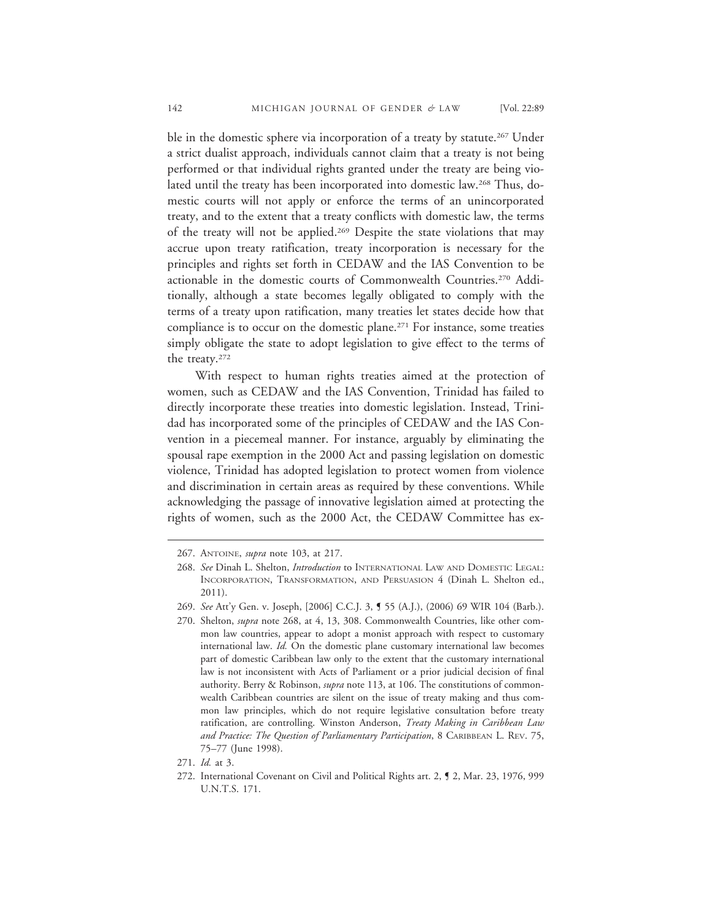ble in the domestic sphere via incorporation of a treaty by statute.[267] Under a strict dualist approach, individuals cannot claim that a treaty is not being performed or that individual rights granted under the treaty are being violated until the treaty has been incorporated into domestic law.[268] Thus, domestic courts will not apply or enforce the terms of an unincorporated treaty, and to the extent that a treaty conflicts with domestic law, the terms of the treaty will not be applied.[269] Despite the state violations that may accrue upon treaty ratification, treaty incorporation is necessary for the principles and rights set forth in CEDAW and the IAS Convention to be actionable in the domestic courts of Commonwealth Countries.[270] Additionally, although a state becomes legally obligated to comply with the terms of a treaty upon ratification, many treaties let states decide how that compliance is to occur on the domestic plane.[271] For instance, some treaties simply obligate the state to adopt legislation to give effect to the terms of the treaty.[272]

With respect to human rights treaties aimed at the protection of women, such as CEDAW and the IAS Convention, Trinidad has failed to directly incorporate these treaties into domestic legislation. Instead, Trinidad has incorporated some of the principles of CEDAW and the IAS Convention in a piecemeal manner. For instance, arguably by eliminating the spousal rape exemption in the 2000 Act and passing legislation on domestic violence, Trinidad has adopted legislation to protect women from violence and discrimination in certain areas as required by these conventions. While acknowledging the passage of innovative legislation aimed at protecting the rights of women, such as the 2000 Act, the CEDAW Committee has ex-

---

267. ANTOINE, *supra* note 103, at 217.

268. *See* Dinah L. Shelton, *Introduction* to INTERNATIONAL LAW AND DOMESTIC LEGAL: INCORPORATION, TRANSFORMATION, AND PERSUASION 4 (Dinah L. Shelton ed., 2011).

269. *See* Att'y Gen. v. Joseph, [2006] C.C.J. 3, ¶ 55 (A.J.), (2006) 69 WIR 104 (Barb.).

270. Shelton, *supra* note 268, at 4, 13, 308. Commonwealth Countries, like other common law countries, appear to adopt a monist approach with respect to customary international law. *Id.* On the domestic plane customary international law becomes part of domestic Caribbean law only to the extent that the customary international law is not inconsistent with Acts of Parliament or a prior judicial decision of final authority. Berry & Robinson, *supra* note 113, at 106. The constitutions of commonwealth Caribbean countries are silent on the issue of treaty making and thus common law principles, which do not require legislative consultation before treaty ratification, are controlling. Winston Anderson, *Treaty Making in Caribbean Law and Practice: The Question of Parliamentary Participation*, 8 CARIBBEAN L. REV. 75, 75–77 (June 1998).

271. *Id.* at 3.

272. International Covenant on Civil and Political Rights art. 2, ¶ 2, Mar. 23, 1976, 999 U.N.T.S. 171.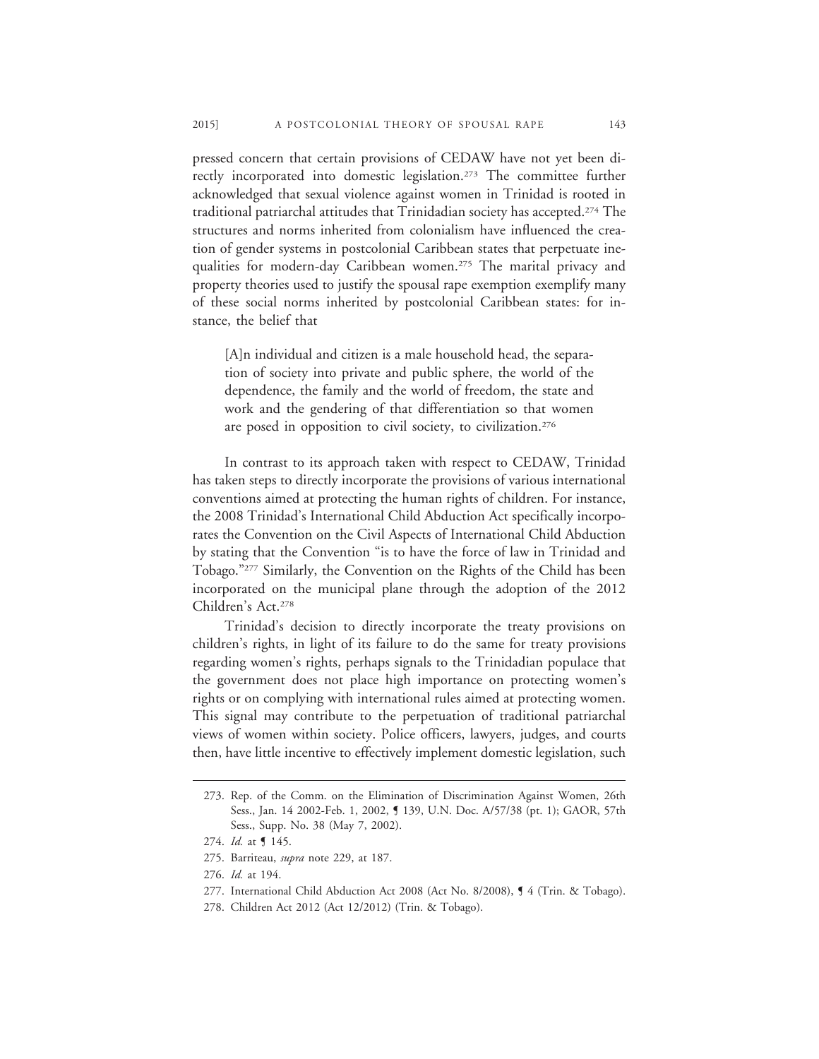pressed concern that certain provisions of CEDAW have not yet been directly incorporated into domestic legislation.[273] The committee further acknowledged that sexual violence against women in Trinidad is rooted in traditional patriarchal attitudes that Trinidadian society has accepted.[274] The structures and norms inherited from colonialism have influenced the creation of gender systems in postcolonial Caribbean states that perpetuate inequalities for modern-day Caribbean women.[275] The marital privacy and property theories used to justify the spousal rape exemption exemplify many of these social norms inherited by postcolonial Caribbean states: for instance, the belief that

> [A]n individual and citizen is a male household head, the separation of society into private and public sphere, the world of the dependence, the family and the world of freedom, the state and work and the gendering of that differentiation so that women are posed in opposition to civil society, to civilization.[276]

In contrast to its approach taken with respect to CEDAW, Trinidad has taken steps to directly incorporate the provisions of various international conventions aimed at protecting the human rights of children. For instance, the 2008 Trinidad's International Child Abduction Act specifically incorporates the Convention on the Civil Aspects of International Child Abduction by stating that the Convention "is to have the force of law in Trinidad and Tobago."[277] Similarly, the Convention on the Rights of the Child has been incorporated on the municipal plane through the adoption of the 2012 Children's Act.[278]

Trinidad's decision to directly incorporate the treaty provisions on children's rights, in light of its failure to do the same for treaty provisions regarding women's rights, perhaps signals to the Trinidadian populace that the government does not place high importance on protecting women's rights or on complying with international rules aimed at protecting women. This signal may contribute to the perpetuation of traditional patriarchal views of women within society. Police officers, lawyers, judges, and courts then, have little incentive to effectively implement domestic legislation, such

---

273. Rep. of the Comm. on the Elimination of Discrimination Against Women, 26th Sess., Jan. 14 2002-Feb. 1, 2002, ¶ 139, U.N. Doc. A/57/38 (pt. 1); GAOR, 57th Sess., Supp. No. 38 (May 7, 2002).

274. *Id.* at ¶ 145.

275. Barriteau, *supra* note 229, at 187.

276. *Id.* at 194.

277. International Child Abduction Act 2008 (Act No. 8/2008), ¶ 4 (Trin. & Tobago).

278. Children Act 2012 (Act 12/2012) (Trin. & Tobago).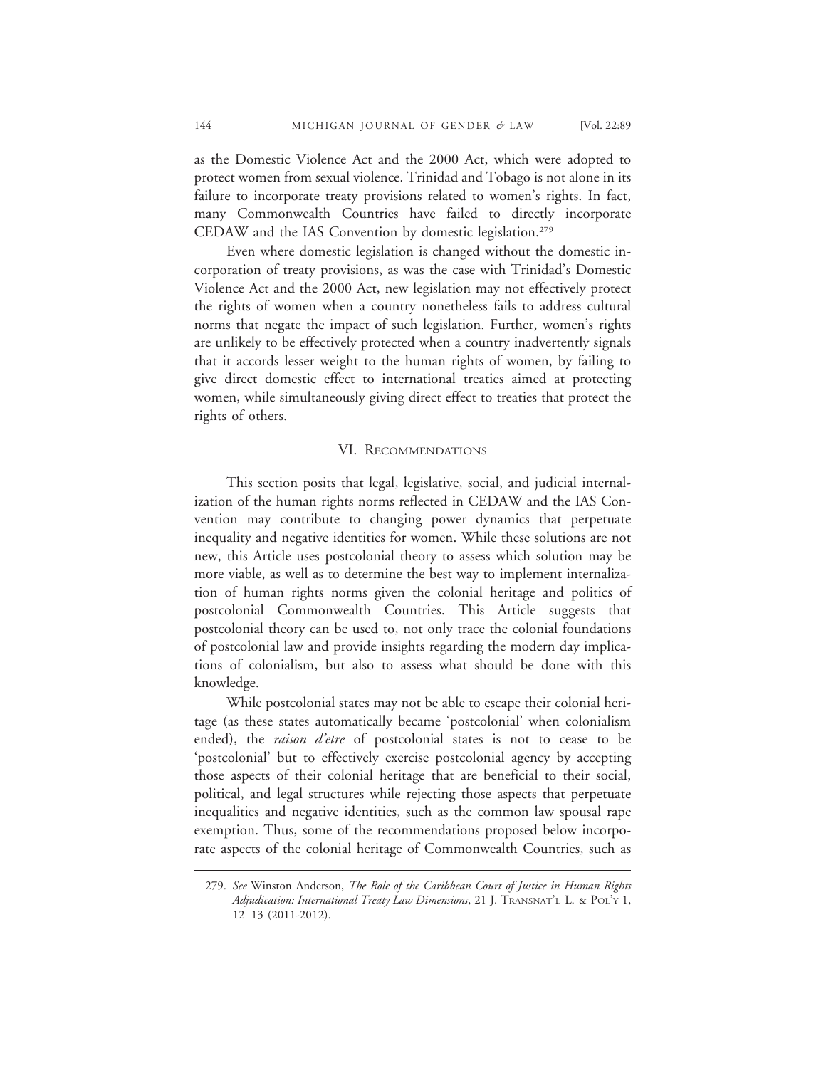as the Domestic Violence Act and the 2000 Act, which were adopted to protect women from sexual violence. Trinidad and Tobago is not alone in its failure to incorporate treaty provisions related to women's rights. In fact, many Commonwealth Countries have failed to directly incorporate CEDAW and the IAS Convention by domestic legislation.[279]

Even where domestic legislation is changed without the domestic incorporation of treaty provisions, as was the case with Trinidad's Domestic Violence Act and the 2000 Act, new legislation may not effectively protect the rights of women when a country nonetheless fails to address cultural norms that negate the impact of such legislation. Further, women's rights are unlikely to be effectively protected when a country inadvertently signals that it accords lesser weight to the human rights of women, by failing to give direct domestic effect to international treaties aimed at protecting women, while simultaneously giving direct effect to treaties that protect the rights of others.

## VI. Recommendations

This section posits that legal, legislative, social, and judicial internalization of the human rights norms reflected in CEDAW and the IAS Convention may contribute to changing power dynamics that perpetuate inequality and negative identities for women. While these solutions are not new, this Article uses postcolonial theory to assess which solution may be more viable, as well as to determine the best way to implement internalization of human rights norms given the colonial heritage and politics of postcolonial Commonwealth Countries. This Article suggests that postcolonial theory can be used to, not only trace the colonial foundations of postcolonial law and provide insights regarding the modern day implications of colonialism, but also to assess what should be done with this knowledge.

While postcolonial states may not be able to escape their colonial heritage (as these states automatically became 'postcolonial' when colonialism ended), the *raison d'etre* of postcolonial states is not to cease to be 'postcolonial' but to effectively exercise postcolonial agency by accepting those aspects of their colonial heritage that are beneficial to their social, political, and legal structures while rejecting those aspects that perpetuate inequalities and negative identities, such as the common law spousal rape exemption. Thus, some of the recommendations proposed below incorporate aspects of the colonial heritage of Commonwealth Countries, such as

---

279. *See* Winston Anderson, *The Role of the Caribbean Court of Justice in Human Rights Adjudication: International Treaty Law Dimensions*, 21 J. Transnat'l L. & Pol'y 1, 12–13 (2011-2012).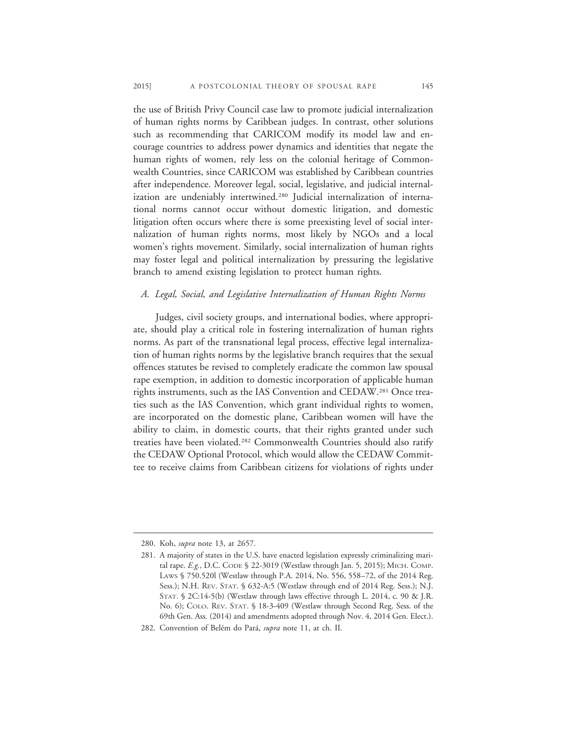the use of British Privy Council case law to promote judicial internalization of human rights norms by Caribbean judges. In contrast, other solutions such as recommending that CARICOM modify its model law and encourage countries to address power dynamics and identities that negate the human rights of women, rely less on the colonial heritage of Commonwealth Countries, since CARICOM was established by Caribbean countries after independence. Moreover legal, social, legislative, and judicial internalization are undeniably intertwined.[280] Judicial internalization of international norms cannot occur without domestic litigation, and domestic litigation often occurs where there is some preexisting level of social internalization of human rights norms, most likely by NGOs and a local women's rights movement. Similarly, social internalization of human rights may foster legal and political internalization by pressuring the legislative branch to amend existing legislation to protect human rights.

### *A. Legal, Social, and Legislative Internalization of Human Rights Norms*

Judges, civil society groups, and international bodies, where appropriate, should play a critical role in fostering internalization of human rights norms. As part of the transnational legal process, effective legal internalization of human rights norms by the legislative branch requires that the sexual offences statutes be revised to completely eradicate the common law spousal rape exemption, in addition to domestic incorporation of applicable human rights instruments, such as the IAS Convention and CEDAW.[281] Once treaties such as the IAS Convention, which grant individual rights to women, are incorporated on the domestic plane, Caribbean women will have the ability to claim, in domestic courts, that their rights granted under such treaties have been violated.[282] Commonwealth Countries should also ratify the CEDAW Optional Protocol, which would allow the CEDAW Committee to receive claims from Caribbean citizens for violations of rights under

---

280. Koh, *supra* note 13, at 2657.

281. A majority of states in the U.S. have enacted legislation expressly criminalizing marital rape. *E.g.*, D.C. CODE § 22-3019 (Westlaw through Jan. 5, 2015); MICH. COMP. LAWS § 750.520l (Westlaw through P.A. 2014, No. 556, 558–72, of the 2014 Reg. Sess.); N.H. REV. STAT. § 632-A:5 (Westlaw through end of 2014 Reg. Sess.); N.J. STAT. § 2C:14-5(b) (Westlaw through laws effective through L. 2014, c. 90 & J.R. No. 6); COLO. REV. STAT. § 18-3-409 (Westlaw through Second Reg. Sess. of the 69th Gen. Ass. (2014) and amendments adopted through Nov. 4, 2014 Gen. Elect.).

282. Convention of Belém do Pará, *supra* note 11, at ch. II.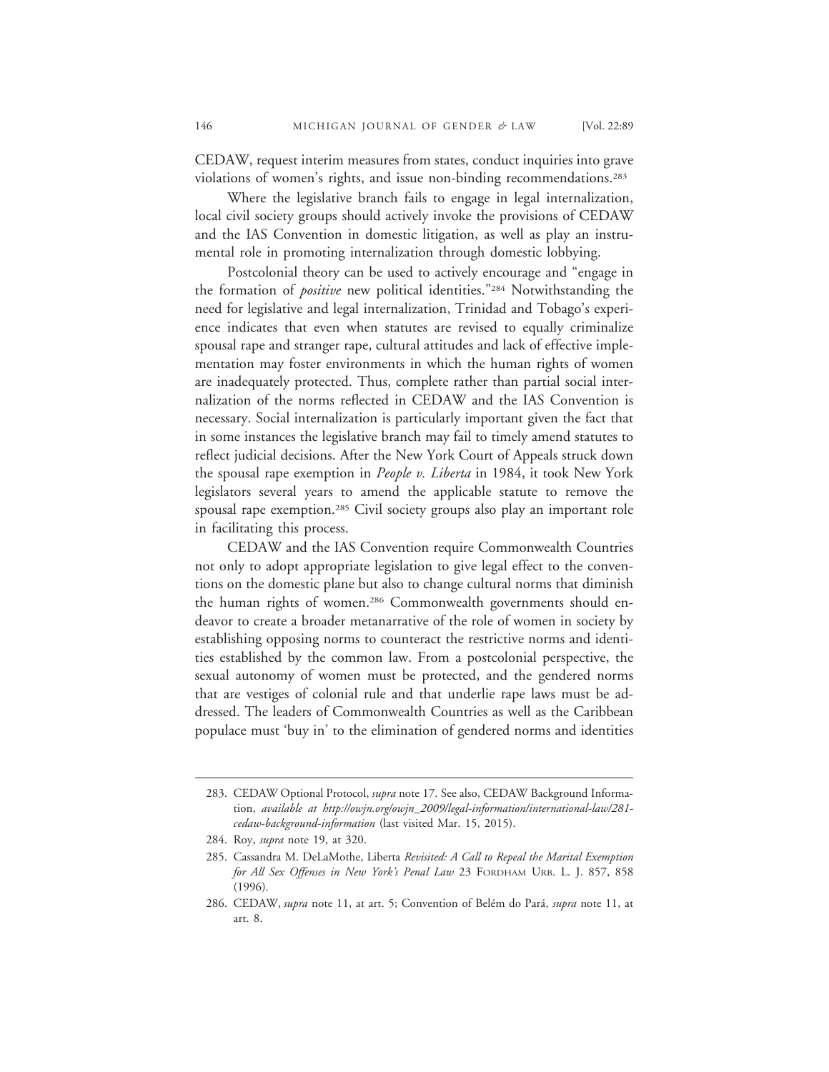CEDAW, request interim measures from states, conduct inquiries into grave violations of women's rights, and issue non-binding recommendations.[283]

Where the legislative branch fails to engage in legal internalization, local civil society groups should actively invoke the provisions of CEDAW and the IAS Convention in domestic litigation, as well as play an instrumental role in promoting internalization through domestic lobbying.

Postcolonial theory can be used to actively encourage and "engage in the formation of *positive* new political identities."[284] Notwithstanding the need for legislative and legal internalization, Trinidad and Tobago's experience indicates that even when statutes are revised to equally criminalize spousal rape and stranger rape, cultural attitudes and lack of effective implementation may foster environments in which the human rights of women are inadequately protected. Thus, complete rather than partial social internalization of the norms reflected in CEDAW and the IAS Convention is necessary. Social internalization is particularly important given the fact that in some instances the legislative branch may fail to timely amend statutes to reflect judicial decisions. After the New York Court of Appeals struck down the spousal rape exemption in *People v. Liberta* in 1984, it took New York legislators several years to amend the applicable statute to remove the spousal rape exemption.[285] Civil society groups also play an important role in facilitating this process.

CEDAW and the IAS Convention require Commonwealth Countries not only to adopt appropriate legislation to give legal effect to the conventions on the domestic plane but also to change cultural norms that diminish the human rights of women.[286] Commonwealth governments should endeavor to create a broader metanarrative of the role of women in society by establishing opposing norms to counteract the restrictive norms and identities established by the common law. From a postcolonial perspective, the sexual autonomy of women must be protected, and the gendered norms that are vestiges of colonial rule and that underlie rape laws must be addressed. The leaders of Commonwealth Countries as well as the Caribbean populace must 'buy in' to the elimination of gendered norms and identities

---

283. CEDAW Optional Protocol, *supra* note 17. See also, CEDAW Background Information, *available at http://owjn.org/owjn_2009/legal-information/international-law/281-cedaw-background-information* (last visited Mar. 15, 2015).

284. Roy, *supra* note 19, at 320.

285. Cassandra M. DeLaMothe, Liberta *Revisited: A Call to Repeal the Marital Exemption for All Sex Offenses in New York's Penal Law* 23 FORDHAM URB. L. J. 857, 858 (1996).

286. CEDAW, *supra* note 11, at art. 5; Convention of Belém do Pará, *supra* note 11, at art. 8.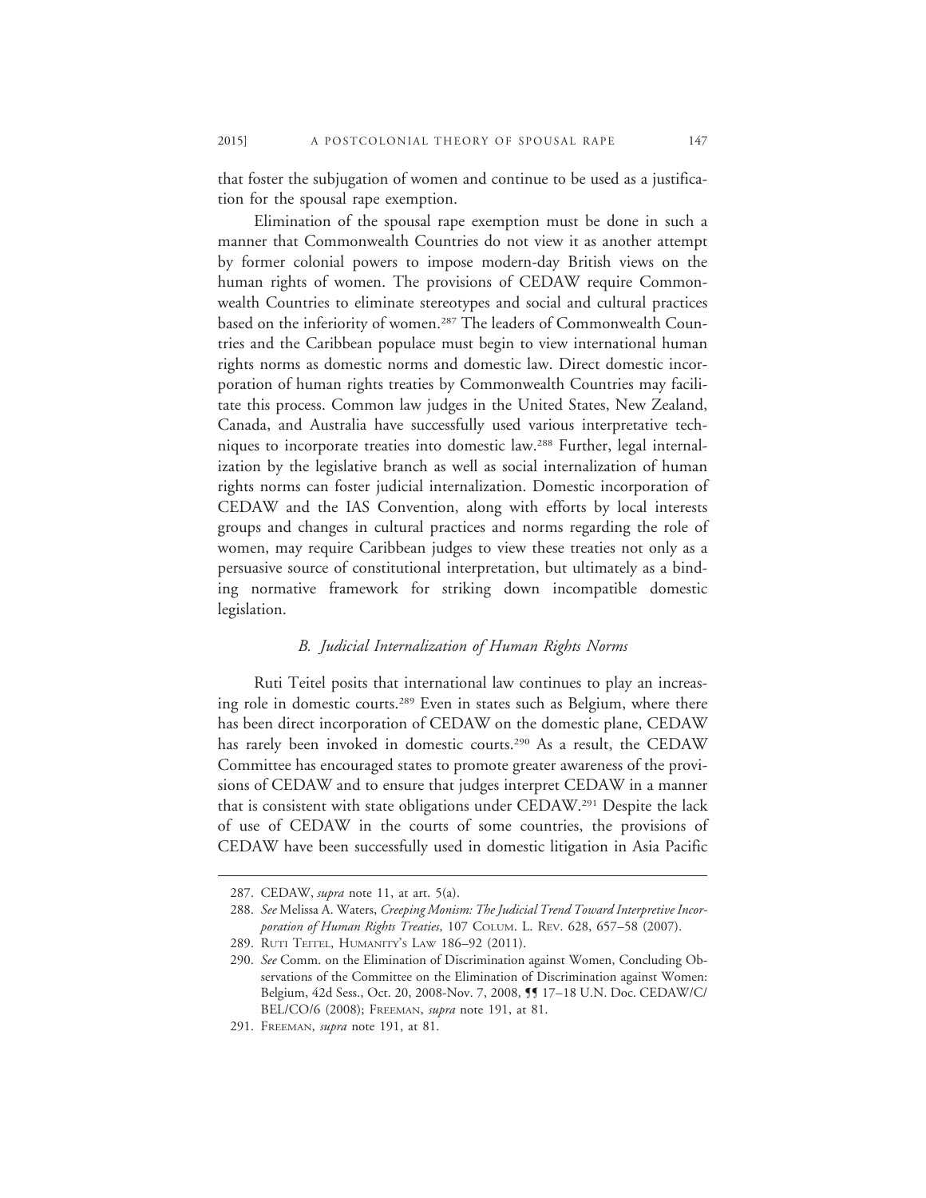that foster the subjugation of women and continue to be used as a justification for the spousal rape exemption.

Elimination of the spousal rape exemption must be done in such a manner that Commonwealth Countries do not view it as another attempt by former colonial powers to impose modern-day British views on the human rights of women. The provisions of CEDAW require Commonwealth Countries to eliminate stereotypes and social and cultural practices based on the inferiority of women.[287] The leaders of Commonwealth Countries and the Caribbean populace must begin to view international human rights norms as domestic norms and domestic law. Direct domestic incorporation of human rights treaties by Commonwealth Countries may facilitate this process. Common law judges in the United States, New Zealand, Canada, and Australia have successfully used various interpretative techniques to incorporate treaties into domestic law.[288] Further, legal internalization by the legislative branch as well as social internalization of human rights norms can foster judicial internalization. Domestic incorporation of CEDAW and the IAS Convention, along with efforts by local interests groups and changes in cultural practices and norms regarding the role of women, may require Caribbean judges to view these treaties not only as a persuasive source of constitutional interpretation, but ultimately as a binding normative framework for striking down incompatible domestic legislation.

### *B. Judicial Internalization of Human Rights Norms*

Ruti Teitel posits that international law continues to play an increasing role in domestic courts.[289] Even in states such as Belgium, where there has been direct incorporation of CEDAW on the domestic plane, CEDAW has rarely been invoked in domestic courts.[290] As a result, the CEDAW Committee has encouraged states to promote greater awareness of the provisions of CEDAW and to ensure that judges interpret CEDAW in a manner that is consistent with state obligations under CEDAW.[291] Despite the lack of use of CEDAW in the courts of some countries, the provisions of CEDAW have been successfully used in domestic litigation in Asia Pacific

---

287. CEDAW, *supra* note 11, at art. 5(a).

288. *See* Melissa A. Waters, *Creeping Monism: The Judicial Trend Toward Interpretive Incorporation of Human Rights Treaties*, 107 COLUM. L. REV. 628, 657–58 (2007).

289. RUTI TEITEL, HUMANITY'S LAW 186–92 (2011).

290. *See* Comm. on the Elimination of Discrimination against Women, Concluding Observations of the Committee on the Elimination of Discrimination against Women: Belgium, 42d Sess., Oct. 20, 2008-Nov. 7, 2008, ¶¶ 17–18 U.N. Doc. CEDAW/C/BEL/CO/6 (2008); FREEMAN, *supra* note 191, at 81.

291. FREEMAN, *supra* note 191, at 81.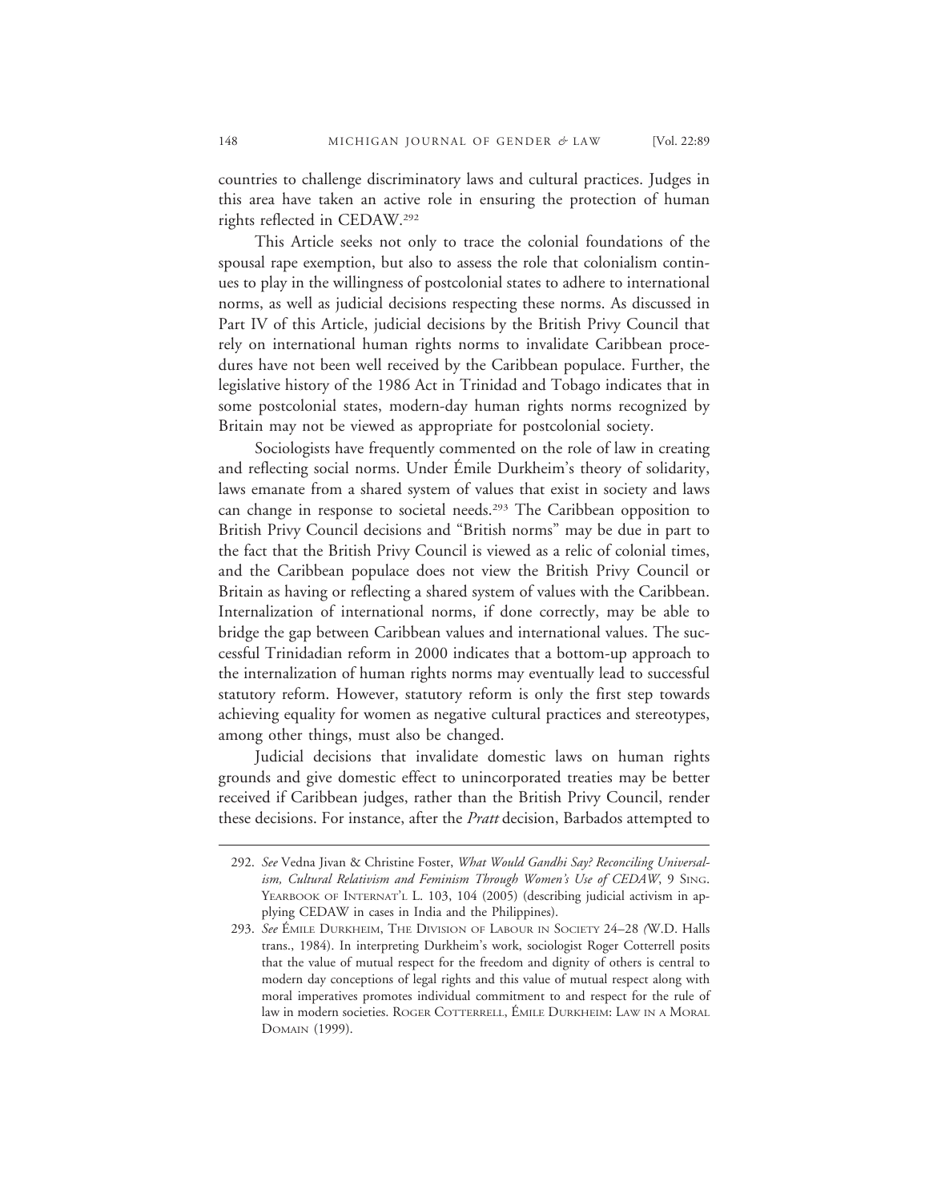countries to challenge discriminatory laws and cultural practices. Judges in this area have taken an active role in ensuring the protection of human rights reflected in CEDAW.[292]

This Article seeks not only to trace the colonial foundations of the spousal rape exemption, but also to assess the role that colonialism continues to play in the willingness of postcolonial states to adhere to international norms, as well as judicial decisions respecting these norms. As discussed in Part IV of this Article, judicial decisions by the British Privy Council that rely on international human rights norms to invalidate Caribbean procedures have not been well received by the Caribbean populace. Further, the legislative history of the 1986 Act in Trinidad and Tobago indicates that in some postcolonial states, modern-day human rights norms recognized by Britain may not be viewed as appropriate for postcolonial society.

Sociologists have frequently commented on the role of law in creating and reflecting social norms. Under Émile Durkheim's theory of solidarity, laws emanate from a shared system of values that exist in society and laws can change in response to societal needs.[293] The Caribbean opposition to British Privy Council decisions and "British norms" may be due in part to the fact that the British Privy Council is viewed as a relic of colonial times, and the Caribbean populace does not view the British Privy Council or Britain as having or reflecting a shared system of values with the Caribbean. Internalization of international norms, if done correctly, may be able to bridge the gap between Caribbean values and international values. The successful Trinidadian reform in 2000 indicates that a bottom-up approach to the internalization of human rights norms may eventually lead to successful statutory reform. However, statutory reform is only the first step towards achieving equality for women as negative cultural practices and stereotypes, among other things, must also be changed.

Judicial decisions that invalidate domestic laws on human rights grounds and give domestic effect to unincorporated treaties may be better received if Caribbean judges, rather than the British Privy Council, render these decisions. For instance, after the *Pratt* decision, Barbados attempted to

---

292. *See* Vedna Jivan & Christine Foster, *What Would Gandhi Say? Reconciling Universalism, Cultural Relativism and Feminism Through Women's Use of CEDAW*, 9 SING. YEARBOOK OF INTERNAT'L L. 103, 104 (2005) (describing judicial activism in applying CEDAW in cases in India and the Philippines).

293. *See* ÉMILE DURKHEIM, THE DIVISION OF LABOUR IN SOCIETY 24–28 (W.D. Halls trans., 1984). In interpreting Durkheim's work, sociologist Roger Cotterrell posits that the value of mutual respect for the freedom and dignity of others is central to modern day conceptions of legal rights and this value of mutual respect along with moral imperatives promotes individual commitment to and respect for the rule of law in modern societies. ROGER COTTERRELL, ÉMILE DURKHEIM: LAW IN A MORAL DOMAIN (1999).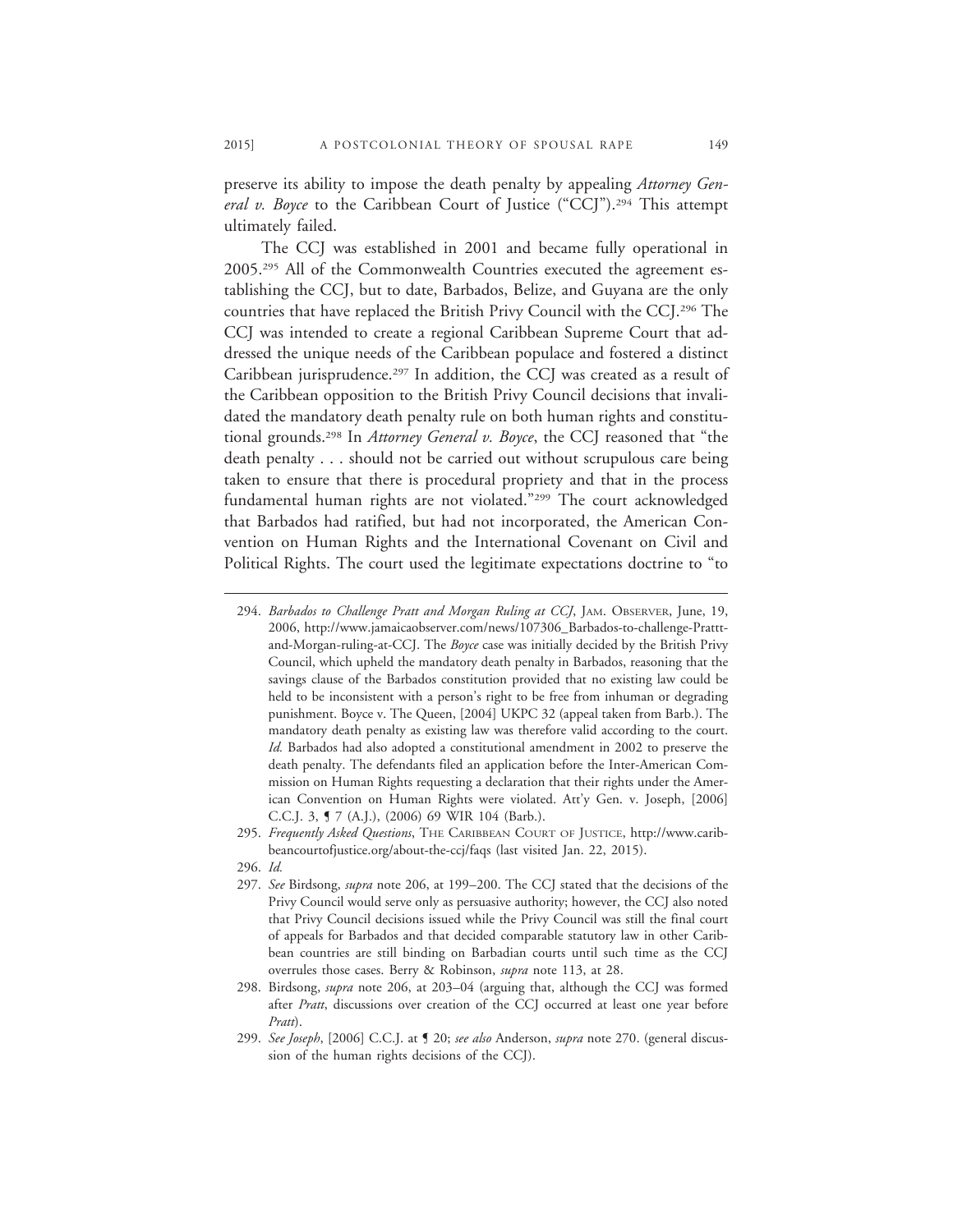preserve its ability to impose the death penalty by appealing *Attorney General v. Boyce* to the Caribbean Court of Justice ("CCJ").[294] This attempt ultimately failed.

The CCJ was established in 2001 and became fully operational in 2005.[295] All of the Commonwealth Countries executed the agreement establishing the CCJ, but to date, Barbados, Belize, and Guyana are the only countries that have replaced the British Privy Council with the CCJ.[296] The CCJ was intended to create a regional Caribbean Supreme Court that addressed the unique needs of the Caribbean populace and fostered a distinct Caribbean jurisprudence.[297] In addition, the CCJ was created as a result of the Caribbean opposition to the British Privy Council decisions that invalidated the mandatory death penalty rule on both human rights and constitutional grounds.[298] In *Attorney General v. Boyce*, the CCJ reasoned that "the death penalty . . . should not be carried out without scrupulous care being taken to ensure that there is procedural propriety and that in the process fundamental human rights are not violated."[299] The court acknowledged that Barbados had ratified, but had not incorporated, the American Convention on Human Rights and the International Covenant on Civil and Political Rights. The court used the legitimate expectations doctrine to "to

---

294. *Barbados to Challenge Pratt and Morgan Ruling at CCJ*, JAM. OBSERVER, June, 19, 2006, http://www.jamaicaobserver.com/news/107306_Barbados-to-challenge-Prattt-and-Morgan-ruling-at-CCJ. The *Boyce* case was initially decided by the British Privy Council, which upheld the mandatory death penalty in Barbados, reasoning that the savings clause of the Barbados constitution provided that no existing law could be held to be inconsistent with a person's right to be free from inhuman or degrading punishment. Boyce v. The Queen, [2004] UKPC 32 (appeal taken from Barb.). The mandatory death penalty as existing law was therefore valid according to the court. *Id.* Barbados had also adopted a constitutional amendment in 2002 to preserve the death penalty. The defendants filed an application before the Inter-American Commission on Human Rights requesting a declaration that their rights under the American Convention on Human Rights were violated. Att'y Gen. v. Joseph, [2006] C.C.J. 3, ¶ 7 (A.J.), (2006) 69 WIR 104 (Barb.).

295. *Frequently Asked Questions*, THE CARIBBEAN COURT OF JUSTICE, http://www.caribbeancourtofjustice.org/about-the-ccj/faqs (last visited Jan. 22, 2015).

296. *Id.*

297. *See* Birdsong, *supra* note 206, at 199–200. The CCJ stated that the decisions of the Privy Council would serve only as persuasive authority; however, the CCJ also noted that Privy Council decisions issued while the Privy Council was still the final court of appeals for Barbados and that decided comparable statutory law in other Caribbean countries are still binding on Barbadian courts until such time as the CCJ overrules those cases. Berry & Robinson, *supra* note 113, at 28.

298. Birdsong, *supra* note 206, at 203–04 (arguing that, although the CCJ was formed after *Pratt*, discussions over creation of the CCJ occurred at least one year before *Pratt*).

299. *See Joseph*, [2006] C.C.J. at ¶ 20; *see also* Anderson, *supra* note 270. (general discussion of the human rights decisions of the CCJ).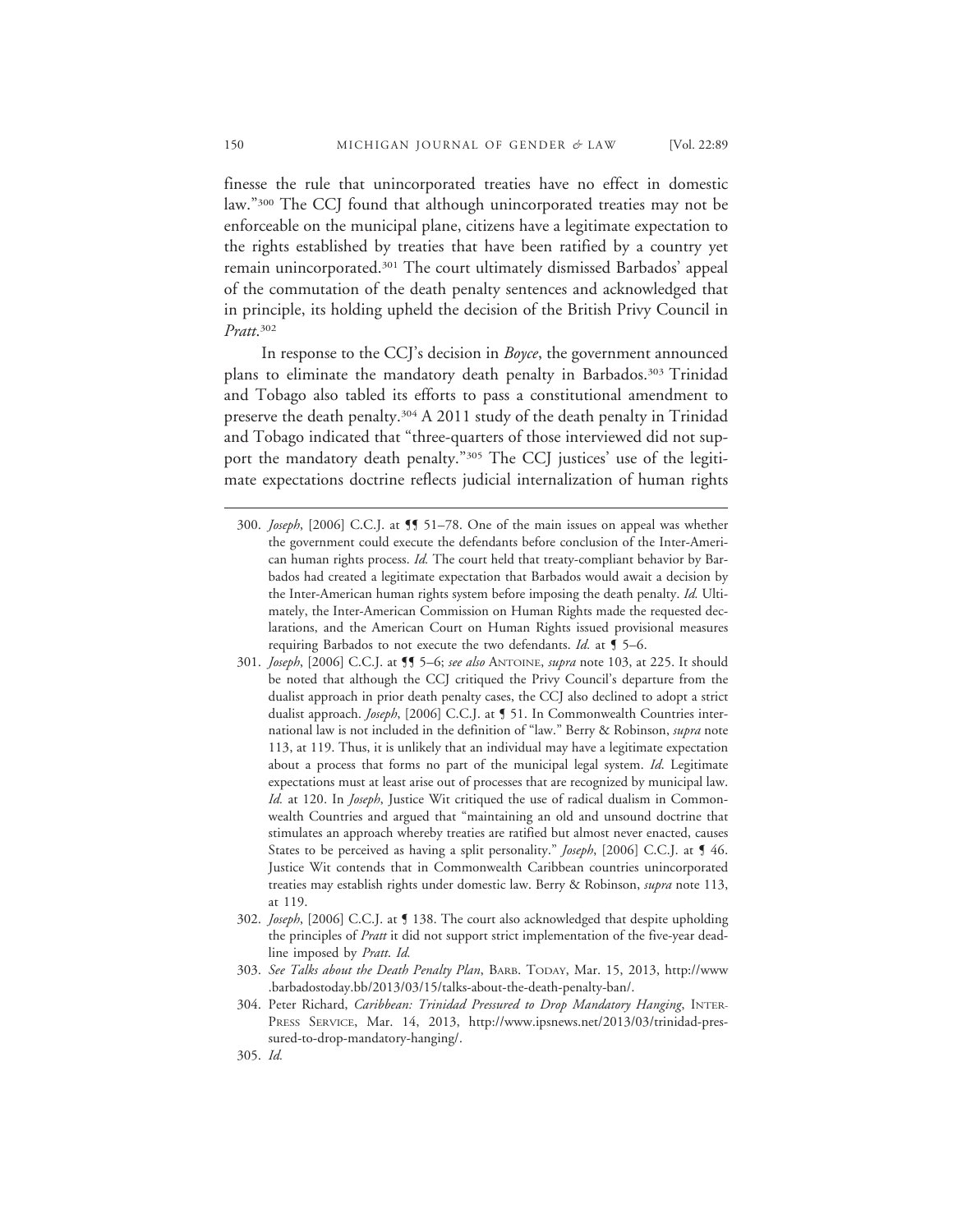finesse the rule that unincorporated treaties have no effect in domestic law."[300] The CCJ found that although unincorporated treaties may not be enforceable on the municipal plane, citizens have a legitimate expectation to the rights established by treaties that have been ratified by a country yet remain unincorporated.[301] The court ultimately dismissed Barbados' appeal of the commutation of the death penalty sentences and acknowledged that in principle, its holding upheld the decision of the British Privy Council in *Pratt*.[302]

In response to the CCJ's decision in *Boyce*, the government announced plans to eliminate the mandatory death penalty in Barbados.[303] Trinidad and Tobago also tabled its efforts to pass a constitutional amendment to preserve the death penalty.[304] A 2011 study of the death penalty in Trinidad and Tobago indicated that "three-quarters of those interviewed did not support the mandatory death penalty."[305] The CCJ justices' use of the legitimate expectations doctrine reflects judicial internalization of human rights

300. *Joseph*, [2006] C.C.J. at ¶¶ 51–78. One of the main issues on appeal was whether the government could execute the defendants before conclusion of the Inter-American human rights process. *Id.* The court held that treaty-compliant behavior by Barbados had created a legitimate expectation that Barbados would await a decision by the Inter-American human rights system before imposing the death penalty. *Id.* Ultimately, the Inter-American Commission on Human Rights made the requested declarations, and the American Court on Human Rights issued provisional measures requiring Barbados to not execute the two defendants. *Id.* at ¶ 5–6.

301. *Joseph*, [2006] C.C.J. at ¶¶ 5–6; *see also* ANTOINE, *supra* note 103, at 225. It should be noted that although the CCJ critiqued the Privy Council's departure from the dualist approach in prior death penalty cases, the CCJ also declined to adopt a strict dualist approach. *Joseph*, [2006] C.C.J. at ¶ 51. In Commonwealth Countries international law is not included in the definition of "law." Berry & Robinson, *supra* note 113, at 119. Thus, it is unlikely that an individual may have a legitimate expectation about a process that forms no part of the municipal legal system. *Id.* Legitimate expectations must at least arise out of processes that are recognized by municipal law. *Id.* at 120. In *Joseph*, Justice Wit critiqued the use of radical dualism in Commonwealth Countries and argued that "maintaining an old and unsound doctrine that stimulates an approach whereby treaties are ratified but almost never enacted, causes States to be perceived as having a split personality." *Joseph*, [2006] C.C.J. at ¶ 46. Justice Wit contends that in Commonwealth Caribbean countries unincorporated treaties may establish rights under domestic law. Berry & Robinson, *supra* note 113, at 119.

302. *Joseph*, [2006] C.C.J. at ¶ 138. The court also acknowledged that despite upholding the principles of *Pratt* it did not support strict implementation of the five-year deadline imposed by *Pratt*. *Id.*

303. *See Talks about the Death Penalty Plan*, BARB. TODAY, Mar. 15, 2013, http://www.barbadostoday.bb/2013/03/15/talks-about-the-death-penalty-ban/.

304. Peter Richard, *Caribbean: Trinidad Pressured to Drop Mandatory Hanging*, INTER-PRESS SERVICE, Mar. 14, 2013, http://www.ipsnews.net/2013/03/trinidad-pressured-to-drop-mandatory-hanging/.

305. *Id.*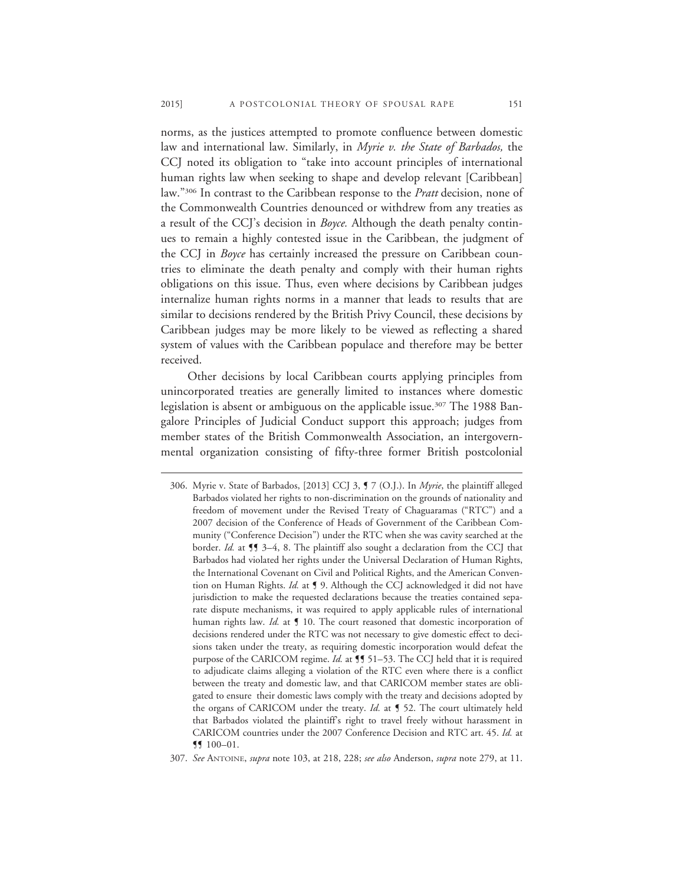norms, as the justices attempted to promote confluence between domestic law and international law. Similarly, in *Myrie v. the State of Barbados,* the CCJ noted its obligation to "take into account principles of international human rights law when seeking to shape and develop relevant [Caribbean] law."[306] In contrast to the Caribbean response to the *Pratt* decision, none of the Commonwealth Countries denounced or withdrew from any treaties as a result of the CCJ's decision in *Boyce.* Although the death penalty continues to remain a highly contested issue in the Caribbean, the judgment of the CCJ in *Boyce* has certainly increased the pressure on Caribbean countries to eliminate the death penalty and comply with their human rights obligations on this issue. Thus, even where decisions by Caribbean judges internalize human rights norms in a manner that leads to results that are similar to decisions rendered by the British Privy Council, these decisions by Caribbean judges may be more likely to be viewed as reflecting a shared system of values with the Caribbean populace and therefore may be better received.

Other decisions by local Caribbean courts applying principles from unincorporated treaties are generally limited to instances where domestic legislation is absent or ambiguous on the applicable issue.[307] The 1988 Bangalore Principles of Judicial Conduct support this approach; judges from member states of the British Commonwealth Association, an intergovernmental organization consisting of fifty-three former British postcolonial

---

306. Myrie v. State of Barbados, [2013] CCJ 3, ¶ 7 (O.J.). In *Myrie*, the plaintiff alleged Barbados violated her rights to non-discrimination on the grounds of nationality and freedom of movement under the Revised Treaty of Chaguaramas ("RTC") and a 2007 decision of the Conference of Heads of Government of the Caribbean Community ("Conference Decision") under the RTC when she was cavity searched at the border. *Id.* at ¶¶ 3–4, 8. The plaintiff also sought a declaration from the CCJ that Barbados had violated her rights under the Universal Declaration of Human Rights, the International Covenant on Civil and Political Rights, and the American Convention on Human Rights. *Id.* at ¶ 9. Although the CCJ acknowledged it did not have jurisdiction to make the requested declarations because the treaties contained separate dispute mechanisms, it was required to apply applicable rules of international human rights law. *Id.* at ¶ 10. The court reasoned that domestic incorporation of decisions rendered under the RTC was not necessary to give domestic effect to decisions taken under the treaty, as requiring domestic incorporation would defeat the purpose of the CARICOM regime. *Id.* at ¶¶ 51–53. The CCJ held that it is required to adjudicate claims alleging a violation of the RTC even where there is a conflict between the treaty and domestic law, and that CARICOM member states are obligated to ensure their domestic laws comply with the treaty and decisions adopted by the organs of CARICOM under the treaty. *Id.* at ¶ 52. The court ultimately held that Barbados violated the plaintiff's right to travel freely without harassment in CARICOM countries under the 2007 Conference Decision and RTC art. 45. *Id.* at ¶¶ 100–01.

307. *See* ANTOINE, *supra* note 103, at 218, 228; *see also* Anderson, *supra* note 279, at 11.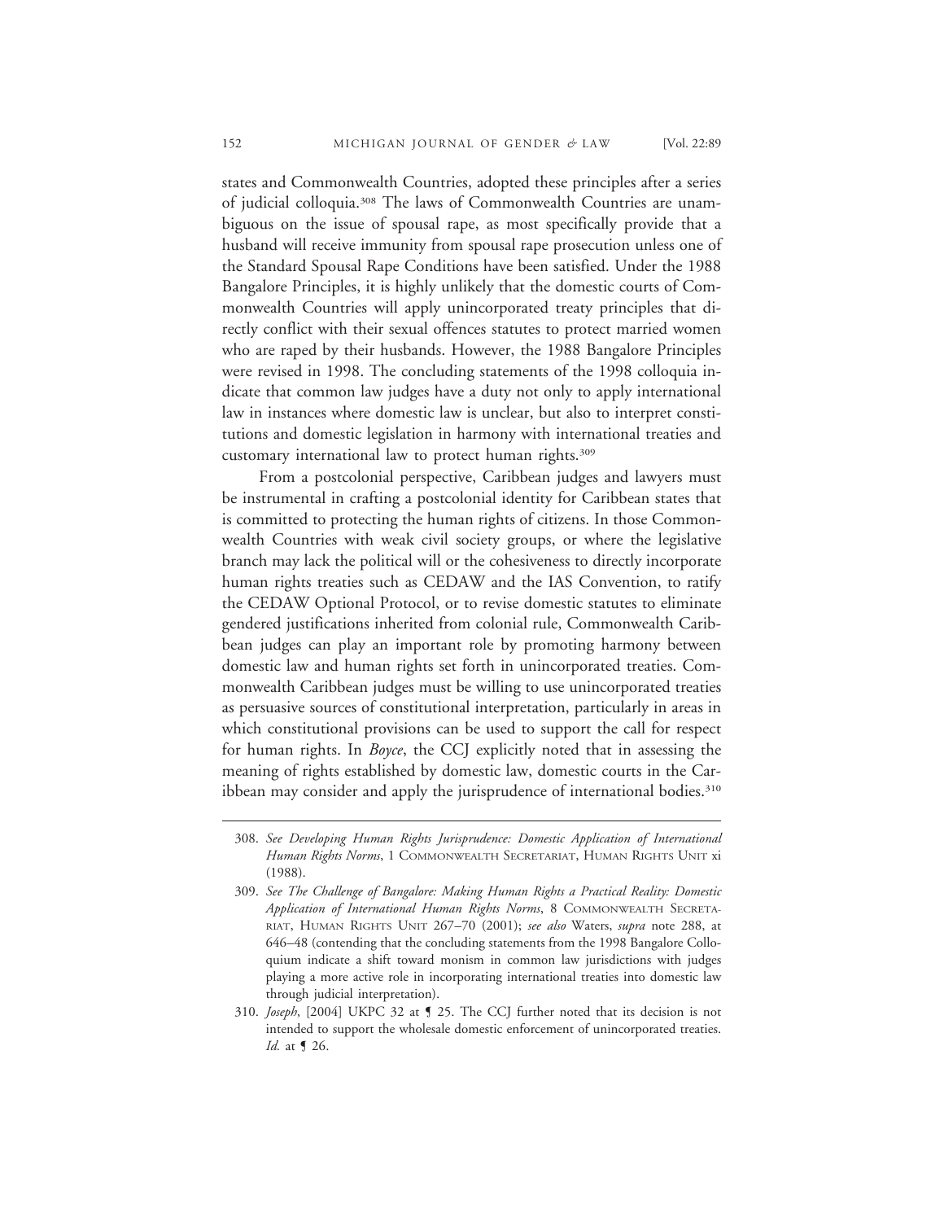states and Commonwealth Countries, adopted these principles after a series of judicial colloquia.[308] The laws of Commonwealth Countries are unambiguous on the issue of spousal rape, as most specifically provide that a husband will receive immunity from spousal rape prosecution unless one of the Standard Spousal Rape Conditions have been satisfied. Under the 1988 Bangalore Principles, it is highly unlikely that the domestic courts of Commonwealth Countries will apply unincorporated treaty principles that directly conflict with their sexual offences statutes to protect married women who are raped by their husbands. However, the 1988 Bangalore Principles were revised in 1998. The concluding statements of the 1998 colloquia indicate that common law judges have a duty not only to apply international law in instances where domestic law is unclear, but also to interpret constitutions and domestic legislation in harmony with international treaties and customary international law to protect human rights.[309]

From a postcolonial perspective, Caribbean judges and lawyers must be instrumental in crafting a postcolonial identity for Caribbean states that is committed to protecting the human rights of citizens. In those Commonwealth Countries with weak civil society groups, or where the legislative branch may lack the political will or the cohesiveness to directly incorporate human rights treaties such as CEDAW and the IAS Convention, to ratify the CEDAW Optional Protocol, or to revise domestic statutes to eliminate gendered justifications inherited from colonial rule, Commonwealth Caribbean judges can play an important role by promoting harmony between domestic law and human rights set forth in unincorporated treaties. Commonwealth Caribbean judges must be willing to use unincorporated treaties as persuasive sources of constitutional interpretation, particularly in areas in which constitutional provisions can be used to support the call for respect for human rights. In *Boyce*, the CCJ explicitly noted that in assessing the meaning of rights established by domestic law, domestic courts in the Caribbean may consider and apply the jurisprudence of international bodies.[310]

---

308. *See Developing Human Rights Jurisprudence: Domestic Application of International Human Rights Norms*, 1 Commonwealth Secretariat, Human Rights Unit xi (1988).

309. *See The Challenge of Bangalore: Making Human Rights a Practical Reality: Domestic Application of International Human Rights Norms*, 8 Commonwealth Secretariat, Human Rights Unit 267–70 (2001); *see also* Waters, *supra* note 288, at 646–48 (contending that the concluding statements from the 1998 Bangalore Colloquium indicate a shift toward monism in common law jurisdictions with judges playing a more active role in incorporating international treaties into domestic law through judicial interpretation).

310. *Joseph*, [2004] UKPC 32 at ¶ 25. The CCJ further noted that its decision is not intended to support the wholesale domestic enforcement of unincorporated treaties. *Id.* at ¶ 26.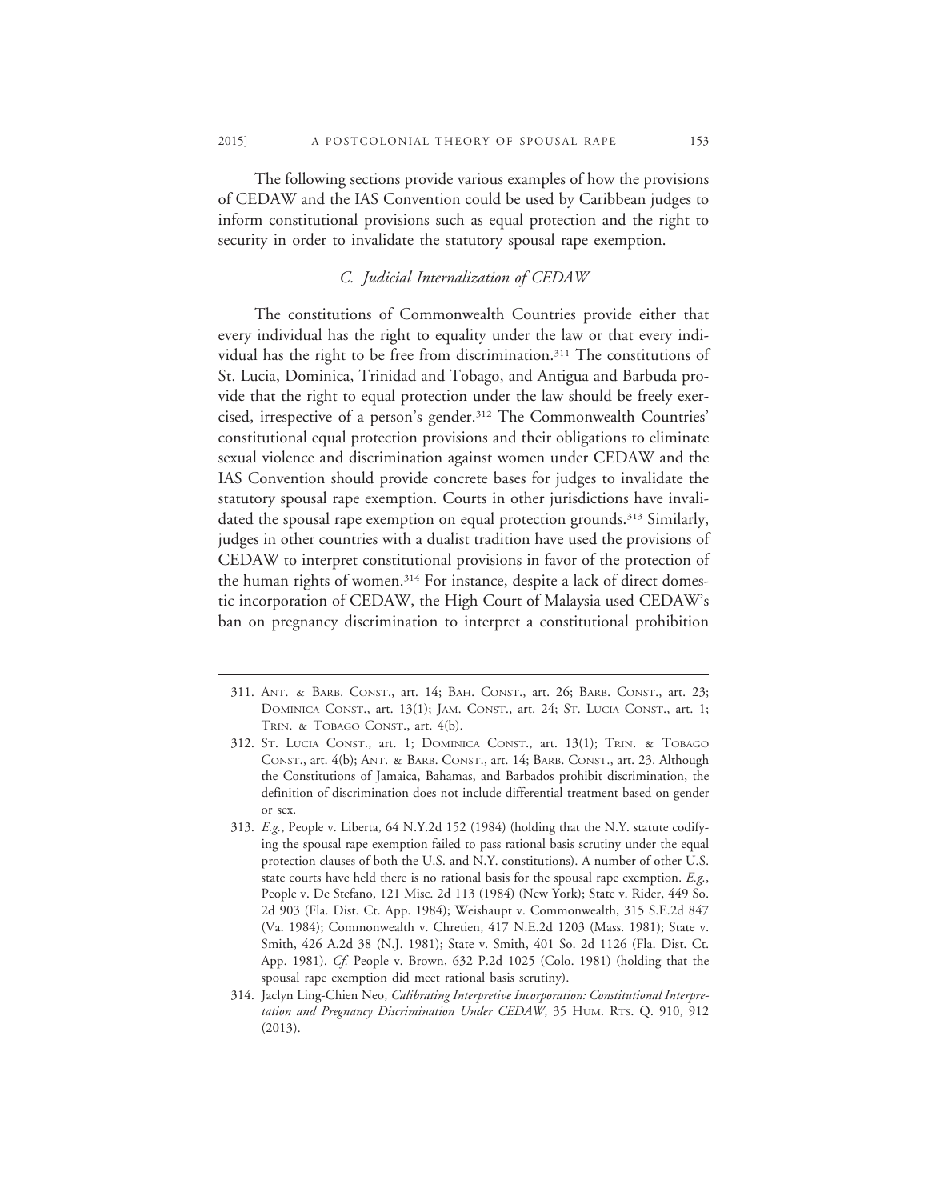The following sections provide various examples of how the provisions of CEDAW and the IAS Convention could be used by Caribbean judges to inform constitutional provisions such as equal protection and the right to security in order to invalidate the statutory spousal rape exemption.

### *C. Judicial Internalization of CEDAW*

The constitutions of Commonwealth Countries provide either that every individual has the right to equality under the law or that every individual has the right to be free from discrimination.[311] The constitutions of St. Lucia, Dominica, Trinidad and Tobago, and Antigua and Barbuda provide that the right to equal protection under the law should be freely exercised, irrespective of a person's gender.[312] The Commonwealth Countries' constitutional equal protection provisions and their obligations to eliminate sexual violence and discrimination against women under CEDAW and the IAS Convention should provide concrete bases for judges to invalidate the statutory spousal rape exemption. Courts in other jurisdictions have invalidated the spousal rape exemption on equal protection grounds.[313] Similarly, judges in other countries with a dualist tradition have used the provisions of CEDAW to interpret constitutional provisions in favor of the protection of the human rights of women.[314] For instance, despite a lack of direct domestic incorporation of CEDAW, the High Court of Malaysia used CEDAW's ban on pregnancy discrimination to interpret a constitutional prohibition

---

311. ANT. & BARB. CONST., art. 14; BAH. CONST., art. 26; BARB. CONST., art. 23; DOMINICA CONST., art. 13(1); JAM. CONST., art. 24; ST. LUCIA CONST., art. 1; TRIN. & TOBAGO CONST., art. 4(b).

312. ST. LUCIA CONST., art. 1; DOMINICA CONST., art. 13(1); TRIN. & TOBAGO CONST., art. 4(b); ANT. & BARB. CONST., art. 14; BARB. CONST., art. 23. Although the Constitutions of Jamaica, Bahamas, and Barbados prohibit discrimination, the definition of discrimination does not include differential treatment based on gender or sex.

313. *E.g.*, People v. Liberta, 64 N.Y.2d 152 (1984) (holding that the N.Y. statute codifying the spousal rape exemption failed to pass rational basis scrutiny under the equal protection clauses of both the U.S. and N.Y. constitutions). A number of other U.S. state courts have held there is no rational basis for the spousal rape exemption. *E.g.*, People v. De Stefano, 121 Misc. 2d 113 (1984) (New York); State v. Rider, 449 So. 2d 903 (Fla. Dist. Ct. App. 1984); Weishaupt v. Commonwealth, 315 S.E.2d 847 (Va. 1984); Commonwealth v. Chretien, 417 N.E.2d 1203 (Mass. 1981); State v. Smith, 426 A.2d 38 (N.J. 1981); State v. Smith, 401 So. 2d 1126 (Fla. Dist. Ct. App. 1981). *Cf.* People v. Brown, 632 P.2d 1025 (Colo. 1981) (holding that the spousal rape exemption did meet rational basis scrutiny).

314. Jaclyn Ling-Chien Neo, *Calibrating Interpretive Incorporation: Constitutional Interpretation and Pregnancy Discrimination Under CEDAW*, 35 HUM. RTS. Q. 910, 912 (2013).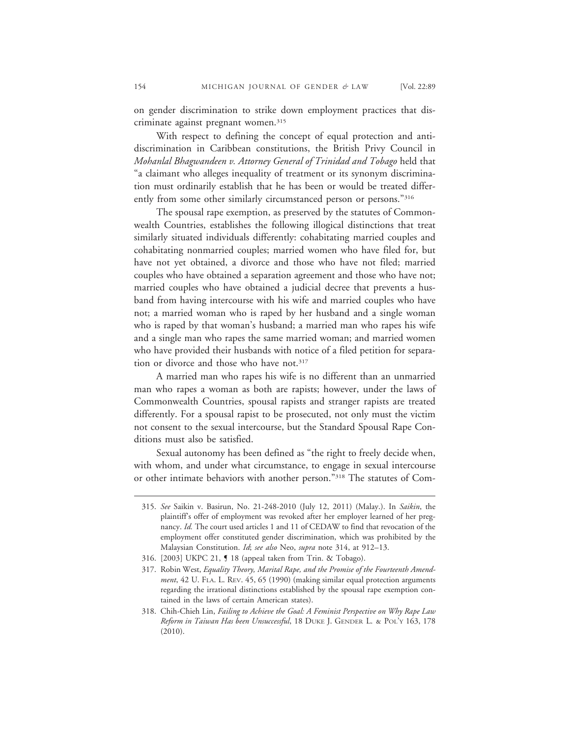on gender discrimination to strike down employment practices that discriminate against pregnant women.[315]

With respect to defining the concept of equal protection and antidiscrimination in Caribbean constitutions, the British Privy Council in *Mohanlal Bhagwandeen v. Attorney General of Trinidad and Tobago* held that "a claimant who alleges inequality of treatment or its synonym discrimination must ordinarily establish that he has been or would be treated differently from some other similarly circumstanced person or persons."[316]

The spousal rape exemption, as preserved by the statutes of Commonwealth Countries, establishes the following illogical distinctions that treat similarly situated individuals differently: cohabitating married couples and cohabitating nonmarried couples; married women who have filed for, but have not yet obtained, a divorce and those who have not filed; married couples who have obtained a separation agreement and those who have not; married couples who have obtained a judicial decree that prevents a husband from having intercourse with his wife and married couples who have not; a married woman who is raped by her husband and a single woman who is raped by that woman's husband; a married man who rapes his wife and a single man who rapes the same married woman; and married women who have provided their husbands with notice of a filed petition for separation or divorce and those who have not.[317]

A married man who rapes his wife is no different than an unmarried man who rapes a woman as both are rapists; however, under the laws of Commonwealth Countries, spousal rapists and stranger rapists are treated differently. For a spousal rapist to be prosecuted, not only must the victim not consent to the sexual intercourse, but the Standard Spousal Rape Conditions must also be satisfied.

Sexual autonomy has been defined as "the right to freely decide when, with whom, and under what circumstance, to engage in sexual intercourse or other intimate behaviors with another person."[318] The statutes of Com-

---

315. *See* Saikin v. Basirun, No. 21-248-2010 (July 12, 2011) (Malay.). In *Saikin*, the plaintiff's offer of employment was revoked after her employer learned of her pregnancy. *Id.* The court used articles 1 and 11 of CEDAW to find that revocation of the employment offer constituted gender discrimination, which was prohibited by the Malaysian Constitution. *Id*; *see also* Neo, *supra* note 314, at 912–13.

316. [2003] UKPC 21, ¶ 18 (appeal taken from Trin. & Tobago).

317. Robin West, *Equality Theory, Marital Rape, and the Promise of the Fourteenth Amendment*, 42 U. Fla. L. Rev. 45, 65 (1990) (making similar equal protection arguments regarding the irrational distinctions established by the spousal rape exemption contained in the laws of certain American states).

318. Chih-Chieh Lin, *Failing to Achieve the Goal: A Feminist Perspective on Why Rape Law Reform in Taiwan Has been Unsuccessful*, 18 Duke J. Gender L. & Pol'y 163, 178 (2010).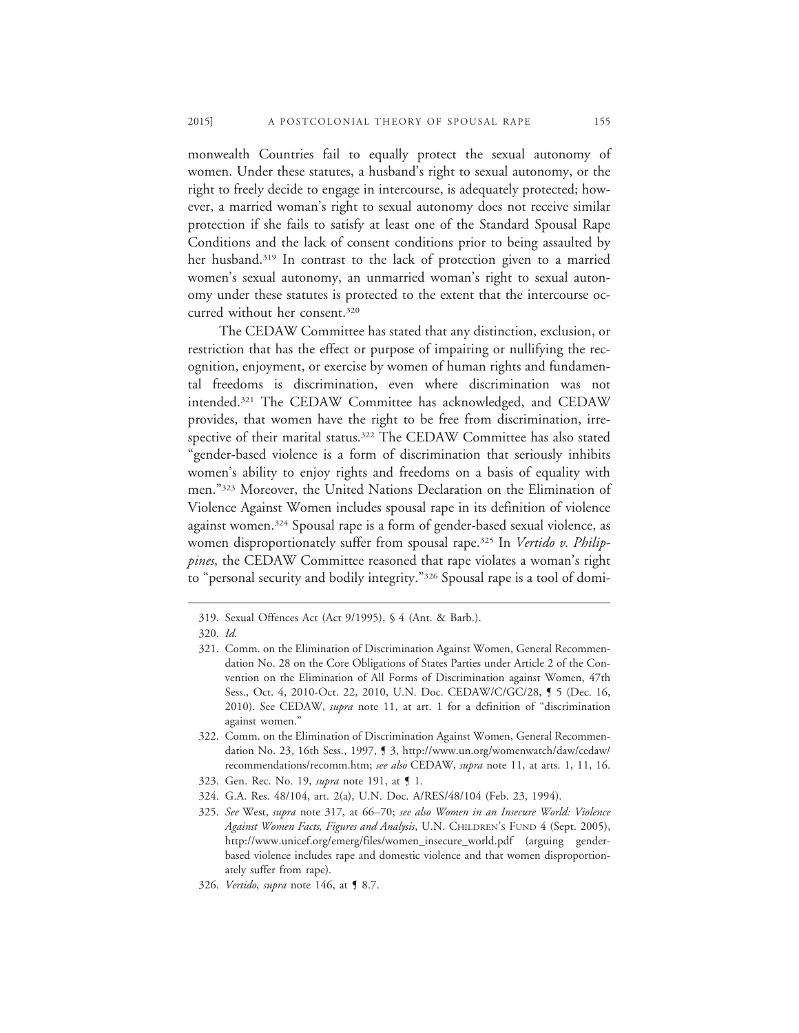monwealth Countries fail to equally protect the sexual autonomy of women. Under these statutes, a husband's right to sexual autonomy, or the right to freely decide to engage in intercourse, is adequately protected; however, a married woman's right to sexual autonomy does not receive similar protection if she fails to satisfy at least one of the Standard Spousal Rape Conditions and the lack of consent conditions prior to being assaulted by her husband.[319] In contrast to the lack of protection given to a married women's sexual autonomy, an unmarried woman's right to sexual autonomy under these statutes is protected to the extent that the intercourse occurred without her consent.[320]

The CEDAW Committee has stated that any distinction, exclusion, or restriction that has the effect or purpose of impairing or nullifying the recognition, enjoyment, or exercise by women of human rights and fundamental freedoms is discrimination, even where discrimination was not intended.[321] The CEDAW Committee has acknowledged, and CEDAW provides, that women have the right to be free from discrimination, irrespective of their marital status.[322] The CEDAW Committee has also stated "gender-based violence is a form of discrimination that seriously inhibits women's ability to enjoy rights and freedoms on a basis of equality with men."[323] Moreover, the United Nations Declaration on the Elimination of Violence Against Women includes spousal rape in its definition of violence against women.[324] Spousal rape is a form of gender-based sexual violence, as women disproportionately suffer from spousal rape.[325] In *Vertido v. Philippines*, the CEDAW Committee reasoned that rape violates a woman's right to "personal security and bodily integrity."[326] Spousal rape is a tool of domi-

---

319. Sexual Offences Act (Act 9/1995), § 4 (Ant. & Barb.).

320. *Id.*

321. Comm. on the Elimination of Discrimination Against Women, General Recommendation No. 28 on the Core Obligations of States Parties under Article 2 of the Convention on the Elimination of All Forms of Discrimination against Women, 47th Sess., Oct. 4, 2010-Oct. 22, 2010, U.N. Doc. CEDAW/C/GC/28, ¶ 5 (Dec. 16, 2010). See CEDAW, *supra* note 11, at art. 1 for a definition of "discrimination against women."

322. Comm. on the Elimination of Discrimination Against Women, General Recommendation No. 23, 16th Sess., 1997, ¶ 3, http://www.un.org/womenwatch/daw/cedaw/recommendations/recomm.htm; *see also* CEDAW, *supra* note 11, at arts. 1, 11, 16.

323. Gen. Rec. No. 19, *supra* note 191, at ¶ 1.

324. G.A. Res. 48/104, art. 2(a), U.N. Doc. A/RES/48/104 (Feb. 23, 1994).

325. *See* West, *supra* note 317, at 66–70; *see also Women in an Insecure World: Violence Against Women Facts, Figures and Analysis*, U.N. CHILDREN'S FUND 4 (Sept. 2005), http://www.unicef.org/emerg/files/women_insecure_world.pdf (arguing gender-based violence includes rape and domestic violence and that women disproportionately suffer from rape).

326. *Vertido*, *supra* note 146, at ¶ 8.7.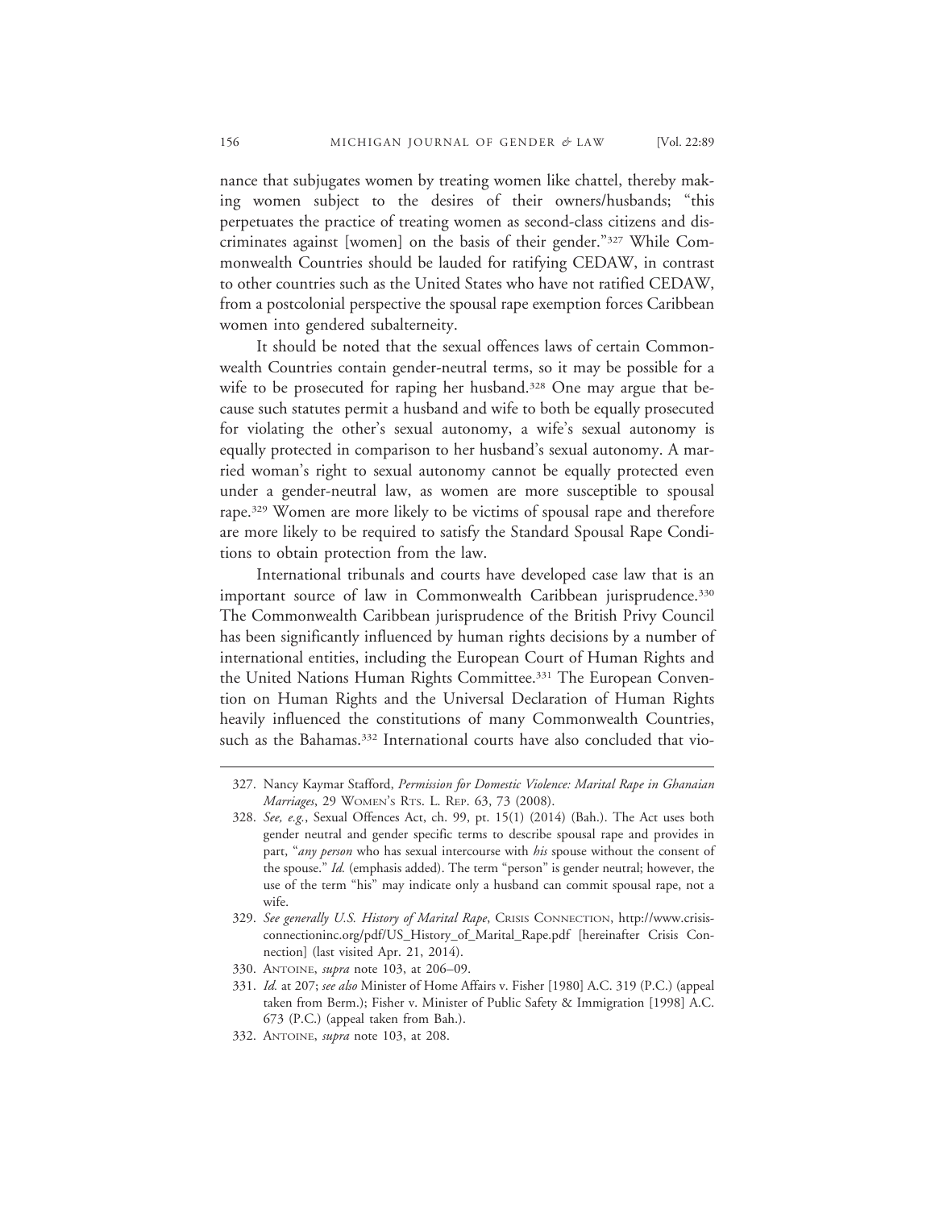nance that subjugates women by treating women like chattel, thereby making women subject to the desires of their owners/husbands; "this perpetuates the practice of treating women as second-class citizens and discriminates against [women] on the basis of their gender."[327] While Commonwealth Countries should be lauded for ratifying CEDAW, in contrast to other countries such as the United States who have not ratified CEDAW, from a postcolonial perspective the spousal rape exemption forces Caribbean women into gendered subalterneity.

It should be noted that the sexual offences laws of certain Commonwealth Countries contain gender-neutral terms, so it may be possible for a wife to be prosecuted for raping her husband.[328] One may argue that because such statutes permit a husband and wife to both be equally prosecuted for violating the other's sexual autonomy, a wife's sexual autonomy is equally protected in comparison to her husband's sexual autonomy. A married woman's right to sexual autonomy cannot be equally protected even under a gender-neutral law, as women are more susceptible to spousal rape.[329] Women are more likely to be victims of spousal rape and therefore are more likely to be required to satisfy the Standard Spousal Rape Conditions to obtain protection from the law.

International tribunals and courts have developed case law that is an important source of law in Commonwealth Caribbean jurisprudence.[330] The Commonwealth Caribbean jurisprudence of the British Privy Council has been significantly influenced by human rights decisions by a number of international entities, including the European Court of Human Rights and the United Nations Human Rights Committee.[331] The European Convention on Human Rights and the Universal Declaration of Human Rights heavily influenced the constitutions of many Commonwealth Countries, such as the Bahamas.[332] International courts have also concluded that vio-

327. Nancy Kaymar Stafford, *Permission for Domestic Violence: Marital Rape in Ghanaian Marriages*, 29 WOMEN'S RTS. L. REP. 63, 73 (2008).

328. *See, e.g.*, Sexual Offences Act, ch. 99, pt. 15(1) (2014) (Bah.). The Act uses both gender neutral and gender specific terms to describe spousal rape and provides in part, "*any person* who has sexual intercourse with *his* spouse without the consent of the spouse." *Id.* (emphasis added). The term "person" is gender neutral; however, the use of the term "his" may indicate only a husband can commit spousal rape, not a wife.

329. *See generally U.S. History of Marital Rape*, CRISIS CONNECTION, http://www.crisisconnectioninc.org/pdf/US_History_of_Marital_Rape.pdf [hereinafter Crisis Connection] (last visited Apr. 21, 2014).

330. ANTOINE, *supra* note 103, at 206–09.

331. *Id.* at 207; *see also* Minister of Home Affairs v. Fisher [1980] A.C. 319 (P.C.) (appeal taken from Berm.); Fisher v. Minister of Public Safety & Immigration [1998] A.C. 673 (P.C.) (appeal taken from Bah.).

332. ANTOINE, *supra* note 103, at 208.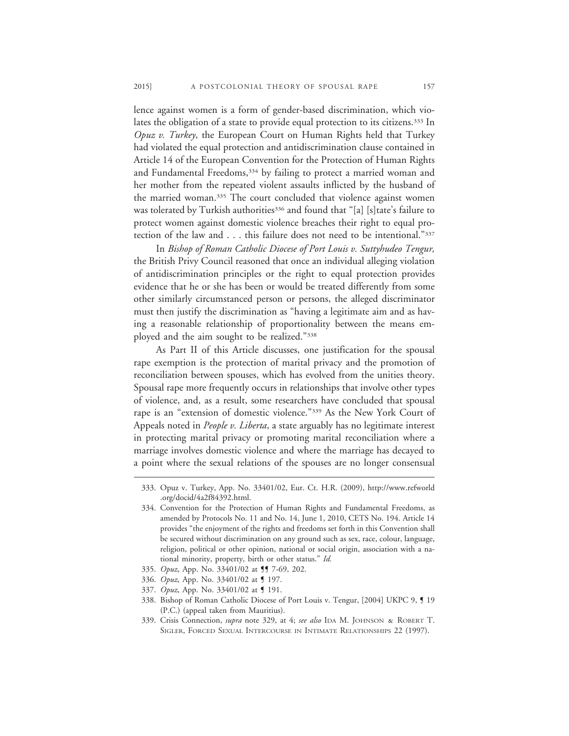lence against women is a form of gender-based discrimination, which violates the obligation of a state to provide equal protection to its citizens.[333] In *Opuz v. Turkey*, the European Court on Human Rights held that Turkey had violated the equal protection and antidiscrimination clause contained in Article 14 of the European Convention for the Protection of Human Rights and Fundamental Freedoms,[334] by failing to protect a married woman and her mother from the repeated violent assaults inflicted by the husband of the married woman.[335] The court concluded that violence against women was tolerated by Turkish authorities[336] and found that "[a] [s]tate's failure to protect women against domestic violence breaches their right to equal protection of the law and . . . this failure does not need to be intentional."[337]

In *Bishop of Roman Catholic Diocese of Port Louis v. Suttyhudeo Tengur,* the British Privy Council reasoned that once an individual alleging violation of antidiscrimination principles or the right to equal protection provides evidence that he or she has been or would be treated differently from some other similarly circumstanced person or persons, the alleged discriminator must then justify the discrimination as "having a legitimate aim and as having a reasonable relationship of proportionality between the means employed and the aim sought to be realized."[338]

As Part II of this Article discusses, one justification for the spousal rape exemption is the protection of marital privacy and the promotion of reconciliation between spouses, which has evolved from the unities theory. Spousal rape more frequently occurs in relationships that involve other types of violence, and, as a result, some researchers have concluded that spousal rape is an "extension of domestic violence."[339] As the New York Court of Appeals noted in *People v. Liberta*, a state arguably has no legitimate interest in protecting marital privacy or promoting marital reconciliation where a marriage involves domestic violence and where the marriage has decayed to a point where the sexual relations of the spouses are no longer consensual

---

333. Opuz v. Turkey, App. No. 33401/02, Eur. Ct. H.R. (2009), http://www.refworld.org/docid/4a2f84392.html.

334. Convention for the Protection of Human Rights and Fundamental Freedoms, as amended by Protocols No. 11 and No. 14, June 1, 2010, CETS No. 194. Article 14 provides "the enjoyment of the rights and freedoms set forth in this Convention shall be secured without discrimination on any ground such as sex, race, colour, language, religion, political or other opinion, national or social origin, association with a national minority, property, birth or other status." *Id.*

335. *Opuz*, App. No. 33401/02 at ¶¶ 7-69, 202.

336. *Opuz*, App. No. 33401/02 at ¶ 197.

337. *Opuz*, App. No. 33401/02 at ¶ 191.

338. Bishop of Roman Catholic Diocese of Port Louis v. Tengur, [2004] UKPC 9, ¶ 19 (P.C.) (appeal taken from Mauritius).

339. Crisis Connection, *supra* note 329, at 4; *see also* Ida M. Johnson & Robert T. Sigler, Forced Sexual Intercourse in Intimate Relationships 22 (1997).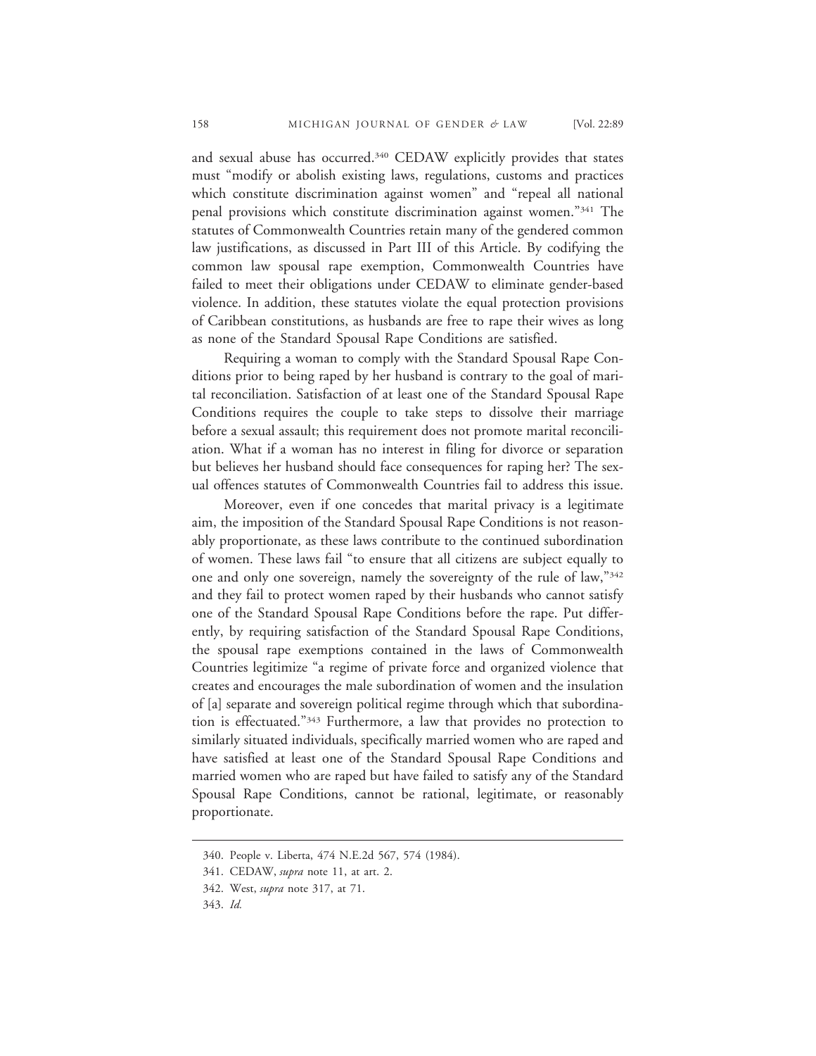and sexual abuse has occurred.[340] CEDAW explicitly provides that states must "modify or abolish existing laws, regulations, customs and practices which constitute discrimination against women" and "repeal all national penal provisions which constitute discrimination against women."[341] The statutes of Commonwealth Countries retain many of the gendered common law justifications, as discussed in Part III of this Article. By codifying the common law spousal rape exemption, Commonwealth Countries have failed to meet their obligations under CEDAW to eliminate gender-based violence. In addition, these statutes violate the equal protection provisions of Caribbean constitutions, as husbands are free to rape their wives as long as none of the Standard Spousal Rape Conditions are satisfied.

Requiring a woman to comply with the Standard Spousal Rape Conditions prior to being raped by her husband is contrary to the goal of marital reconciliation. Satisfaction of at least one of the Standard Spousal Rape Conditions requires the couple to take steps to dissolve their marriage before a sexual assault; this requirement does not promote marital reconciliation. What if a woman has no interest in filing for divorce or separation but believes her husband should face consequences for raping her? The sexual offences statutes of Commonwealth Countries fail to address this issue.

Moreover, even if one concedes that marital privacy is a legitimate aim, the imposition of the Standard Spousal Rape Conditions is not reasonably proportionate, as these laws contribute to the continued subordination of women. These laws fail "to ensure that all citizens are subject equally to one and only one sovereign, namely the sovereignty of the rule of law,"[342] and they fail to protect women raped by their husbands who cannot satisfy one of the Standard Spousal Rape Conditions before the rape. Put differently, by requiring satisfaction of the Standard Spousal Rape Conditions, the spousal rape exemptions contained in the laws of Commonwealth Countries legitimize "a regime of private force and organized violence that creates and encourages the male subordination of women and the insulation of [a] separate and sovereign political regime through which that subordination is effectuated."[343] Furthermore, a law that provides no protection to similarly situated individuals, specifically married women who are raped and have satisfied at least one of the Standard Spousal Rape Conditions and married women who are raped but have failed to satisfy any of the Standard Spousal Rape Conditions, cannot be rational, legitimate, or reasonably proportionate.

---

340. People v. Liberta, 474 N.E.2d 567, 574 (1984).

341. CEDAW, *supra* note 11, at art. 2.

342. West, *supra* note 317, at 71.

343. *Id.*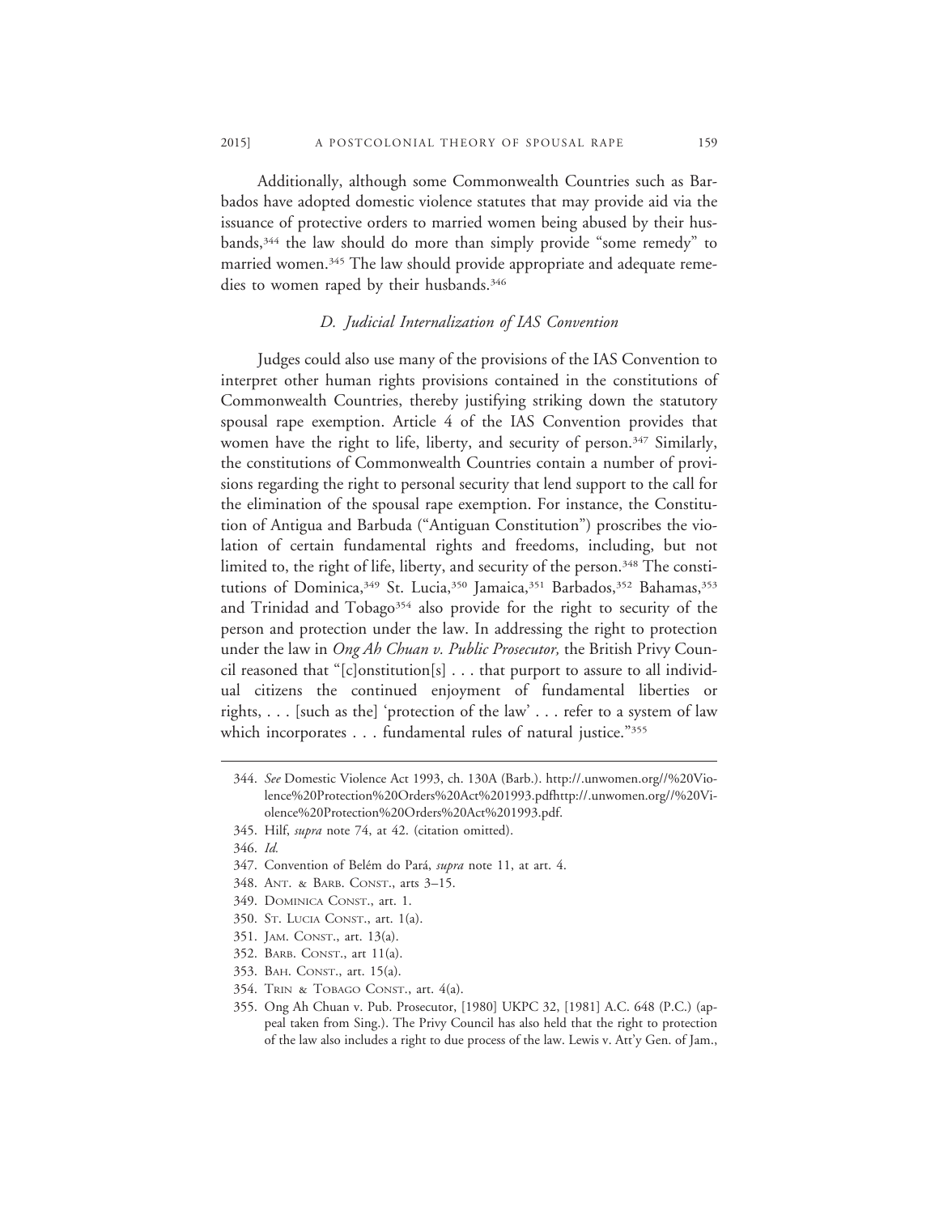Additionally, although some Commonwealth Countries such as Barbados have adopted domestic violence statutes that may provide aid via the issuance of protective orders to married women being abused by their husbands,[344] the law should do more than simply provide "some remedy" to married women.[345] The law should provide appropriate and adequate remedies to women raped by their husbands.[346]

### *D. Judicial Internalization of IAS Convention*

Judges could also use many of the provisions of the IAS Convention to interpret other human rights provisions contained in the constitutions of Commonwealth Countries, thereby justifying striking down the statutory spousal rape exemption. Article 4 of the IAS Convention provides that women have the right to life, liberty, and security of person.[347] Similarly, the constitutions of Commonwealth Countries contain a number of provisions regarding the right to personal security that lend support to the call for the elimination of the spousal rape exemption. For instance, the Constitution of Antigua and Barbuda ("Antiguan Constitution") proscribes the violation of certain fundamental rights and freedoms, including, but not limited to, the right of life, liberty, and security of the person.[348] The constitutions of Dominica,[349] St. Lucia,[350] Jamaica,[351] Barbados,[352] Bahamas,[353] and Trinidad and Tobago[354] also provide for the right to security of the person and protection under the law. In addressing the right to protection under the law in *Ong Ah Chuan v. Public Prosecutor,* the British Privy Council reasoned that "[c]onstitution[s] . . . that purport to assure to all individual citizens the continued enjoyment of fundamental liberties or rights, . . . [such as the] 'protection of the law' . . . refer to a system of law which incorporates . . . fundamental rules of natural justice."[355]

---

344. *See* Domestic Violence Act 1993, ch. 130A (Barb.). http://.unwomen.org//%20Violence%20Protection%20Orders%20Act%201993.pdfhttp://.unwomen.org//%20Violence%20Protection%20Orders%20Act%201993.pdf.

345. Hilf, *supra* note 74, at 42. (citation omitted).

346. *Id.*

347. Convention of Belém do Pará, *supra* note 11, at art. 4.

348. ANT. & BARB. CONST., arts 3–15.

349. DOMINICA CONST., art. 1.

350. ST. LUCIA CONST., art. 1(a).

351. JAM. CONST., art. 13(a).

352. BARB. CONST., art 11(a).

353. BAH. CONST., art. 15(a).

354. TRIN & TOBAGO CONST., art. 4(a).

355. Ong Ah Chuan v. Pub. Prosecutor, [1980] UKPC 32, [1981] A.C. 648 (P.C.) (appeal taken from Sing.). The Privy Council has also held that the right to protection of the law also includes a right to due process of the law. Lewis v. Att'y Gen. of Jam.,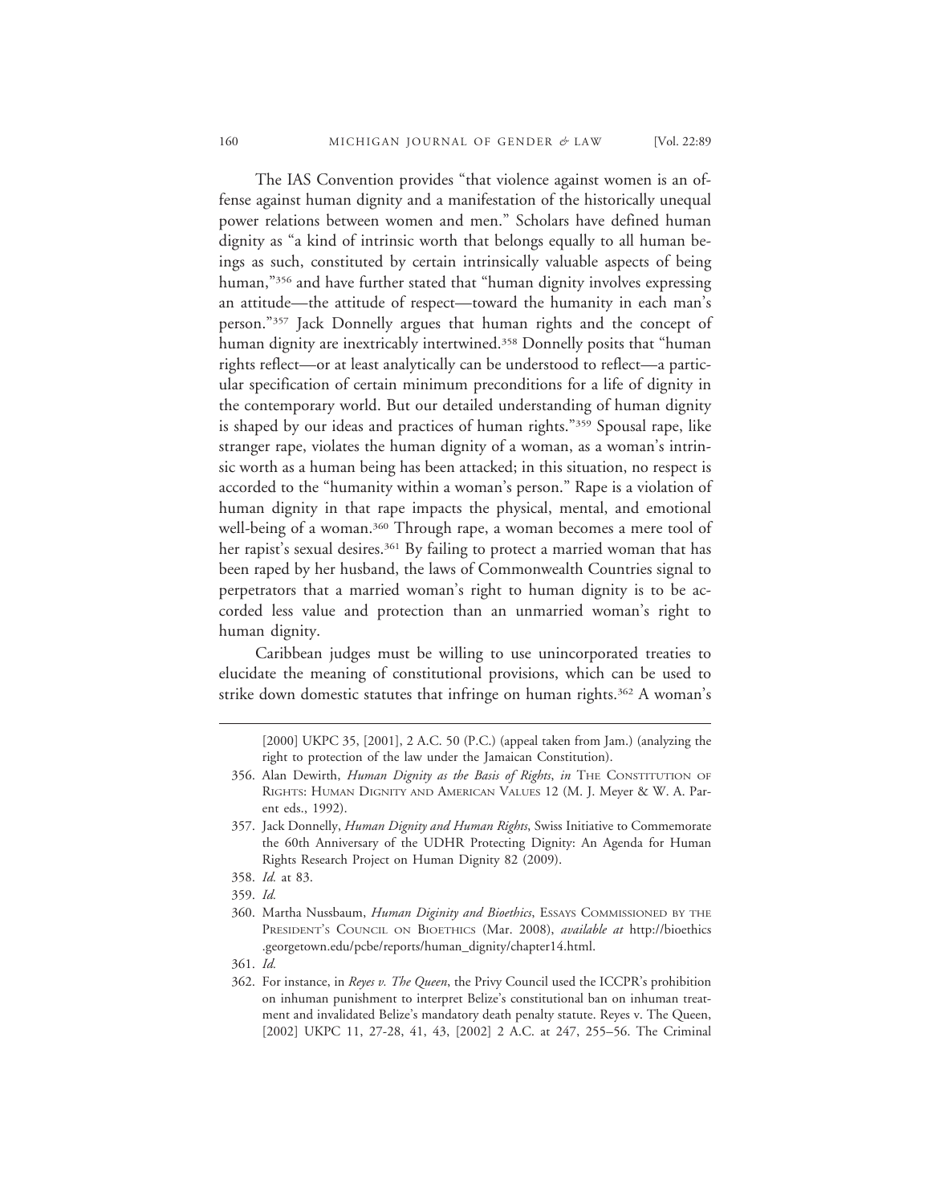The IAS Convention provides "that violence against women is an offense against human dignity and a manifestation of the historically unequal power relations between women and men." Scholars have defined human dignity as "a kind of intrinsic worth that belongs equally to all human beings as such, constituted by certain intrinsically valuable aspects of being human,"[356] and have further stated that "human dignity involves expressing an attitude—the attitude of respect—toward the humanity in each man's person."[357] Jack Donnelly argues that human rights and the concept of human dignity are inextricably intertwined.[358] Donnelly posits that "human rights reflect—or at least analytically can be understood to reflect—a particular specification of certain minimum preconditions for a life of dignity in the contemporary world. But our detailed understanding of human dignity is shaped by our ideas and practices of human rights."[359] Spousal rape, like stranger rape, violates the human dignity of a woman, as a woman's intrinsic worth as a human being has been attacked; in this situation, no respect is accorded to the "humanity within a woman's person." Rape is a violation of human dignity in that rape impacts the physical, mental, and emotional well-being of a woman.[360] Through rape, a woman becomes a mere tool of her rapist's sexual desires.[361] By failing to protect a married woman that has been raped by her husband, the laws of Commonwealth Countries signal to perpetrators that a married woman's right to human dignity is to be accorded less value and protection than an unmarried woman's right to human dignity.

Caribbean judges must be willing to use unincorporated treaties to elucidate the meaning of constitutional provisions, which can be used to strike down domestic statutes that infringe on human rights.[362] A woman's

---

[2000] UKPC 35, [2001], 2 A.C. 50 (P.C.) (appeal taken from Jam.) (analyzing the right to protection of the law under the Jamaican Constitution).

356. Alan Dewirth, *Human Dignity as the Basis of Rights*, *in* THE CONSTITUTION OF RIGHTS: HUMAN DIGNITY AND AMERICAN VALUES 12 (M. J. Meyer & W. A. Parent eds., 1992).

357. Jack Donnelly, *Human Dignity and Human Rights*, Swiss Initiative to Commemorate the 60th Anniversary of the UDHR Protecting Dignity: An Agenda for Human Rights Research Project on Human Dignity 82 (2009).

358. *Id.* at 83.

359. *Id.*

360. Martha Nussbaum, *Human Diginity and Bioethics*, ESSAYS COMMISSIONED BY THE PRESIDENT'S COUNCIL ON BIOETHICS (Mar. 2008), *available at* http://bioethics.georgetown.edu/pcbe/reports/human_dignity/chapter14.html.

361. *Id.*

362. For instance, in *Reyes v. The Queen*, the Privy Council used the ICCPR's prohibition on inhuman punishment to interpret Belize's constitutional ban on inhuman treatment and invalidated Belize's mandatory death penalty statute. Reyes v. The Queen, [2002] UKPC 11, 27-28, 41, 43, [2002] 2 A.C. at 247, 255–56. The Criminal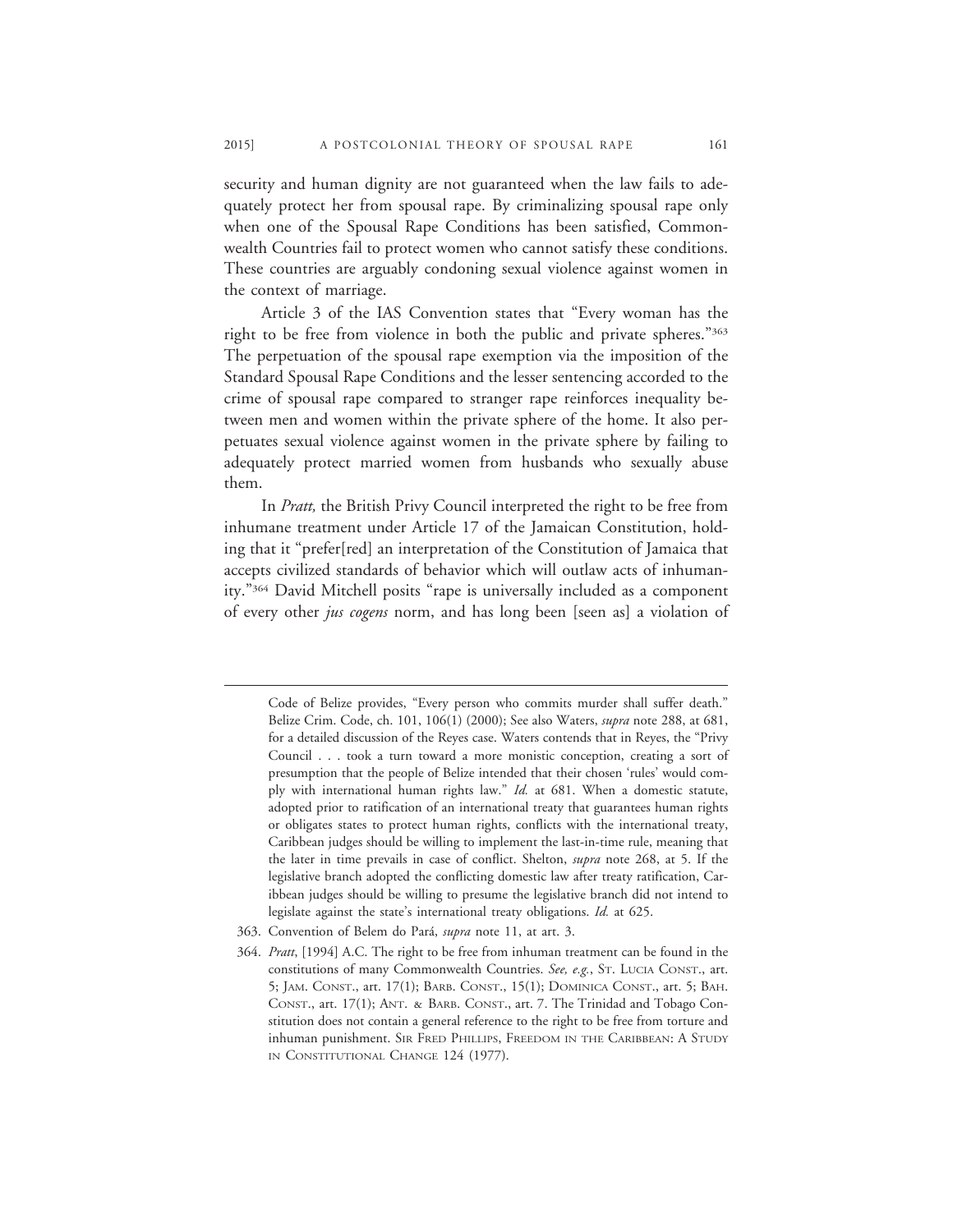security and human dignity are not guaranteed when the law fails to adequately protect her from spousal rape. By criminalizing spousal rape only when one of the Spousal Rape Conditions has been satisfied, Commonwealth Countries fail to protect women who cannot satisfy these conditions. These countries are arguably condoning sexual violence against women in the context of marriage.

Article 3 of the IAS Convention states that "Every woman has the right to be free from violence in both the public and private spheres."[363] The perpetuation of the spousal rape exemption via the imposition of the Standard Spousal Rape Conditions and the lesser sentencing accorded to the crime of spousal rape compared to stranger rape reinforces inequality between men and women within the private sphere of the home. It also perpetuates sexual violence against women in the private sphere by failing to adequately protect married women from husbands who sexually abuse them.

In *Pratt,* the British Privy Council interpreted the right to be free from inhumane treatment under Article 17 of the Jamaican Constitution, holding that it "prefer[red] an interpretation of the Constitution of Jamaica that accepts civilized standards of behavior which will outlaw acts of inhumanity."[364] David Mitchell posits "rape is universally included as a component of every other *jus cogens* norm, and has long been [seen as] a violation of

---

Code of Belize provides, "Every person who commits murder shall suffer death." Belize Crim. Code, ch. 101, 106(1) (2000); See also Waters, *supra* note 288, at 681, for a detailed discussion of the Reyes case. Waters contends that in Reyes, the "Privy Council . . . took a turn toward a more monistic conception, creating a sort of presumption that the people of Belize intended that their chosen 'rules' would comply with international human rights law." *Id.* at 681. When a domestic statute, adopted prior to ratification of an international treaty that guarantees human rights or obligates states to protect human rights, conflicts with the international treaty, Caribbean judges should be willing to implement the last-in-time rule, meaning that the later in time prevails in case of conflict. Shelton, *supra* note 268, at 5. If the legislative branch adopted the conflicting domestic law after treaty ratification, Caribbean judges should be willing to presume the legislative branch did not intend to legislate against the state's international treaty obligations. *Id.* at 625.

363. Convention of Belem do Pará, *supra* note 11, at art. 3.

364. *Pratt*, [1994] A.C. The right to be free from inhuman treatment can be found in the constitutions of many Commonwealth Countries. *See, e.g.*, St. Lucia Const., art. 5; Jam. Const., art. 17(1); Barb. Const., 15(1); Dominica Const., art. 5; Bah. Const., art. 17(1); Ant. & Barb. Const., art. 7. The Trinidad and Tobago Constitution does not contain a general reference to the right to be free from torture and inhuman punishment. Sir Fred Phillips, Freedom in the Caribbean: A Study in Constitutional Change 124 (1977).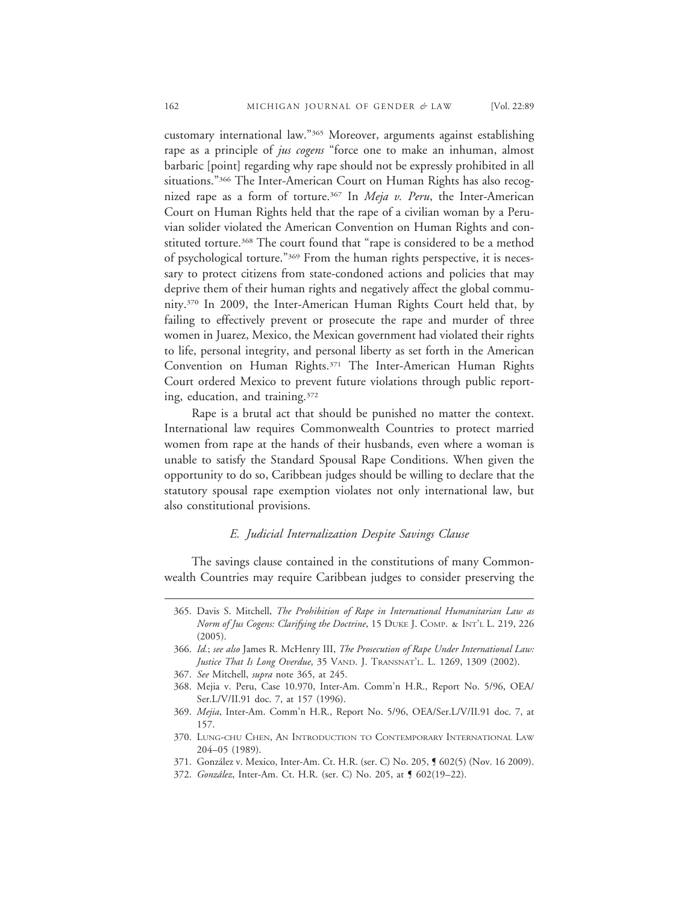customary international law."[365] Moreover, arguments against establishing rape as a principle of *jus cogens* "force one to make an inhuman, almost barbaric [point] regarding why rape should not be expressly prohibited in all situations."[366] The Inter-American Court on Human Rights has also recognized rape as a form of torture.[367] In *Meja v. Peru*, the Inter-American Court on Human Rights held that the rape of a civilian woman by a Peruvian solider violated the American Convention on Human Rights and constituted torture.[368] The court found that "rape is considered to be a method of psychological torture."[369] From the human rights perspective, it is necessary to protect citizens from state-condoned actions and policies that may deprive them of their human rights and negatively affect the global community.[370] In 2009, the Inter-American Human Rights Court held that, by failing to effectively prevent or prosecute the rape and murder of three women in Juarez, Mexico, the Mexican government had violated their rights to life, personal integrity, and personal liberty as set forth in the American Convention on Human Rights.[371] The Inter-American Human Rights Court ordered Mexico to prevent future violations through public reporting, education, and training.[372]

Rape is a brutal act that should be punished no matter the context. International law requires Commonwealth Countries to protect married women from rape at the hands of their husbands, even where a woman is unable to satisfy the Standard Spousal Rape Conditions. When given the opportunity to do so, Caribbean judges should be willing to declare that the statutory spousal rape exemption violates not only international law, but also constitutional provisions.

### *E. Judicial Internalization Despite Savings Clause*

The savings clause contained in the constitutions of many Commonwealth Countries may require Caribbean judges to consider preserving the

---

365. Davis S. Mitchell, *The Prohibition of Rape in International Humanitarian Law as Norm of Jus Cogens: Clarifying the Doctrine*, 15 DUKE J. COMP. & INT'L L. 219, 226 (2005).

366. *Id.*; *see also* James R. McHenry III, *The Prosecution of Rape Under International Law: Justice That Is Long Overdue*, 35 VAND. J. TRANSNAT'L. L. 1269, 1309 (2002).

367. *See* Mitchell, *supra* note 365, at 245.

368. Mejia v. Peru, Case 10.970, Inter-Am. Comm'n H.R., Report No. 5/96, OEA/Ser.L/V/II.91 doc. 7, at 157 (1996).

369. *Mejia*, Inter-Am. Comm'n H.R., Report No. 5/96, OEA/Ser.L/V/II.91 doc. 7, at 157.

370. LUNG-CHU CHEN, AN INTRODUCTION TO CONTEMPORARY INTERNATIONAL LAW 204–05 (1989).

371. González v. Mexico, Inter-Am. Ct. H.R. (ser. C) No. 205, ¶ 602(5) (Nov. 16 2009).

372. *González*, Inter-Am. Ct. H.R. (ser. C) No. 205, at ¶ 602(19–22).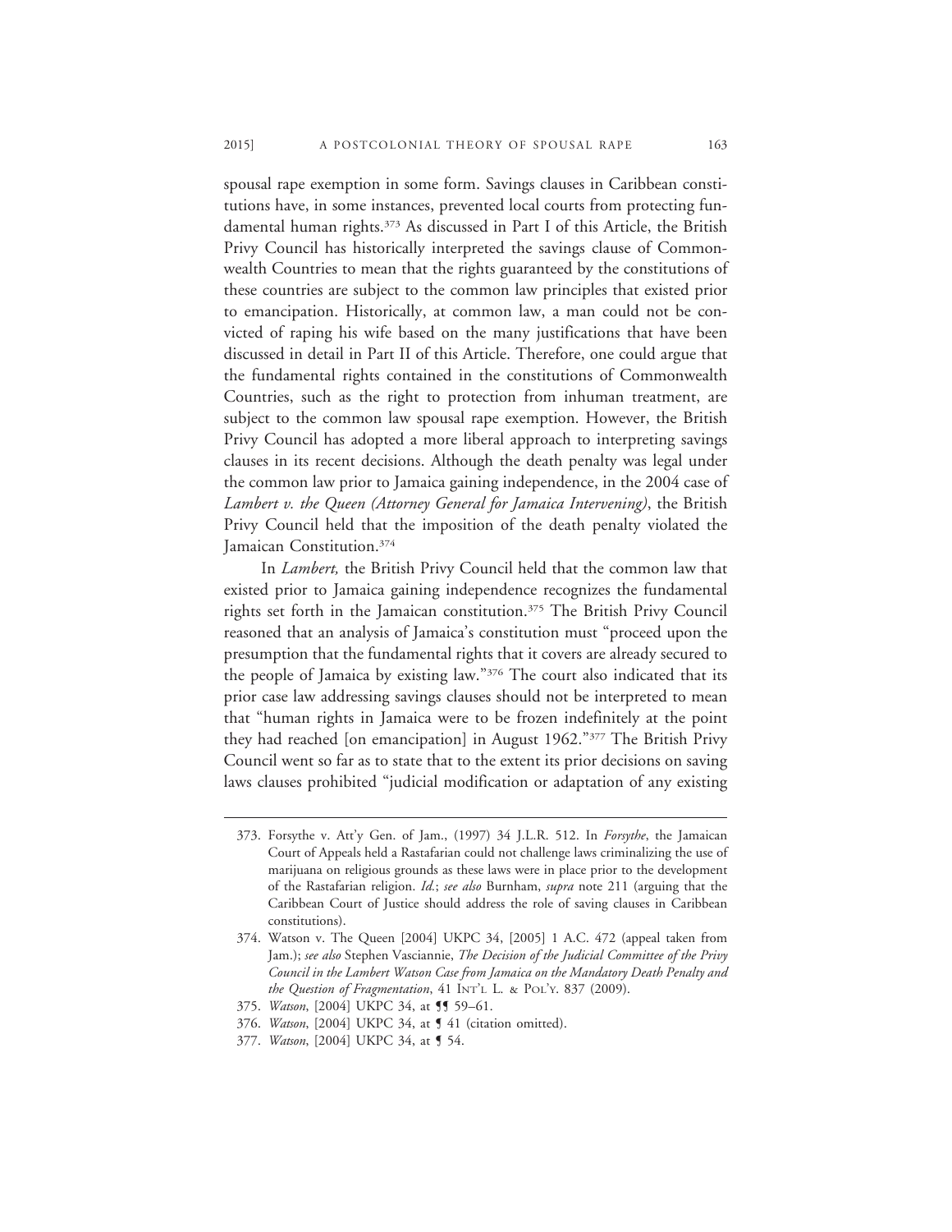spousal rape exemption in some form. Savings clauses in Caribbean constitutions have, in some instances, prevented local courts from protecting fundamental human rights.[373] As discussed in Part I of this Article, the British Privy Council has historically interpreted the savings clause of Commonwealth Countries to mean that the rights guaranteed by the constitutions of these countries are subject to the common law principles that existed prior to emancipation. Historically, at common law, a man could not be convicted of raping his wife based on the many justifications that have been discussed in detail in Part II of this Article. Therefore, one could argue that the fundamental rights contained in the constitutions of Commonwealth Countries, such as the right to protection from inhuman treatment, are subject to the common law spousal rape exemption. However, the British Privy Council has adopted a more liberal approach to interpreting savings clauses in its recent decisions. Although the death penalty was legal under the common law prior to Jamaica gaining independence, in the 2004 case of *Lambert v. the Queen (Attorney General for Jamaica Intervening)*, the British Privy Council held that the imposition of the death penalty violated the Jamaican Constitution.[374]

In *Lambert,* the British Privy Council held that the common law that existed prior to Jamaica gaining independence recognizes the fundamental rights set forth in the Jamaican constitution.[375] The British Privy Council reasoned that an analysis of Jamaica's constitution must "proceed upon the presumption that the fundamental rights that it covers are already secured to the people of Jamaica by existing law."[376] The court also indicated that its prior case law addressing savings clauses should not be interpreted to mean that "human rights in Jamaica were to be frozen indefinitely at the point they had reached [on emancipation] in August 1962."[377] The British Privy Council went so far as to state that to the extent its prior decisions on saving laws clauses prohibited "judicial modification or adaptation of any existing

---

373. Forsythe v. Att'y Gen. of Jam., (1997) 34 J.L.R. 512. In *Forsythe*, the Jamaican Court of Appeals held a Rastafarian could not challenge laws criminalizing the use of marijuana on religious grounds as these laws were in place prior to the development of the Rastafarian religion. *Id.*; *see also* Burnham, *supra* note 211 (arguing that the Caribbean Court of Justice should address the role of saving clauses in Caribbean constitutions).

374. Watson v. The Queen [2004] UKPC 34, [2005] 1 A.C. 472 (appeal taken from Jam.); *see also* Stephen Vasciannie, *The Decision of the Judicial Committee of the Privy Council in the Lambert Watson Case from Jamaica on the Mandatory Death Penalty and the Question of Fragmentation*, 41 INT'L L. & POL'Y. 837 (2009).

375. *Watson*, [2004] UKPC 34, at ¶¶ 59–61.

376. *Watson*, [2004] UKPC 34, at ¶ 41 (citation omitted).

377. *Watson*, [2004] UKPC 34, at ¶ 54.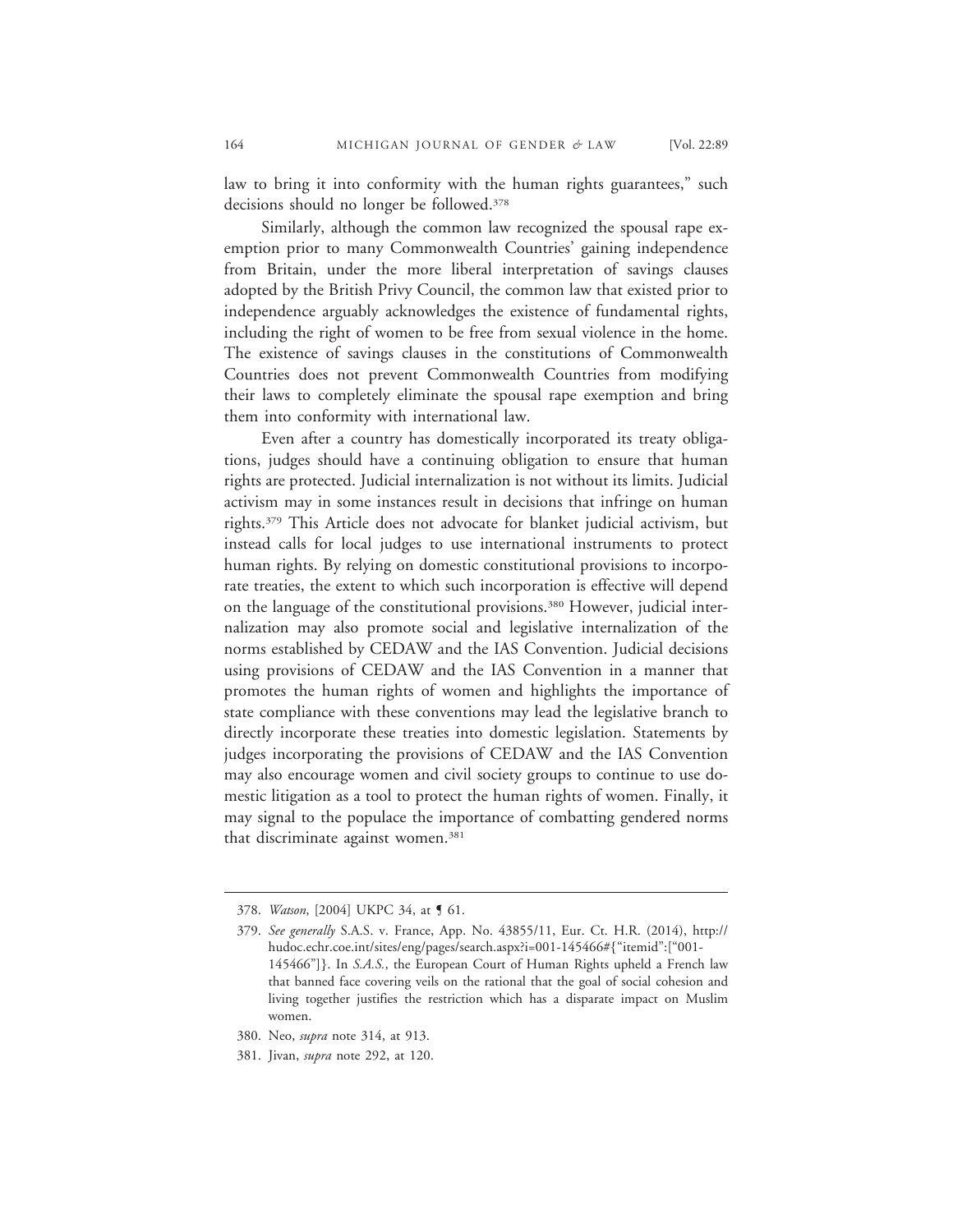law to bring it into conformity with the human rights guarantees," such decisions should no longer be followed.[378]

Similarly, although the common law recognized the spousal rape exemption prior to many Commonwealth Countries' gaining independence from Britain, under the more liberal interpretation of savings clauses adopted by the British Privy Council, the common law that existed prior to independence arguably acknowledges the existence of fundamental rights, including the right of women to be free from sexual violence in the home. The existence of savings clauses in the constitutions of Commonwealth Countries does not prevent Commonwealth Countries from modifying their laws to completely eliminate the spousal rape exemption and bring them into conformity with international law.

Even after a country has domestically incorporated its treaty obligations, judges should have a continuing obligation to ensure that human rights are protected. Judicial internalization is not without its limits. Judicial activism may in some instances result in decisions that infringe on human rights.[379] This Article does not advocate for blanket judicial activism, but instead calls for local judges to use international instruments to protect human rights. By relying on domestic constitutional provisions to incorporate treaties, the extent to which such incorporation is effective will depend on the language of the constitutional provisions.[380] However, judicial internalization may also promote social and legislative internalization of the norms established by CEDAW and the IAS Convention. Judicial decisions using provisions of CEDAW and the IAS Convention in a manner that promotes the human rights of women and highlights the importance of state compliance with these conventions may lead the legislative branch to directly incorporate these treaties into domestic legislation. Statements by judges incorporating the provisions of CEDAW and the IAS Convention may also encourage women and civil society groups to continue to use domestic litigation as a tool to protect the human rights of women. Finally, it may signal to the populace the importance of combatting gendered norms that discriminate against women.[381]

---

378. *Watson*, [2004] UKPC 34, at ¶ 61.

379. *See generally* S.A.S. v. France, App. No. 43855/11, Eur. Ct. H.R. (2014), http://hudoc.echr.coe.int/sites/eng/pages/search.aspx?i=001-145466#{"itemid":["001-145466"]}. In *S.A.S.*, the European Court of Human Rights upheld a French law that banned face covering veils on the rational that the goal of social cohesion and living together justifies the restriction which has a disparate impact on Muslim women.

380. Neo, *supra* note 314, at 913.

381. Jivan, *supra* note 292, at 120.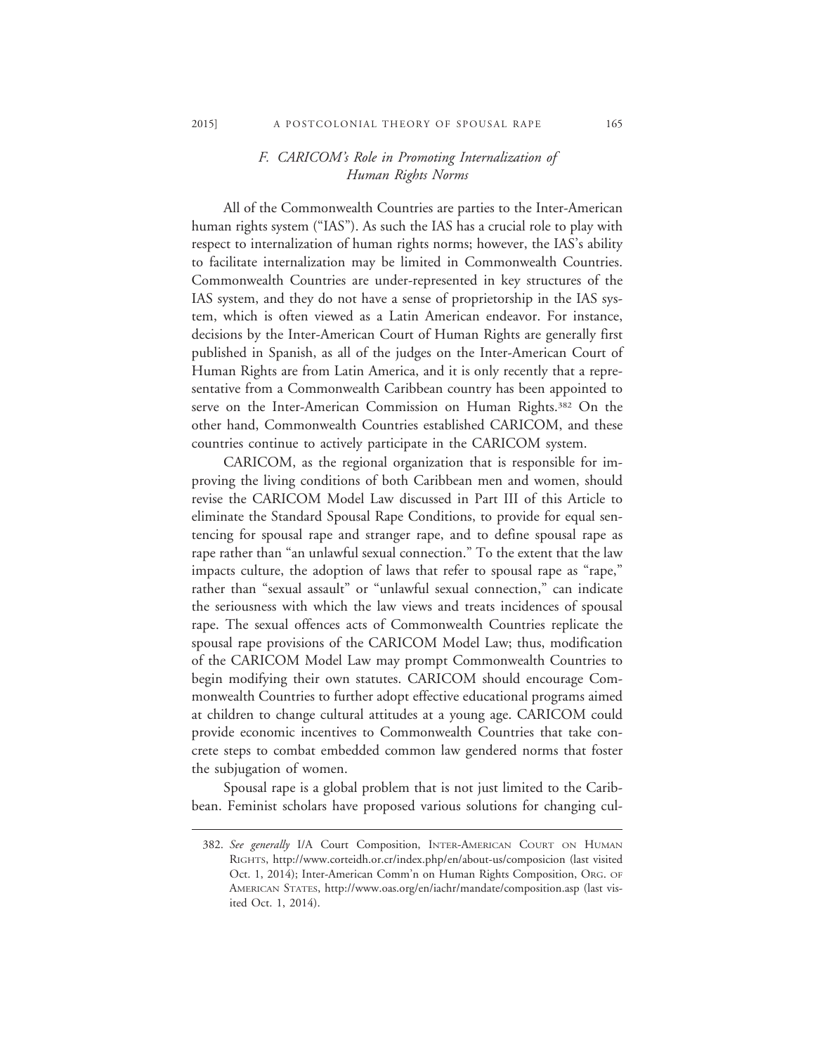### *F. CARICOM's Role in Promoting Internalization of Human Rights Norms*

All of the Commonwealth Countries are parties to the Inter-American human rights system ("IAS"). As such the IAS has a crucial role to play with respect to internalization of human rights norms; however, the IAS's ability to facilitate internalization may be limited in Commonwealth Countries. Commonwealth Countries are under-represented in key structures of the IAS system, and they do not have a sense of proprietorship in the IAS system, which is often viewed as a Latin American endeavor. For instance, decisions by the Inter-American Court of Human Rights are generally first published in Spanish, as all of the judges on the Inter-American Court of Human Rights are from Latin America, and it is only recently that a representative from a Commonwealth Caribbean country has been appointed to serve on the Inter-American Commission on Human Rights.[382] On the other hand, Commonwealth Countries established CARICOM, and these countries continue to actively participate in the CARICOM system.

CARICOM, as the regional organization that is responsible for improving the living conditions of both Caribbean men and women, should revise the CARICOM Model Law discussed in Part III of this Article to eliminate the Standard Spousal Rape Conditions, to provide for equal sentencing for spousal rape and stranger rape, and to define spousal rape as rape rather than "an unlawful sexual connection." To the extent that the law impacts culture, the adoption of laws that refer to spousal rape as "rape," rather than "sexual assault" or "unlawful sexual connection," can indicate the seriousness with which the law views and treats incidences of spousal rape. The sexual offences acts of Commonwealth Countries replicate the spousal rape provisions of the CARICOM Model Law; thus, modification of the CARICOM Model Law may prompt Commonwealth Countries to begin modifying their own statutes. CARICOM should encourage Commonwealth Countries to further adopt effective educational programs aimed at children to change cultural attitudes at a young age. CARICOM could provide economic incentives to Commonwealth Countries that take concrete steps to combat embedded common law gendered norms that foster the subjugation of women.

Spousal rape is a global problem that is not just limited to the Caribbean. Feminist scholars have proposed various solutions for changing cul-

---

382. *See generally* I/A Court Composition, INTER-AMERICAN COURT ON HUMAN RIGHTS, http://www.corteidh.or.cr/index.php/en/about-us/composicion (last visited Oct. 1, 2014); Inter-American Comm'n on Human Rights Composition, ORG. OF AMERICAN STATES, http://www.oas.org/en/iachr/mandate/composition.asp (last visited Oct. 1, 2014).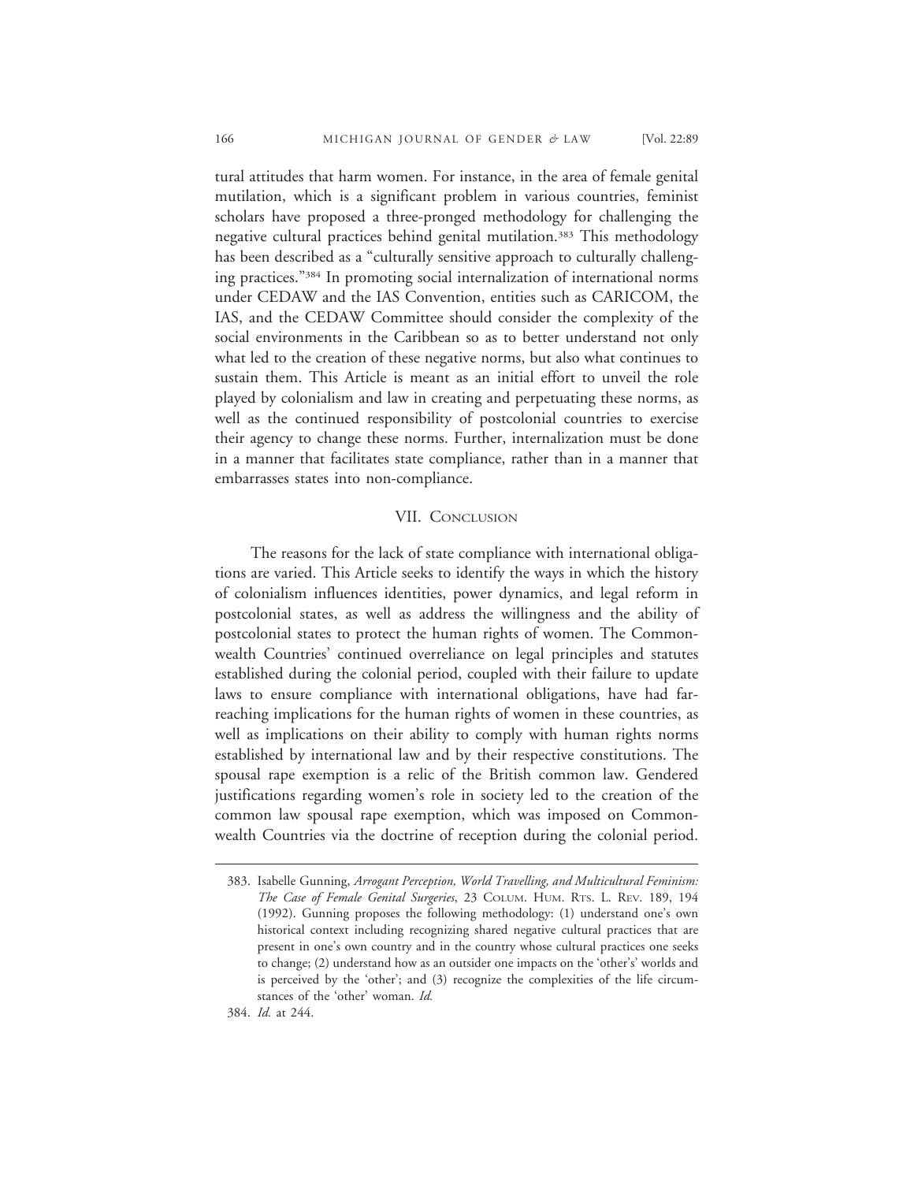tural attitudes that harm women. For instance, in the area of female genital mutilation, which is a significant problem in various countries, feminist scholars have proposed a three-pronged methodology for challenging the negative cultural practices behind genital mutilation.[383] This methodology has been described as a "culturally sensitive approach to culturally challenging practices."[384] In promoting social internalization of international norms under CEDAW and the IAS Convention, entities such as CARICOM, the IAS, and the CEDAW Committee should consider the complexity of the social environments in the Caribbean so as to better understand not only what led to the creation of these negative norms, but also what continues to sustain them. This Article is meant as an initial effort to unveil the role played by colonialism and law in creating and perpetuating these norms, as well as the continued responsibility of postcolonial countries to exercise their agency to change these norms. Further, internalization must be done in a manner that facilitates state compliance, rather than in a manner that embarrasses states into non-compliance.

## VII. Conclusion

The reasons for the lack of state compliance with international obligations are varied. This Article seeks to identify the ways in which the history of colonialism influences identities, power dynamics, and legal reform in postcolonial states, as well as address the willingness and the ability of postcolonial states to protect the human rights of women. The Commonwealth Countries' continued overreliance on legal principles and statutes established during the colonial period, coupled with their failure to update laws to ensure compliance with international obligations, have had far-reaching implications for the human rights of women in these countries, as well as implications on their ability to comply with human rights norms established by international law and by their respective constitutions. The spousal rape exemption is a relic of the British common law. Gendered justifications regarding women's role in society led to the creation of the common law spousal rape exemption, which was imposed on Commonwealth Countries via the doctrine of reception during the colonial period.

---

383. Isabelle Gunning, *Arrogant Perception, World Travelling, and Multicultural Feminism: The Case of Female Genital Surgeries*, 23 Colum. Hum. Rts. L. Rev. 189, 194 (1992). Gunning proposes the following methodology: (1) understand one's own historical context including recognizing shared negative cultural practices that are present in one's own country and in the country whose cultural practices one seeks to change; (2) understand how as an outsider one impacts on the 'other's' worlds and is perceived by the 'other'; and (3) recognize the complexities of the life circumstances of the 'other' woman. *Id.*

384. *Id.* at 244.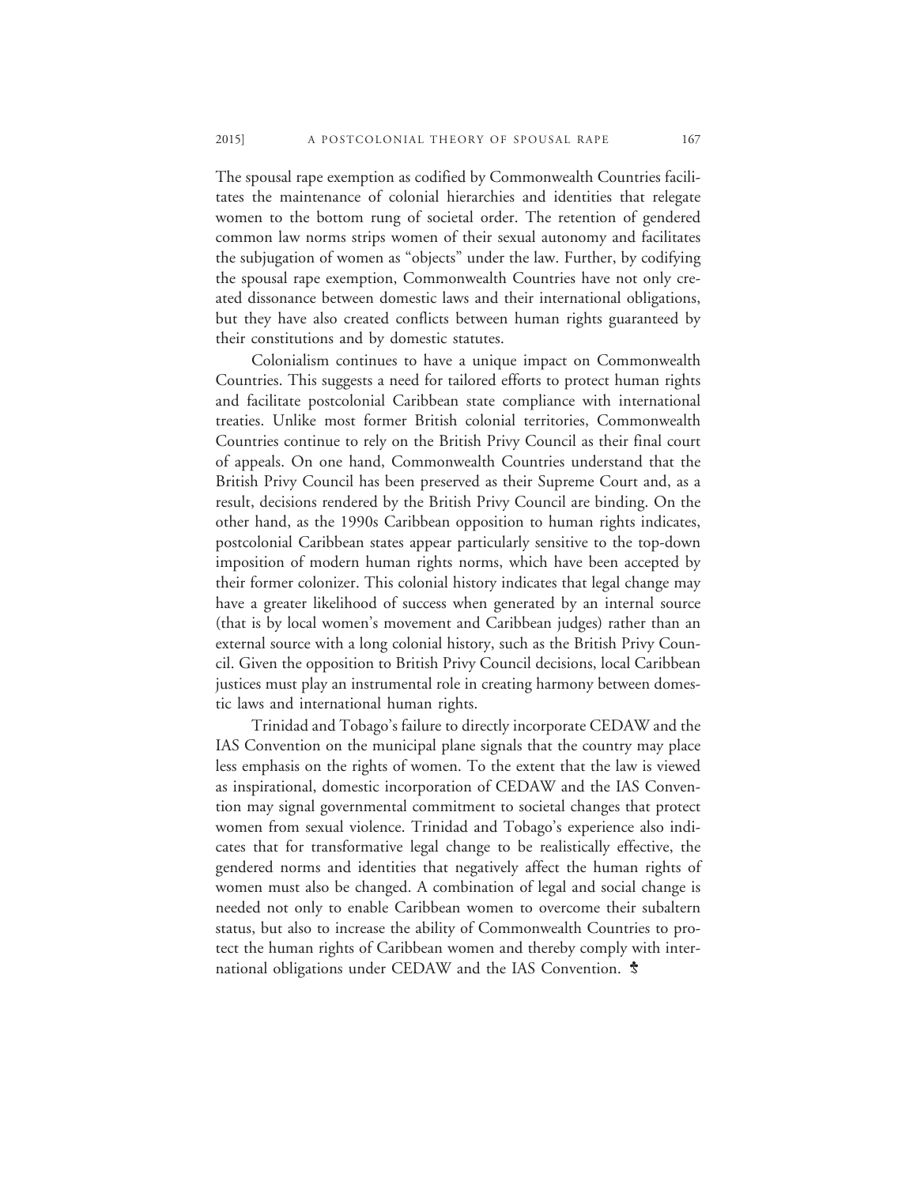The spousal rape exemption as codified by Commonwealth Countries facilitates the maintenance of colonial hierarchies and identities that relegate women to the bottom rung of societal order. The retention of gendered common law norms strips women of their sexual autonomy and facilitates the subjugation of women as "objects" under the law. Further, by codifying the spousal rape exemption, Commonwealth Countries have not only created dissonance between domestic laws and their international obligations, but they have also created conflicts between human rights guaranteed by their constitutions and by domestic statutes.

Colonialism continues to have a unique impact on Commonwealth Countries. This suggests a need for tailored efforts to protect human rights and facilitate postcolonial Caribbean state compliance with international treaties. Unlike most former British colonial territories, Commonwealth Countries continue to rely on the British Privy Council as their final court of appeals. On one hand, Commonwealth Countries understand that the British Privy Council has been preserved as their Supreme Court and, as a result, decisions rendered by the British Privy Council are binding. On the other hand, as the 1990s Caribbean opposition to human rights indicates, postcolonial Caribbean states appear particularly sensitive to the top-down imposition of modern human rights norms, which have been accepted by their former colonizer. This colonial history indicates that legal change may have a greater likelihood of success when generated by an internal source (that is by local women's movement and Caribbean judges) rather than an external source with a long colonial history, such as the British Privy Council. Given the opposition to British Privy Council decisions, local Caribbean justices must play an instrumental role in creating harmony between domestic laws and international human rights.

Trinidad and Tobago's failure to directly incorporate CEDAW and the IAS Convention on the municipal plane signals that the country may place less emphasis on the rights of women. To the extent that the law is viewed as inspirational, domestic incorporation of CEDAW and the IAS Convention may signal governmental commitment to societal changes that protect women from sexual violence. Trinidad and Tobago's experience also indicates that for transformative legal change to be realistically effective, the gendered norms and identities that negatively affect the human rights of women must also be changed. A combination of legal and social change is needed not only to enable Caribbean women to overcome their subaltern status, but also to increase the ability of Commonwealth Countries to protect the human rights of Caribbean women and thereby comply with international obligations under CEDAW and the IAS Convention.